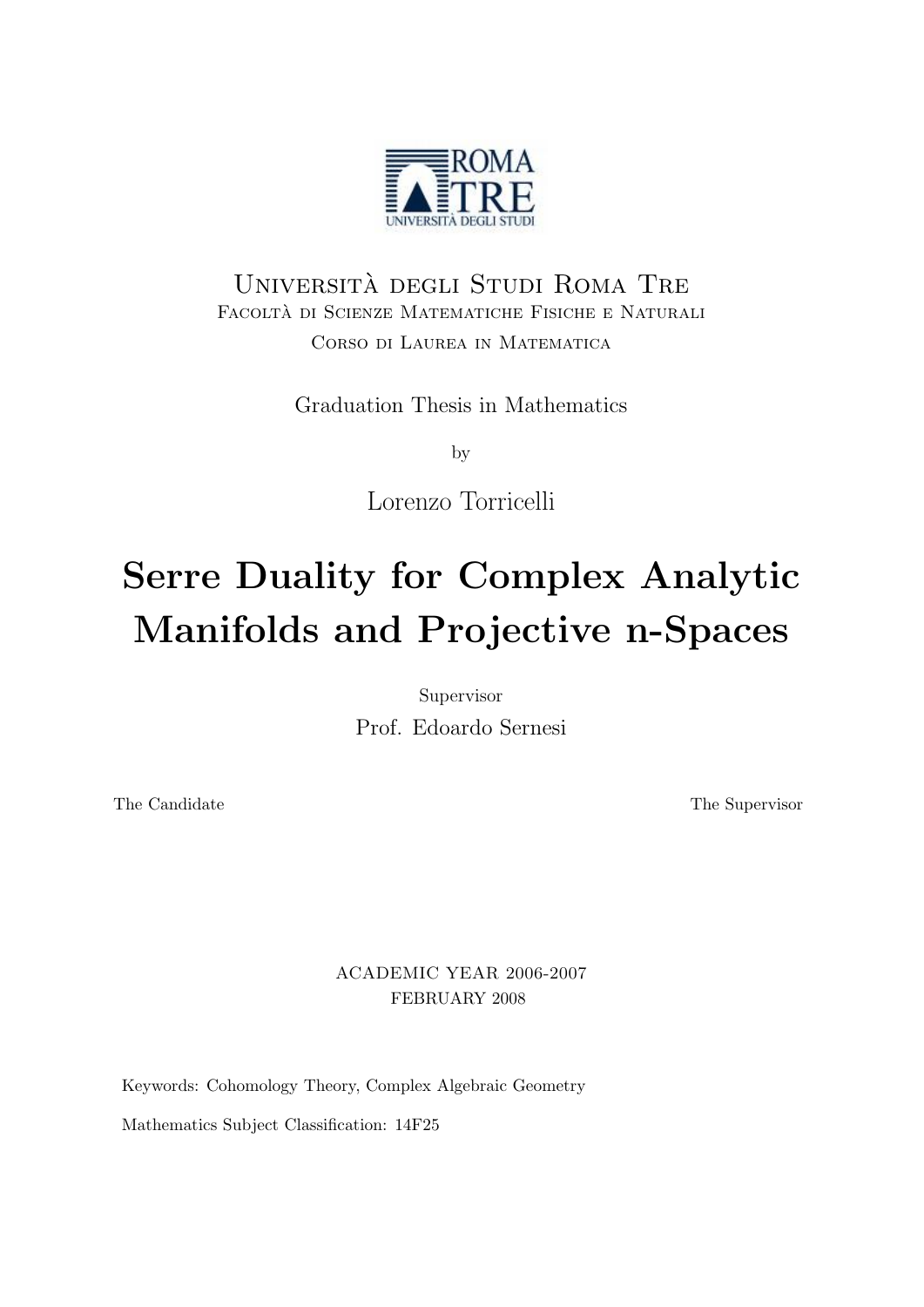Università degli Studi Roma Tre
Facoltà di Scienze Matematiche Fisiche e Naturali
Corso di Laurea in Matematica

Graduation Thesis in Mathematics

by

Lorenzo Torricelli

# Serre Duality for Complex Analytic Manifolds and Projective n-Spaces

Supervisor
Prof. Edoardo Sernesi

The Candidate                                                                                                    The Supervisor

ACADEMIC YEAR 2006-2007
FEBRUARY 2008

Keywords: Cohomology Theory, Complex Algebraic Geometry

Mathematics Subject Classification: 14F25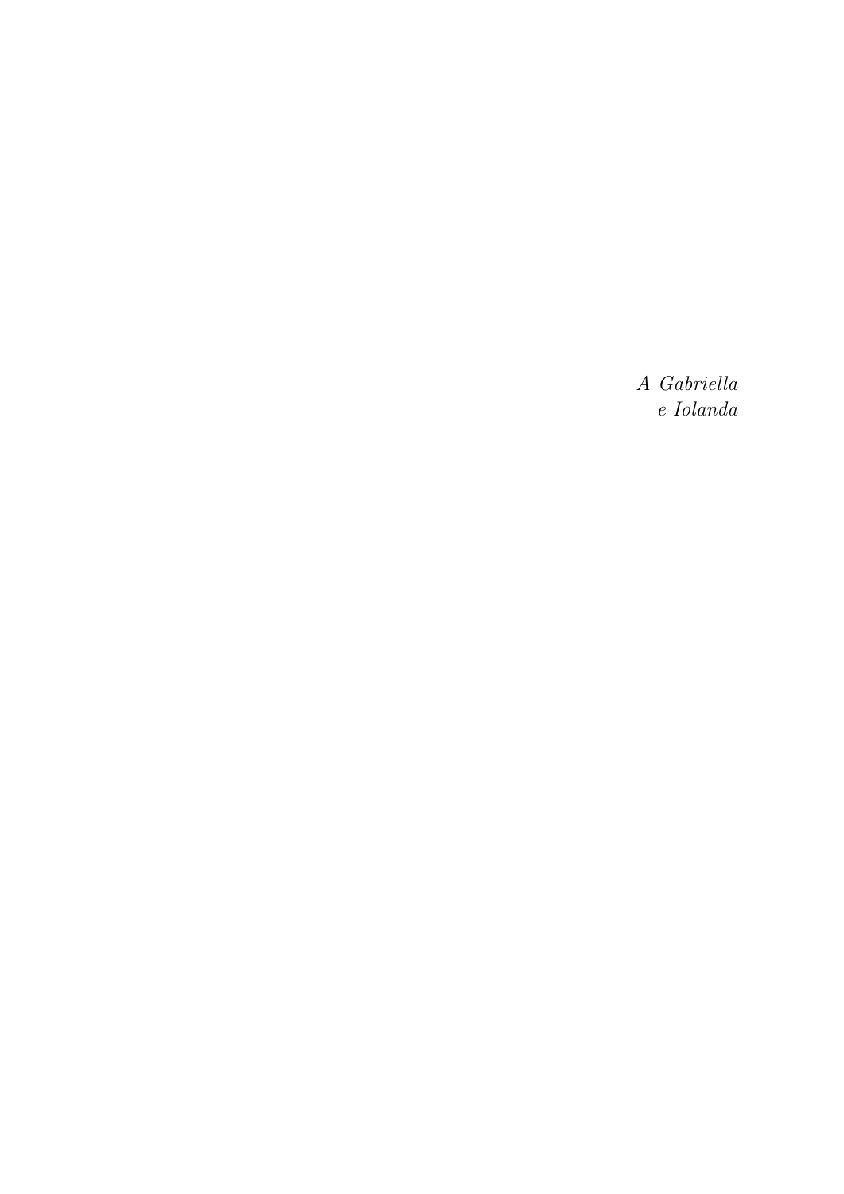*A Gabriella*
*e Iolanda*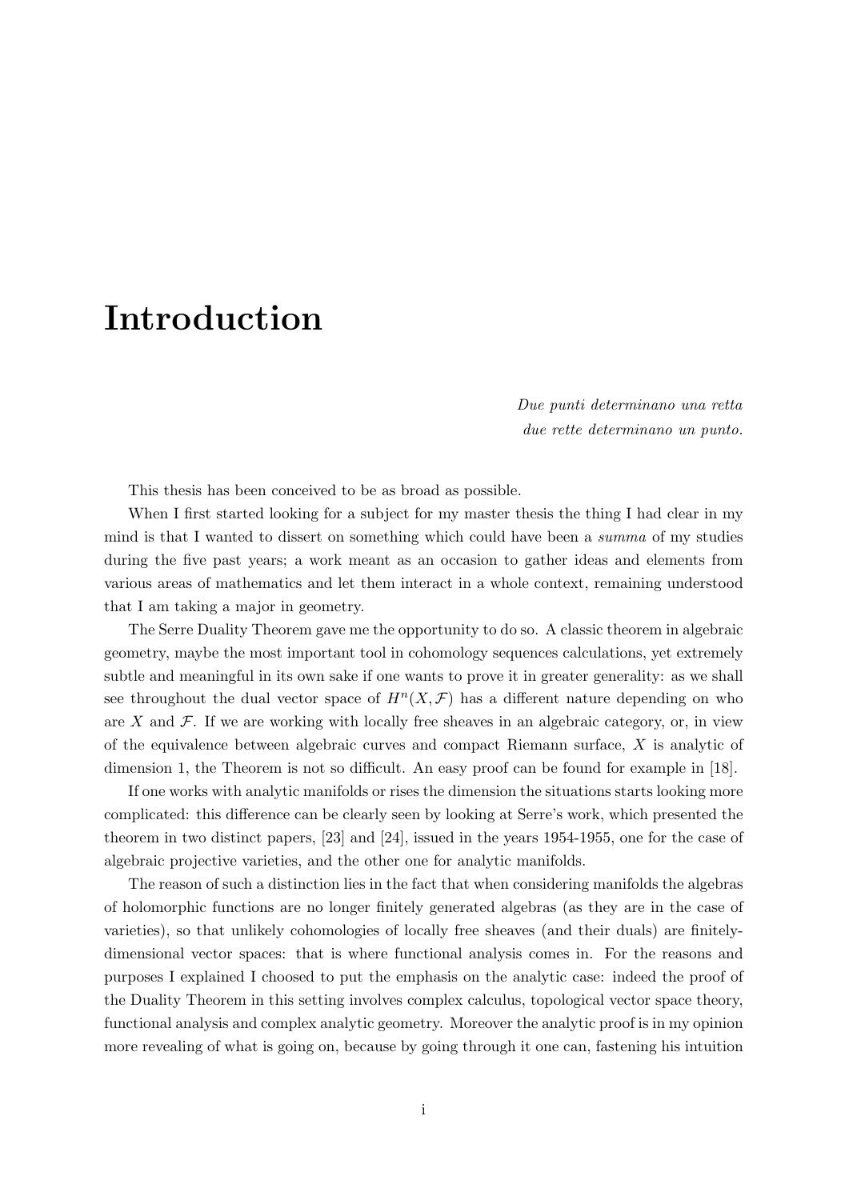# Introduction

*Due punti determinano una retta*
*due rette determinano un punto.*

This thesis has been conceived to be as broad as possible.

When I first started looking for a subject for my master thesis the thing I had clear in my mind is that I wanted to dissert on something which could have been a *summa* of my studies during the five past years; a work meant as an occasion to gather ideas and elements from various areas of mathematics and let them interact in a whole context, remaining understood that I am taking a major in geometry.

The Serre Duality Theorem gave me the opportunity to do so. A classic theorem in algebraic geometry, maybe the most important tool in cohomology sequences calculations, yet extremely subtle and meaningful in its own sake if one wants to prove it in greater generality: as we shall see throughout the dual vector space of $H^n(X, \mathcal{F})$ has a different nature depending on who are $X$ and $\mathcal{F}$. If we are working with locally free sheaves in an algebraic category, or, in view of the equivalence between algebraic curves and compact Riemann surface, $X$ is analytic of dimension 1, the Theorem is not so difficult. An easy proof can be found for example in [18].

If one works with analytic manifolds or rises the dimension the situations starts looking more complicated: this difference can be clearly seen by looking at Serre's work, which presented the theorem in two distinct papers, [23] and [24], issued in the years 1954-1955, one for the case of algebraic projective varieties, and the other one for analytic manifolds.

The reason of such a distinction lies in the fact that when considering manifolds the algebras of holomorphic functions are no longer finitely generated algebras (as they are in the case of varieties), so that unlikely cohomologies of locally free sheaves (and their duals) are finitely-dimensional vector spaces: that is where functional analysis comes in. For the reasons and purposes I explained I choosed to put the emphasis on the analytic case: indeed the proof of the Duality Theorem in this setting involves complex calculus, topological vector space theory, functional analysis and complex analytic geometry. Moreover the analytic proof is in my opinion more revealing of what is going on, because by going through it one can, fastening his intuition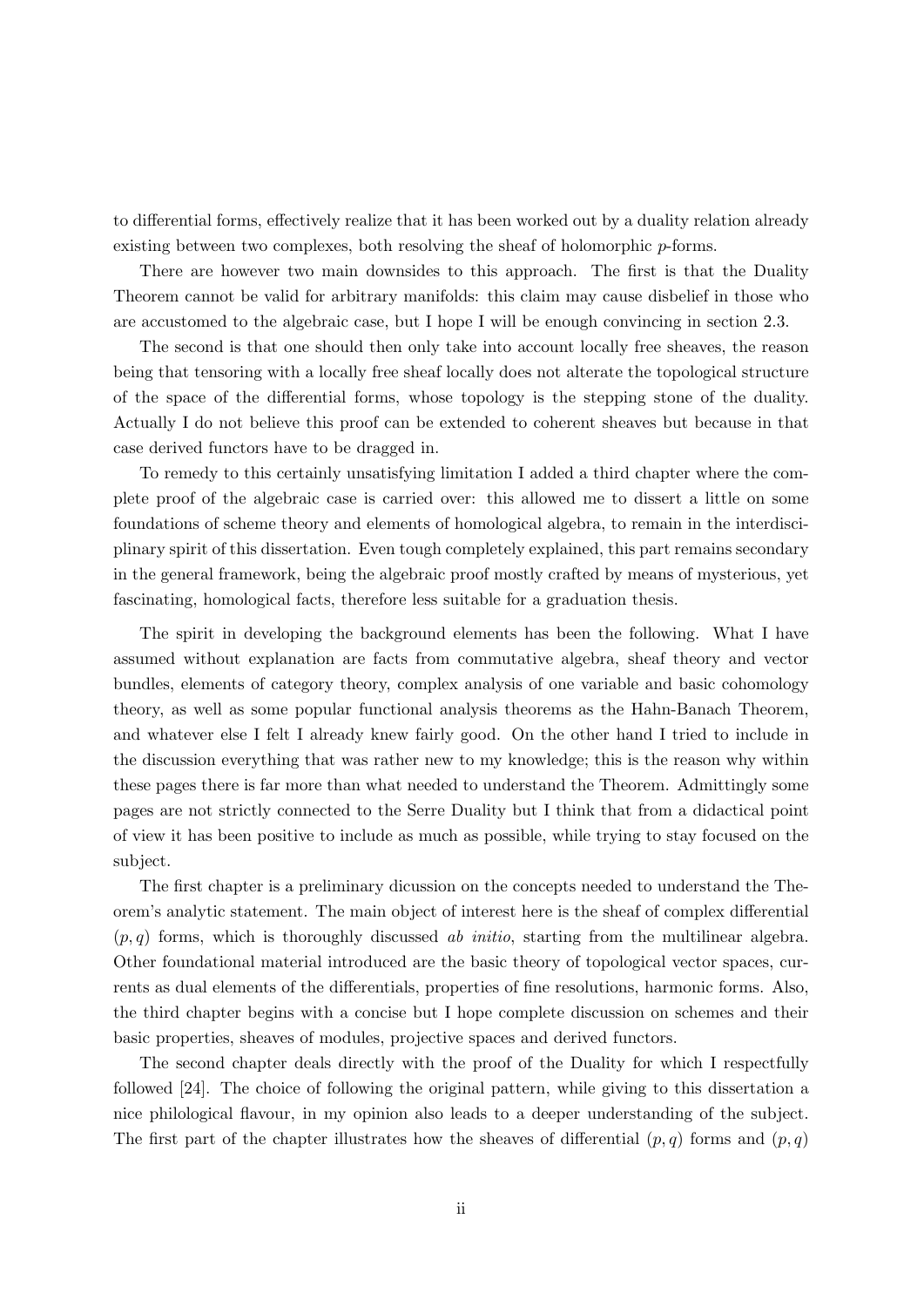to differential forms, effectively realize that it has been worked out by a duality relation already existing between two complexes, both resolving the sheaf of holomorphic $p$-forms.

There are however two main downsides to this approach. The first is that the Duality Theorem cannot be valid for arbitrary manifolds: this claim may cause disbelief in those who are accustomed to the algebraic case, but I hope I will be enough convincing in section 2.3.

The second is that one should then only take into account locally free sheaves, the reason being that tensoring with a locally free sheaf locally does not alterate the topological structure of the space of the differential forms, whose topology is the stepping stone of the duality. Actually I do not believe this proof can be extended to coherent sheaves but because in that case derived functors have to be dragged in.

To remedy to this certainly unsatisfying limitation I added a third chapter where the complete proof of the algebraic case is carried over: this allowed me to dissert a little on some foundations of scheme theory and elements of homological algebra, to remain in the interdisciplinary spirit of this dissertation. Even tough completely explained, this part remains secondary in the general framework, being the algebraic proof mostly crafted by means of mysterious, yet fascinating, homological facts, therefore less suitable for a graduation thesis.

The spirit in developing the background elements has been the following. What I have assumed without explanation are facts from commutative algebra, sheaf theory and vector bundles, elements of category theory, complex analysis of one variable and basic cohomology theory, as well as some popular functional analysis theorems as the Hahn-Banach Theorem, and whatever else I felt I already knew fairly good. On the other hand I tried to include in the discussion everything that was rather new to my knowledge; this is the reason why within these pages there is far more than what needed to understand the Theorem. Admittingly some pages are not strictly connected to the Serre Duality but I think that from a didactical point of view it has been positive to include as much as possible, while trying to stay focused on the subject.

The first chapter is a preliminary dicussion on the concepts needed to understand the Theorem's analytic statement. The main object of interest here is the sheaf of complex differential $(p, q)$ forms, which is thoroughly discussed *ab initio*, starting from the multilinear algebra. Other foundational material introduced are the basic theory of topological vector spaces, currents as dual elements of the differentials, properties of fine resolutions, harmonic forms. Also, the third chapter begins with a concise but I hope complete discussion on schemes and their basic properties, sheaves of modules, projective spaces and derived functors.

The second chapter deals directly with the proof of the Duality for which I respectfully followed [24]. The choice of following the original pattern, while giving to this dissertation a nice philological flavour, in my opinion also leads to a deeper understanding of the subject. The first part of the chapter illustrates how the sheaves of differential $(p, q)$ forms and $(p, q)$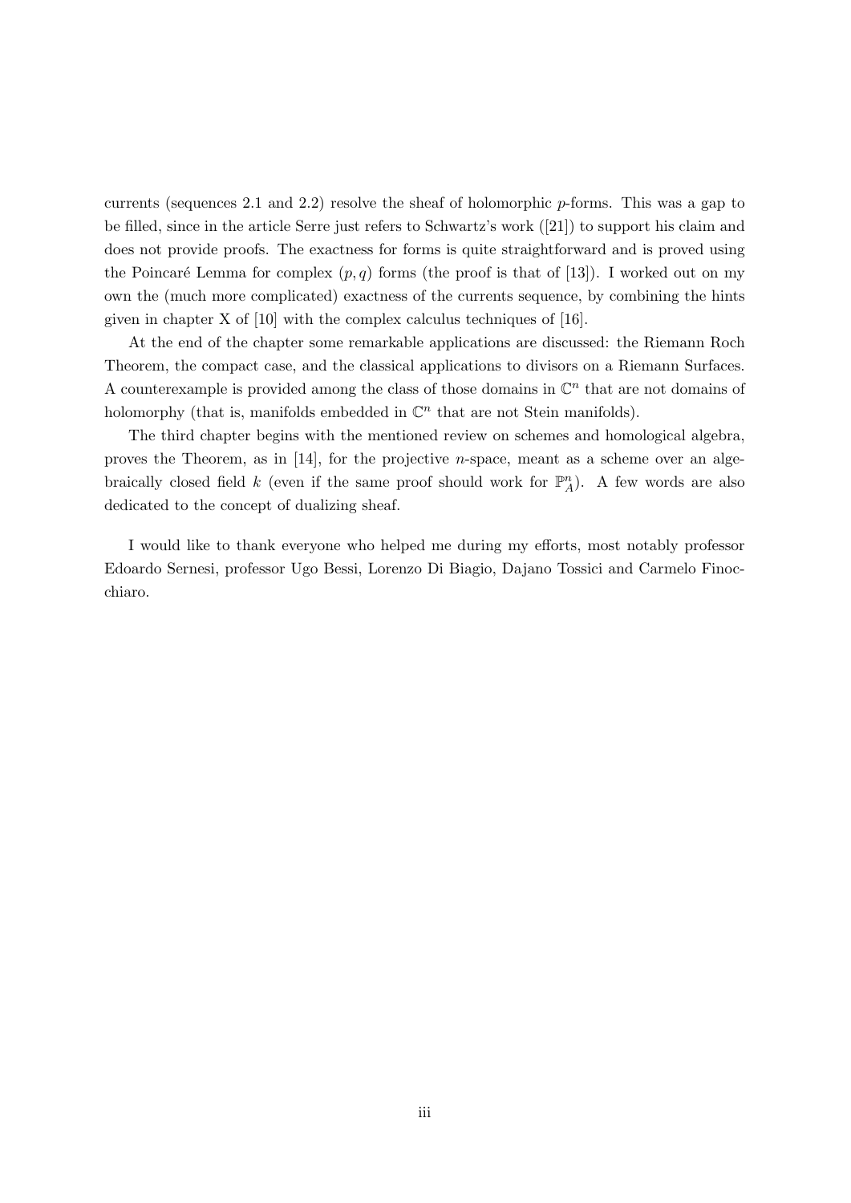currents (sequences 2.1 and 2.2) resolve the sheaf of holomorphic $p$-forms. This was a gap to be filled, since in the article Serre just refers to Schwartz's work ([21]) to support his claim and does not provide proofs. The exactness for forms is quite straightforward and is proved using the Poincaré Lemma for complex $(p, q)$ forms (the proof is that of [13]). I worked out on my own the (much more complicated) exactness of the currents sequence, by combining the hints given in chapter X of [10] with the complex calculus techniques of [16].

At the end of the chapter some remarkable applications are discussed: the Riemann Roch Theorem, the compact case, and the classical applications to divisors on a Riemann Surfaces. A counterexample is provided among the class of those domains in $\mathbb{C}^n$ that are not domains of holomorphy (that is, manifolds embedded in $\mathbb{C}^n$ that are not Stein manifolds).

The third chapter begins with the mentioned review on schemes and homological algebra, proves the Theorem, as in [14], for the projective $n$-space, meant as a scheme over an algebraically closed field $k$ (even if the same proof should work for $\mathbb{P}^n_A$). A few words are also dedicated to the concept of dualizing sheaf.

I would like to thank everyone who helped me during my efforts, most notably professor Edoardo Sernesi, professor Ugo Bessi, Lorenzo Di Biagio, Dajano Tossici and Carmelo Finocchiaro.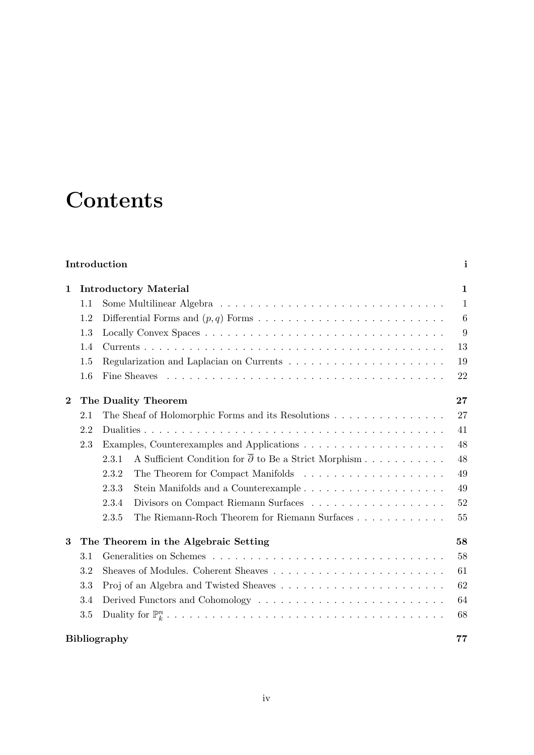# Contents

**Introduction** **i**

**1 Introductory Material** **1**

- 1.1 Some Multilinear Algebra . . . . . . . . . . 1
- 1.2 Differential Forms and $(p, q)$ Forms . . . . . . . . . . 6
- 1.3 Locally Convex Spaces . . . . . . . . . . 9
- 1.4 Currents . . . . . . . . . . 13
- 1.5 Regularization and Laplacian on Currents . . . . . . . . . . 19
- 1.6 Fine Sheaves . . . . . . . . . . 22

**2 The Duality Theorem** **27**

- 2.1 The Sheaf of Holomorphic Forms and its Resolutions . . . . . . . . . . 27
- 2.2 Dualities . . . . . . . . . . 41
- 2.3 Examples, Counterexamples and Applications . . . . . . . . . . 48
  - 2.3.1 A Sufficient Condition for $\overline{\partial}$ to Be a Strict Morphism . . . . . . . . . . 48
  - 2.3.2 The Theorem for Compact Manifolds . . . . . . . . . . 49
  - 2.3.3 Stein Manifolds and a Counterexample . . . . . . . . . . 49
  - 2.3.4 Divisors on Compact Riemann Surfaces . . . . . . . . . . 52
  - 2.3.5 The Riemann-Roch Theorem for Riemann Surfaces . . . . . . . . . . 55

**3 The Theorem in the Algebraic Setting** **58**

- 3.1 Generalities on Schemes . . . . . . . . . . 58
- 3.2 Sheaves of Modules. Coherent Sheaves . . . . . . . . . . 61
- 3.3 Proj of an Algebra and Twisted Sheaves . . . . . . . . . . 62
- 3.4 Derived Functors and Cohomology . . . . . . . . . . 64
- 3.5 Duality for $\mathbb{P}^n_k$ . . . . . . . . . . 68

**Bibliography** **77**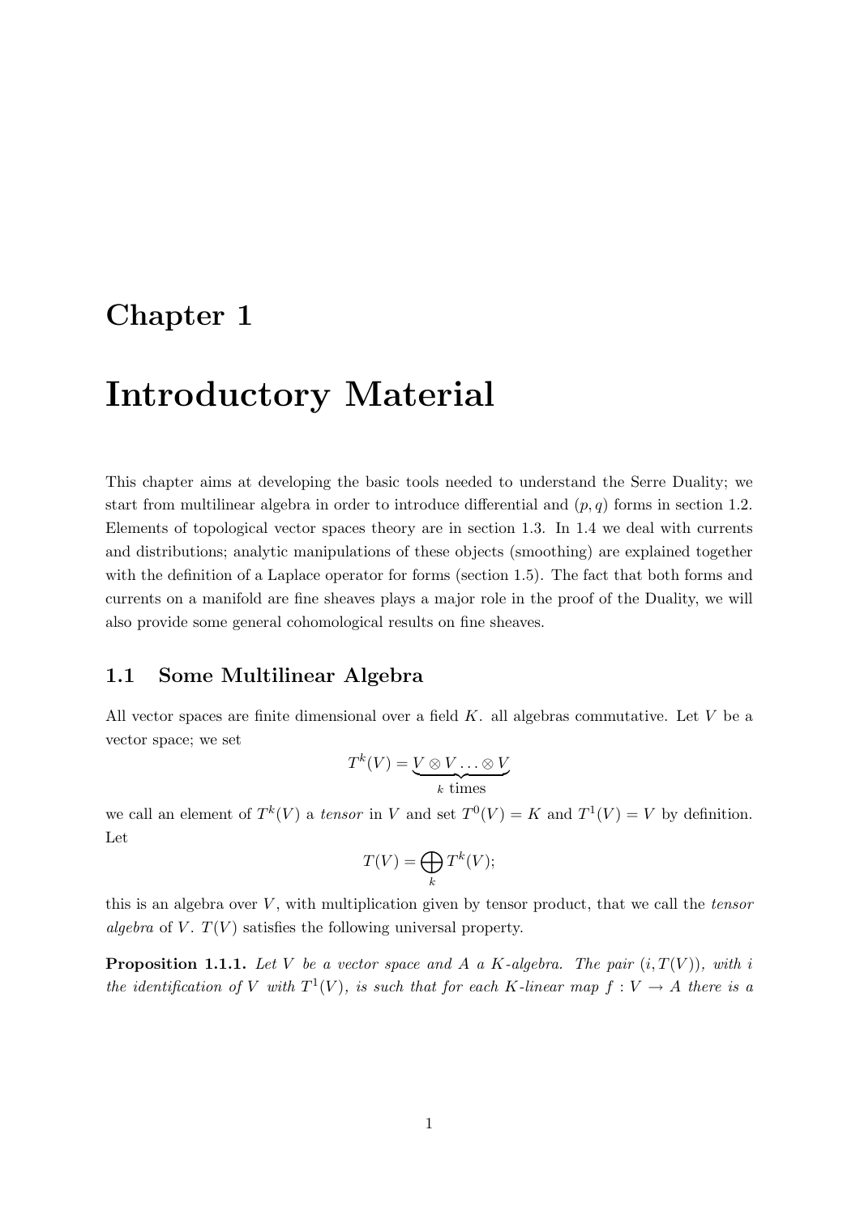# Chapter 1

# Introductory Material

This chapter aims at developing the basic tools needed to understand the Serre Duality; we start from multilinear algebra in order to introduce differential and $(p, q)$ forms in section 1.2. Elements of topological vector spaces theory are in section 1.3. In 1.4 we deal with currents and distributions; analytic manipulations of these objects (smoothing) are explained together with the definition of a Laplace operator for forms (section 1.5). The fact that both forms and currents on a manifold are fine sheaves plays a major role in the proof of the Duality, we will also provide some general cohomological results on fine sheaves.

## 1.1 Some Multilinear Algebra

All vector spaces are finite dimensional over a field $K$. all algebras commutative. Let $V$ be a vector space; we set

$$T^k(V) = \underbrace{V \otimes V \ldots \otimes V}_{k \text{ times}}$$

we call an element of $T^k(V)$ a *tensor* in $V$ and set $T^0(V) = K$ and $T^1(V) = V$ by definition. Let

$$T(V) = \bigoplus_k T^k(V);$$

this is an algebra over $V$, with multiplication given by tensor product, that we call the *tensor algebra* of $V$. $T(V)$ satisfies the following universal property.

**Proposition 1.1.1.** *Let $V$ be a vector space and $A$ a $K$-algebra. The pair $(i, T(V))$, with $i$ the identification of $V$ with $T^1(V)$, is such that for each $K$-linear map $f : V \to A$ there is a*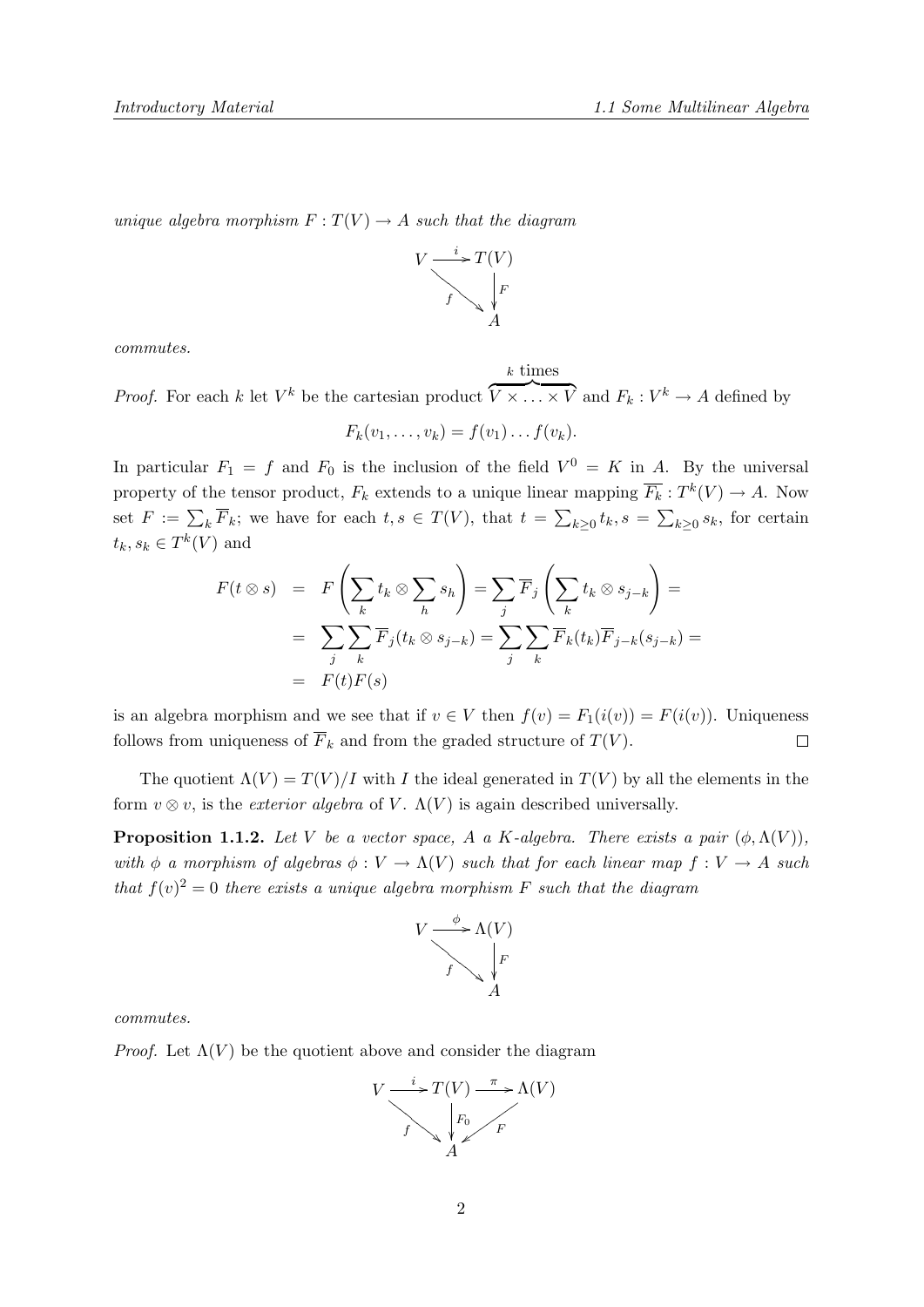*unique algebra morphism $F : T(V) \to A$ such that the diagram*

$$\begin{array}{ccc} V & \xrightarrow{i} & T(V) \\ & \searrow^{f} & \downarrow F \\ & & A \end{array}$$

*commutes.*

*Proof.* For each $k$ let $V^k$ be the cartesian product $\overbrace{V \times \ldots \times V}^{k \text{ times}}$ and $F_k : V^k \to A$ defined by

$$F_k(v_1, \ldots, v_k) = f(v_1) \ldots f(v_k).$$

In particular $F_1 = f$ and $F_0$ is the inclusion of the field $V^0 = K$ in $A$. By the universal property of the tensor product, $F_k$ extends to a unique linear mapping $\overline{F_k} : T^k(V) \to A$. Now set $F := \sum_k \overline{F}_k$; we have for each $t, s \in T(V)$, that $t = \sum_{k \geq 0} t_k, s = \sum_{k \geq 0} s_k$, for certain $t_k, s_k \in T^k(V)$ and

$$\begin{aligned} F(t \otimes s) &= F\left(\sum_k t_k \otimes \sum_h s_h\right) = \sum_j \overline{F}_j\left(\sum_k t_k \otimes s_{j-k}\right) = \\ &= \sum_j \sum_k \overline{F}_j(t_k \otimes s_{j-k}) = \sum_j \sum_k \overline{F}_k(t_k)\overline{F}_{j-k}(s_{j-k}) = \\ &= F(t)F(s) \end{aligned}$$

is an algebra morphism and we see that if $v \in V$ then $f(v) = F_1(i(v)) = F(i(v))$. Uniqueness follows from uniqueness of $\overline{F}_k$ and from the graded structure of $T(V)$. $\square$

The quotient $\Lambda(V) = T(V)/I$ with $I$ the ideal generated in $T(V)$ by all the elements in the form $v \otimes v$, is the *exterior algebra* of $V$. $\Lambda(V)$ is again described universally.

**Proposition 1.1.2.** *Let $V$ be a vector space, $A$ a $K$-algebra. There exists a pair $(\phi, \Lambda(V))$, with $\phi$ a morphism of algebras $\phi : V \to \Lambda(V)$ such that for each linear map $f : V \to A$ such that $f(v)^2 = 0$ there exists a unique algebra morphism $F$ such that the diagram*

$$\begin{array}{ccc} V & \xrightarrow{\phi} & \Lambda(V) \\ & \searrow^{f} & \downarrow F \\ & & A \end{array}$$

*commutes.*

*Proof.* Let $\Lambda(V)$ be the quotient above and consider the diagram

$$\begin{array}{ccccc} V & \xrightarrow{i} & T(V) & \xrightarrow{\pi} & \Lambda(V) \\ & \searrow^{f} & \downarrow F_0 & \swarrow_{F} & \\ & & A & & \end{array}$$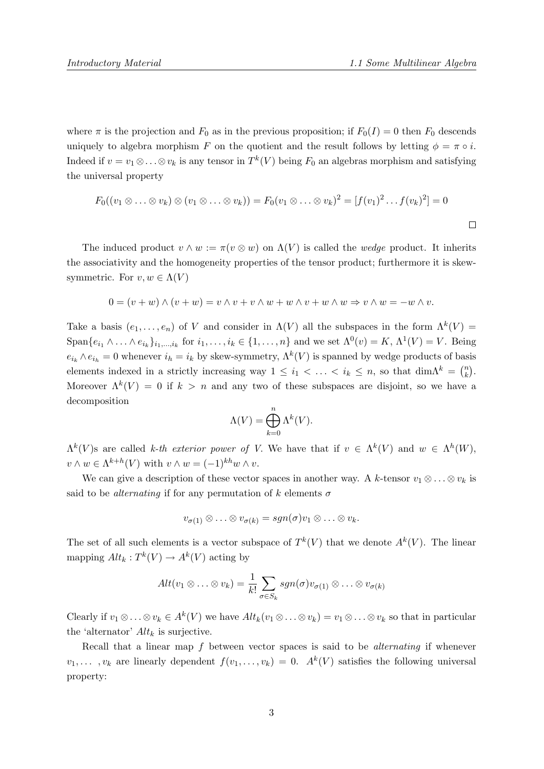where $\pi$ is the projection and $F_0$ as in the previous proposition; if $F_0(I) = 0$ then $F_0$ descends uniquely to algebra morphism $F$ on the quotient and the result follows by letting $\phi = \pi \circ i$. Indeed if $v = v_1 \otimes \ldots \otimes v_k$ is any tensor in $T^k(V)$ being $F_0$ an algebras morphism and satisfying the universal property

$$F_0((v_1 \otimes \ldots \otimes v_k) \otimes (v_1 \otimes \ldots \otimes v_k)) = F_0(v_1 \otimes \ldots \otimes v_k)^2 = [f(v_1)^2 \ldots f(v_k)^2] = 0$$

□

The induced product $v \wedge w := \pi(v \otimes w)$ on $\Lambda(V)$ is called the *wedge* product. It inherits the associativity and the homogeneity properties of the tensor product; furthermore it is skew-symmetric. For $v, w \in \Lambda(V)$

$$0 = (v + w) \wedge (v + w) = v \wedge v + v \wedge w + w \wedge v + w \wedge w \Rightarrow v \wedge w = -w \wedge v.$$

Take a basis $(e_1, \ldots, e_n)$ of $V$ and consider in $\Lambda(V)$ all the subspaces in the form $\Lambda^k(V) = \text{Span}\{e_{i_1} \wedge \ldots \wedge e_{i_k}\}_{i_1,\ldots,i_k}$ for $i_1, \ldots, i_k \in \{1, \ldots, n\}$ and we set $\Lambda^0(v) = K$, $\Lambda^1(V) = V$. Being $e_{i_k} \wedge e_{i_h} = 0$ whenever $i_h = i_k$ by skew-symmetry, $\Lambda^k(V)$ is spanned by wedge products of basis elements indexed in a strictly increasing way $1 \leq i_1 < \ldots < i_k \leq n$, so that $\dim \Lambda^k = \binom{n}{k}$. Moreover $\Lambda^k(V) = 0$ if $k > n$ and any two of these subspaces are disjoint, so we have a decomposition

$$\Lambda(V) = \bigoplus_{k=0}^{n} \Lambda^k(V).$$

$\Lambda^k(V)$s are called *k-th exterior power of V*. We have that if $v \in \Lambda^k(V)$ and $w \in \Lambda^h(W)$, $v \wedge w \in \Lambda^{k+h}(V)$ with $v \wedge w = (-1)^{kh} w \wedge v$.

We can give a description of these vector spaces in another way. A $k$-tensor $v_1 \otimes \ldots \otimes v_k$ is said to be *alternating* if for any permutation of $k$ elements $\sigma$

$$v_{\sigma(1)} \otimes \ldots \otimes v_{\sigma(k)} = sgn(\sigma) v_1 \otimes \ldots \otimes v_k.$$

The set of all such elements is a vector subspace of $T^k(V)$ that we denote $A^k(V)$. The linear mapping $Alt_k : T^k(V) \to A^k(V)$ acting by

$$Alt(v_1 \otimes \ldots \otimes v_k) = \frac{1}{k!} \sum_{\sigma \in S_k} sgn(\sigma) v_{\sigma(1)} \otimes \ldots \otimes v_{\sigma(k)}$$

Clearly if $v_1 \otimes \ldots \otimes v_k \in A^k(V)$ we have $Alt_k(v_1 \otimes \ldots \otimes v_k) = v_1 \otimes \ldots \otimes v_k$ so that in particular the 'alternator' $Alt_k$ is surjective.

Recall that a linear map $f$ between vector spaces is said to be *alternating* if whenever $v_1, \ldots, v_k$ are linearly dependent $f(v_1, \ldots, v_k) = 0$. $A^k(V)$ satisfies the following universal property: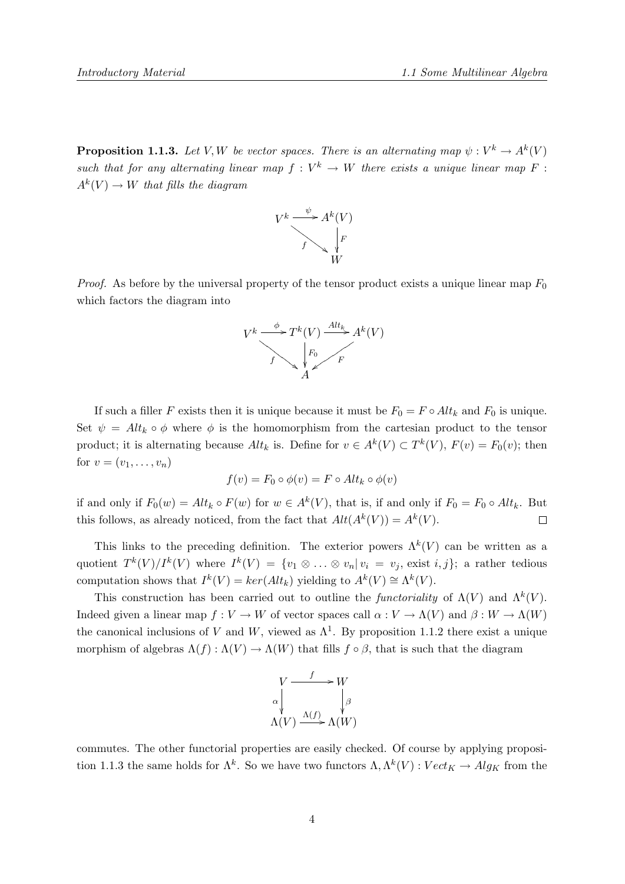**Proposition 1.1.3.** *Let $V, W$ be vector spaces. There is an alternating map $\psi : V^k \to A^k(V)$ such that for any alternating linear map $f : V^k \to W$ there exists a unique linear map $F : A^k(V) \to W$ that fills the diagram*

$$\begin{array}{ccc} V^k & \xrightarrow{\psi} & A^k(V) \\ & \searrow^{f} & \downarrow F \\ & & W \end{array}$$

*Proof.* As before by the universal property of the tensor product exists a unique linear map $F_0$ which factors the diagram into

$$\begin{array}{ccccc} V^k & \xrightarrow{\phi} & T^k(V) & \xrightarrow{Alt_k} & A^k(V) \\ & \searrow^{f} & \downarrow F_0 & \swarrow_{F} & \\ & & A & & \end{array}$$

If such a filler $F$ exists then it is unique because it must be $F_0 = F \circ Alt_k$ and $F_0$ is unique. Set $\psi = Alt_k \circ \phi$ where $\phi$ is the homomorphism from the cartesian product to the tensor product; it is alternating because $Alt_k$ is. Define for $v \in A^k(V) \subset T^k(V)$, $F(v) = F_0(v)$; then for $v = (v_1, \dots, v_n)$

$$f(v) = F_0 \circ \phi(v) = F \circ Alt_k \circ \phi(v)$$

if and only if $F_0(w) = Alt_k \circ F(w)$ for $w \in A^k(V)$, that is, if and only if $F_0 = F_0 \circ Alt_k$. But this follows, as already noticed, from the fact that $Alt(A^k(V)) = A^k(V)$. $\square$

This links to the preceding definition. The exterior powers $\Lambda^k(V)$ can be written as a quotient $T^k(V)/I^k(V)$ where $I^k(V) = \{v_1 \otimes \ldots \otimes v_n | \, v_i = v_j, \text{ exist } i, j\}$; a rather tedious computation shows that $I^k(V) = ker(Alt_k)$ yielding to $A^k(V) \cong \Lambda^k(V)$.

This construction has been carried out to outline the *functoriality* of $\Lambda(V)$ and $\Lambda^k(V)$. Indeed given a linear map $f : V \to W$ of vector spaces call $\alpha : V \to \Lambda(V)$ and $\beta : W \to \Lambda(W)$ the canonical inclusions of $V$ and $W$, viewed as $\Lambda^1$. By proposition 1.1.2 there exist a unique morphism of algebras $\Lambda(f) : \Lambda(V) \to \Lambda(W)$ that fills $f \circ \beta$, that is such that the diagram

$$\begin{array}{ccc} V & \xrightarrow{f} & W \\ \alpha \downarrow & & \downarrow \beta \\ \Lambda(V) & \xrightarrow{\Lambda(f)} & \Lambda(W) \end{array}$$

commutes. The other functorial properties are easily checked. Of course by applying proposition 1.1.3 the same holds for $\Lambda^k$. So we have two functors $\Lambda, \Lambda^k(V) : Vect_K \to Alg_K$ from the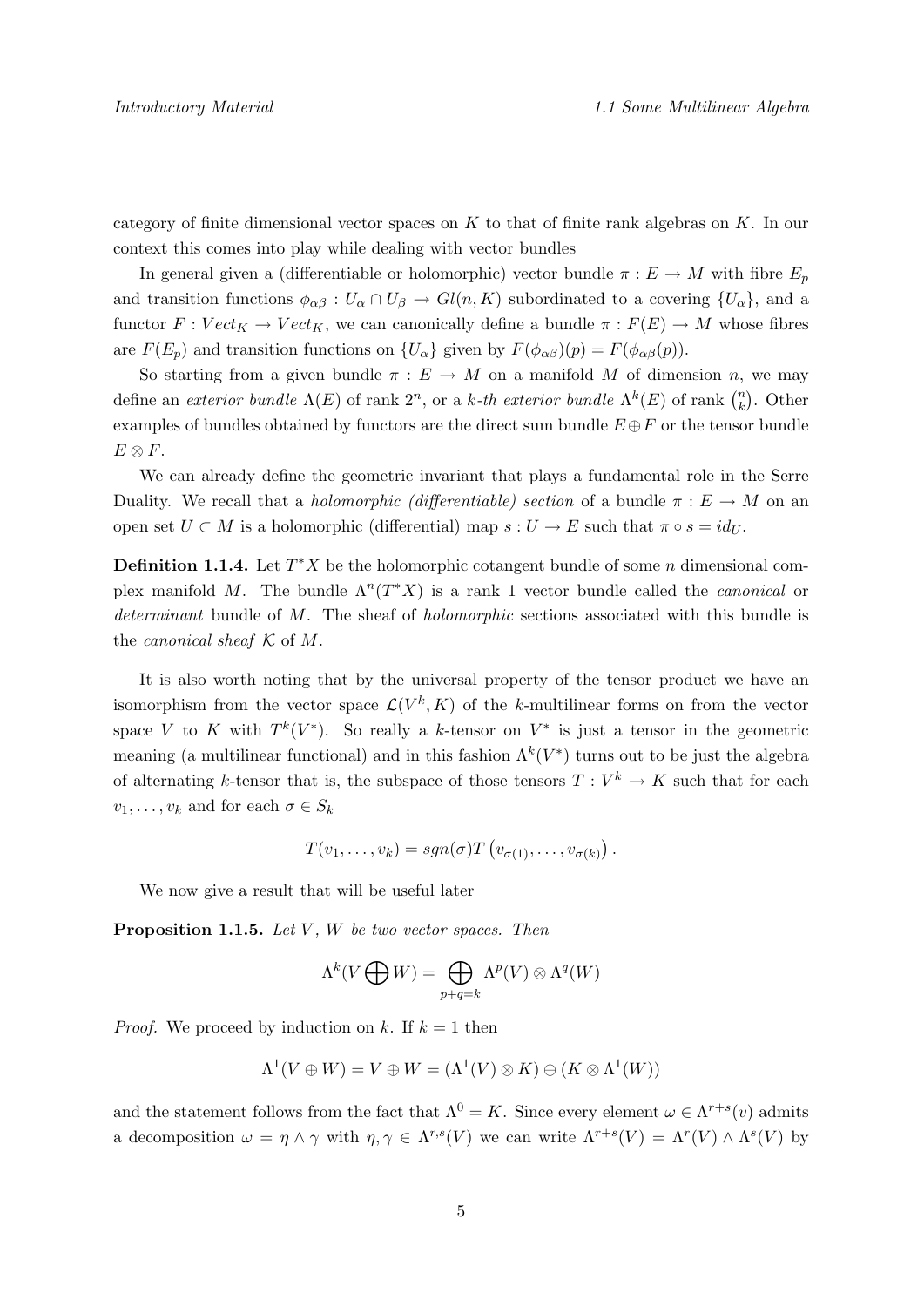category of finite dimensional vector spaces on $K$ to that of finite rank algebras on $K$. In our context this comes into play while dealing with vector bundles

In general given a (differentiable or holomorphic) vector bundle $\pi : E \to M$ with fibre $E_p$ and transition functions $\phi_{\alpha\beta} : U_\alpha \cap U_\beta \to Gl(n, K)$ subordinated to a covering $\{U_\alpha\}$, and a functor $F : Vect_K \to Vect_K$, we can canonically define a bundle $\pi : F(E) \to M$ whose fibres are $F(E_p)$ and transition functions on $\{U_\alpha\}$ given by $F(\phi_{\alpha\beta})(p) = F(\phi_{\alpha\beta}(p))$.

So starting from a given bundle $\pi : E \to M$ on a manifold $M$ of dimension $n$, we may define an *exterior bundle* $\Lambda(E)$ of rank $2^n$, or a *k-th exterior bundle* $\Lambda^k(E)$ of rank $\binom{n}{k}$. Other examples of bundles obtained by functors are the direct sum bundle $E \oplus F$ or the tensor bundle $E \otimes F$.

We can already define the geometric invariant that plays a fundamental role in the Serre Duality. We recall that a *holomorphic (differentiable) section* of a bundle $\pi : E \to M$ on an open set $U \subset M$ is a holomorphic (differential) map $s : U \to E$ such that $\pi \circ s = id_U$.

**Definition 1.1.4.** Let $T^*X$ be the holomorphic cotangent bundle of some $n$ dimensional complex manifold $M$. The bundle $\Lambda^n(T^*X)$ is a rank 1 vector bundle called the *canonical* or *determinant* bundle of $M$. The sheaf of *holomorphic* sections associated with this bundle is the *canonical sheaf* $\mathcal{K}$ of $M$.

It is also worth noting that by the universal property of the tensor product we have an isomorphism from the vector space $\mathcal{L}(V^k, K)$ of the $k$-multilinear forms on from the vector space $V$ to $K$ with $T^k(V^*)$. So really a $k$-tensor on $V^*$ is just a tensor in the geometric meaning (a multilinear functional) and in this fashion $\Lambda^k(V^*)$ turns out to be just the algebra of alternating $k$-tensor that is, the subspace of those tensors $T : V^k \to K$ such that for each $v_1, \dots, v_k$ and for each $\sigma \in S_k$

$$T(v_1, \dots, v_k) = sgn(\sigma) T\left(v_{\sigma(1)}, \dots, v_{\sigma(k)}\right).$$

We now give a result that will be useful later

**Proposition 1.1.5.** *Let $V$, $W$ be two vector spaces. Then*

$$\Lambda^k(V \bigoplus W) = \bigoplus_{p+q=k} \Lambda^p(V) \otimes \Lambda^q(W)$$

*Proof.* We proceed by induction on $k$. If $k = 1$ then

$$\Lambda^1(V \oplus W) = V \oplus W = (\Lambda^1(V) \otimes K) \oplus (K \otimes \Lambda^1(W))$$

and the statement follows from the fact that $\Lambda^0 = K$. Since every element $\omega \in \Lambda^{r+s}(v)$ admits a decomposition $\omega = \eta \wedge \gamma$ with $\eta, \gamma \in \Lambda^{r,s}(V)$ we can write $\Lambda^{r+s}(V) = \Lambda^r(V) \wedge \Lambda^s(V)$ by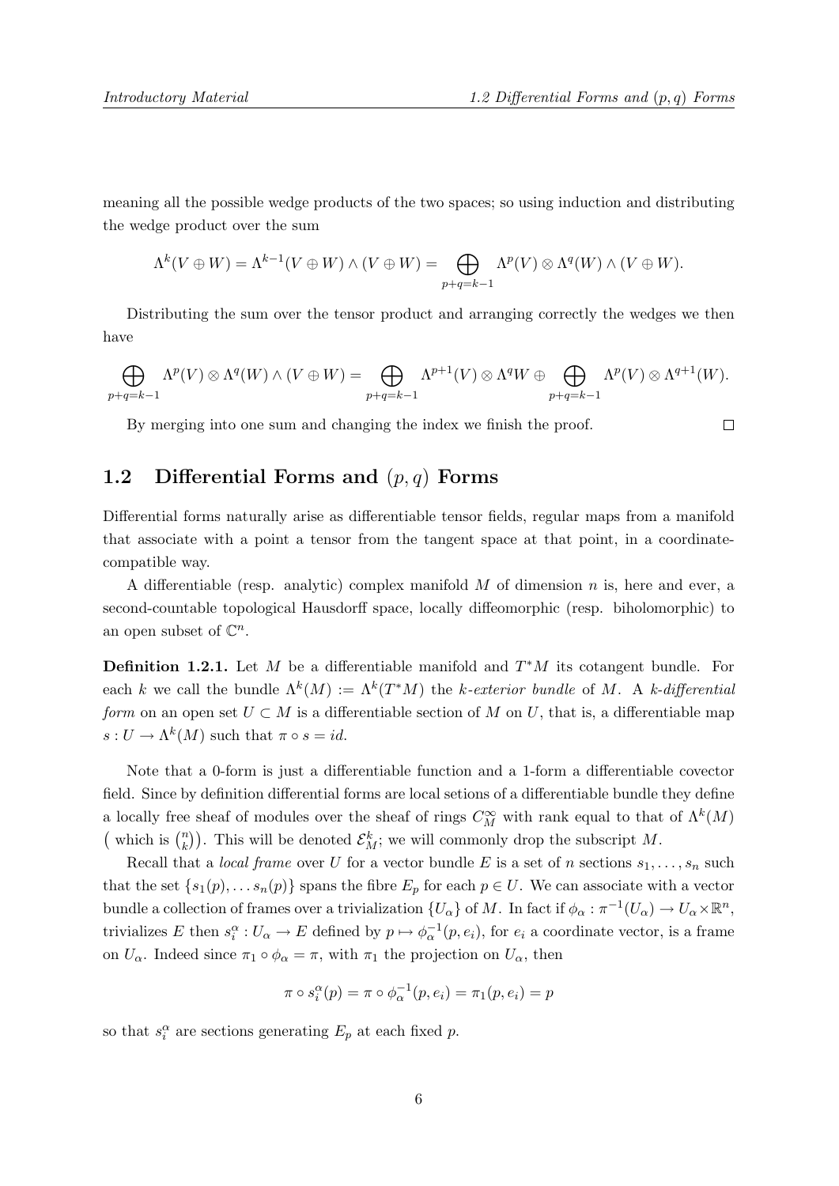meaning all the possible wedge products of the two spaces; so using induction and distributing the wedge product over the sum

$$\Lambda^k(V \oplus W) = \Lambda^{k-1}(V \oplus W) \wedge (V \oplus W) = \bigoplus_{p+q=k-1} \Lambda^p(V) \otimes \Lambda^q(W) \wedge (V \oplus W).$$

Distributing the sum over the tensor product and arranging correctly the wedges we then have

$$\bigoplus_{p+q=k-1} \Lambda^p(V) \otimes \Lambda^q(W) \wedge (V \oplus W) = \bigoplus_{p+q=k-1} \Lambda^{p+1}(V) \otimes \Lambda^q W \oplus \bigoplus_{p+q=k-1} \Lambda^p(V) \otimes \Lambda^{q+1}(W).$$

By merging into one sum and changing the index we finish the proof. □

## 1.2 Differential Forms and $(p, q)$ Forms

Differential forms naturally arise as differentiable tensor fields, regular maps from a manifold that associate with a point a tensor from the tangent space at that point, in a coordinate-compatible way.

A differentiable (resp. analytic) complex manifold $M$ of dimension $n$ is, here and ever, a second-countable topological Hausdorff space, locally diffeomorphic (resp. biholomorphic) to an open subset of $\mathbb{C}^n$.

**Definition 1.2.1.** Let $M$ be a differentiable manifold and $T^*M$ its cotangent bundle. For each $k$ we call the bundle $\Lambda^k(M) := \Lambda^k(T^*M)$ the *k-exterior bundle* of $M$. A *k-differential form* on an open set $U \subset M$ is a differentiable section of $M$ on $U$, that is, a differentiable map $s : U \to \Lambda^k(M)$ such that $\pi \circ s = id$.

Note that a 0-form is just a differentiable function and a 1-form a differentiable covector field. Since by definition differential forms are local setions of a differentiable bundle they define a locally free sheaf of modules over the sheaf of rings $C^\infty_M$ with rank equal to that of $\Lambda^k(M)$ ( which is $\binom{n}{k}$). This will be denoted $\mathcal{E}^k_M$; we will commonly drop the subscript $M$.

Recall that a *local frame* over $U$ for a vector bundle $E$ is a set of $n$ sections $s_1, \dots, s_n$ such that the set $\{s_1(p), \dots s_n(p)\}$ spans the fibre $E_p$ for each $p \in U$. We can associate with a vector bundle a collection of frames over a trivialization $\{U_\alpha\}$ of $M$. In fact if $\phi_\alpha : \pi^{-1}(U_\alpha) \to U_\alpha \times \mathbb{R}^n$, trivializes $E$ then $s^\alpha_i : U_\alpha \to E$ defined by $p \mapsto \phi^{-1}_\alpha(p, e_i)$, for $e_i$ a coordinate vector, is a frame on $U_\alpha$. Indeed since $\pi_1 \circ \phi_\alpha = \pi$, with $\pi_1$ the projection on $U_\alpha$, then

$$\pi \circ s^\alpha_i(p) = \pi \circ \phi^{-1}_\alpha(p, e_i) = \pi_1(p, e_i) = p$$

so that $s^\alpha_i$ are sections generating $E_p$ at each fixed $p$.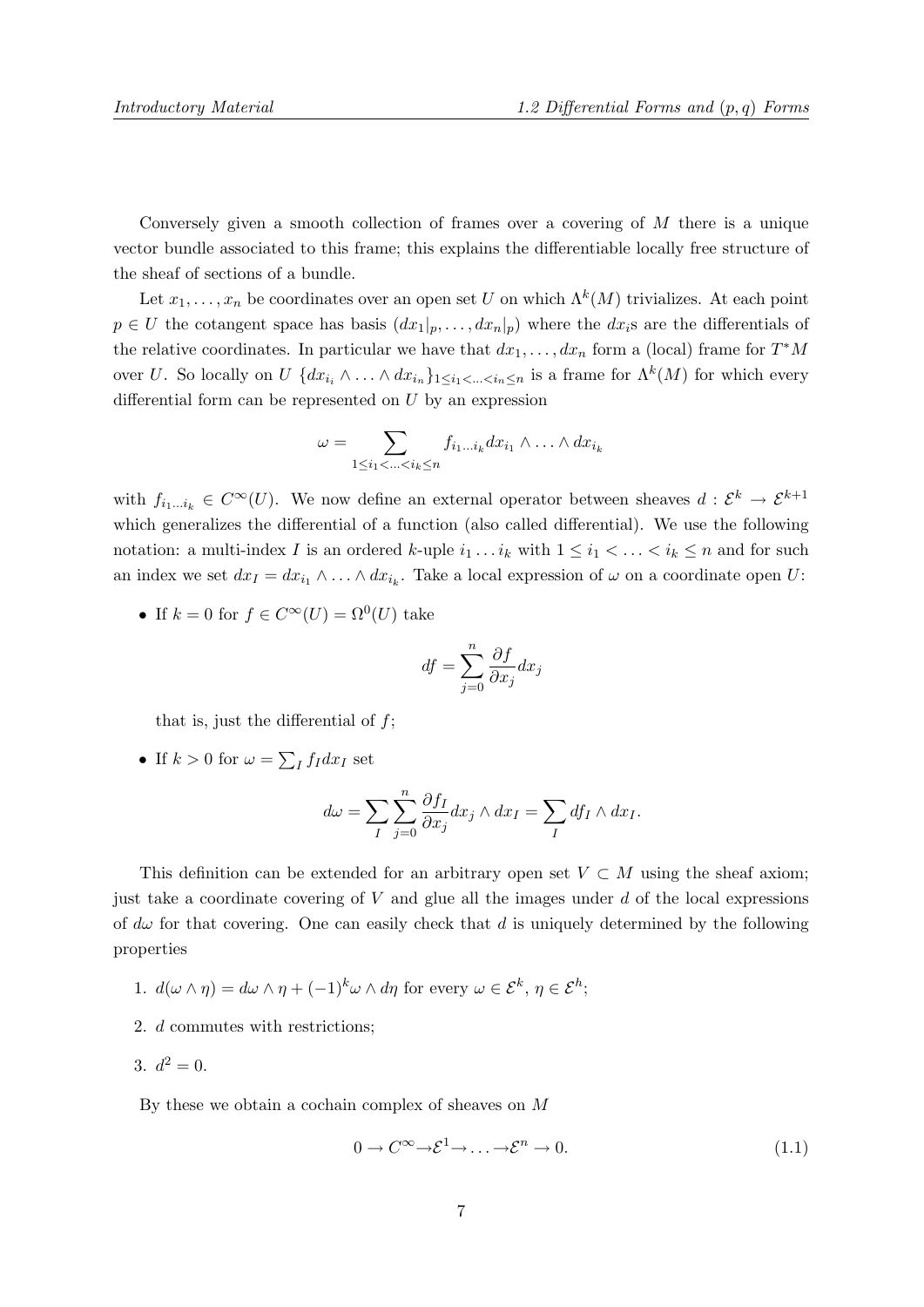Conversely given a smooth collection of frames over a covering of $M$ there is a unique vector bundle associated to this frame; this explains the differentiable locally free structure of the sheaf of sections of a bundle.

Let $x_1, \ldots, x_n$ be coordinates over an open set $U$ on which $\Lambda^k(M)$ trivializes. At each point $p \in U$ the cotangent space has basis $(dx_1|_p, \ldots, dx_n|_p)$ where the $dx_i$s are the differentials of the relative coordinates. In particular we have that $dx_1, \ldots, dx_n$ form a (local) frame for $T^*M$ over $U$. So locally on $U$ $\{dx_{i_i} \wedge \ldots \wedge dx_{i_n}\}_{1 \leq i_1 < \ldots < i_n \leq n}$ is a frame for $\Lambda^k(M)$ for which every differential form can be represented on $U$ by an expression

$$\omega = \sum_{1 \leq i_1 < \ldots < i_k \leq n} f_{i_1 \ldots i_k} dx_{i_1} \wedge \ldots \wedge dx_{i_k}$$

with $f_{i_1 \ldots i_k} \in C^\infty(U)$. We now define an external operator between sheaves $d : \mathcal{E}^k \to \mathcal{E}^{k+1}$ which generalizes the differential of a function (also called differential). We use the following notation: a multi-index $I$ is an ordered $k$-uple $i_1 \ldots i_k$ with $1 \leq i_1 < \ldots < i_k \leq n$ and for such an index we set $dx_I = dx_{i_1} \wedge \ldots \wedge dx_{i_k}$. Take a local expression of $\omega$ on a coordinate open $U$:

- If $k = 0$ for $f \in C^\infty(U) = \Omega^0(U)$ take

  $$df = \sum_{j=0}^{n} \frac{\partial f}{\partial x_j} dx_j$$

  that is, just the differential of $f$;

- If $k > 0$ for $\omega = \sum_I f_I dx_I$ set

  $$d\omega = \sum_I \sum_{j=0}^{n} \frac{\partial f_I}{\partial x_j} dx_j \wedge dx_I = \sum_I df_I \wedge dx_I.$$

This definition can be extended for an arbitrary open set $V \subset M$ using the sheaf axiom; just take a coordinate covering of $V$ and glue all the images under $d$ of the local expressions of $d\omega$ for that covering. One can easily check that $d$ is uniquely determined by the following properties

1. $d(\omega \wedge \eta) = d\omega \wedge \eta + (-1)^k \omega \wedge d\eta$ for every $\omega \in \mathcal{E}^k$, $\eta \in \mathcal{E}^h$;
2. $d$ commutes with restrictions;
3. $d^2 = 0$.

By these we obtain a cochain complex of sheaves on $M$

$$0 \to C^\infty \to \mathcal{E}^1 \to \ldots \to \mathcal{E}^n \to 0. \tag{1.1}$$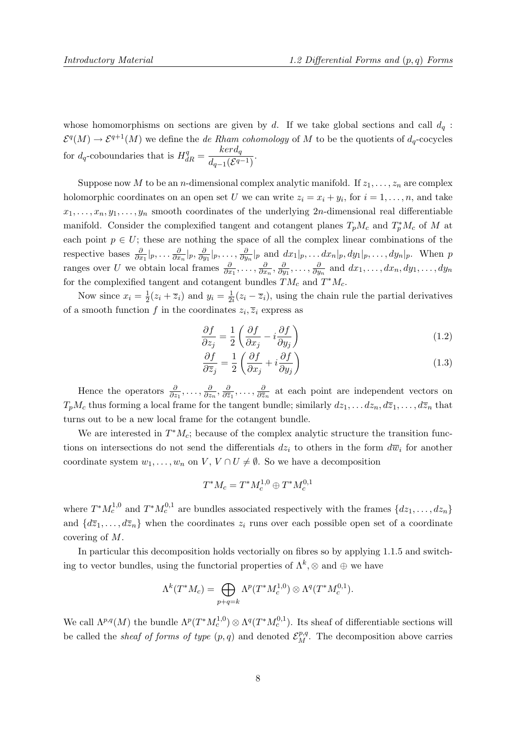whose homomorphisms on sections are given by $d$. If we take global sections and call $d_q : \mathcal{E}^q(M) \to \mathcal{E}^{q+1}(M)$ we define the *de Rham cohomology* of $M$ to be the quotients of $d_q$-cocycles for $d_q$-coboundaries that is $H^q_{dR} = \dfrac{ker d_q}{d_{q-1}(\mathcal{E}^{q-1})}$.

Suppose now $M$ to be an $n$-dimensional complex analytic manifold. If $z_1, \ldots, z_n$ are complex holomorphic coordinates on an open set $U$ we can write $z_i = x_i + y_i$, for $i = 1, \ldots, n$, and take $x_1, \ldots, x_n, y_1, \ldots, y_n$ smooth coordinates of the underlying $2n$-dimensional real differentiable manifold. Consider the complexified tangent and cotangent planes $T_pM_c$ and $T^*_pM_c$ of $M$ at each point $p \in U$; these are nothing the space of all the complex linear combinations of the respective bases $\frac{\partial}{\partial x_1}|_p, \ldots \frac{\partial}{\partial x_n}|_p, \frac{\partial}{\partial y_1}|_p, \ldots, \frac{\partial}{\partial y_n}|_p$ and $dx_1|_p, \ldots dx_n|_p, dy_1|_p, \ldots, dy_n|_p$. When $p$ ranges over $U$ we obtain local frames $\frac{\partial}{\partial x_1}, \ldots, \frac{\partial}{\partial x_n}, \frac{\partial}{\partial y_1}, \ldots, \frac{\partial}{\partial y_n}$ and $dx_1, \ldots, dx_n, dy_1, \ldots, dy_n$ for the complexified tangent and cotangent bundles $TM_c$ and $T^*M_c$.

Now since $x_i = \frac{1}{2}(z_i + \overline{z}_i)$ and $y_i = \frac{1}{2i}(z_i - \overline{z}_i)$, using the chain rule the partial derivatives of a smooth function $f$ in the coordinates $z_i, \overline{z}_i$ express as

$$\frac{\partial f}{\partial z_j} = \frac{1}{2}\left(\frac{\partial f}{\partial x_j} - i\frac{\partial f}{\partial y_j}\right) \tag{1.2}$$

$$\frac{\partial f}{\partial \overline{z}_j} = \frac{1}{2}\left(\frac{\partial f}{\partial x_j} + i\frac{\partial f}{\partial y_j}\right) \tag{1.3}$$

Hence the operators $\frac{\partial}{\partial z_1}, \ldots, \frac{\partial}{\partial z_n}, \frac{\partial}{\partial \overline{z}_1}, \ldots, \frac{\partial}{\partial \overline{z}_n}$ at each point are independent vectors on $T_pM_c$ thus forming a local frame for the tangent bundle; similarly $dz_1, \ldots dz_n, d\overline{z}_1, \ldots, d\overline{z}_n$ that turns out to be a new local frame for the cotangent bundle.

We are interested in $T^*M_c$; because of the complex analytic structure the transition functions on intersections do not send the differentials $dz_i$ to others in the form $d\overline{w}_i$ for another coordinate system $w_1, \ldots, w_n$ on $V$, $V \cap U \neq \emptyset$. So we have a decomposition

$$T^*M_c = T^*M_c^{1,0} \oplus T^*M_c^{0,1}$$

where $T^*M_c^{1,0}$ and $T^*M_c^{0,1}$ are bundles associated respectively with the frames $\{dz_1, \ldots, dz_n\}$ and $\{d\overline{z}_1, \ldots, d\overline{z}_n\}$ when the coordinates $z_i$ runs over each possible open set of a coordinate covering of $M$.

In particular this decomposition holds vectorially on fibres so by applying 1.1.5 and switching to vector bundles, using the functorial properties of $\Lambda^k, \otimes$ and $\oplus$ we have

$$\Lambda^k(T^*M_c) = \bigoplus_{p+q=k} \Lambda^p(T^*M_c^{1,0}) \otimes \Lambda^q(T^*M_c^{0,1}).$$

We call $\Lambda^{p,q}(M)$ the bundle $\Lambda^p(T^*M_c^{1,0}) \otimes \Lambda^q(T^*M_c^{0,1})$. Its sheaf of differentiable sections will be called the *sheaf of forms of type* $(p, q)$ and denoted $\mathcal{E}^{p,q}_M$. The decomposition above carries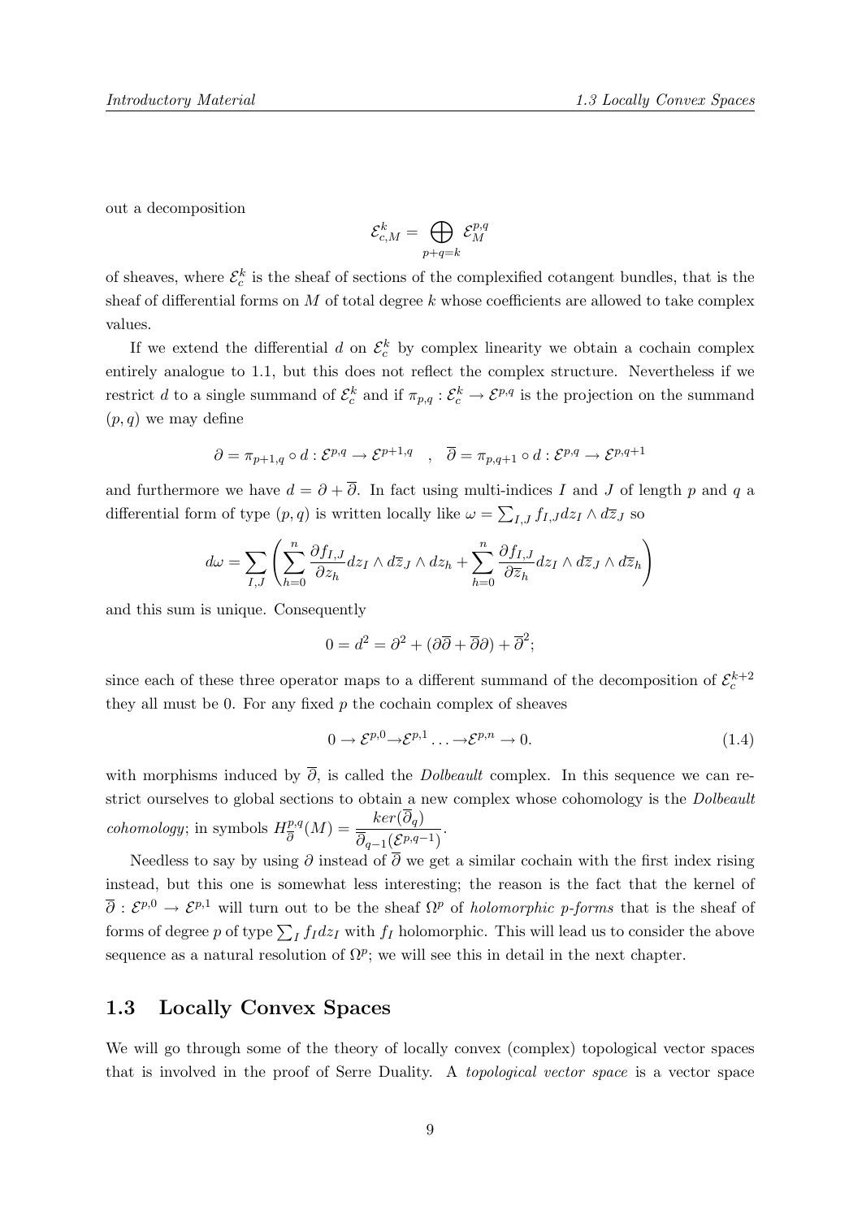out a decomposition

$$\mathcal{E}^k_{c,M} = \bigoplus_{p+q=k} \mathcal{E}^{p,q}_M$$

of sheaves, where $\mathcal{E}^k_c$ is the sheaf of sections of the complexified cotangent bundles, that is the sheaf of differential forms on $M$ of total degree $k$ whose coefficients are allowed to take complex values.

If we extend the differential $d$ on $\mathcal{E}^k_c$ by complex linearity we obtain a cochain complex entirely analogue to 1.1, but this does not reflect the complex structure. Nevertheless if we restrict $d$ to a single summand of $\mathcal{E}^k_c$ and if $\pi_{p,q} : \mathcal{E}^k_c \to \mathcal{E}^{p,q}$ is the projection on the summand $(p, q)$ we may define

$$\partial = \pi_{p+1,q} \circ d : \mathcal{E}^{p,q} \to \mathcal{E}^{p+1,q} \quad , \quad \overline{\partial} = \pi_{p,q+1} \circ d : \mathcal{E}^{p,q} \to \mathcal{E}^{p,q+1}$$

and furthermore we have $d = \partial + \overline{\partial}$. In fact using multi-indices $I$ and $J$ of length $p$ and $q$ a differential form of type $(p, q)$ is written locally like $\omega = \sum_{I,J} f_{I,J} dz_I \wedge d\overline{z}_J$ so

$$d\omega = \sum_{I,J} \left( \sum_{h=0}^{n} \frac{\partial f_{I,J}}{\partial z_h} dz_I \wedge d\overline{z}_J \wedge dz_h + \sum_{h=0}^{n} \frac{\partial f_{I,J}}{\partial \overline{z}_h} dz_I \wedge d\overline{z}_J \wedge d\overline{z}_h \right)$$

and this sum is unique. Consequently

$$0 = d^2 = \partial^2 + (\partial\overline{\partial} + \overline{\partial}\partial) + \overline{\partial}^2;$$

since each of these three operator maps to a different summand of the decomposition of $\mathcal{E}^{k+2}_c$ they all must be 0. For any fixed $p$ the cochain complex of sheaves

$$0 \to \mathcal{E}^{p,0} \to \mathcal{E}^{p,1} \ldots \to \mathcal{E}^{p,n} \to 0. \tag{1.4}$$

with morphisms induced by $\overline{\partial}$, is called the *Dolbeault* complex. In this sequence we can restrict ourselves to global sections to obtain a new complex whose cohomology is the *Dolbeault cohomology*; in symbols $H^{p,q}_{\overline{\partial}}(M) = \dfrac{ker(\overline{\partial}_q)}{\overline{\partial}_{q-1}(\mathcal{E}^{p,q-1})}$.

Needless to say by using $\partial$ instead of $\overline{\partial}$ we get a similar cochain with the first index rising instead, but this one is somewhat less interesting; the reason is the fact that the kernel of $\overline{\partial} : \mathcal{E}^{p,0} \to \mathcal{E}^{p,1}$ will turn out to be the sheaf $\Omega^p$ of *holomorphic p-forms* that is the sheaf of forms of degree $p$ of type $\sum_I f_I dz_I$ with $f_I$ holomorphic. This will lead us to consider the above sequence as a natural resolution of $\Omega^p$; we will see this in detail in the next chapter.

## 1.3 Locally Convex Spaces

We will go through some of the theory of locally convex (complex) topological vector spaces that is involved in the proof of Serre Duality. A *topological vector space* is a vector space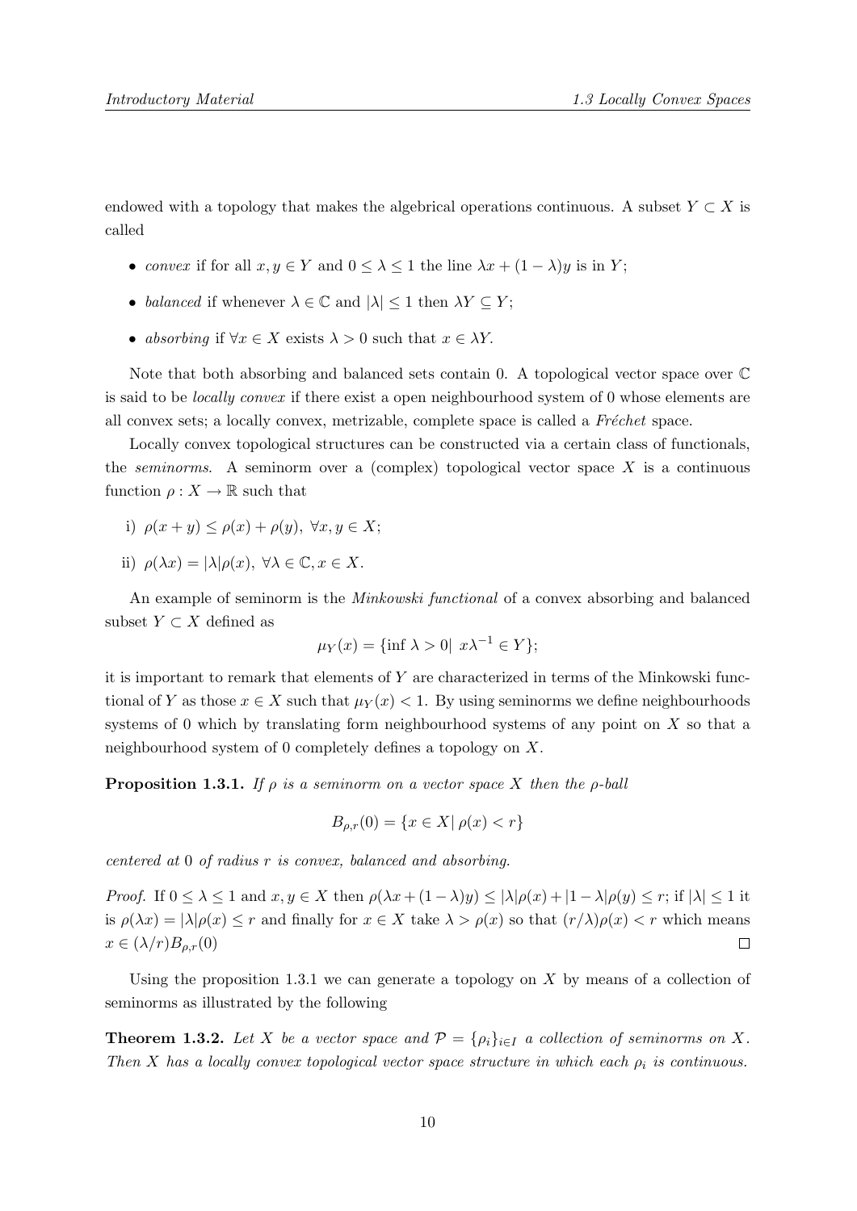endowed with a topology that makes the algebrical operations continuous. A subset $Y \subset X$ is called

- *convex* if for all $x, y \in Y$ and $0 \leq \lambda \leq 1$ the line $\lambda x + (1-\lambda)y$ is in $Y$;
- *balanced* if whenever $\lambda \in \mathbb{C}$ and $|\lambda| \leq 1$ then $\lambda Y \subseteq Y$;
- *absorbing* if $\forall x \in X$ exists $\lambda > 0$ such that $x \in \lambda Y$.

Note that both absorbing and balanced sets contain 0. A topological vector space over $\mathbb{C}$ is said to be *locally convex* if there exist a open neighbourhood system of 0 whose elements are all convex sets; a locally convex, metrizable, complete space is called a *Fréchet* space.

Locally convex topological structures can be constructed via a certain class of functionals, the *seminorms*. A seminorm over a (complex) topological vector space $X$ is a continuous function $\rho : X \to \mathbb{R}$ such that

i) $\rho(x+y) \leq \rho(x) + \rho(y), \ \forall x, y \in X$;

ii) $\rho(\lambda x) = |\lambda| \rho(x), \ \forall \lambda \in \mathbb{C}, x \in X$.

An example of seminorm is the *Minkowski functional* of a convex absorbing and balanced subset $Y \subset X$ defined as

$$\mu_Y(x) = \{\inf \lambda > 0 | \ x\lambda^{-1} \in Y\};$$

it is important to remark that elements of $Y$ are characterized in terms of the Minkowski functional of $Y$ as those $x \in X$ such that $\mu_Y(x) < 1$. By using seminorms we define neighbourhoods systems of 0 which by translating form neighbourhood systems of any point on $X$ so that a neighbourhood system of 0 completely defines a topology on $X$.

**Proposition 1.3.1.** *If $\rho$ is a seminorm on a vector space $X$ then the $\rho$-ball*

$$B_{\rho,r}(0) = \{x \in X | \, \rho(x) < r\}$$

*centered at 0 of radius $r$ is convex, balanced and absorbing.*

*Proof.* If $0 \leq \lambda \leq 1$ and $x, y \in X$ then $\rho(\lambda x + (1-\lambda)y) \leq |\lambda|\rho(x) + |1-\lambda|\rho(y) \leq r$; if $|\lambda| \leq 1$ it is $\rho(\lambda x) = |\lambda|\rho(x) \leq r$ and finally for $x \in X$ take $\lambda > \rho(x)$ so that $(r/\lambda)\rho(x) < r$ which means $x \in (\lambda/r)B_{\rho,r}(0)$ $\square$

Using the proposition 1.3.1 we can generate a topology on $X$ by means of a collection of seminorms as illustrated by the following

**Theorem 1.3.2.** *Let $X$ be a vector space and $\mathcal{P} = \{\rho_i\}_{i \in I}$ a collection of seminorms on $X$. Then $X$ has a locally convex topological vector space structure in which each $\rho_i$ is continuous.*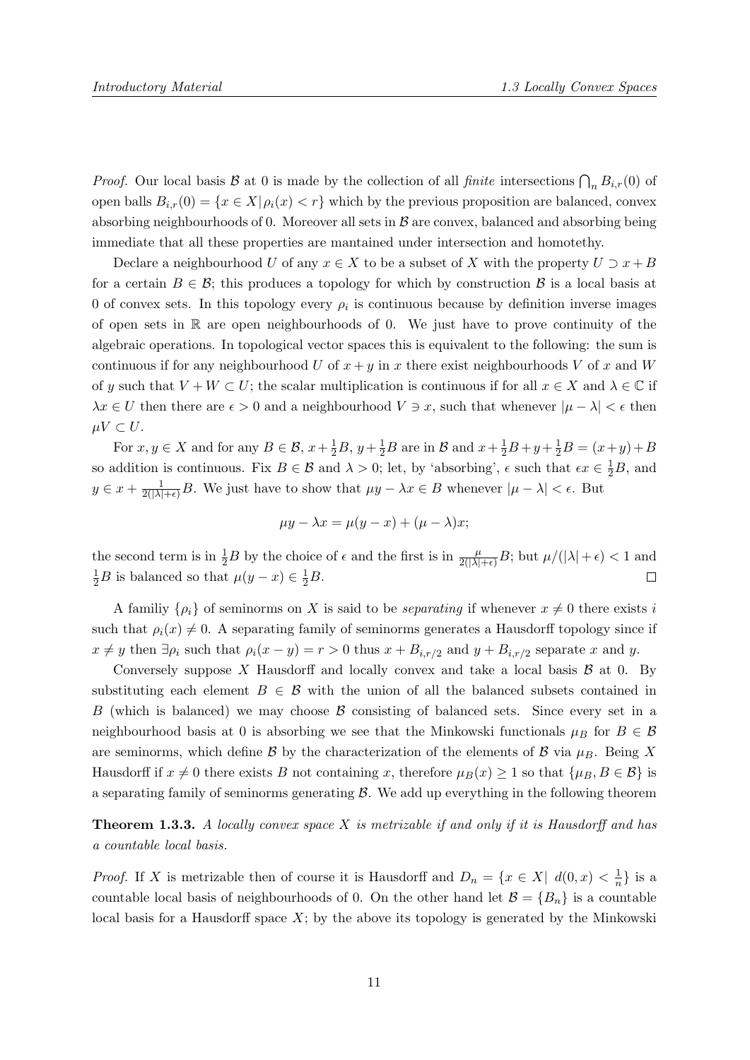*Proof.* Our local basis $\mathcal{B}$ at 0 is made by the collection of all *finite* intersections $\bigcap_n B_{i,r}(0)$ of open balls $B_{i,r}(0) = \{x \in X | \rho_i(x) < r\}$ which by the previous proposition are balanced, convex absorbing neighbourhoods of 0. Moreover all sets in $\mathcal{B}$ are convex, balanced and absorbing being immediate that all these properties are mantained under intersection and homotethy.

Declare a neighbourhood $U$ of any $x \in X$ to be a subset of $X$ with the property $U \supset x + B$ for a certain $B \in \mathcal{B}$; this produces a topology for which by construction $\mathcal{B}$ is a local basis at 0 of convex sets. In this topology every $\rho_i$ is continuous because by definition inverse images of open sets in $\mathbb{R}$ are open neighbourhoods of 0. We just have to prove continuity of the algebraic operations. In topological vector spaces this is equivalent to the following: the sum is continuous if for any neighbourhood $U$ of $x + y$ in $x$ there exist neighbourhoods $V$ of $x$ and $W$ of $y$ such that $V + W \subset U$; the scalar multiplication is continuous if for all $x \in X$ and $\lambda \in \mathbb{C}$ if $\lambda x \in U$ then there are $\epsilon > 0$ and a neighbourhood $V \ni x$, such that whenever $|\mu - \lambda| < \epsilon$ then $\mu V \subset U$.

For $x, y \in X$ and for any $B \in \mathcal{B}$, $x + \frac{1}{2}B$, $y + \frac{1}{2}B$ are in $\mathcal{B}$ and $x + \frac{1}{2}B + y + \frac{1}{2}B = (x+y) + B$ so addition is continuous. Fix $B \in \mathcal{B}$ and $\lambda > 0$; let, by 'absorbing', $\epsilon$ such that $\epsilon x \in \frac{1}{2}B$, and $y \in x + \frac{1}{2(|\lambda| + \epsilon)}B$. We just have to show that $\mu y - \lambda x \in B$ whenever $|\mu - \lambda| < \epsilon$. But

$$\mu y - \lambda x = \mu(y - x) + (\mu - \lambda)x;$$

the second term is in $\frac{1}{2}B$ by the choice of $\epsilon$ and the first is in $\frac{\mu}{2(|\lambda|+\epsilon)}B$; but $\mu/(|\lambda| + \epsilon) < 1$ and $\frac{1}{2}B$ is balanced so that $\mu(y - x) \in \frac{1}{2}B$. $\square$

A familiy $\{\rho_i\}$ of seminorms on $X$ is said to be *separating* if whenever $x \neq 0$ there exists $i$ such that $\rho_i(x) \neq 0$. A separating family of seminorms generates a Hausdorff topology since if $x \neq y$ then $\exists \rho_i$ such that $\rho_i(x - y) = r > 0$ thus $x + B_{i,r/2}$ and $y + B_{i,r/2}$ separate $x$ and $y$.

Conversely suppose $X$ Hausdorff and locally convex and take a local basis $\mathcal{B}$ at 0. By substituting each element $B \in \mathcal{B}$ with the union of all the balanced subsets contained in $B$ (which is balanced) we may choose $\mathcal{B}$ consisting of balanced sets. Since every set in a neighbourhood basis at 0 is absorbing we see that the Minkowski functionals $\mu_B$ for $B \in \mathcal{B}$ are seminorms, which define $\mathcal{B}$ by the characterization of the elements of $\mathcal{B}$ via $\mu_B$. Being $X$ Hausdorff if $x \neq 0$ there exists $B$ not containing $x$, therefore $\mu_B(x) \geq 1$ so that $\{\mu_B, B \in \mathcal{B}\}$ is a separating family of seminorms generating $\mathcal{B}$. We add up everything in the following theorem

**Theorem 1.3.3.** *A locally convex space $X$ is metrizable if and only if it is Hausdorff and has a countable local basis.*

*Proof.* If $X$ is metrizable then of course it is Hausdorff and $D_n = \{x \in X | \ d(0, x) < \frac{1}{n}\}$ is a countable local basis of neighbourhoods of 0. On the other hand let $\mathcal{B} = \{B_n\}$ is a countable local basis for a Hausdorff space $X$; by the above its topology is generated by the Minkowski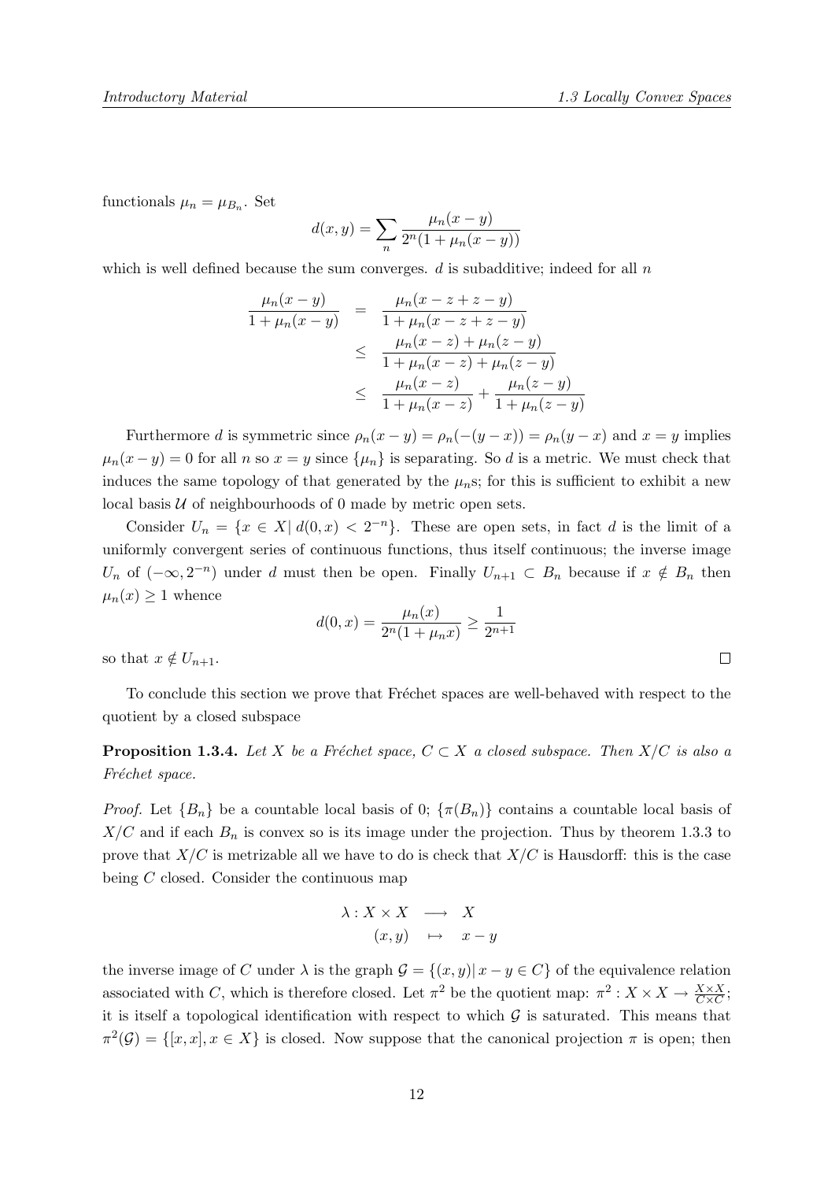functionals $\mu_n = \mu_{B_n}$. Set

$$d(x,y) = \sum_n \frac{\mu_n(x-y)}{2^n(1+\mu_n(x-y))}$$

which is well defined because the sum converges. $d$ is subadditive; indeed for all $n$

$$\begin{aligned}
\frac{\mu_n(x-y)}{1+\mu_n(x-y)} &= \frac{\mu_n(x-z+z-y)}{1+\mu_n(x-z+z-y)} \\
&\leq \frac{\mu_n(x-z)+\mu_n(z-y)}{1+\mu_n(x-z)+\mu_n(z-y)} \\
&\leq \frac{\mu_n(x-z)}{1+\mu_n(x-z)} + \frac{\mu_n(z-y)}{1+\mu_n(z-y)}
\end{aligned}$$

Furthermore $d$ is symmetric since $\rho_n(x-y) = \rho_n(-(y-x)) = \rho_n(y-x)$ and $x = y$ implies $\mu_n(x-y) = 0$ for all $n$ so $x = y$ since $\{\mu_n\}$ is separating. So $d$ is a metric. We must check that induces the same topology of that generated by the $\mu_n$s; for this is sufficient to exhibit a new local basis $\mathcal{U}$ of neighbourhoods of 0 made by metric open sets.

Consider $U_n = \{x \in X \mid d(0,x) < 2^{-n}\}$. These are open sets, in fact $d$ is the limit of a uniformly convergent series of continuous functions, thus itself continuous; the inverse image $U_n$ of $(-\infty, 2^{-n})$ under $d$ must then be open. Finally $U_{n+1} \subset B_n$ because if $x \notin B_n$ then $\mu_n(x) \geq 1$ whence

$$d(0,x) = \frac{\mu_n(x)}{2^n(1+\mu_n x)} \geq \frac{1}{2^{n+1}}$$

so that $x \notin U_{n+1}$. □

To conclude this section we prove that Fréchet spaces are well-behaved with respect to the quotient by a closed subspace

**Proposition 1.3.4.** *Let $X$ be a Fréchet space, $C \subset X$ a closed subspace. Then $X/C$ is also a Fréchet space.*

*Proof.* Let $\{B_n\}$ be a countable local basis of 0; $\{\pi(B_n)\}$ contains a countable local basis of $X/C$ and if each $B_n$ is convex so is its image under the projection. Thus by theorem 1.3.3 to prove that $X/C$ is metrizable all we have to do is check that $X/C$ is Hausdorff: this is the case being $C$ closed. Consider the continuous map

$$\begin{aligned}
\lambda : X \times X &\longrightarrow X \\
(x,y) &\mapsto x - y
\end{aligned}$$

the inverse image of $C$ under $\lambda$ is the graph $\mathcal{G} = \{(x,y) \mid x - y \in C\}$ of the equivalence relation associated with $C$, which is therefore closed. Let $\pi^2$ be the quotient map: $\pi^2 : X \times X \to \frac{X \times X}{C \times C}$; it is itself a topological identification with respect to which $\mathcal{G}$ is saturated. This means that $\pi^2(\mathcal{G}) = \{[x,x], x \in X\}$ is closed. Now suppose that the canonical projection $\pi$ is open; then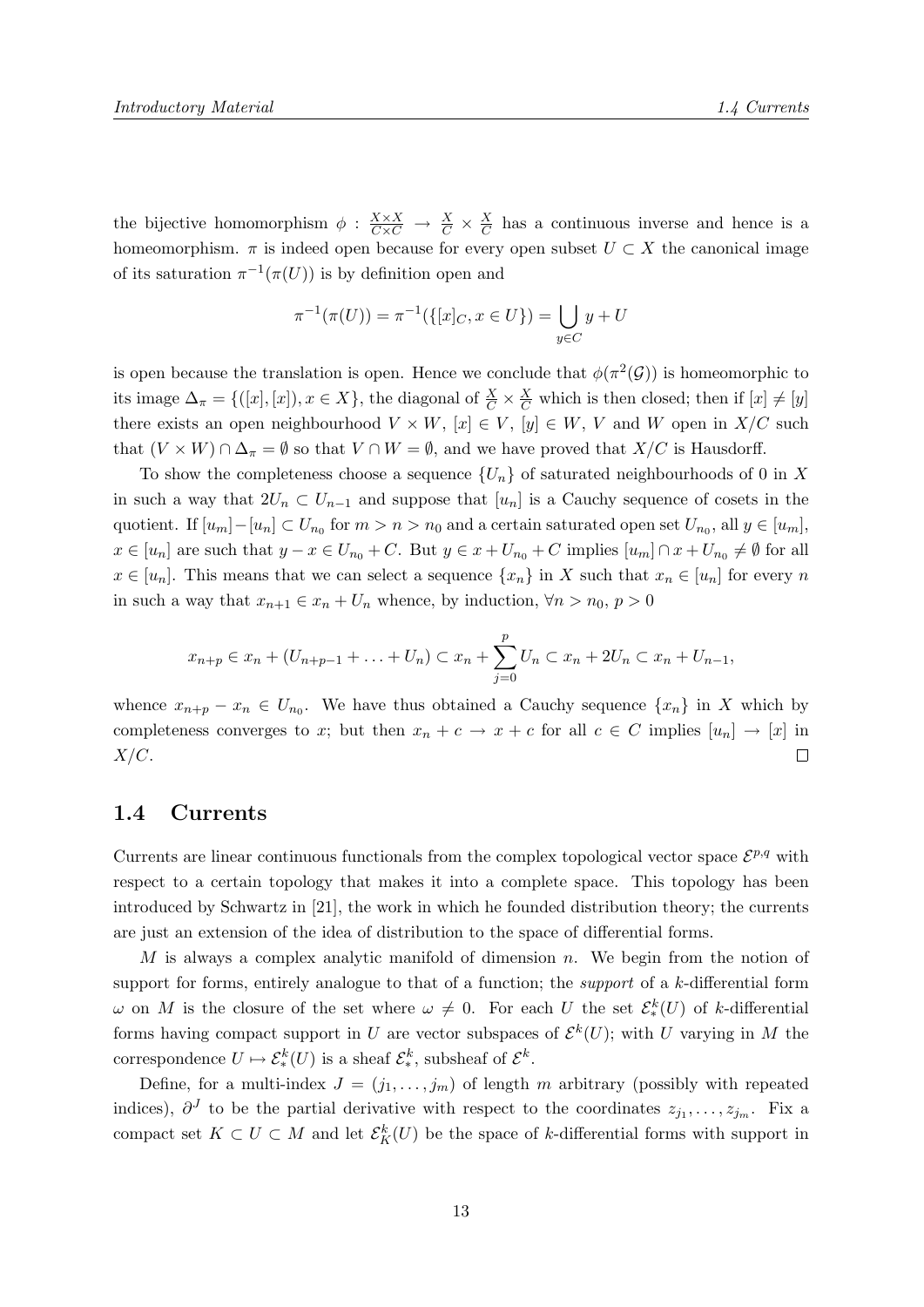the bijective homomorphism $\phi : \frac{X \times X}{C \times C} \to \frac{X}{C} \times \frac{X}{C}$ has a continuous inverse and hence is a homeomorphism. $\pi$ is indeed open because for every open subset $U \subset X$ the canonical image of its saturation $\pi^{-1}(\pi(U))$ is by definition open and

$$\pi^{-1}(\pi(U)) = \pi^{-1}(\{[x]_C, x \in U\}) = \bigcup_{y \in C} y + U$$

is open because the translation is open. Hence we conclude that $\phi(\pi^2(\mathcal{G}))$ is homeomorphic to its image $\Delta_\pi = \{([x],[x]), x \in X\}$, the diagonal of $\frac{X}{C} \times \frac{X}{C}$ which is then closed; then if $[x] \neq [y]$ there exists an open neighbourhood $V \times W$, $[x] \in V$, $[y] \in W$, $V$ and $W$ open in $X/C$ such that $(V \times W) \cap \Delta_\pi = \emptyset$ so that $V \cap W = \emptyset$, and we have proved that $X/C$ is Hausdorff.

To show the completeness choose a sequence $\{U_n\}$ of saturated neighbourhoods of 0 in $X$ in such a way that $2U_n \subset U_{n-1}$ and suppose that $[u_n]$ is a Cauchy sequence of cosets in the quotient. If $[u_m] - [u_n] \subset U_{n_0}$ for $m > n > n_0$ and a certain saturated open set $U_{n_0}$, all $y \in [u_m]$, $x \in [u_n]$ are such that $y - x \in U_{n_0} + C$. But $y \in x + U_{n_0} + C$ implies $[u_m] \cap x + U_{n_0} \neq \emptyset$ for all $x \in [u_n]$. This means that we can select a sequence $\{x_n\}$ in $X$ such that $x_n \in [u_n]$ for every $n$ in such a way that $x_{n+1} \in x_n + U_n$ whence, by induction, $\forall n > n_0$, $p > 0$

$$x_{n+p} \in x_n + (U_{n+p-1} + \ldots + U_n) \subset x_n + \sum_{j=0}^{p} U_n \subset x_n + 2U_n \subset x_n + U_{n-1},$$

whence $x_{n+p} - x_n \in U_{n_0}$. We have thus obtained a Cauchy sequence $\{x_n\}$ in $X$ which by completeness converges to $x$; but then $x_n + c \to x + c$ for all $c \in C$ implies $[u_n] \to [x]$ in $X/C$. $\square$

## 1.4 Currents

Currents are linear continuous functionals from the complex topological vector space $\mathcal{E}^{p,q}$ with respect to a certain topology that makes it into a complete space. This topology has been introduced by Schwartz in [21], the work in which he founded distribution theory; the currents are just an extension of the idea of distribution to the space of differential forms.

$M$ is always a complex analytic manifold of dimension $n$. We begin from the notion of support for forms, entirely analogue to that of a function; the *support* of a $k$-differential form $\omega$ on $M$ is the closure of the set where $\omega \neq 0$. For each $U$ the set $\mathcal{E}^k_*(U)$ of $k$-differential forms having compact support in $U$ are vector subspaces of $\mathcal{E}^k(U)$; with $U$ varying in $M$ the correspondence $U \mapsto \mathcal{E}^k_*(U)$ is a sheaf $\mathcal{E}^k_*$, subsheaf of $\mathcal{E}^k$.

Define, for a multi-index $J = (j_1, \ldots, j_m)$ of length $m$ arbitrary (possibly with repeated indices), $\partial^J$ to be the partial derivative with respect to the coordinates $z_{j_1}, \ldots, z_{j_m}$. Fix a compact set $K \subset U \subset M$ and let $\mathcal{E}^k_K(U)$ be the space of $k$-differential forms with support in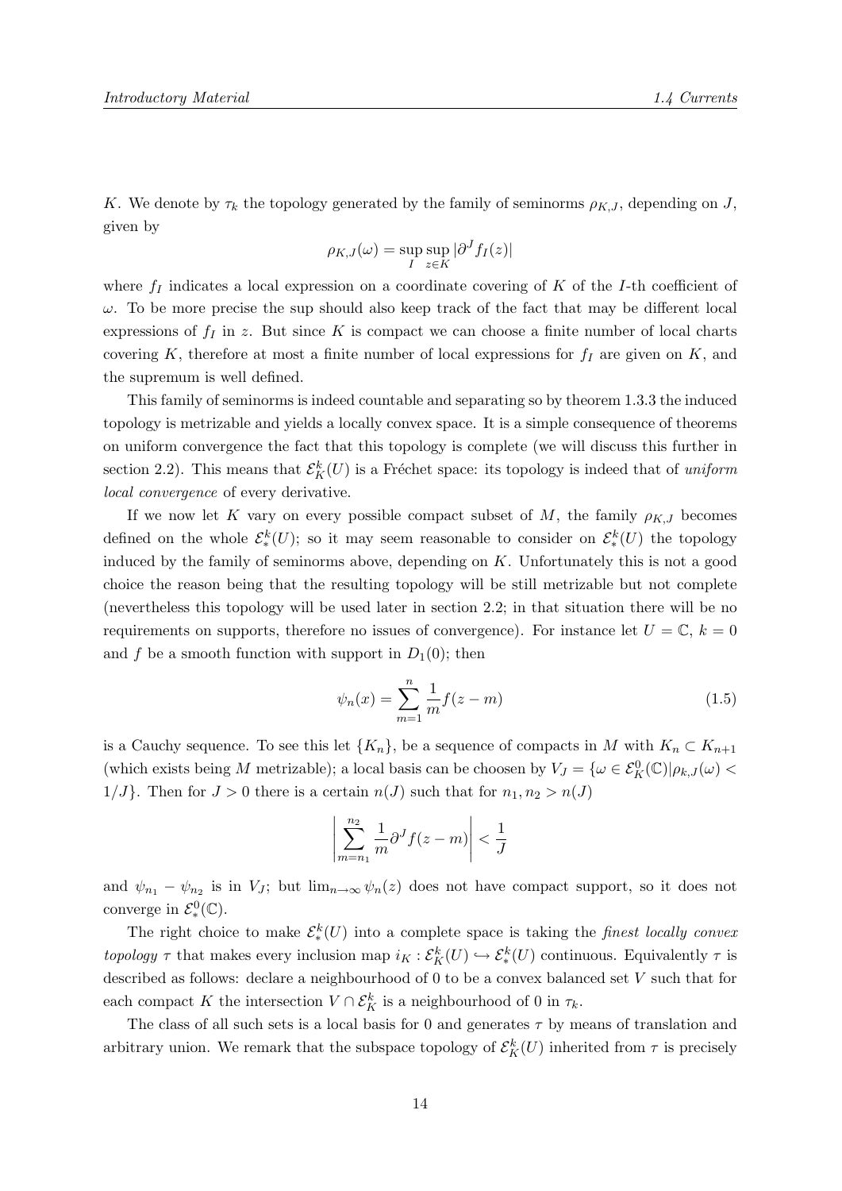$K$. We denote by $\tau_k$ the topology generated by the family of seminorms $\rho_{K,J}$, depending on $J$, given by

$$\rho_{K,J}(\omega) = \sup_I \sup_{z \in K} |\partial^J f_I(z)|$$

where $f_I$ indicates a local expression on a coordinate covering of $K$ of the $I$-th coefficient of $\omega$. To be more precise the sup should also keep track of the fact that may be different local expressions of $f_I$ in $z$. But since $K$ is compact we can choose a finite number of local charts covering $K$, therefore at most a finite number of local expressions for $f_I$ are given on $K$, and the supremum is well defined.

This family of seminorms is indeed countable and separating so by theorem 1.3.3 the induced topology is metrizable and yields a locally convex space. It is a simple consequence of theorems on uniform convergence the fact that this topology is complete (we will discuss this further in section 2.2). This means that $\mathcal{E}^k_K(U)$ is a Fréchet space: its topology is indeed that of *uniform local convergence* of every derivative.

If we now let $K$ vary on every possible compact subset of $M$, the family $\rho_{K,J}$ becomes defined on the whole $\mathcal{E}^k_*(U)$; so it may seem reasonable to consider on $\mathcal{E}^k_*(U)$ the topology induced by the family of seminorms above, depending on $K$. Unfortunately this is not a good choice the reason being that the resulting topology will be still metrizable but not complete (nevertheless this topology will be used later in section 2.2; in that situation there will be no requirements on supports, therefore no issues of convergence). For instance let $U = \mathbb{C}$, $k = 0$ and $f$ be a smooth function with support in $D_1(0)$; then

$$\psi_n(x) = \sum_{m=1}^{n} \frac{1}{m} f(z - m) \tag{1.5}$$

is a Cauchy sequence. To see this let $\{K_n\}$, be a sequence of compacts in $M$ with $K_n \subset K_{n+1}$ (which exists being $M$ metrizable); a local basis can be choosen by $V_J = \{\omega \in \mathcal{E}^0_K(\mathbb{C}) | \rho_{k,J}(\omega) < 1/J\}$. Then for $J > 0$ there is a certain $n(J)$ such that for $n_1, n_2 > n(J)$

$$\left| \sum_{m=n_1}^{n_2} \frac{1}{m} \partial^J f(z - m) \right| < \frac{1}{J}$$

and $\psi_{n_1} - \psi_{n_2}$ is in $V_J$; but $\lim_{n \to \infty} \psi_n(z)$ does not have compact support, so it does not converge in $\mathcal{E}^0_*(\mathbb{C})$.

The right choice to make $\mathcal{E}^k_*(U)$ into a complete space is taking the *finest locally convex topology* $\tau$ that makes every inclusion map $i_K : \mathcal{E}^k_K(U) \hookrightarrow \mathcal{E}^k_*(U)$ continuous. Equivalently $\tau$ is described as follows: declare a neighbourhood of 0 to be a convex balanced set $V$ such that for each compact $K$ the intersection $V \cap \mathcal{E}^k_K$ is a neighbourhood of 0 in $\tau_k$.

The class of all such sets is a local basis for 0 and generates $\tau$ by means of translation and arbitrary union. We remark that the subspace topology of $\mathcal{E}^k_K(U)$ inherited from $\tau$ is precisely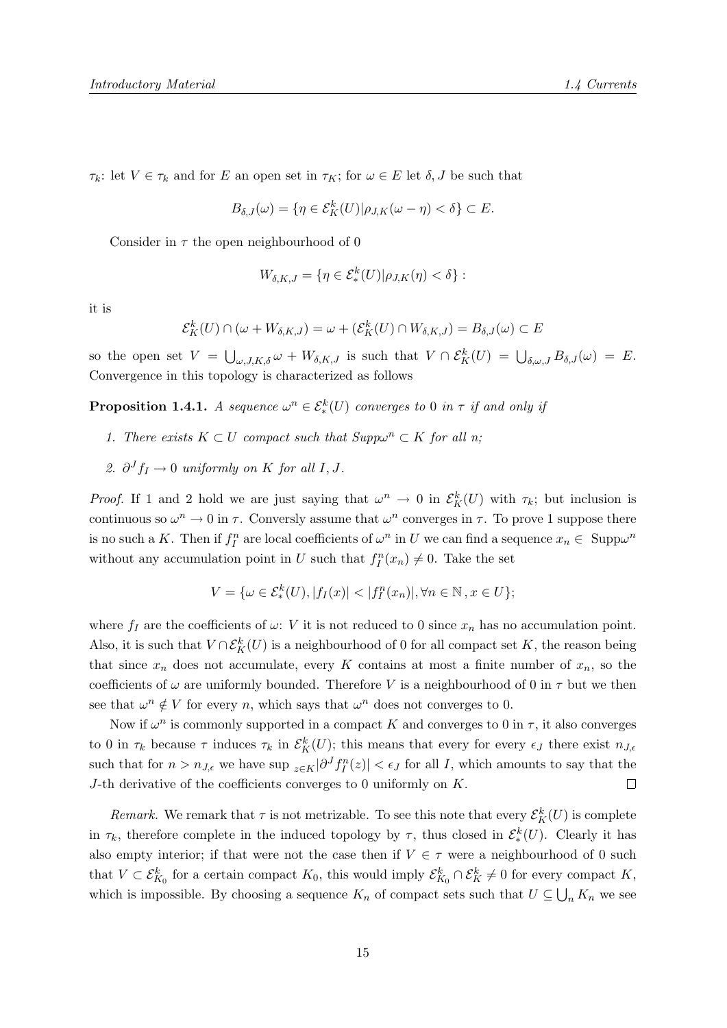$\tau_k$: let $V \in \tau_k$ and for $E$ an open set in $\tau_K$; for $\omega \in E$ let $\delta, J$ be such that

$$B_{\delta,J}(\omega) = \{\eta \in \mathcal{E}^k_K(U) | \rho_{J,K}(\omega - \eta) < \delta\} \subset E.$$

Consider in $\tau$ the open neighbourhood of 0

$$W_{\delta,K,J} = \{\eta \in \mathcal{E}^k_*(U) | \rho_{J,K}(\eta) < \delta\}:$$

it is

$$\mathcal{E}^k_K(U) \cap (\omega + W_{\delta,K,J}) = \omega + (\mathcal{E}^k_K(U) \cap W_{\delta,K,J}) = B_{\delta,J}(\omega) \subset E$$

so the open set $V = \bigcup_{\omega,J,K,\delta} \omega + W_{\delta,K,J}$ is such that $V \cap \mathcal{E}^k_K(U) = \bigcup_{\delta,\omega,J} B_{\delta,J}(\omega) = E$. Convergence in this topology is characterized as follows

**Proposition 1.4.1.** *A sequence $\omega^n \in \mathcal{E}^k_*(U)$ converges to 0 in $\tau$ if and only if*

1. *There exists $K \subset U$ compact such that $Supp\omega^n \subset K$ for all $n$;*
2. *$\partial^J f_I \to 0$ uniformly on $K$ for all $I, J$.*

*Proof.* If 1 and 2 hold we are just saying that $\omega^n \to 0$ in $\mathcal{E}^k_K(U)$ with $\tau_k$; but inclusion is continuous so $\omega^n \to 0$ in $\tau$. Conversly assume that $\omega^n$ converges in $\tau$. To prove 1 suppose there is no such a $K$. Then if $f^n_I$ are local coefficients of $\omega^n$ in $U$ we can find a sequence $x_n \in \text{Supp}\omega^n$ without any accumulation point in $U$ such that $f^n_I(x_n) \neq 0$. Take the set

$$V = \{\omega \in \mathcal{E}^k_*(U), |f_I(x)| < |f^n_I(x_n)|, \forall n \in \mathbb{N}, x \in U\};$$

where $f_I$ are the coefficients of $\omega$: $V$ it is not reduced to 0 since $x_n$ has no accumulation point. Also, it is such that $V \cap \mathcal{E}^k_K(U)$ is a neighbourhood of 0 for all compact set $K$, the reason being that since $x_n$ does not accumulate, every $K$ contains at most a finite number of $x_n$, so the coefficients of $\omega$ are uniformly bounded. Therefore $V$ is a neighbourhood of 0 in $\tau$ but we then see that $\omega^n \notin V$ for every $n$, which says that $\omega^n$ does not converges to 0.

Now if $\omega^n$ is commonly supported in a compact $K$ and converges to 0 in $\tau$, it also converges to 0 in $\tau_k$ because $\tau$ induces $\tau_k$ in $\mathcal{E}^k_K(U)$; this means that every for every $\epsilon_J$ there exist $n_{J,\epsilon}$ such that for $n > n_{J,\epsilon}$ we have $\sup_{z\in K} |\partial^J f^n_I(z)| < \epsilon_J$ for all $I$, which amounts to say that the $J$-th derivative of the coefficients converges to 0 uniformly on $K$. $\square$

*Remark.* We remark that $\tau$ is not metrizable. To see this note that every $\mathcal{E}^k_K(U)$ is complete in $\tau_k$, therefore complete in the induced topology by $\tau$, thus closed in $\mathcal{E}^k_*(U)$. Clearly it has also empty interior; if that were not the case then if $V \in \tau$ were a neighbourhood of 0 such that $V \subset \mathcal{E}^k_{K_0}$ for a certain compact $K_0$, this would imply $\mathcal{E}^k_{K_0} \cap \mathcal{E}^k_K \neq 0$ for every compact $K$, which is impossible. By choosing a sequence $K_n$ of compact sets such that $U \subseteq \bigcup_n K_n$ we see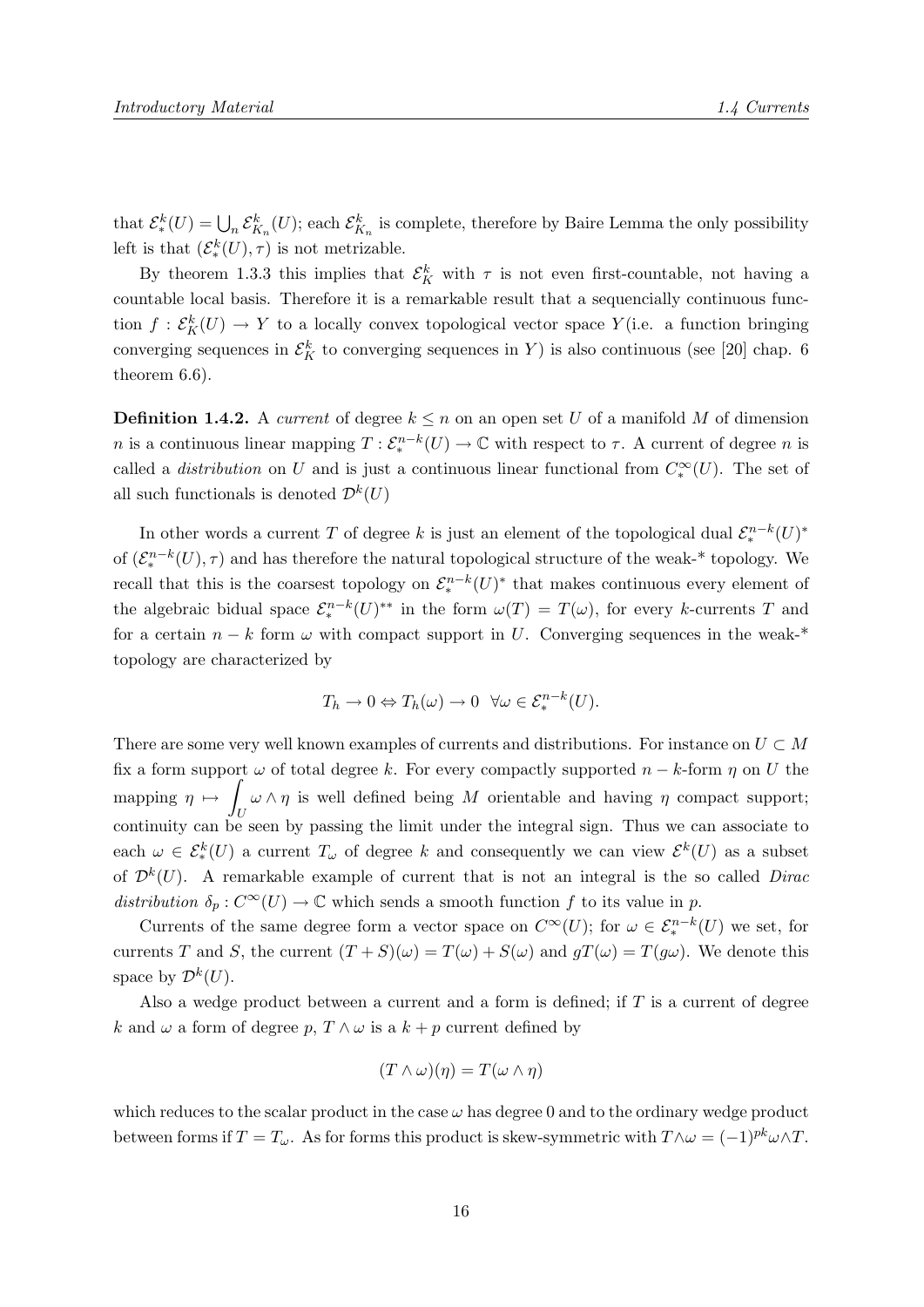that $\mathcal{E}^k_*(U) = \bigcup_n \mathcal{E}^k_{K_n}(U)$; each $\mathcal{E}^k_{K_n}$ is complete, therefore by Baire Lemma the only possibility left is that $(\mathcal{E}^k_*(U), \tau)$ is not metrizable.

By theorem 1.3.3 this implies that $\mathcal{E}^k_K$ with $\tau$ is not even first-countable, not having a countable local basis. Therefore it is a remarkable result that a sequencially continuous function $f : \mathcal{E}^k_K(U) \to Y$ to a locally convex topological vector space $Y$(i.e. a function bringing converging sequences in $\mathcal{E}^k_K$ to converging sequences in $Y$) is also continuous (see [20] chap. 6 theorem 6.6).

**Definition 1.4.2.** A *current* of degree $k \leq n$ on an open set $U$ of a manifold $M$ of dimension $n$ is a continuous linear mapping $T : \mathcal{E}^{n-k}_*(U) \to \mathbb{C}$ with respect to $\tau$. A current of degree $n$ is called a *distribution* on $U$ and is just a continuous linear functional from $C^\infty_*(U)$. The set of all such functionals is denoted $\mathcal{D}^k(U)$

In other words a current $T$ of degree $k$ is just an element of the topological dual $\mathcal{E}^{n-k}_*(U)^*$ of $(\mathcal{E}^{n-k}_*(U), \tau)$ and has therefore the natural topological structure of the weak-* topology. We recall that this is the coarsest topology on $\mathcal{E}^{n-k}_*(U)^*$ that makes continuous every element of the algebraic bidual space $\mathcal{E}^{n-k}_*(U)^{**}$ in the form $\omega(T) = T(\omega)$, for every $k$-currents $T$ and for a certain $n-k$ form $\omega$ with compact support in $U$. Converging sequences in the weak-* topology are characterized by

$$T_h \to 0 \Leftrightarrow T_h(\omega) \to 0 \ \ \forall \omega \in \mathcal{E}^{n-k}_*(U).$$

There are some very well known examples of currents and distributions. For instance on $U \subset M$ fix a form support $\omega$ of total degree $k$. For every compactly supported $n-k$-form $\eta$ on $U$ the mapping $\eta \mapsto \displaystyle\int_U \omega \wedge \eta$ is well defined being $M$ orientable and having $\eta$ compact support; continuity can be seen by passing the limit under the integral sign. Thus we can associate to each $\omega \in \mathcal{E}^k_*(U)$ a current $T_\omega$ of degree $k$ and consequently we can view $\mathcal{E}^k(U)$ as a subset of $\mathcal{D}^k(U)$. A remarkable example of current that is not an integral is the so called *Dirac distribution* $\delta_p : C^\infty(U) \to \mathbb{C}$ which sends a smooth function $f$ to its value in $p$.

Currents of the same degree form a vector space on $C^\infty(U)$; for $\omega \in \mathcal{E}^{n-k}_*(U)$ we set, for currents $T$ and $S$, the current $(T+S)(\omega) = T(\omega) + S(\omega)$ and $gT(\omega) = T(g\omega)$. We denote this space by $\mathcal{D}^k(U)$.

Also a wedge product between a current and a form is defined; if $T$ is a current of degree $k$ and $\omega$ a form of degree $p$, $T \wedge \omega$ is a $k+p$ current defined by

$$(T \wedge \omega)(\eta) = T(\omega \wedge \eta)$$

which reduces to the scalar product in the case $\omega$ has degree 0 and to the ordinary wedge product between forms if $T = T_\omega$. As for forms this product is skew-symmetric with $T \wedge \omega = (-1)^{pk} \omega \wedge T$.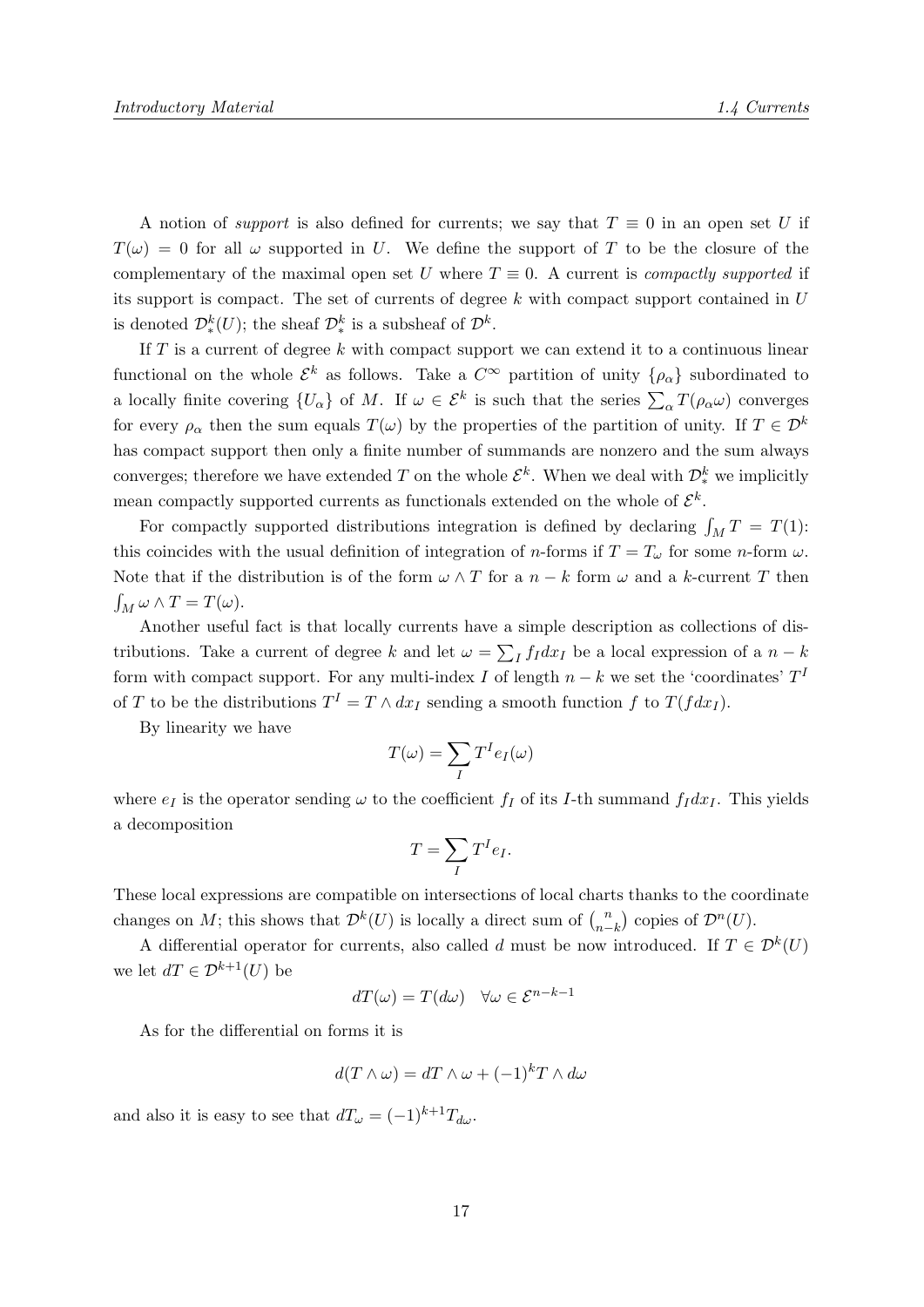A notion of *support* is also defined for currents; we say that $T \equiv 0$ in an open set $U$ if $T(\omega) = 0$ for all $\omega$ supported in $U$. We define the support of $T$ to be the closure of the complementary of the maximal open set $U$ where $T \equiv 0$. A current is *compactly supported* if its support is compact. The set of currents of degree $k$ with compact support contained in $U$ is denoted $\mathcal{D}^k_*(U)$; the sheaf $\mathcal{D}^k_*$ is a subsheaf of $\mathcal{D}^k$.

If $T$ is a current of degree $k$ with compact support we can extend it to a continuous linear functional on the whole $\mathcal{E}^k$ as follows. Take a $C^\infty$ partition of unity $\{\rho_\alpha\}$ subordinated to a locally finite covering $\{U_\alpha\}$ of $M$. If $\omega \in \mathcal{E}^k$ is such that the series $\sum_\alpha T(\rho_\alpha \omega)$ converges for every $\rho_\alpha$ then the sum equals $T(\omega)$ by the properties of the partition of unity. If $T \in \mathcal{D}^k$ has compact support then only a finite number of summands are nonzero and the sum always converges; therefore we have extended $T$ on the whole $\mathcal{E}^k$. When we deal with $\mathcal{D}^k_*$ we implicitly mean compactly supported currents as functionals extended on the whole of $\mathcal{E}^k$.

For compactly supported distributions integration is defined by declaring $\int_M T = T(1)$: this coincides with the usual definition of integration of $n$-forms if $T = T_\omega$ for some $n$-form $\omega$. Note that if the distribution is of the form $\omega \wedge T$ for a $n-k$ form $\omega$ and a $k$-current $T$ then $\int_M \omega \wedge T = T(\omega)$.

Another useful fact is that locally currents have a simple description as collections of distributions. Take a current of degree $k$ and let $\omega = \sum_I f_I dx_I$ be a local expression of a $n-k$ form with compact support. For any multi-index $I$ of length $n-k$ we set the 'coordinates' $T^I$ of $T$ to be the distributions $T^I = T \wedge dx_I$ sending a smooth function $f$ to $T(f dx_I)$.

By linearity we have

$$T(\omega) = \sum_I T^I e_I(\omega)$$

where $e_I$ is the operator sending $\omega$ to the coefficient $f_I$ of its $I$-th summand $f_I dx_I$. This yields a decomposition

$$T = \sum_I T^I e_I.$$

These local expressions are compatible on intersections of local charts thanks to the coordinate changes on $M$; this shows that $\mathcal{D}^k(U)$ is locally a direct sum of $\binom{n}{n-k}$ copies of $\mathcal{D}^n(U)$.

A differential operator for currents, also called $d$ must be now introduced. If $T \in \mathcal{D}^k(U)$ we let $dT \in \mathcal{D}^{k+1}(U)$ be

$$dT(\omega) = T(d\omega) \quad \forall \omega \in \mathcal{E}^{n-k-1}$$

As for the differential on forms it is

$$d(T \wedge \omega) = dT \wedge \omega + (-1)^k T \wedge d\omega$$

and also it is easy to see that $dT_\omega = (-1)^{k+1} T_{d\omega}$.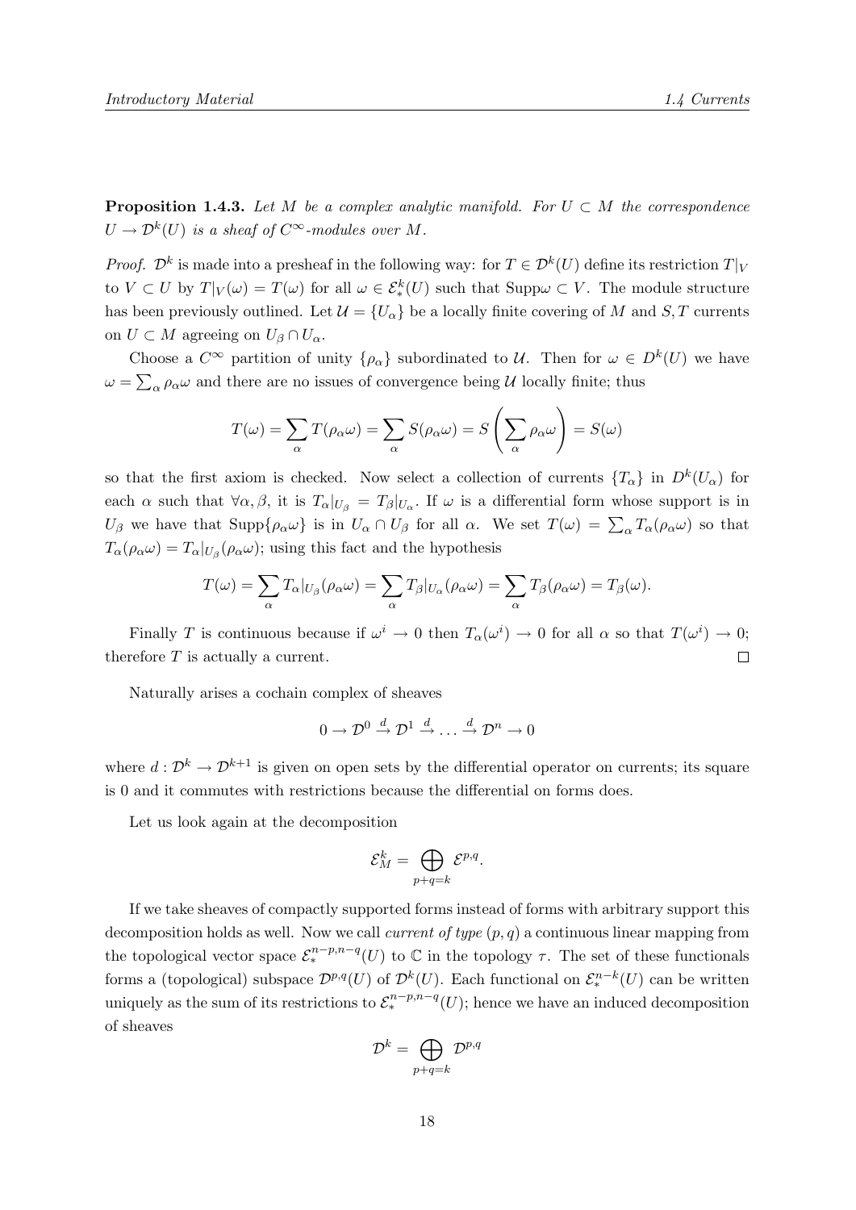**Proposition 1.4.3.** *Let $M$ be a complex analytic manifold. For $U \subset M$ the correspondence $U \to \mathcal{D}^k(U)$ is a sheaf of $C^\infty$-modules over $M$.*

*Proof.* $\mathcal{D}^k$ is made into a presheaf in the following way: for $T \in \mathcal{D}^k(U)$ define its restriction $T|_V$ to $V \subset U$ by $T|_V(\omega) = T(\omega)$ for all $\omega \in \mathcal{E}^k_*(U)$ such that $\text{Supp}\omega \subset V$. The module structure has been previously outlined. Let $\mathcal{U} = \{U_\alpha\}$ be a locally finite covering of $M$ and $S, T$ currents on $U \subset M$ agreeing on $U_\beta \cap U_\alpha$.

Choose a $C^\infty$ partition of unity $\{\rho_\alpha\}$ subordinated to $\mathcal{U}$. Then for $\omega \in D^k(U)$ we have $\omega = \sum_\alpha \rho_\alpha \omega$ and there are no issues of convergence being $\mathcal{U}$ locally finite; thus

$$T(\omega) = \sum_\alpha T(\rho_\alpha \omega) = \sum_\alpha S(\rho_\alpha \omega) = S\left(\sum_\alpha \rho_\alpha \omega\right) = S(\omega)$$

so that the first axiom is checked. Now select a collection of currents $\{T_\alpha\}$ in $D^k(U_\alpha)$ for each $\alpha$ such that $\forall \alpha, \beta$, it is $T_\alpha|_{U_\beta} = T_\beta|_{U_\alpha}$. If $\omega$ is a differential form whose support is in $U_\beta$ we have that $\text{Supp}\{\rho_\alpha \omega\}$ is in $U_\alpha \cap U_\beta$ for all $\alpha$. We set $T(\omega) = \sum_\alpha T_\alpha(\rho_\alpha \omega)$ so that $T_\alpha(\rho_\alpha \omega) = T_\alpha|_{U_\beta}(\rho_\alpha \omega)$; using this fact and the hypothesis

$$T(\omega) = \sum_\alpha T_\alpha|_{U_\beta}(\rho_\alpha \omega) = \sum_\alpha T_\beta|_{U_\alpha}(\rho_\alpha \omega) = \sum_\alpha T_\beta(\rho_\alpha \omega) = T_\beta(\omega).$$

Finally $T$ is continuous because if $\omega^i \to 0$ then $T_\alpha(\omega^i) \to 0$ for all $\alpha$ so that $T(\omega^i) \to 0$; therefore $T$ is actually a current. $\square$

Naturally arises a cochain complex of sheaves

$$0 \to \mathcal{D}^0 \xrightarrow{d} \mathcal{D}^1 \xrightarrow{d} \dots \xrightarrow{d} \mathcal{D}^n \to 0$$

where $d : \mathcal{D}^k \to \mathcal{D}^{k+1}$ is given on open sets by the differential operator on currents; its square is 0 and it commutes with restrictions because the differential on forms does.

Let us look again at the decomposition

$$\mathcal{E}^k_M = \bigoplus_{p+q=k} \mathcal{E}^{p,q}.$$

If we take sheaves of compactly supported forms instead of forms with arbitrary support this decomposition holds as well. Now we call *current of type* $(p, q)$ a continuous linear mapping from the topological vector space $\mathcal{E}^{n-p,n-q}_*(U)$ to $\mathbb{C}$ in the topology $\tau$. The set of these functionals forms a (topological) subspace $\mathcal{D}^{p,q}(U)$ of $\mathcal{D}^k(U)$. Each functional on $\mathcal{E}^{n-k}_*(U)$ can be written uniquely as the sum of its restrictions to $\mathcal{E}^{n-p,n-q}_*(U)$; hence we have an induced decomposition of sheaves

$$\mathcal{D}^k = \bigoplus_{p+q=k} \mathcal{D}^{p,q}$$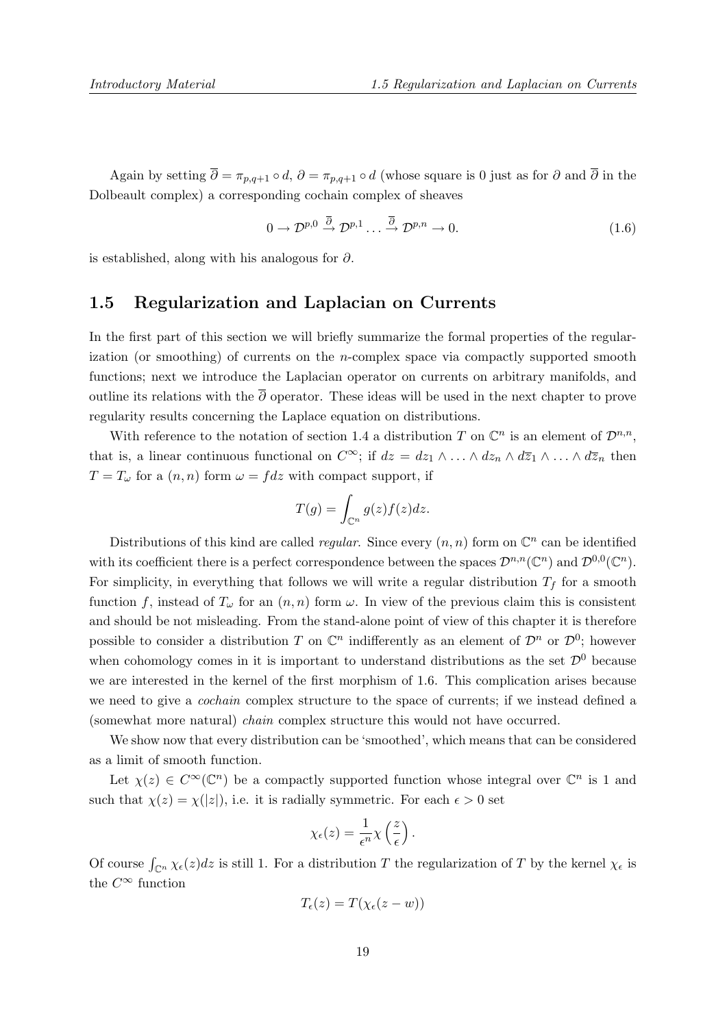Again by setting $\overline{\partial} = \pi_{p,q+1} \circ d$, $\partial = \pi_{p,q+1} \circ d$ (whose square is 0 just as for $\partial$ and $\overline{\partial}$ in the Dolbeault complex) a corresponding cochain complex of sheaves

$$0 \to \mathcal{D}^{p,0} \xrightarrow{\overline{\partial}} \mathcal{D}^{p,1} \ldots \xrightarrow{\overline{\partial}} \mathcal{D}^{p,n} \to 0. \tag{1.6}$$

is established, along with his analogous for $\partial$.

## 1.5 Regularization and Laplacian on Currents

In the first part of this section we will briefly summarize the formal properties of the regularization (or smoothing) of currents on the $n$-complex space via compactly supported smooth functions; next we introduce the Laplacian operator on currents on arbitrary manifolds, and outline its relations with the $\overline{\partial}$ operator. These ideas will be used in the next chapter to prove regularity results concerning the Laplace equation on distributions.

With reference to the notation of section 1.4 a distribution $T$ on $\mathbb{C}^n$ is an element of $\mathcal{D}^{n,n}$, that is, a linear continuous functional on $C^\infty$; if $dz = dz_1 \wedge \ldots \wedge dz_n \wedge d\overline{z}_1 \wedge \ldots \wedge d\overline{z}_n$ then $T = T_\omega$ for a $(n,n)$ form $\omega = f dz$ with compact support, if

$$T(g) = \int_{\mathbb{C}^n} g(z) f(z) dz.$$

Distributions of this kind are called *regular*. Since every $(n,n)$ form on $\mathbb{C}^n$ can be identified with its coefficient there is a perfect correspondence between the spaces $\mathcal{D}^{n,n}(\mathbb{C}^n)$ and $\mathcal{D}^{0,0}(\mathbb{C}^n)$. For simplicity, in everything that follows we will write a regular distribution $T_f$ for a smooth function $f$, instead of $T_\omega$ for an $(n,n)$ form $\omega$. In view of the previous claim this is consistent and should be not misleading. From the stand-alone point of view of this chapter it is therefore possible to consider a distribution $T$ on $\mathbb{C}^n$ indifferently as an element of $\mathcal{D}^n$ or $\mathcal{D}^0$; however when cohomology comes in it is important to understand distributions as the set $\mathcal{D}^0$ because we are interested in the kernel of the first morphism of 1.6. This complication arises because we need to give a *cochain* complex structure to the space of currents; if we instead defined a (somewhat more natural) *chain* complex structure this would not have occurred.

We show now that every distribution can be 'smoothed', which means that can be considered as a limit of smooth function.

Let $\chi(z) \in C^\infty(\mathbb{C}^n)$ be a compactly supported function whose integral over $\mathbb{C}^n$ is 1 and such that $\chi(z) = \chi(|z|)$, i.e. it is radially symmetric. For each $\epsilon > 0$ set

$$\chi_\epsilon(z) = \frac{1}{\epsilon^n} \chi\left(\frac{z}{\epsilon}\right).$$

Of course $\int_{\mathbb{C}^n} \chi_\epsilon(z) dz$ is still 1. For a distribution $T$ the regularization of $T$ by the kernel $\chi_\epsilon$ is the $C^\infty$ function

$$T_\epsilon(z) = T(\chi_\epsilon(z - w))$$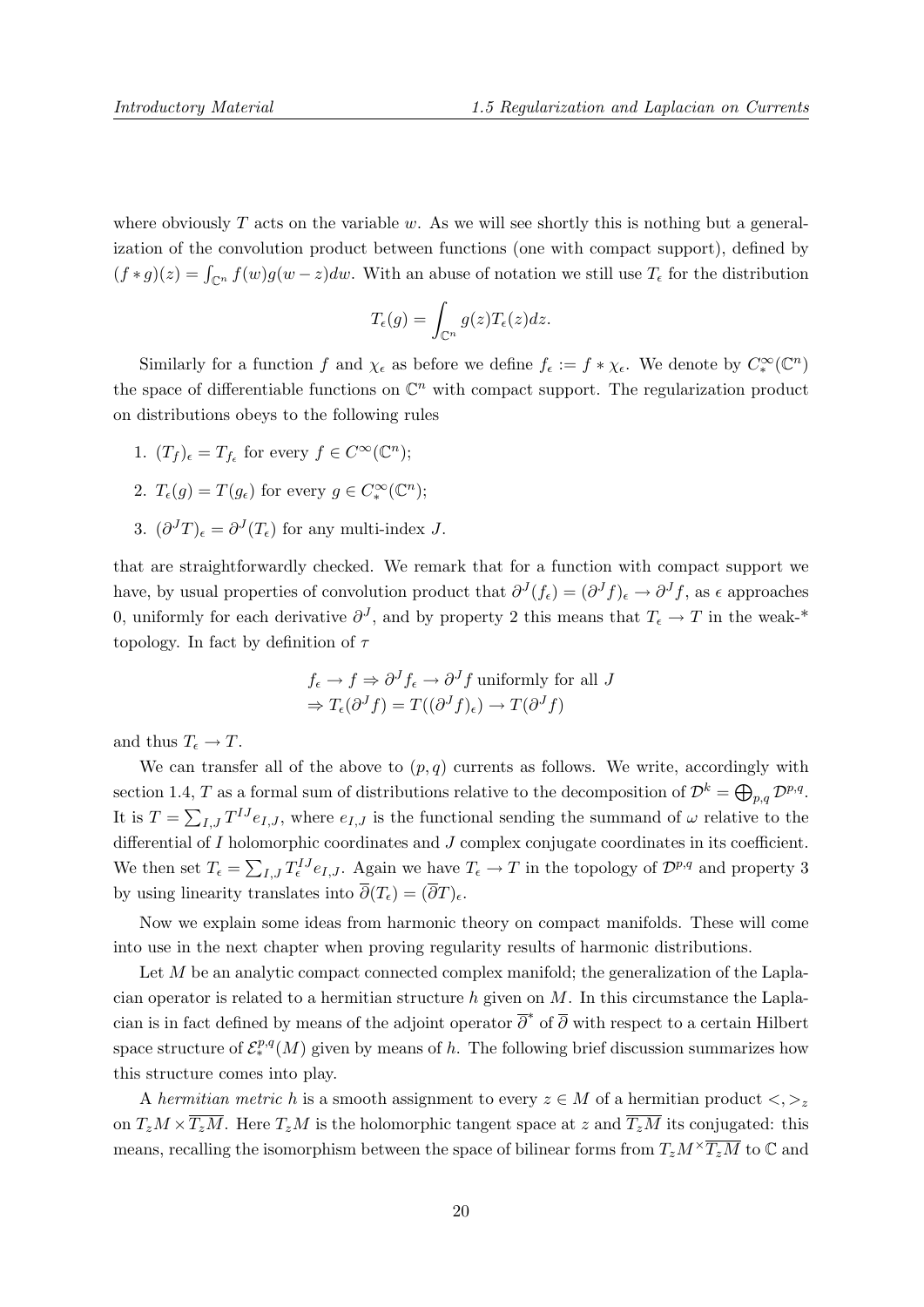where obviously $T$ acts on the variable $w$. As we will see shortly this is nothing but a generalization of the convolution product between functions (one with compact support), defined by $(f * g)(z) = \int_{\mathbb{C}^n} f(w)g(w-z)dw$. With an abuse of notation we still use $T_\epsilon$ for the distribution

$$T_\epsilon(g) = \int_{\mathbb{C}^n} g(z)T_\epsilon(z)dz.$$

Similarly for a function $f$ and $\chi_\epsilon$ as before we define $f_\epsilon := f * \chi_\epsilon$. We denote by $C^\infty_*(\mathbb{C}^n)$ the space of differentiable functions on $\mathbb{C}^n$ with compact support. The regularization product on distributions obeys to the following rules

1. $(T_f)_\epsilon = T_{f_\epsilon}$ for every $f \in C^\infty(\mathbb{C}^n)$;
2. $T_\epsilon(g) = T(g_\epsilon)$ for every $g \in C^\infty_*(\mathbb{C}^n)$;
3. $(\partial^J T)_\epsilon = \partial^J(T_\epsilon)$ for any multi-index $J$.

that are straightforwardly checked. We remark that for a function with compact support we have, by usual properties of convolution product that $\partial^J(f_\epsilon) = (\partial^J f)_\epsilon \to \partial^J f$, as $\epsilon$ approaches 0, uniformly for each derivative $\partial^J$, and by property 2 this means that $T_\epsilon \to T$ in the weak-* topology. In fact by definition of $\tau$

$$\begin{aligned} &f_\epsilon \to f \Rightarrow \partial^J f_\epsilon \to \partial^J f \text{ uniformly for all } J \\ &\Rightarrow T_\epsilon(\partial^J f) = T((\partial^J f)_\epsilon) \to T(\partial^J f) \end{aligned}$$

and thus $T_\epsilon \to T$.

We can transfer all of the above to $(p,q)$ currents as follows. We write, accordingly with section 1.4, $T$ as a formal sum of distributions relative to the decomposition of $\mathcal{D}^k = \bigoplus_{p,q} \mathcal{D}^{p,q}$. It is $T = \sum_{I,J} T^{IJ} e_{I,J}$, where $e_{I,J}$ is the functional sending the summand of $\omega$ relative to the differential of $I$ holomorphic coordinates and $J$ complex conjugate coordinates in its coefficient. We then set $T_\epsilon = \sum_{I,J} T^{IJ}_\epsilon e_{I,J}$. Again we have $T_\epsilon \to T$ in the topology of $\mathcal{D}^{p,q}$ and property 3 by using linearity translates into $\overline{\partial}(T_\epsilon) = (\overline{\partial} T)_\epsilon$.

Now we explain some ideas from harmonic theory on compact manifolds. These will come into use in the next chapter when proving regularity results of harmonic distributions.

Let $M$ be an analytic compact connected complex manifold; the generalization of the Laplacian operator is related to a hermitian structure $h$ given on $M$. In this circumstance the Laplacian is in fact defined by means of the adjoint operator $\overline{\partial}^*$ of $\overline{\partial}$ with respect to a certain Hilbert space structure of $\mathcal{E}^{p,q}_*(M)$ given by means of $h$. The following brief discussion summarizes how this structure comes into play.

A *hermitian metric* $h$ is a smooth assignment to every $z \in M$ of a hermitian product $<,>_z$ on $T_zM \times \overline{T_zM}$. Here $T_zM$ is the holomorphic tangent space at $z$ and $\overline{T_zM}$ its conjugated: this means, recalling the isomorphism between the space of bilinear forms from $T_zM \times \overline{T_zM}$ to $\mathbb{C}$ and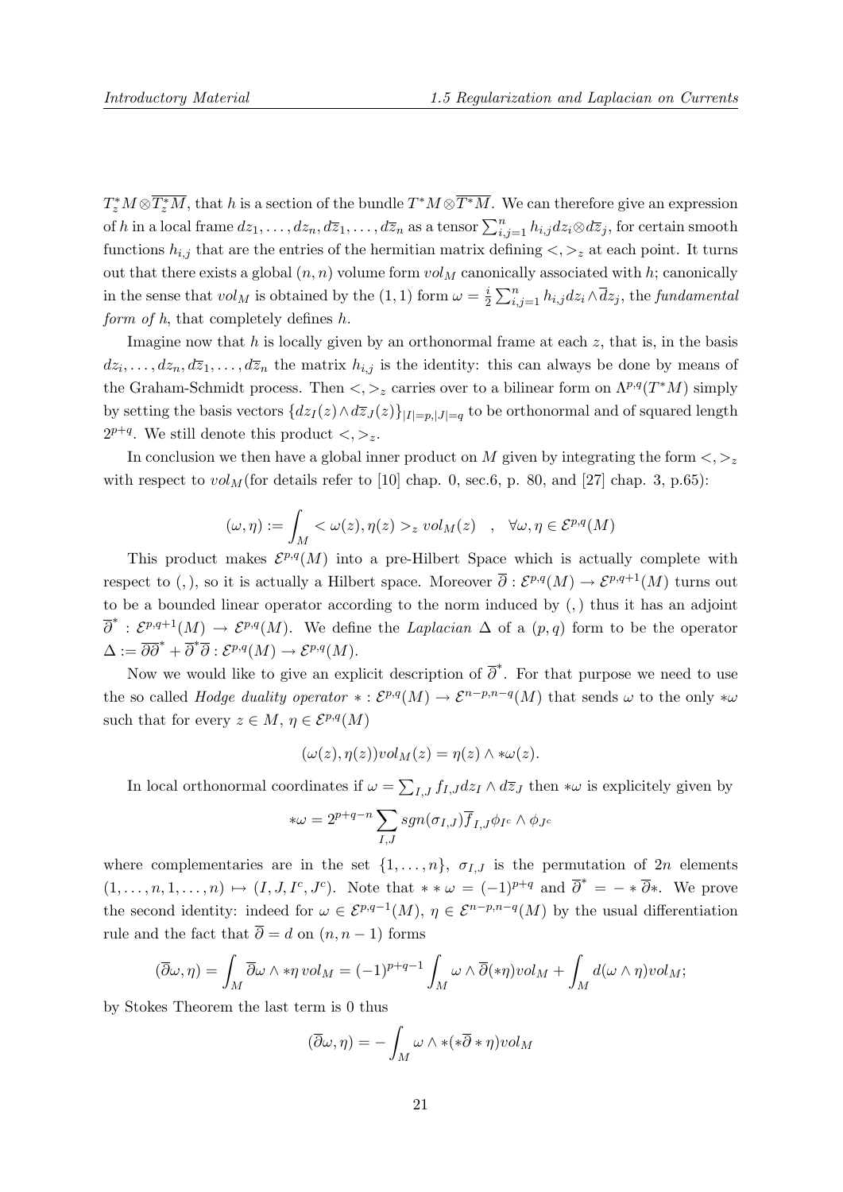$T_z^*M \otimes \overline{T_z^*M}$, that $h$ is a section of the bundle $T^*M \otimes \overline{T^*M}$. We can therefore give an expression of $h$ in a local frame $dz_1, \ldots, dz_n, d\overline{z}_1, \ldots, d\overline{z}_n$ as a tensor $\sum_{i,j=1}^n h_{i,j} dz_i \otimes d\overline{z}_j$, for certain smooth functions $h_{i,j}$ that are the entries of the hermitian matrix defining $<,>_z$ at each point. It turns out that there exists a global $(n,n)$ volume form $vol_M$ canonically associated with $h$; canonically in the sense that $vol_M$ is obtained by the $(1,1)$ form $\omega = \frac{i}{2}\sum_{i,j=1}^n h_{i,j} dz_i \wedge \overline{d}z_j$, the *fundamental form of h*, that completely defines $h$.

Imagine now that $h$ is locally given by an orthonormal frame at each $z$, that is, in the basis $dz_i, \ldots, dz_n, d\overline{z}_1, \ldots, d\overline{z}_n$ the matrix $h_{i,j}$ is the identity: this can always be done by means of the Graham-Schmidt process. Then $<,>_z$ carries over to a bilinear form on $\Lambda^{p,q}(T^*M)$ simply by setting the basis vectors $\{dz_I(z) \wedge d\overline{z}_J(z)\}_{|I|=p,|J|=q}$ to be orthonormal and of squared length $2^{p+q}$. We still denote this product $<,>_z$.

In conclusion we then have a global inner product on $M$ given by integrating the form $<,>_z$ with respect to $vol_M$(for details refer to [10] chap. 0, sec.6, p. 80, and [27] chap. 3, p.65):

$$(\omega, \eta) := \int_M < \omega(z), \eta(z) >_z vol_M(z) \quad , \quad \forall \omega, \eta \in \mathcal{E}^{p,q}(M)$$

This product makes $\mathcal{E}^{p,q}(M)$ into a pre-Hilbert Space which is actually complete with respect to $(,)$, so it is actually a Hilbert space. Moreover $\overline{\partial} : \mathcal{E}^{p,q}(M) \to \mathcal{E}^{p,q+1}(M)$ turns out to be a bounded linear operator according to the norm induced by $(,)$ thus it has an adjoint $\overline{\partial}^* : \mathcal{E}^{p,q+1}(M) \to \mathcal{E}^{p,q}(M)$. We define the *Laplacian* $\Delta$ of a $(p,q)$ form to be the operator $\Delta := \overline{\partial}\overline{\partial}^* + \overline{\partial}^*\overline{\partial} : \mathcal{E}^{p,q}(M) \to \mathcal{E}^{p,q}(M)$.

Now we would like to give an explicit description of $\overline{\partial}^*$. For that purpose we need to use the so called *Hodge duality operator* $* : \mathcal{E}^{p,q}(M) \to \mathcal{E}^{n-p,n-q}(M)$ that sends $\omega$ to the only $*\omega$ such that for every $z \in M$, $\eta \in \mathcal{E}^{p,q}(M)$

$$(\omega(z), \eta(z)) vol_M(z) = \eta(z) \wedge *\omega(z).$$

In local orthonormal coordinates if $\omega = \sum_{I,J} f_{I,J} dz_I \wedge d\overline{z}_J$ then $*\omega$ is explicitely given by

$$*\omega = 2^{p+q-n} \sum_{I,J} sgn(\sigma_{I,J}) \overline{f}_{I,J} \phi_{I^c} \wedge \phi_{J^c}$$

where complementaries are in the set $\{1, \ldots, n\}$, $\sigma_{I,J}$ is the permutation of $2n$ elements $(1, \ldots, n, 1, \ldots, n) \mapsto (I, J, I^c, J^c)$. Note that $** \omega = (-1)^{p+q}$ and $\overline{\partial}^* = - * \overline{\partial} *$. We prove the second identity: indeed for $\omega \in \mathcal{E}^{p,q-1}(M)$, $\eta \in \mathcal{E}^{n-p,n-q}(M)$ by the usual differentiation rule and the fact that $\overline{\partial} = d$ on $(n, n-1)$ forms

$$(\overline{\partial}\omega, \eta) = \int_M \overline{\partial}\omega \wedge *\eta \, vol_M = (-1)^{p+q-1} \int_M \omega \wedge \overline{\partial}(*\eta) vol_M + \int_M d(\omega \wedge \eta) vol_M;$$

by Stokes Theorem the last term is 0 thus

$$(\overline{\partial}\omega, \eta) = -\int_M \omega \wedge *(*\overline{\partial} * \eta) vol_M$$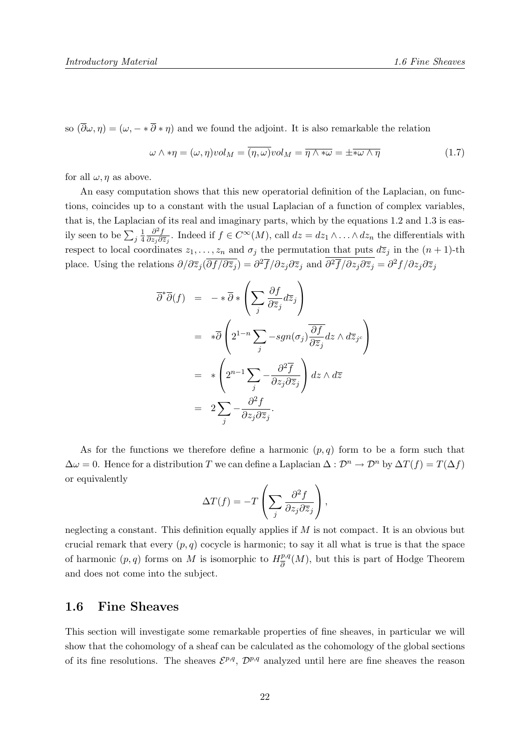so $(\overline{\partial}\omega, \eta) = (\omega, -*\overline{\partial}*\eta)$ and we found the adjoint. It is also remarkable the relation

$$\omega \wedge *\eta = (\omega, \eta) vol_M = \overline{(\eta, \omega)} vol_M = \overline{\eta \wedge *\omega} = \pm \overline{*\omega \wedge \eta} \tag{1.7}$$

for all $\omega, \eta$ as above.

An easy computation shows that this new operatorial definition of the Laplacian, on functions, coincides up to a constant with the usual Laplacian of a function of complex variables, that is, the Laplacian of its real and imaginary parts, which by the equations 1.2 and 1.3 is easily seen to be $\sum_j \frac{1}{4} \frac{\partial^2 f}{\partial z_j \partial \overline{z}_j}$. Indeed if $f \in C^\infty(M)$, call $dz = dz_1 \wedge \ldots \wedge dz_n$ the differentials with respect to local coordinates $z_1, \ldots, z_n$ and $\sigma_j$ the permutation that puts $\overline{d\overline{z}_j}$ in the $(n+1)$-th place. Using the relations $\partial/\partial\overline{z}_j(\overline{\partial f/\partial \overline{z}_j}) = \partial^2 \overline{f}/\partial z_j \partial \overline{z}_j$ and $\overline{\partial^2 \overline{f}/\partial z_j \partial \overline{z}_j} = \partial^2 f/\partial z_j \partial \overline{z}_j$

$$\begin{aligned}
\overline{\partial}^* \overline{\partial}(f) &= -*\overline{\partial}*\left(\sum_j \frac{\partial f}{\partial \overline{z}_j} d\overline{z}_j\right) \\
&= *\overline{\partial}\left(2^{1-n} \sum_j -sgn(\sigma_j) \overline{\frac{\partial f}{\partial \overline{z}_j}} dz \wedge d\overline{z}_{j^c}\right) \\
&= *\left(2^{n-1} \sum_j -\frac{\partial^2 \overline{f}}{\partial z_j \partial \overline{z}_j}\right) dz \wedge d\overline{z} \\
&= 2 \sum_j -\frac{\partial^2 f}{\partial z_j \partial \overline{z}_j}.
\end{aligned}$$

As for the functions we therefore define a harmonic $(p,q)$ form to be a form such that $\Delta\omega = 0$. Hence for a distribution $T$ we can define a Laplacian $\Delta : \mathcal{D}^n \to \mathcal{D}^n$ by $\Delta T(f) = T(\Delta f)$ or equivalently

$$\Delta T(f) = -T\left(\sum_j \frac{\partial^2 f}{\partial z_j \partial \overline{z}_j}\right),$$

neglecting a constant. This definition equally applies if $M$ is not compact. It is an obvious but crucial remark that every $(p,q)$ cocycle is harmonic; to say it all what is true is that the space of harmonic $(p,q)$ forms on $M$ is isomorphic to $H^{p,q}_{\overline{\partial}}(M)$, but this is part of Hodge Theorem and does not come into the subject.

## 1.6 Fine Sheaves

This section will investigate some remarkable properties of fine sheaves, in particular we will show that the cohomology of a sheaf can be calculated as the cohomology of the global sections of its fine resolutions. The sheaves $\mathcal{E}^{p,q}$, $\mathcal{D}^{p,q}$ analyzed until here are fine sheaves the reason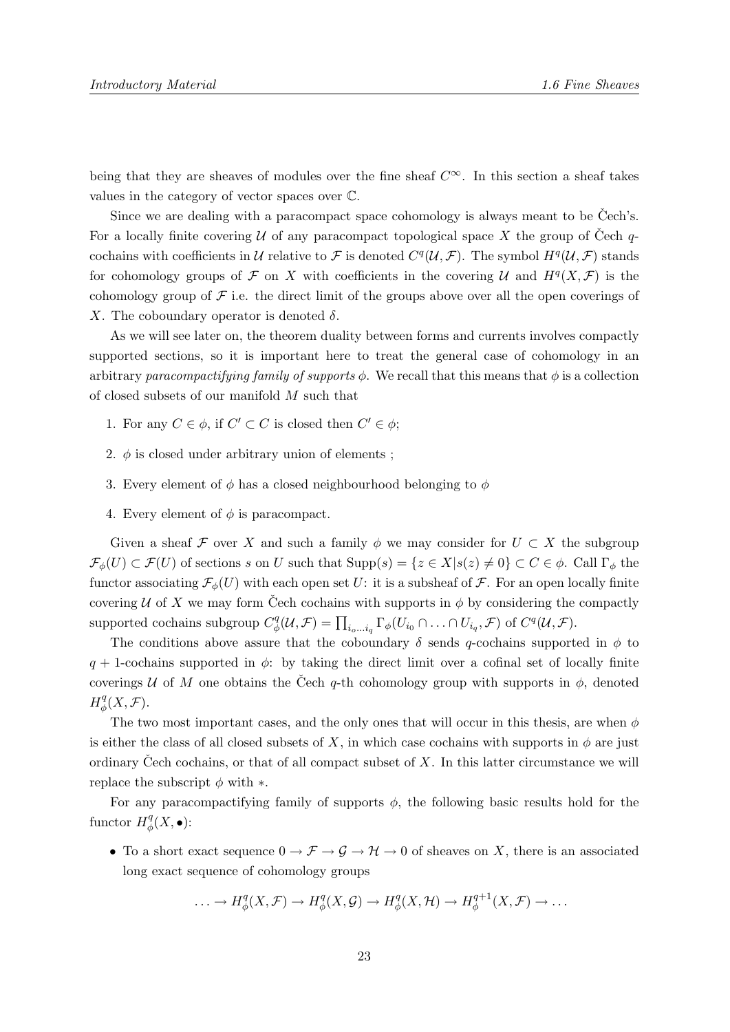being that they are sheaves of modules over the fine sheaf $C^\infty$. In this section a sheaf takes values in the category of vector spaces over $\mathbb{C}$.

Since we are dealing with a paracompact space cohomology is always meant to be Čech's. For a locally finite covering $\mathcal{U}$ of any paracompact topological space $X$ the group of Čech $q$-cochains with coefficients in $\mathcal{U}$ relative to $\mathcal{F}$ is denoted $C^q(\mathcal{U}, \mathcal{F})$. The symbol $H^q(\mathcal{U}, \mathcal{F})$ stands for cohomology groups of $\mathcal{F}$ on $X$ with coefficients in the covering $\mathcal{U}$ and $H^q(X, \mathcal{F})$ is the cohomology group of $\mathcal{F}$ i.e. the direct limit of the groups above over all the open coverings of $X$. The coboundary operator is denoted $\delta$.

As we will see later on, the theorem duality between forms and currents involves compactly supported sections, so it is important here to treat the general case of cohomology in an arbitrary *paracompactifying family of supports* $\phi$. We recall that this means that $\phi$ is a collection of closed subsets of our manifold $M$ such that

1. For any $C \in \phi$, if $C' \subset C$ is closed then $C' \in \phi$;
2. $\phi$ is closed under arbitrary union of elements ;
3. Every element of $\phi$ has a closed neighbourhood belonging to $\phi$
4. Every element of $\phi$ is paracompact.

Given a sheaf $\mathcal{F}$ over $X$ and such a family $\phi$ we may consider for $U \subset X$ the subgroup $\mathcal{F}_\phi(U) \subset \mathcal{F}(U)$ of sections $s$ on $U$ such that $\mathrm{Supp}(s) = \{z \in X | s(z) \neq 0\} \subset C \in \phi$. Call $\Gamma_\phi$ the functor associating $\mathcal{F}_\phi(U)$ with each open set $U$: it is a subsheaf of $\mathcal{F}$. For an open locally finite covering $\mathcal{U}$ of $X$ we may form Čech cochains with supports in $\phi$ by considering the compactly supported cochains subgroup $C^q_\phi(\mathcal{U}, \mathcal{F}) = \prod_{i_o \ldots i_q} \Gamma_\phi(U_{i_0} \cap \ldots \cap U_{i_q}, \mathcal{F})$ of $C^q(\mathcal{U}, \mathcal{F})$.

The conditions above assure that the coboundary $\delta$ sends $q$-cochains supported in $\phi$ to $q+1$-cochains supported in $\phi$: by taking the direct limit over a cofinal set of locally finite coverings $\mathcal{U}$ of $M$ one obtains the Čech $q$-th cohomology group with supports in $\phi$, denoted $H^q_\phi(X, \mathcal{F})$.

The two most important cases, and the only ones that will occur in this thesis, are when $\phi$ is either the class of all closed subsets of $X$, in which case cochains with supports in $\phi$ are just ordinary Čech cochains, or that of all compact subset of $X$. In this latter circumstance we will replace the subscript $\phi$ with $*$.

For any paracompactifying family of supports $\phi$, the following basic results hold for the functor $H^q_\phi(X, \bullet)$:

- To a short exact sequence $0 \to \mathcal{F} \to \mathcal{G} \to \mathcal{H} \to 0$ of sheaves on $X$, there is an associated long exact sequence of cohomology groups

$$\ldots \to H^q_\phi(X, \mathcal{F}) \to H^q_\phi(X, \mathcal{G}) \to H^q_\phi(X, \mathcal{H}) \to H^{q+1}_\phi(X, \mathcal{F}) \to \ldots$$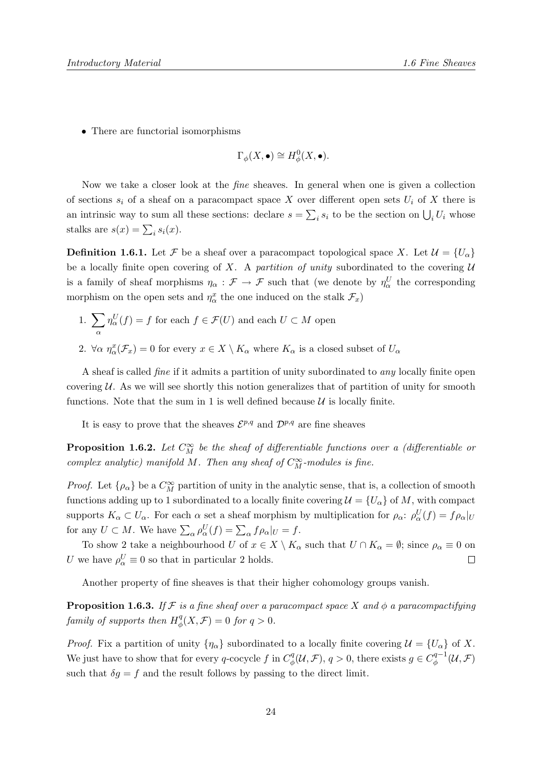- There are functorial isomorphisms

$$\Gamma_\phi(X, \bullet) \cong H^0_\phi(X, \bullet).$$

Now we take a closer look at the *fine* sheaves. In general when one is given a collection of sections $s_i$ of a sheaf on a paracompact space $X$ over different open sets $U_i$ of $X$ there is an intrinsic way to sum all these sections: declare $s = \sum_i s_i$ to be the section on $\bigcup_i U_i$ whose stalks are $s(x) = \sum_i s_i(x)$.

**Definition 1.6.1.** Let $\mathcal{F}$ be a sheaf over a paracompact topological space $X$. Let $\mathcal{U} = \{U_\alpha\}$ be a locally finite open covering of $X$. A *partition of unity* subordinated to the covering $\mathcal{U}$ is a family of sheaf morphisms $\eta_\alpha : \mathcal{F} \to \mathcal{F}$ such that (we denote by $\eta^U_\alpha$ the corresponding morphism on the open sets and $\eta^x_\alpha$ the one induced on the stalk $\mathcal{F}_x$)

1. $\sum_\alpha \eta^U_\alpha(f) = f$ for each $f \in \mathcal{F}(U)$ and each $U \subset M$ open
2. $\forall \alpha$ $\eta^x_\alpha(\mathcal{F}_x) = 0$ for every $x \in X \setminus K_\alpha$ where $K_\alpha$ is a closed subset of $U_\alpha$

A sheaf is called *fine* if it admits a partition of unity subordinated to *any* locally finite open covering $\mathcal{U}$. As we will see shortly this notion generalizes that of partition of unity for smooth functions. Note that the sum in 1 is well defined because $\mathcal{U}$ is locally finite.

It is easy to prove that the sheaves $\mathcal{E}^{p,q}$ and $\mathcal{D}^{p,q}$ are fine sheaves

**Proposition 1.6.2.** *Let $C^\infty_M$ be the sheaf of differentiable functions over a (differentiable or complex analytic) manifold $M$. Then any sheaf of $C^\infty_M$-modules is fine.*

*Proof.* Let $\{\rho_\alpha\}$ be a $C^\infty_M$ partition of unity in the analytic sense, that is, a collection of smooth functions adding up to 1 subordinated to a locally finite covering $\mathcal{U} = \{U_\alpha\}$ of $M$, with compact supports $K_\alpha \subset U_\alpha$. For each $\alpha$ set a sheaf morphism by multiplication for $\rho_\alpha$: $\rho^U_\alpha(f) = f\rho_\alpha|_U$ for any $U \subset M$. We have $\sum_\alpha \rho^U_\alpha(f) = \sum_\alpha f\rho_\alpha|_U = f$.

To show 2 take a neighbourhood $U$ of $x \in X \setminus K_\alpha$ such that $U \cap K_\alpha = \emptyset$; since $\rho_\alpha \equiv 0$ on $U$ we have $\rho^U_\alpha \equiv 0$ so that in particular 2 holds. $\square$

Another property of fine sheaves is that their higher cohomology groups vanish.

**Proposition 1.6.3.** *If $\mathcal{F}$ is a fine sheaf over a paracompact space $X$ and $\phi$ a paracompactifying family of supports then $H^q_\phi(X, \mathcal{F}) = 0$ for $q > 0$.*

*Proof.* Fix a partition of unity $\{\eta_\alpha\}$ subordinated to a locally finite covering $\mathcal{U} = \{U_\alpha\}$ of $X$. We just have to show that for every $q$-cocycle $f$ in $C^q_\phi(\mathcal{U}, \mathcal{F})$, $q > 0$, there exists $g \in C^{q-1}_\phi(\mathcal{U}, \mathcal{F})$ such that $\delta g = f$ and the result follows by passing to the direct limit.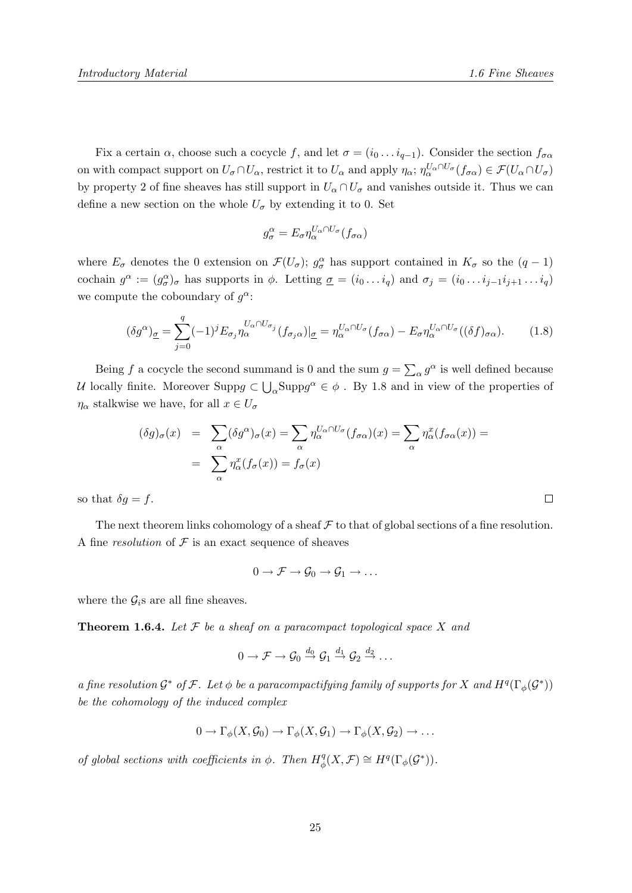Fix a certain $\alpha$, choose such a cocycle $f$, and let $\sigma = (i_0 \dots i_{q-1})$. Consider the section $f_{\sigma\alpha}$ on with compact support on $U_\sigma \cap U_\alpha$, restrict it to $U_\alpha$ and apply $\eta_\alpha$; $\eta_\alpha^{U_\alpha \cap U_\sigma}(f_{\sigma\alpha}) \in \mathcal{F}(U_\alpha \cap U_\sigma)$ by property 2 of fine sheaves has still support in $U_\alpha \cap U_\sigma$ and vanishes outside it. Thus we can define a new section on the whole $U_\sigma$ by extending it to 0. Set

$$g_\sigma^\alpha = E_\sigma \eta_\alpha^{U_\alpha \cap U_\sigma}(f_{\sigma\alpha})$$

where $E_\sigma$ denotes the 0 extension on $\mathcal{F}(U_\sigma)$; $g_\sigma^\alpha$ has support contained in $K_\sigma$ so the $(q-1)$ cochain $g^\alpha := (g_\sigma^\alpha)_\sigma$ has supports in $\phi$. Letting $\underline{\sigma} = (i_0 \dots i_q)$ and $\sigma_j = (i_0 \dots i_{j-1} i_{j+1} \dots i_q)$ we compute the coboundary of $g^\alpha$:

$$(\delta g^\alpha)_{\underline{\sigma}} = \sum_{j=0}^{q} (-1)^j E_{\sigma_j} \eta_\alpha^{U_\alpha \cap U_{\sigma_j}}(f_{\sigma_j \alpha})|_{\underline{\sigma}} = \eta_\alpha^{U_\alpha \cap U_\sigma}(f_{\sigma\alpha}) - E_\sigma \eta_\alpha^{U_\alpha \cap U_\sigma}((\delta f)_{\sigma\alpha}). \tag{1.8}$$

Being $f$ a cocycle the second summand is 0 and the sum $g = \sum_\alpha g^\alpha$ is well defined because $\mathcal{U}$ locally finite. Moreover $\mathrm{Supp} g \subset \bigcup_\alpha \mathrm{Supp} g^\alpha \in \phi$ . By 1.8 and in view of the properties of $\eta_\alpha$ stalkwise we have, for all $x \in U_\sigma$

$$\begin{aligned}
(\delta g)_\sigma(x) &= \sum_\alpha (\delta g^\alpha)_\sigma(x) = \sum_\alpha \eta_\alpha^{U_\alpha \cap U_\sigma}(f_{\sigma\alpha})(x) = \sum_\alpha \eta_\alpha^x(f_{\sigma\alpha}(x)) = \\
&= \sum_\alpha \eta_\alpha^x(f_\sigma(x)) = f_\sigma(x)
\end{aligned}$$

so that $\delta g = f$. □

The next theorem links cohomology of a sheaf $\mathcal{F}$ to that of global sections of a fine resolution. A fine *resolution* of $\mathcal{F}$ is an exact sequence of sheaves

$$0 \to \mathcal{F} \to \mathcal{G}_0 \to \mathcal{G}_1 \to \dots$$

where the $\mathcal{G}_i$s are all fine sheaves.

**Theorem 1.6.4.** *Let $\mathcal{F}$ be a sheaf on a paracompact topological space $X$ and*

$$0 \to \mathcal{F} \to \mathcal{G}_0 \xrightarrow{d_0} \mathcal{G}_1 \xrightarrow{d_1} \mathcal{G}_2 \xrightarrow{d_2} \dots$$

*a fine resolution $\mathcal{G}^*$ of $\mathcal{F}$. Let $\phi$ be a paracompactifying family of supports for $X$ and $H^q(\Gamma_\phi(\mathcal{G}^*))$ be the cohomology of the induced complex*

$$0 \to \Gamma_\phi(X, \mathcal{G}_0) \to \Gamma_\phi(X, \mathcal{G}_1) \to \Gamma_\phi(X, \mathcal{G}_2) \to \dots$$

*of global sections with coefficients in $\phi$. Then $H_\phi^q(X, \mathcal{F}) \cong H^q(\Gamma_\phi(\mathcal{G}^*))$.*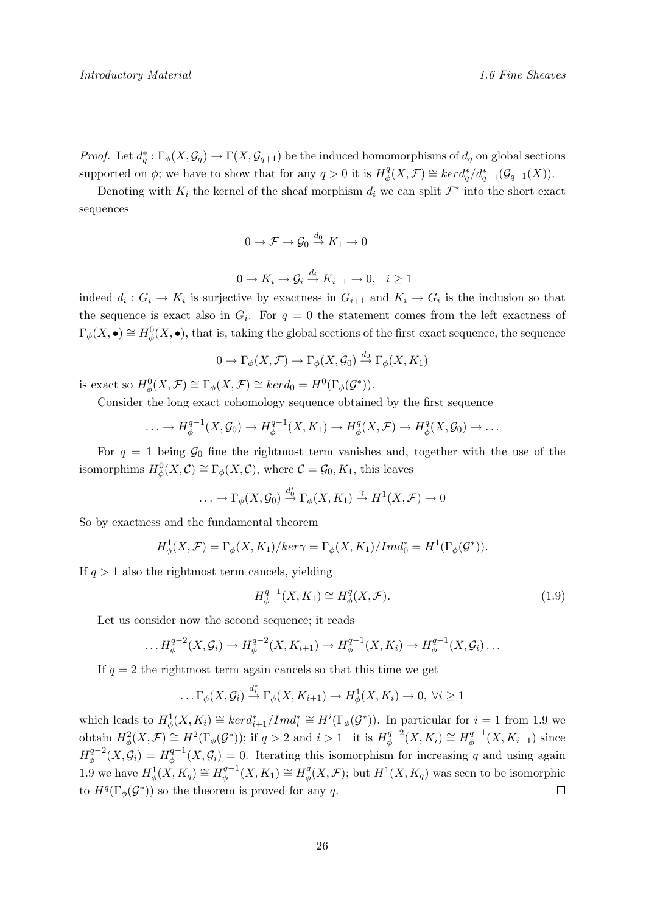*Proof.* Let $d_q^* : \Gamma_\phi(X, \mathcal{G}_q) \to \Gamma(X, \mathcal{G}_{q+1})$ be the induced homomorphisms of $d_q$ on global sections supported on $\phi$; we have to show that for any $q > 0$ it is $H^q_\phi(X, \mathcal{F}) \cong kerd_q^*/d_{q-1}^*(\mathcal{G}_{q-1}(X))$.

Denoting with $K_i$ the kernel of the sheaf morphism $d_i$ we can split $\mathcal{F}^*$ into the short exact sequences

$$0 \to \mathcal{F} \to \mathcal{G}_0 \xrightarrow{d_0} K_1 \to 0$$

$$0 \to K_i \to \mathcal{G}_i \xrightarrow{d_i} K_{i+1} \to 0, \quad i \geq 1$$

indeed $d_i : G_i \to K_i$ is surjective by exactness in $G_{i+1}$ and $K_i \to G_i$ is the inclusion so that the sequence is exact also in $G_i$. For $q = 0$ the statement comes from the left exactness of $\Gamma_\phi(X, \bullet) \cong H^0_\phi(X, \bullet)$, that is, taking the global sections of the first exact sequence, the sequence

$$0 \to \Gamma_\phi(X, \mathcal{F}) \to \Gamma_\phi(X, \mathcal{G}_0) \xrightarrow{d_0} \Gamma_\phi(X, K_1)$$

is exact so $H^0_\phi(X, \mathcal{F}) \cong \Gamma_\phi(X, \mathcal{F}) \cong kerd_0 = H^0(\Gamma_\phi(\mathcal{G}^*))$.

Consider the long exact cohomology sequence obtained by the first sequence

$$\ldots \to H^{q-1}_\phi(X, \mathcal{G}_0) \to H^{q-1}_\phi(X, K_1) \to H^q_\phi(X, \mathcal{F}) \to H^q_\phi(X, \mathcal{G}_0) \to \ldots$$

For $q = 1$ being $\mathcal{G}_0$ fine the rightmost term vanishes and, together with the use of the isomorphims $H^0_\phi(X, \mathcal{C}) \cong \Gamma_\phi(X, \mathcal{C})$, where $\mathcal{C} = \mathcal{G}_0, K_1$, this leaves

$$\ldots \to \Gamma_\phi(X, \mathcal{G}_0) \xrightarrow{d_0^*} \Gamma_\phi(X, K_1) \xrightarrow{\gamma} H^1(X, \mathcal{F}) \to 0$$

So by exactness and the fundamental theorem

$$H^1_\phi(X, \mathcal{F}) = \Gamma_\phi(X, K_1)/ker\gamma = \Gamma_\phi(X, K_1)/Imd_0^* = H^1(\Gamma_\phi(\mathcal{G}^*)).$$

If $q > 1$ also the rightmost term cancels, yielding

$$H^{q-1}_\phi(X, K_1) \cong H^q_\phi(X, \mathcal{F}). \tag{1.9}$$

Let us consider now the second sequence; it reads

$$\ldots H^{q-2}_\phi(X, \mathcal{G}_i) \to H^{q-2}_\phi(X, K_{i+1}) \to H^{q-1}_\phi(X, K_i) \to H^{q-1}_\phi(X, \mathcal{G}_i) \ldots$$

If $q = 2$ the rightmost term again cancels so that this time we get

$$\ldots \Gamma_\phi(X, \mathcal{G}_i) \xrightarrow{d_i^*} \Gamma_\phi(X, K_{i+1}) \to H^1_\phi(X, K_i) \to 0, \ \forall i \geq 1$$

which leads to $H^1_\phi(X, K_i) \cong kerd_{i+1}^*/Imd_i^* \cong H^i(\Gamma_\phi(\mathcal{G}^*))$. In particular for $i = 1$ from 1.9 we obtain $H^2_\phi(X, \mathcal{F}) \cong H^2(\Gamma_\phi(\mathcal{G}^*))$; if $q > 2$ and $i > 1$ it is $H^{q-2}_\phi(X, K_i) \cong H^{q-1}_\phi(X, K_{i-1})$ since $H^{q-2}_\phi(X, \mathcal{G}_i) = H^{q-1}_\phi(X, \mathcal{G}_i) = 0$. Iterating this isomorphism for increasing $q$ and using again 1.9 we have $H^1_\phi(X, K_q) \cong H^{q-1}_\phi(X, K_1) \cong H^q_\phi(X, \mathcal{F})$; but $H^1(X, K_q)$ was seen to be isomorphic to $H^q(\Gamma_\phi(\mathcal{G}^*))$ so the theorem is proved for any $q$. $\square$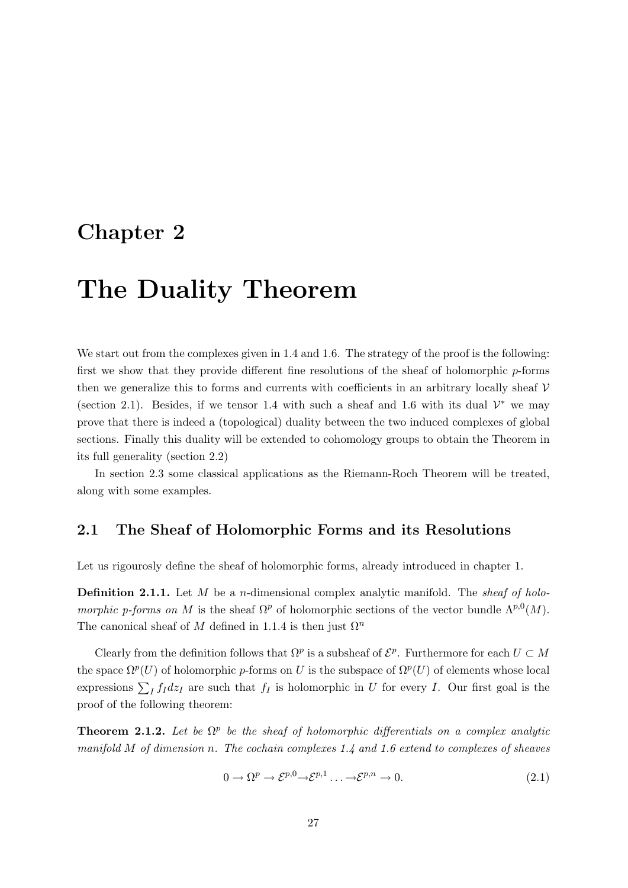# Chapter 2

# The Duality Theorem

We start out from the complexes given in 1.4 and 1.6. The strategy of the proof is the following: first we show that they provide different fine resolutions of the sheaf of holomorphic $p$-forms then we generalize this to forms and currents with coefficients in an arbitrary locally sheaf $\mathcal{V}$ (section 2.1). Besides, if we tensor 1.4 with such a sheaf and 1.6 with its dual $\mathcal{V}^*$ we may prove that there is indeed a (topological) duality between the two induced complexes of global sections. Finally this duality will be extended to cohomology groups to obtain the Theorem in its full generality (section 2.2)

In section 2.3 some classical applications as the Riemann-Roch Theorem will be treated, along with some examples.

## 2.1 The Sheaf of Holomorphic Forms and its Resolutions

Let us rigourosly define the sheaf of holomorphic forms, already introduced in chapter 1.

**Definition 2.1.1.** Let $M$ be a $n$-dimensional complex analytic manifold. The *sheaf of holomorphic $p$-forms on $M$* is the sheaf $\Omega^p$ of holomorphic sections of the vector bundle $\Lambda^{p,0}(M)$. The canonical sheaf of $M$ defined in 1.1.4 is then just $\Omega^n$

Clearly from the definition follows that $\Omega^p$ is a subsheaf of $\mathcal{E}^p$. Furthermore for each $U \subset M$ the space $\Omega^p(U)$ of holomorphic $p$-forms on $U$ is the subspace of $\Omega^p(U)$ of elements whose local expressions $\sum_I f_I dz_I$ are such that $f_I$ is holomorphic in $U$ for every $I$. Our first goal is the proof of the following theorem:

**Theorem 2.1.2.** *Let be $\Omega^p$ be the sheaf of holomorphic differentials on a complex analytic manifold $M$ of dimension $n$. The cochain complexes 1.4 and 1.6 extend to complexes of sheaves*

$$0 \to \Omega^p \to \mathcal{E}^{p,0} \to \mathcal{E}^{p,1} \ldots \to \mathcal{E}^{p,n} \to 0. \tag{2.1}$$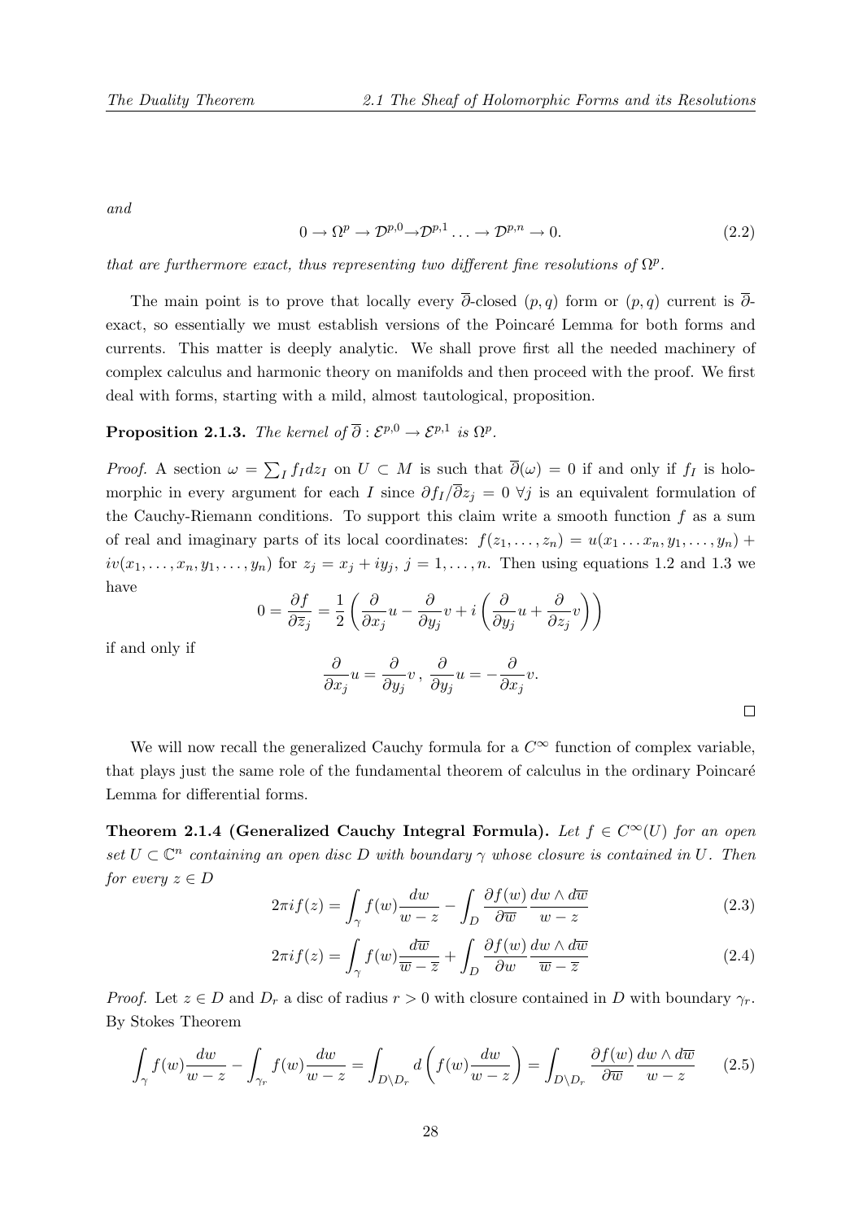*and*

$$0 \to \Omega^p \to \mathcal{D}^{p,0} \to \mathcal{D}^{p,1} \ldots \to \mathcal{D}^{p,n} \to 0. \tag{2.2}$$

*that are furthermore exact, thus representing two different fine resolutions of $\Omega^p$.*

The main point is to prove that locally every $\overline{\partial}$-closed $(p,q)$ form or $(p,q)$ current is $\overline{\partial}$-exact, so essentially we must establish versions of the Poincaré Lemma for both forms and currents. This matter is deeply analytic. We shall prove first all the needed machinery of complex calculus and harmonic theory on manifolds and then proceed with the proof. We first deal with forms, starting with a mild, almost tautological, proposition.

**Proposition 2.1.3.** *The kernel of $\overline{\partial} : \mathcal{E}^{p,0} \to \mathcal{E}^{p,1}$ is $\Omega^p$.*

*Proof.* A section $\omega = \sum_I f_I dz_I$ on $U \subset M$ is such that $\overline{\partial}(\omega) = 0$ if and only if $f_I$ is holomorphic in every argument for each $I$ since $\partial f_I / \overline{\partial} z_j = 0 \ \forall j$ is an equivalent formulation of the Cauchy-Riemann conditions. To support this claim write a smooth function $f$ as a sum of real and imaginary parts of its local coordinates: $f(z_1, \ldots, z_n) = u(x_1 \ldots x_n, y_1, \ldots, y_n) + iv(x_1, \ldots, x_n, y_1, \ldots, y_n)$ for $z_j = x_j + iy_j$, $j = 1, \ldots, n$. Then using equations 1.2 and 1.3 we have

$$0 = \frac{\partial f}{\partial \overline{z}_j} = \frac{1}{2}\left(\frac{\partial}{\partial x_j}u - \frac{\partial}{\partial y_j}v + i\left(\frac{\partial}{\partial y_j}u + \frac{\partial}{\partial z_j}v\right)\right)$$

if and only if

$$\frac{\partial}{\partial x_j}u = \frac{\partial}{\partial y_j}v\,,\ \frac{\partial}{\partial y_j}u = -\frac{\partial}{\partial x_j}v.$$

□

We will now recall the generalized Cauchy formula for a $C^\infty$ function of complex variable, that plays just the same role of the fundamental theorem of calculus in the ordinary Poincaré Lemma for differential forms.

**Theorem 2.1.4 (Generalized Cauchy Integral Formula).** *Let $f \in C^\infty(U)$ for an open set $U \subset \mathbb{C}^n$ containing an open disc $D$ with boundary $\gamma$ whose closure is contained in $U$. Then for every $z \in D$*

$$2\pi i f(z) = \int_\gamma f(w)\frac{dw}{w-z} - \int_D \frac{\partial f(w)}{\partial \overline{w}}\frac{dw \wedge d\overline{w}}{w-z} \tag{2.3}$$

$$2\pi i f(z) = \int_\gamma f(w)\frac{d\overline{w}}{\overline{w}-\overline{z}} + \int_D \frac{\partial f(w)}{\partial w}\frac{dw \wedge d\overline{w}}{\overline{w}-\overline{z}} \tag{2.4}$$

*Proof.* Let $z \in D$ and $D_r$ a disc of radius $r > 0$ with closure contained in $D$ with boundary $\gamma_r$. By Stokes Theorem

$$\int_\gamma f(w)\frac{dw}{w-z} - \int_{\gamma_r} f(w)\frac{dw}{w-z} = \int_{D \setminus D_r} d\left(f(w)\frac{dw}{w-z}\right) = \int_{D \setminus D_r} \frac{\partial f(w)}{\partial \overline{w}}\frac{dw \wedge d\overline{w}}{w-z} \tag{2.5}$$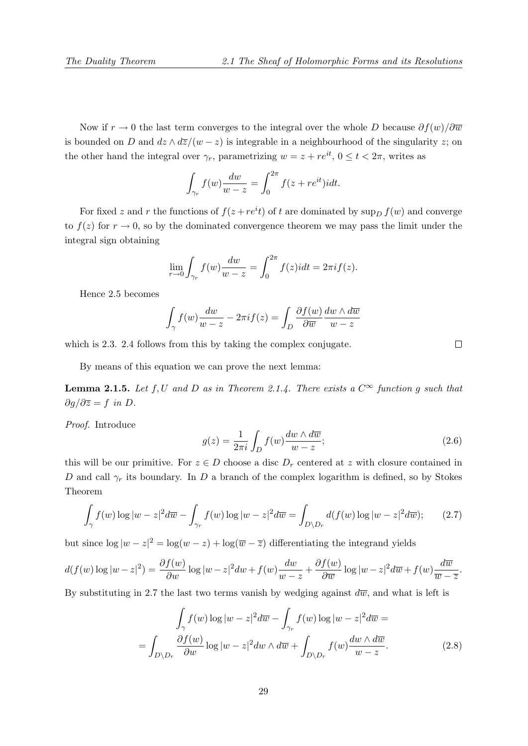Now if $r \to 0$ the last term converges to the integral over the whole $D$ because $\partial f(w)/\partial \overline{w}$ is bounded on $D$ and $dz \wedge d\overline{z}/(w-z)$ is integrable in a neighbourhood of the singularity $z$; on the other hand the integral over $\gamma_r$, parametrizing $w = z + re^{it}$, $0 \le t < 2\pi$, writes as

$$\int_{\gamma_r} f(w)\frac{dw}{w-z} = \int_0^{2\pi} f(z+re^{it})idt.$$

For fixed $z$ and $r$ the functions of $f(z+re^it)$ of $t$ are dominated by $\sup_D f(w)$ and converge to $f(z)$ for $r \to 0$, so by the dominated convergence theorem we may pass the limit under the integral sign obtaining

$$\lim_{r\to 0}\int_{\gamma_r} f(w)\frac{dw}{w-z} = \int_0^{2\pi} f(z)idt = 2\pi i f(z).$$

Hence 2.5 becomes

$$\int_{\gamma} f(w)\frac{dw}{w-z} - 2\pi i f(z) = \int_D \frac{\partial f(w)}{\partial \overline{w}}\frac{dw\wedge d\overline{w}}{w-z}$$

which is 2.3. 2.4 follows from this by taking the complex conjugate. $\square$

By means of this equation we can prove the next lemma:

**Lemma 2.1.5.** *Let $f, U$ and $D$ as in Theorem 2.1.4. There exists a $C^\infty$ function $g$ such that $\partial g/\partial \overline{z} = f$ in $D$.*

*Proof.* Introduce

$$g(z) = \frac{1}{2\pi i}\int_D f(w)\frac{dw\wedge d\overline{w}}{w-z}; \tag{2.6}$$

this will be our primitive. For $z \in D$ choose a disc $D_r$ centered at $z$ with closure contained in $D$ and call $\gamma_r$ its boundary. In $D$ a branch of the complex logarithm is defined, so by Stokes Theorem

$$\int_\gamma f(w)\log|w-z|^2 d\overline{w} - \int_{\gamma_r} f(w)\log|w-z|^2 d\overline{w} = \int_{D\setminus D_r} d(f(w)\log|w-z|^2 d\overline{w}); \tag{2.7}$$

but since $\log|w-z|^2 = \log(w-z) + \log(\overline{w}-\overline{z})$ differentiating the integrand yields

$$d(f(w)\log|w-z|^2) = \frac{\partial f(w)}{\partial w}\log|w-z|^2 dw + f(w)\frac{dw}{w-z} + \frac{\partial f(w)}{\partial \overline{w}}\log|w-z|^2 d\overline{w} + f(w)\frac{d\overline{w}}{\overline{w}-\overline{z}}.$$

By substituting in 2.7 the last two terms vanish by wedging against $d\overline{w}$, and what is left is

$$\int_\gamma f(w)\log|w-z|^2 d\overline{w} - \int_{\gamma_r} f(w)\log|w-z|^2 d\overline{w} =$$
$$= \int_{D\setminus D_r}\frac{\partial f(w)}{\partial w}\log|w-z|^2 dw\wedge d\overline{w} + \int_{D\setminus D_r} f(w)\frac{dw\wedge d\overline{w}}{w-z}. \tag{2.8}$$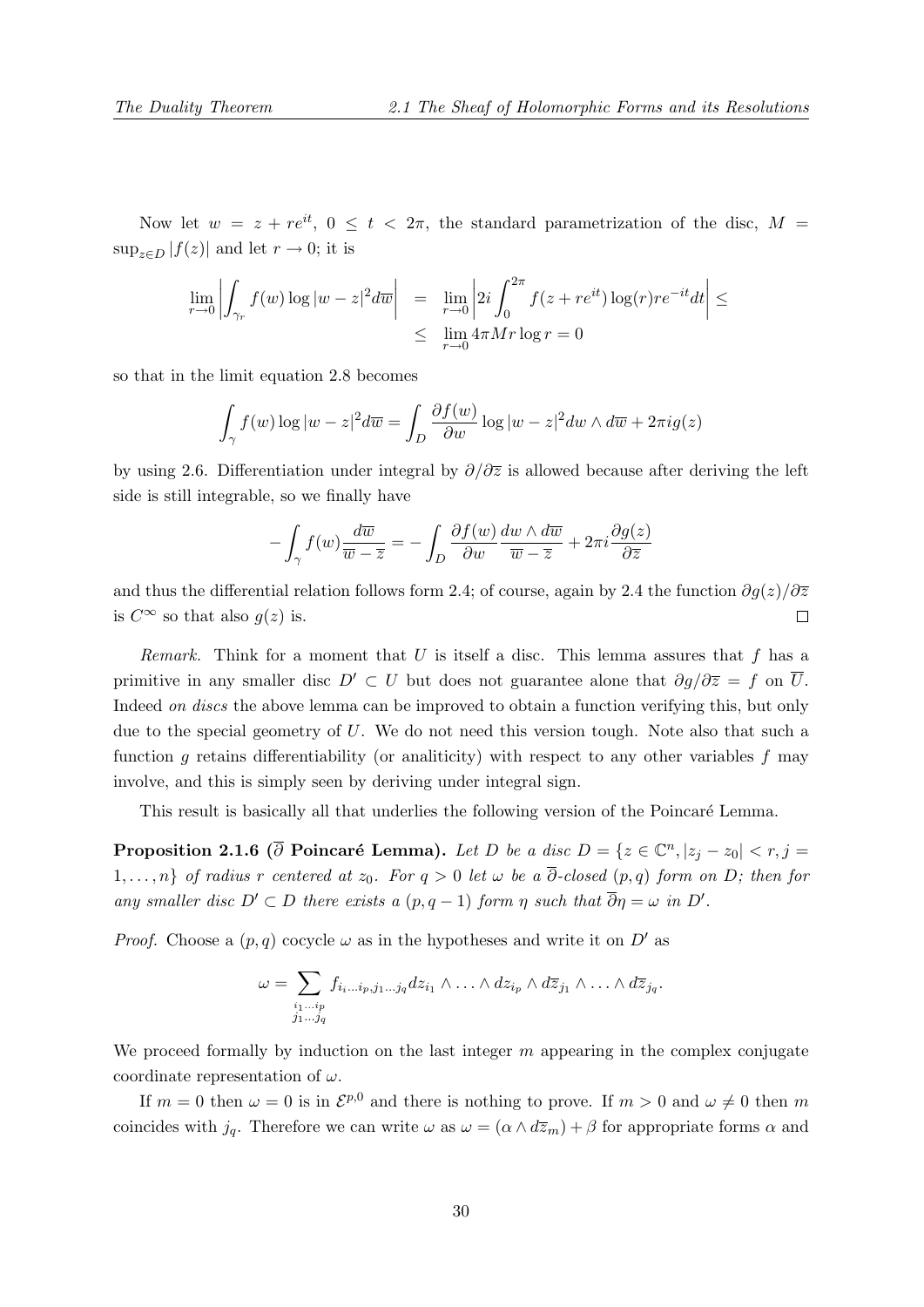Now let $w = z + re^{it}$, $0 \leq t < 2\pi$, the standard parametrization of the disc, $M = \sup_{z \in D} |f(z)|$ and let $r \to 0$; it is

$$\begin{aligned} \lim_{r\to 0} \left| \int_{\gamma_r} f(w) \log |w-z|^2 d\overline{w} \right| &= \lim_{r \to 0} \left| 2i \int_0^{2\pi} f(z+re^{it}) \log(r) re^{-it} dt \right| \leq \\ &\leq \lim_{r \to 0} 4\pi M r \log r = 0 \end{aligned}$$

so that in the limit equation 2.8 becomes

$$\int_\gamma f(w) \log |w-z|^2 d\overline{w} = \int_D \frac{\partial f(w)}{\partial w} \log |w-z|^2 dw \wedge d\overline{w} + 2\pi i g(z)$$

by using 2.6. Differentiation under integral by $\partial / \partial \overline{z}$ is allowed because after deriving the left side is still integrable, so we finally have

$$-\int_\gamma f(w) \frac{d\overline{w}}{\overline{w} - \overline{z}} = - \int_D \frac{\partial f(w)}{\partial w} \frac{dw \wedge d\overline{w}}{\overline{w} - \overline{z}} + 2\pi i \frac{\partial g(z)}{\partial \overline{z}}$$

and thus the differential relation follows form 2.4; of course, again by 2.4 the function $\partial g(z) / \partial \overline{z}$ is $C^\infty$ so that also $g(z)$ is. $\square$

*Remark.* Think for a moment that $U$ is itself a disc. This lemma assures that $f$ has a primitive in any smaller disc $D' \subset U$ but does not guarantee alone that $\partial g / \partial \overline{z} = f$ on $\overline{U}$. Indeed *on discs* the above lemma can be improved to obtain a function verifying this, but only due to the special geometry of $U$. We do not need this version tough. Note also that such a function $g$ retains differentiability (or analiticity) with respect to any other variables $f$ may involve, and this is simply seen by deriving under integral sign.

This result is basically all that underlies the following version of the Poincaré Lemma.

**Proposition 2.1.6 ($\overline{\partial}$ Poincaré Lemma).** *Let $D$ be a disc $D = \{z \in \mathbb{C}^n, |z_j - z_0| < r, j = 1, \ldots, n\}$ of radius $r$ centered at $z_0$. For $q > 0$ let $\omega$ be a $\overline{\partial}$-closed $(p,q)$ form on $D$; then for any smaller disc $D' \subset D$ there exists a $(p, q-1)$ form $\eta$ such that $\overline{\partial} \eta = \omega$ in $D'$.*

*Proof.* Choose a $(p,q)$ cocycle $\omega$ as in the hypotheses and write it on $D'$ as

$$\omega = \sum_{\substack{i_1 \ldots i_p \\ j_1 \ldots j_q}} f_{i_i \ldots i_p, j_1 \ldots j_q} dz_{i_1} \wedge \ldots \wedge dz_{i_p} \wedge d\overline{z}_{j_1} \wedge \ldots \wedge d\overline{z}_{j_q}.$$

We proceed formally by induction on the last integer $m$ appearing in the complex conjugate coordinate representation of $\omega$.

If $m = 0$ then $\omega = 0$ is in $\mathcal{E}^{p,0}$ and there is nothing to prove. If $m > 0$ and $\omega \neq 0$ then $m$ coincides with $j_q$. Therefore we can write $\omega$ as $\omega = (\alpha \wedge d\overline{z}_m) + \beta$ for appropriate forms $\alpha$ and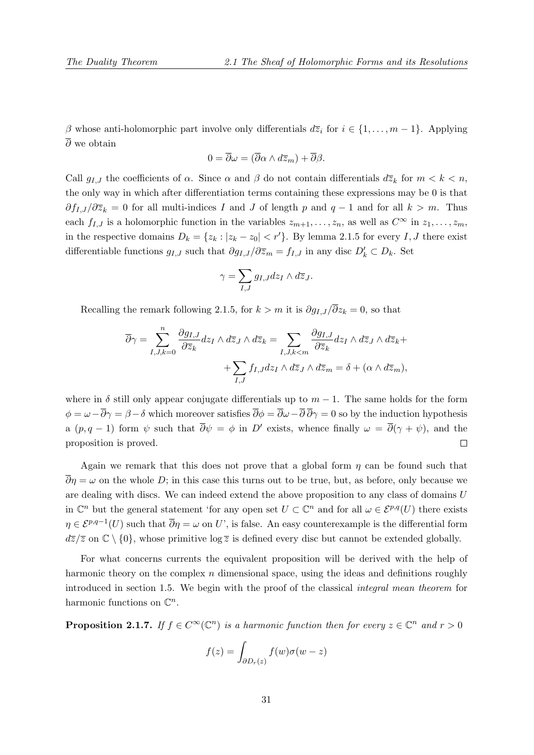$\beta$ whose anti-holomorphic part involve only differentials $d\overline{z}_i$ for $i \in \{1, \dots, m-1\}$. Applying $\overline{\partial}$ we obtain

$$0 = \overline{\partial}\omega = (\overline{\partial}\alpha \wedge d\overline{z}_m) + \overline{\partial}\beta.$$

Call $g_{I,J}$ the coefficients of $\alpha$. Since $\alpha$ and $\beta$ do not contain differentials $d\overline{z}_k$ for $m < k < n$, the only way in which after differentiation terms containing these expressions may be 0 is that $\partial f_{I,J}/\partial \overline{z}_k = 0$ for all multi-indices $I$ and $J$ of length $p$ and $q-1$ and for all $k > m$. Thus each $f_{I,J}$ is a holomorphic function in the variables $z_{m+1}, \dots, z_n$, as well as $C^\infty$ in $z_1, \dots, z_m$, in the respective domains $D_k = \{z_k : |z_k - z_0| < r'\}$. By lemma 2.1.5 for every $I, J$ there exist differentiable functions $g_{I,J}$ such that $\partial g_{I,J}/\partial \overline{z}_m = f_{I,J}$ in any disc $D'_k \subset D_k$. Set

$$\gamma = \sum_{I,J} g_{I,J} dz_I \wedge d\overline{z}_J.$$

Recalling the remark following 2.1.5, for $k > m$ it is $\partial g_{I,J}/\overline{\partial} z_k = 0$, so that

$$\overline{\partial}\gamma = \sum_{I,J,k=0}^{n} \frac{\partial g_{I,J}}{\partial \overline{z}_k} dz_I \wedge d\overline{z}_J \wedge d\overline{z}_k = \sum_{I,J,k<m} \frac{\partial g_{I,J}}{\partial \overline{z}_k} dz_I \wedge d\overline{z}_J \wedge d\overline{z}_k +$$
$$+ \sum_{I,J} f_{I,J} dz_I \wedge d\overline{z}_J \wedge d\overline{z}_m = \delta + (\alpha \wedge d\overline{z}_m),$$

where in $\delta$ still only appear conjugate differentials up to $m-1$. The same holds for the form $\phi = \omega - \overline{\partial}\gamma = \beta - \delta$ which moreover satisfies $\overline{\partial}\phi = \overline{\partial}\omega - \overline{\partial}\,\overline{\partial}\gamma = 0$ so by the induction hypothesis a $(p, q-1)$ form $\psi$ such that $\overline{\partial}\psi = \phi$ in $D'$ exists, whence finally $\omega = \overline{\partial}(\gamma + \psi)$, and the proposition is proved. □

Again we remark that this does not prove that a global form $\eta$ can be found such that $\overline{\partial}\eta = \omega$ on the whole $D$; in this case this turns out to be true, but, as before, only because we are dealing with discs. We can indeed extend the above proposition to any class of domains $U$ in $\mathbb{C}^n$ but the general statement 'for any open set $U \subset \mathbb{C}^n$ and for all $\omega \in \mathcal{E}^{p,q}(U)$ there exists $\eta \in \mathcal{E}^{p,q-1}(U)$ such that $\overline{\partial}\eta = \omega$ on $U$', is false. An easy counterexample is the differential form $d\overline{z}/\overline{z}$ on $\mathbb{C} \setminus \{0\}$, whose primitive $\log \overline{z}$ is defined every disc but cannot be extended globally.

For what concerns currents the equivalent proposition will be derived with the help of harmonic theory on the complex $n$ dimensional space, using the ideas and definitions roughly introduced in section 1.5. We begin with the proof of the classical *integral mean theorem* for harmonic functions on $\mathbb{C}^n$.

**Proposition 2.1.7.** *If $f \in C^\infty(\mathbb{C}^n)$ is a harmonic function then for every $z \in \mathbb{C}^n$ and $r > 0$*

$$f(z) = \int_{\partial D_r(z)} f(w)\sigma(w - z)$$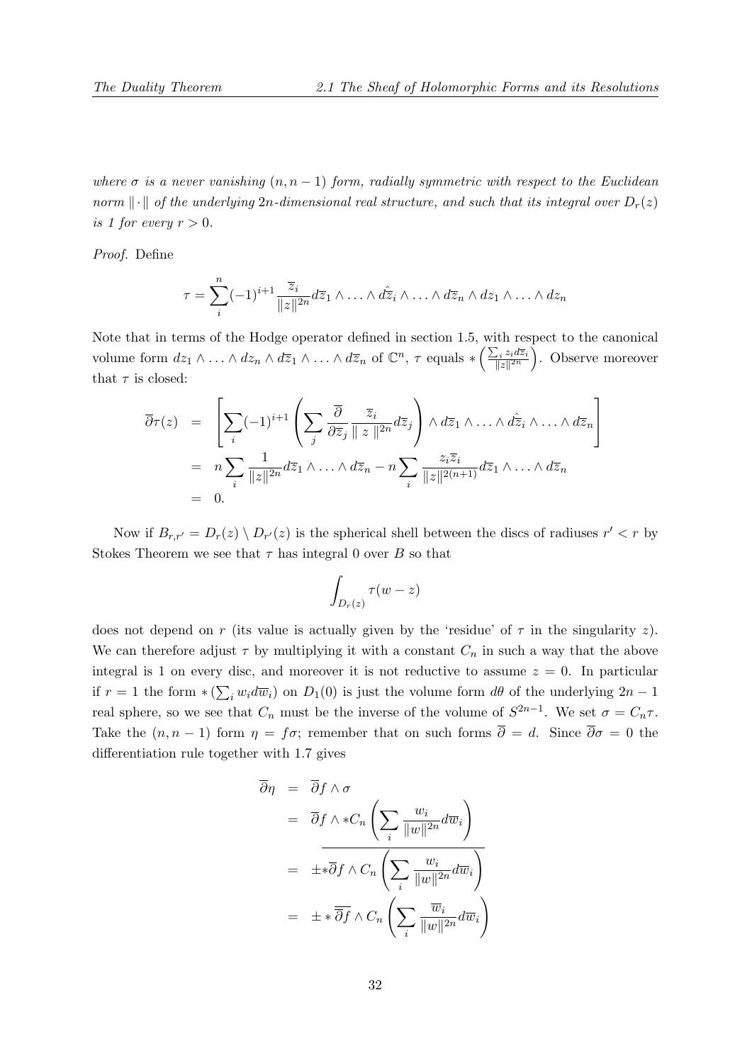*where $\sigma$ is a never vanishing $(n, n-1)$ form, radially symmetric with respect to the Euclidean norm $\|\cdot\|$ of the underlying $2n$-dimensional real structure, and such that its integral over $D_r(z)$ is 1 for every $r > 0$.*

*Proof.* Define

$$\tau = \sum_{i}^{n} (-1)^{i+1} \frac{\overline{z}_i}{\|z\|^{2n}} d\overline{z}_1 \wedge \ldots \wedge \hat{d\overline{z}_i} \wedge \ldots \wedge d\overline{z}_n \wedge dz_1 \wedge \ldots \wedge dz_n$$

Note that in terms of the Hodge operator defined in section 1.5, with respect to the canonical volume form $dz_1 \wedge \ldots \wedge dz_n \wedge d\overline{z}_1 \wedge \ldots \wedge d\overline{z}_n$ of $\mathbb{C}^n$, $\tau$ equals $*\left(\frac{\sum_i z_i d\overline{z}_i}{\|z\|^{2n}}\right)$. Observe moreover that $\tau$ is closed:

$$\begin{aligned}
\overline{\partial}\tau(z) &= \left[\sum_i (-1)^{i+1} \left(\sum_j \frac{\overline{\partial}}{\partial \overline{z}_j} \frac{\overline{z}_i}{\| z \|^{2n}} d\overline{z}_j\right) \wedge d\overline{z}_1 \wedge \ldots \wedge \hat{d\overline{z}_i} \wedge \ldots \wedge d\overline{z}_n\right] \\
&= n \sum_i \frac{1}{\|z\|^{2n}} d\overline{z}_1 \wedge \ldots \wedge d\overline{z}_n - n \sum_i \frac{z_i \overline{z}_i}{\|z\|^{2(n+1)}} d\overline{z}_1 \wedge \ldots \wedge d\overline{z}_n \\
&= 0.
\end{aligned}$$

Now if $B_{r,r'} = D_r(z) \setminus D_{r'}(z)$ is the spherical shell between the discs of radiuses $r' < r$ by Stokes Theorem we see that $\tau$ has integral 0 over $B$ so that

$$\int_{D_r(z)} \tau(w - z)$$

does not depend on $r$ (its value is actually given by the 'residue' of $\tau$ in the singularity $z$). We can therefore adjust $\tau$ by multiplying it with a constant $C_n$ in such a way that the above integral is 1 on every disc, and moreover it is not reductive to assume $z = 0$. In particular if $r = 1$ the form $*(\sum_i w_i d\overline{w}_i)$ on $D_1(0)$ is just the volume form $d\theta$ of the underlying $2n-1$ real sphere, so we see that $C_n$ must be the inverse of the volume of $S^{2n-1}$. We set $\sigma = C_n \tau$. Take the $(n, n-1)$ form $\eta = f\sigma$; remember that on such forms $\overline{\partial} = d$. Since $\overline{\partial}\sigma = 0$ the differentiation rule together with 1.7 gives

$$\begin{aligned}
\overline{\partial}\eta &= \overline{\partial} f \wedge \sigma \\
&= \overline{\partial} f \wedge * C_n \left(\sum_i \frac{w_i}{\|w\|^{2n}} d\overline{w}_i\right) \\
&= \overline{\pm * \overline{\partial} f \wedge C_n \left(\sum_i \frac{w_i}{\|w\|^{2n}} d\overline{w}_i\right)} \\
&= \pm * \overline{\overline{\partial} f} \wedge C_n \left(\sum_i \frac{\overline{w}_i}{\|w\|^{2n}} d\overline{w}_i\right)
\end{aligned}$$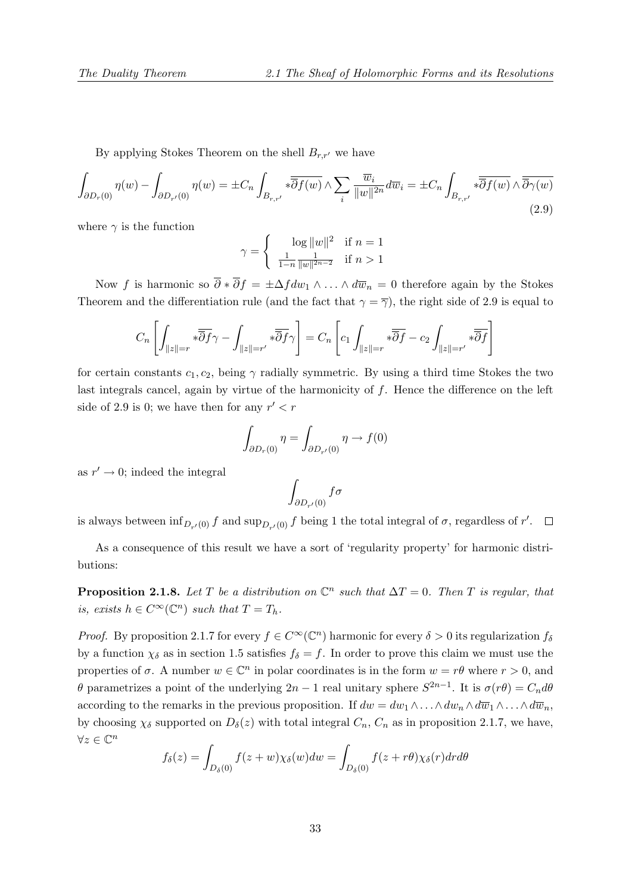By applying Stokes Theorem on the shell $B_{r,r'}$ we have

$$\int_{\partial D_r(0)} \eta(w) - \int_{\partial D_{r'}(0)} \eta(w) = \pm C_n \int_{B_{r,r'}} *\overline{\overline{\partial} f(w)} \wedge \sum_i \frac{\overline{w}_i}{\|w\|^{2n}} d\overline{w}_i = \pm C_n \int_{B_{r,r'}} *\overline{\overline{\partial} f(w)} \wedge \overline{\overline{\partial}\gamma(w)} \tag{2.9}$$

where $\gamma$ is the function

$$\gamma = \begin{cases} \log \|w\|^2 & \text{if } n = 1 \\ \frac{1}{1-n} \frac{1}{\|w\|^{2n-2}} & \text{if } n > 1 \end{cases}$$

Now $f$ is harmonic so $\overline{\partial} * \overline{\partial} f = \pm \Delta f dw_1 \wedge \ldots \wedge d\overline{w}_n = 0$ therefore again by the Stokes Theorem and the differentiation rule (and the fact that $\gamma = \overline{\gamma}$), the right side of 2.9 is equal to

$$C_n \left[ \int_{\|z\|=r} *\overline{\overline{\partial} f} \gamma - \int_{\|z\|=r'} *\overline{\overline{\partial} f} \gamma \right] = C_n \left[ c_1 \int_{\|z\|=r} *\overline{\overline{\partial} f} - c_2 \int_{\|z\|=r'} *\overline{\overline{\partial} f} \right]$$

for certain constants $c_1, c_2$, being $\gamma$ radially symmetric. By using a third time Stokes the two last integrals cancel, again by virtue of the harmonicity of $f$. Hence the difference on the left side of 2.9 is 0; we have then for any $r' < r$

$$\int_{\partial D_r(0)} \eta = \int_{\partial D_{r'}(0)} \eta \to f(0)$$

as $r' \to 0$; indeed the integral

$$\int_{\partial D_{r'}(0)} f\sigma$$

is always between $\inf_{D_{r'}(0)} f$ and $\sup_{D_{r'}(0)} f$ being 1 the total integral of $\sigma$, regardless of $r'$. $\square$

As a consequence of this result we have a sort of 'regularity property' for harmonic distributions:

**Proposition 2.1.8.** *Let $T$ be a distribution on $\mathbb{C}^n$ such that $\Delta T = 0$. Then $T$ is regular, that is, exists $h \in C^\infty(\mathbb{C}^n)$ such that $T = T_h$.*

*Proof.* By proposition 2.1.7 for every $f \in C^\infty(\mathbb{C}^n)$ harmonic for every $\delta > 0$ its regularization $f_\delta$ by a function $\chi_\delta$ as in section 1.5 satisfies $f_\delta = f$. In order to prove this claim we must use the properties of $\sigma$. A number $w \in \mathbb{C}^n$ in polar coordinates is in the form $w = r\theta$ where $r > 0$, and $\theta$ parametrizes a point of the underlying $2n-1$ real unitary sphere $S^{2n-1}$. It is $\sigma(r\theta) = C_n d\theta$ according to the remarks in the previous proposition. If $dw = dw_1 \wedge \ldots \wedge dw_n \wedge d\overline{w}_1 \wedge \ldots \wedge d\overline{w}_n$, by choosing $\chi_\delta$ supported on $D_\delta(z)$ with total integral $C_n$, $C_n$ as in proposition 2.1.7, we have, $\forall z \in \mathbb{C}^n$

$$f_\delta(z) = \int_{D_\delta(0)} f(z+w)\chi_\delta(w)dw = \int_{D_\delta(0)} f(z+r\theta)\chi_\delta(r)drd\theta$$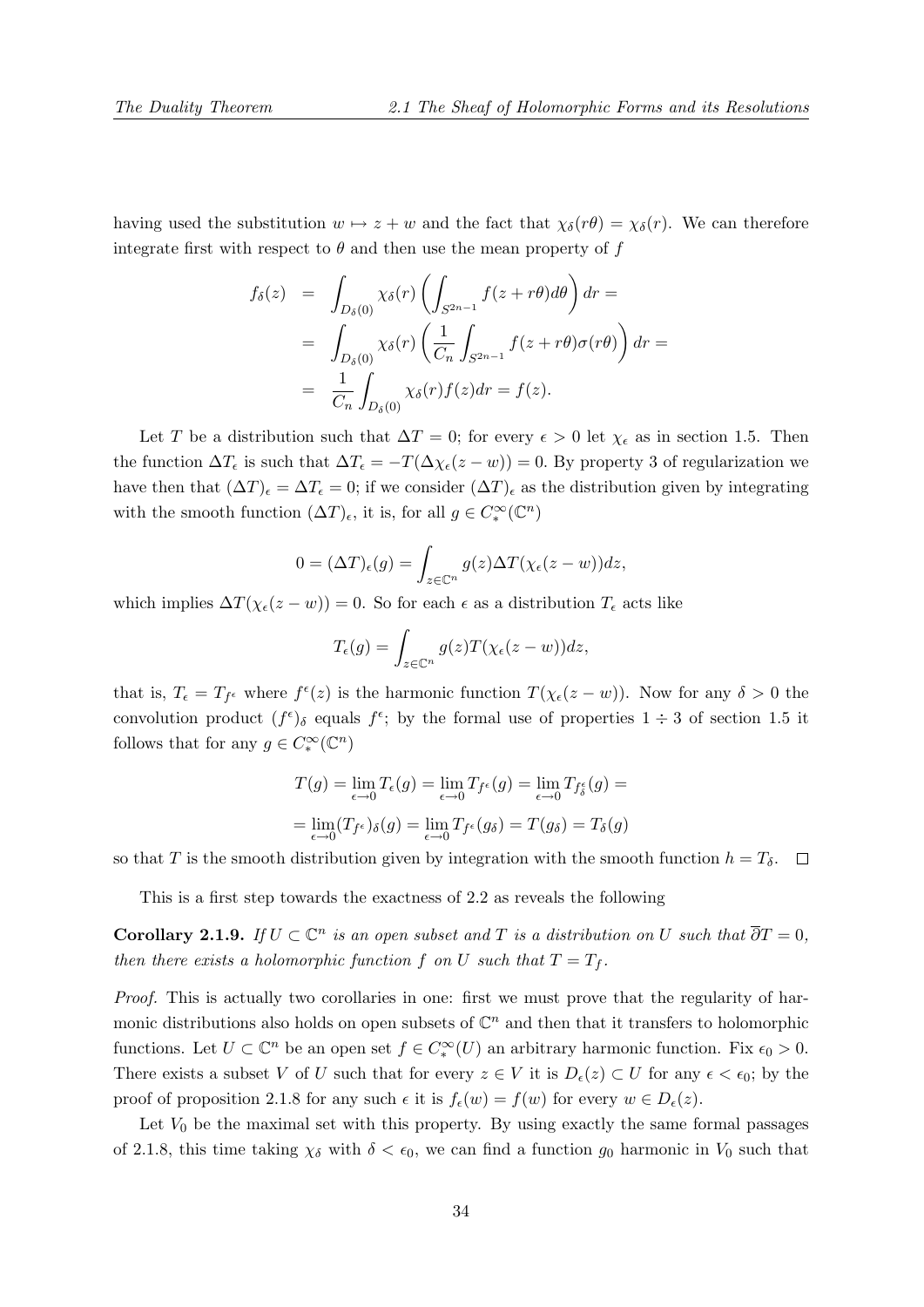having used the substitution $w \mapsto z + w$ and the fact that $\chi_\delta(r\theta) = \chi_\delta(r)$. We can therefore integrate first with respect to $\theta$ and then use the mean property of $f$

$$
\begin{aligned}
f_\delta(z) &= \int_{D_\delta(0)} \chi_\delta(r) \left( \int_{S^{2n-1}} f(z + r\theta) d\theta \right) dr = \\
&= \int_{D_\delta(0)} \chi_\delta(r) \left( \frac{1}{C_n} \int_{S^{2n-1}} f(z + r\theta) \sigma(r\theta) \right) dr = \\
&= \frac{1}{C_n} \int_{D_\delta(0)} \chi_\delta(r) f(z) dr = f(z).
\end{aligned}
$$

Let $T$ be a distribution such that $\Delta T = 0$; for every $\epsilon > 0$ let $\chi_\epsilon$ as in section 1.5. Then the function $\Delta T_\epsilon$ is such that $\Delta T_\epsilon = -T(\Delta \chi_\epsilon(z - w)) = 0$. By property 3 of regularization we have then that $(\Delta T)_\epsilon = \Delta T_\epsilon = 0$; if we consider $(\Delta T)_\epsilon$ as the distribution given by integrating with the smooth function $(\Delta T)_\epsilon$, it is, for all $g \in C^\infty_*(\mathbb{C}^n)$

$$
0 = (\Delta T)_\epsilon(g) = \int_{z \in \mathbb{C}^n} g(z) \Delta T(\chi_\epsilon(z - w)) dz,
$$

which implies $\Delta T(\chi_\epsilon(z - w)) = 0$. So for each $\epsilon$ as a distribution $T_\epsilon$ acts like

$$
T_\epsilon(g) = \int_{z \in \mathbb{C}^n} g(z) T(\chi_\epsilon(z - w)) dz,
$$

that is, $T_\epsilon = T_{f^\epsilon}$ where $f^\epsilon(z)$ is the harmonic function $T(\chi_\epsilon(z - w))$. Now for any $\delta > 0$ the convolution product $(f^\epsilon)_\delta$ equals $f^\epsilon$; by the formal use of properties $1 \div 3$ of section 1.5 it follows that for any $g \in C^\infty_*(\mathbb{C}^n)$

$$
\begin{aligned}
T(g) &= \lim_{\epsilon \to 0} T_\epsilon(g) = \lim_{\epsilon \to 0} T_{f^\epsilon}(g) = \lim_{\epsilon \to 0} T_{f^\epsilon_\delta}(g) = \\
&= \lim_{\epsilon \to 0} (T_{f^\epsilon})_\delta(g) = \lim_{\epsilon \to 0} T_{f^\epsilon}(g_\delta) = T(g_\delta) = T_\delta(g)
\end{aligned}
$$

so that $T$ is the smooth distribution given by integration with the smooth function $h = T_\delta$. $\square$

This is a first step towards the exactness of 2.2 as reveals the following

**Corollary 2.1.9.** *If $U \subset \mathbb{C}^n$ is an open subset and $T$ is a distribution on $U$ such that $\overline{\partial} T = 0$, then there exists a holomorphic function $f$ on $U$ such that $T = T_f$.*

*Proof.* This is actually two corollaries in one: first we must prove that the regularity of harmonic distributions also holds on open subsets of $\mathbb{C}^n$ and then that it transfers to holomorphic functions. Let $U \subset \mathbb{C}^n$ be an open set $f \in C^\infty_*(U)$ an arbitrary harmonic function. Fix $\epsilon_0 > 0$. There exists a subset $V$ of $U$ such that for every $z \in V$ it is $D_\epsilon(z) \subset U$ for any $\epsilon < \epsilon_0$; by the proof of proposition 2.1.8 for any such $\epsilon$ it is $f_\epsilon(w) = f(w)$ for every $w \in D_\epsilon(z)$.

Let $V_0$ be the maximal set with this property. By using exactly the same formal passages of 2.1.8, this time taking $\chi_\delta$ with $\delta < \epsilon_0$, we can find a function $g_0$ harmonic in $V_0$ such that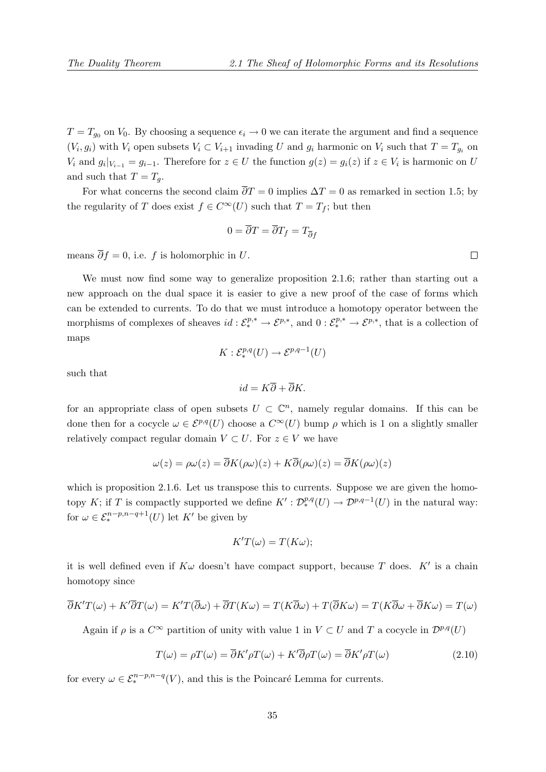$T = T_{g_0}$ on $V_0$. By choosing a sequence $\epsilon_i \to 0$ we can iterate the argument and find a sequence $(V_i, g_i)$ with $V_i$ open subsets $V_i \subset V_{i+1}$ invading $U$ and $g_i$ harmonic on $V_i$ such that $T = T_{g_i}$ on $V_i$ and $g_i|_{V_{i-1}} = g_{i-1}$. Therefore for $z \in U$ the function $g(z) = g_i(z)$ if $z \in V_i$ is harmonic on $U$ and such that $T = T_g$.

For what concerns the second claim $\overline{\partial}T = 0$ implies $\Delta T = 0$ as remarked in section 1.5; by the regularity of $T$ does exist $f \in C^\infty(U)$ such that $T = T_f$; but then

$$0 = \overline{\partial}T = \overline{\partial}T_f = T_{\overline{\partial}f}$$

means $\overline{\partial}f = 0$, i.e. $f$ is holomorphic in $U$. $\square$

We must now find some way to generalize proposition 2.1.6; rather than starting out a new approach on the dual space it is easier to give a new proof of the case of forms which can be extended to currents. To do that we must introduce a homotopy operator between the morphisms of complexes of sheaves $id : \mathcal{E}_*^{p,*} \to \mathcal{E}^{p,*}$, and $0 : \mathcal{E}_*^{p,*} \to \mathcal{E}^{p,*}$, that is a collection of maps

$$K : \mathcal{E}_*^{p,q}(U) \to \mathcal{E}^{p,q-1}(U)$$

such that

$$id = K\overline{\partial} + \overline{\partial}K.$$

for an appropriate class of open subsets $U \subset \mathbb{C}^n$, namely regular domains. If this can be done then for a cocycle $\omega \in \mathcal{E}^{p,q}(U)$ choose a $C^\infty(U)$ bump $\rho$ which is 1 on a slightly smaller relatively compact regular domain $V \subset U$. For $z \in V$ we have

$$\omega(z) = \rho\omega(z) = \overline{\partial}K(\rho\omega)(z) + K\overline{\partial}(\rho\omega)(z) = \overline{\partial}K(\rho\omega)(z)$$

which is proposition 2.1.6. Let us transpose this to currents. Suppose we are given the homotopy $K$; if $T$ is compactly supported we define $K' : \mathcal{D}_*^{p,q}(U) \to \mathcal{D}^{p,q-1}(U)$ in the natural way: for $\omega \in \mathcal{E}_*^{n-p,n-q+1}(U)$ let $K'$ be given by

$$K'T(\omega) = T(K\omega);$$

it is well defined even if $K\omega$ doesn't have compact support, because $T$ does. $K'$ is a chain homotopy since

$$\overline{\partial}K'T(\omega) + K'\overline{\partial}T(\omega) = K'T(\overline{\partial}\omega) + \overline{\partial}T(K\omega) = T(K\overline{\partial}\omega) + T(\overline{\partial}K\omega) = T(K\overline{\partial}\omega + \overline{\partial}K\omega) = T(\omega)$$

Again if $\rho$ is a $C^\infty$ partition of unity with value 1 in $V \subset U$ and $T$ a cocycle in $\mathcal{D}^{p,q}(U)$

$$T(\omega) = \rho T(\omega) = \overline{\partial}K'\rho T(\omega) + K'\overline{\partial}\rho T(\omega) = \overline{\partial}K'\rho T(\omega) \tag{2.10}$$

for every $\omega \in \mathcal{E}_*^{n-p,n-q}(V)$, and this is the Poincaré Lemma for currents.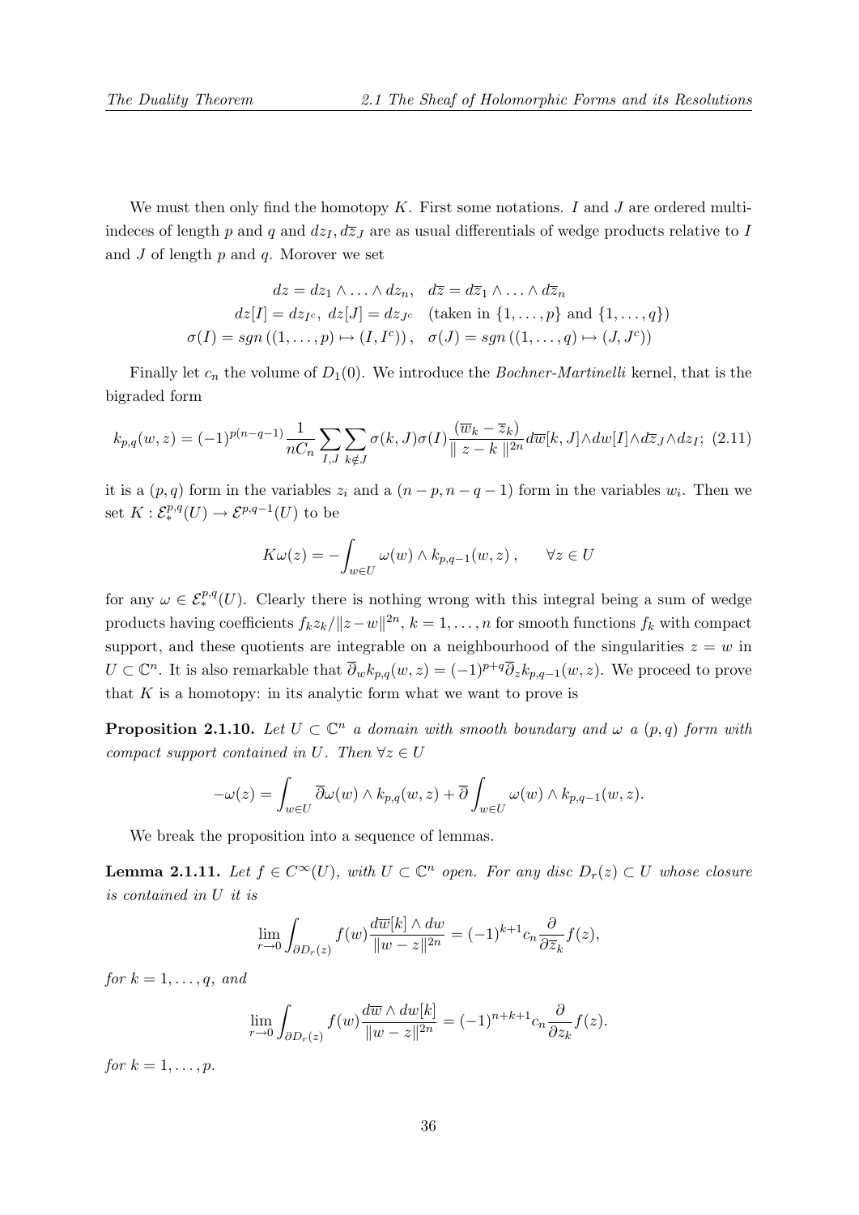We must then only find the homotopy $K$. First some notations. $I$ and $J$ are ordered multi-indeces of length $p$ and $q$ and $dz_I, d\overline{z}_J$ are as usual differentials of wedge products relative to $I$ and $J$ of length $p$ and $q$. Morover we set

$$dz = dz_1 \wedge \ldots \wedge dz_n, \quad d\overline{z} = d\overline{z}_1 \wedge \ldots \wedge d\overline{z}_n$$
$$dz[I] = dz_{I^c}, \; dz[J] = dz_{J^c} \quad \text{(taken in } \{1, \ldots, p\} \text{ and } \{1, \ldots, q\})$$
$$\sigma(I) = sgn\left((1, \ldots, p) \mapsto (I, I^c)\right), \quad \sigma(J) = sgn\left((1, \ldots, q) \mapsto (J, J^c)\right)$$

Finally let $c_n$ the volume of $D_1(0)$. We introduce the *Bochner-Martinelli* kernel, that is the bigraded form

$$k_{p,q}(w, z) = (-1)^{p(n-q-1)} \frac{1}{nC_n} \sum_{I,J} \sum_{k \notin J} \sigma(k, J)\sigma(I) \frac{(\overline{w}_k - \overline{z}_k)}{\| z - k \|^{2n}} d\overline{w}[k, J] \wedge dw[I] \wedge d\overline{z}_J \wedge dz_I; \; (2.11)$$

it is a $(p, q)$ form in the variables $z_i$ and a $(n - p, n - q - 1)$ form in the variables $w_i$. Then we set $K : \mathcal{E}_*^{p,q}(U) \to \mathcal{E}^{p,q-1}(U)$ to be

$$K\omega(z) = -\int_{w \in U} \omega(w) \wedge k_{p,q-1}(w, z) \,, \qquad \forall z \in U$$

for any $\omega \in \mathcal{E}_*^{p,q}(U)$. Clearly there is nothing wrong with this integral being a sum of wedge products having coefficients $f_k z_k / \|z - w\|^{2n}$, $k = 1, \ldots, n$ for smooth functions $f_k$ with compact support, and these quotients are integrable on a neighbourhood of the singularities $z = w$ in $U \subset \mathbb{C}^n$. It is also remarkable that $\overline{\partial}_w k_{p,q}(w, z) = (-1)^{p+q} \overline{\partial}_z k_{p,q-1}(w, z)$. We proceed to prove that $K$ is a homotopy: in its analytic form what we want to prove is

**Proposition 2.1.10.** *Let $U \subset \mathbb{C}^n$ a domain with smooth boundary and $\omega$ a $(p, q)$ form with compact support contained in $U$. Then $\forall z \in U$*

$$-\omega(z) = \int_{w \in U} \overline{\partial}\omega(w) \wedge k_{p,q}(w, z) + \overline{\partial} \int_{w \in U} \omega(w) \wedge k_{p,q-1}(w, z).$$

We break the proposition into a sequence of lemmas.

**Lemma 2.1.11.** *Let $f \in C^\infty(U)$, with $U \subset \mathbb{C}^n$ open. For any disc $D_r(z) \subset U$ whose closure is contained in $U$ it is*

$$\lim_{r \to 0} \int_{\partial D_r(z)} f(w) \frac{d\overline{w}[k] \wedge dw}{\|w - z\|^{2n}} = (-1)^{k+1} c_n \frac{\partial}{\partial \overline{z}_k} f(z),$$

*for $k = 1, \ldots, q$, and*

$$\lim_{r \to 0} \int_{\partial D_r(z)} f(w) \frac{d\overline{w} \wedge dw[k]}{\|w - z\|^{2n}} = (-1)^{n+k+1} c_n \frac{\partial}{\partial z_k} f(z).$$

*for $k = 1, \ldots, p$.*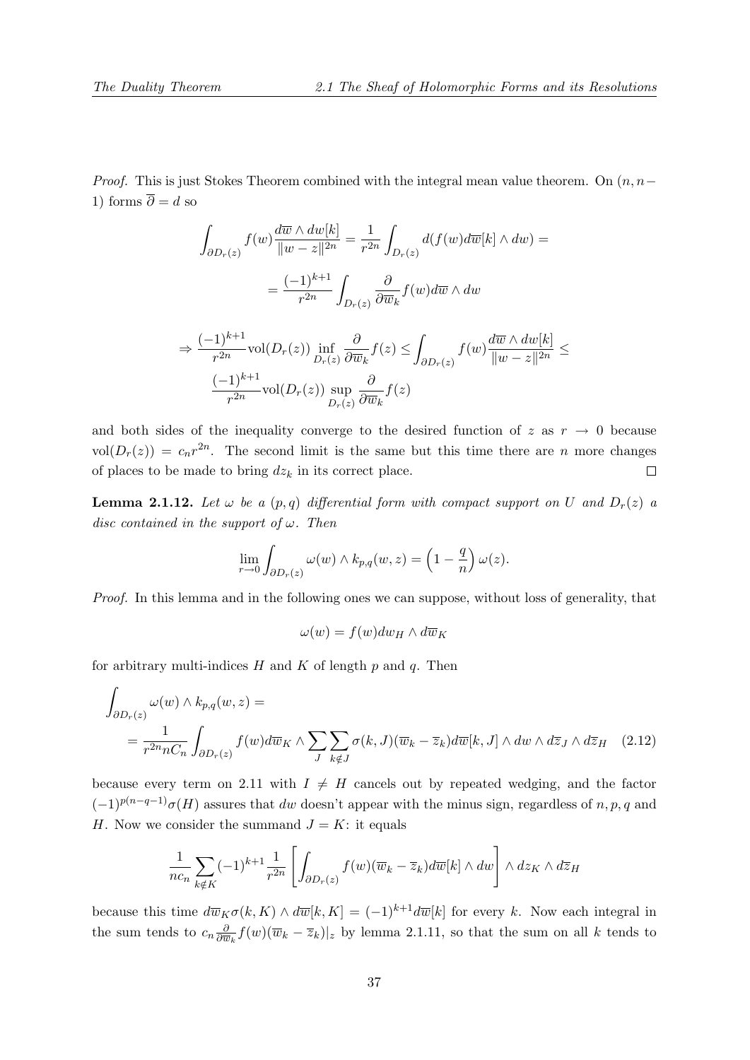*Proof.* This is just Stokes Theorem combined with the integral mean value theorem. On $(n, n-1)$ forms $\overline{\partial} = d$ so

$$\int_{\partial D_r(z)} f(w) \frac{d\overline{w} \wedge dw[k]}{\|w - z\|^{2n}} = \frac{1}{r^{2n}} \int_{D_r(z)} d(f(w) d\overline{w}[k] \wedge dw) =$$

$$= \frac{(-1)^{k+1}}{r^{2n}} \int_{D_r(z)} \frac{\partial}{\partial \overline{w}_k} f(w) d\overline{w} \wedge dw$$

$$\Rightarrow \frac{(-1)^{k+1}}{r^{2n}} \mathrm{vol}(D_r(z)) \inf_{D_r(z)} \frac{\partial}{\partial \overline{w}_k} f(z) \leq \int_{\partial D_r(z)} f(w) \frac{d\overline{w} \wedge dw[k]}{\|w - z\|^{2n}} \leq$$
$$\frac{(-1)^{k+1}}{r^{2n}} \mathrm{vol}(D_r(z)) \sup_{D_r(z)} \frac{\partial}{\partial \overline{w}_k} f(z)$$

and both sides of the inequality converge to the desired function of $z$ as $r \to 0$ because $\mathrm{vol}(D_r(z)) = c_n r^{2n}$. The second limit is the same but this time there are $n$ more changes of places to be made to bring $dz_k$ in its correct place. $\square$

**Lemma 2.1.12.** *Let $\omega$ be a $(p, q)$ differential form with compact support on $U$ and $D_r(z)$ a disc contained in the support of $\omega$. Then*

$$\lim_{r \to 0} \int_{\partial D_r(z)} \omega(w) \wedge k_{p,q}(w, z) = \left(1 - \frac{q}{n}\right) \omega(z).$$

*Proof.* In this lemma and in the following ones we can suppose, without loss of generality, that

$$\omega(w) = f(w) dw_H \wedge d\overline{w}_K$$

for arbitrary multi-indices $H$ and $K$ of length $p$ and $q$. Then

$$\int_{\partial D_r(z)} \omega(w) \wedge k_{p,q}(w, z) =$$
$$= \frac{1}{r^{2n} n C_n} \int_{\partial D_r(z)} f(w) d\overline{w}_K \wedge \sum_J \sum_{k \notin J} \sigma(k, J)(\overline{w}_k - \overline{z}_k) d\overline{w}[k, J] \wedge dw \wedge d\overline{z}_J \wedge d\overline{z}_H \quad (2.12)$$

because every term on 2.11 with $I \neq H$ cancels out by repeated wedging, and the factor $(-1)^{p(n-q-1)}\sigma(H)$ assures that $dw$ doesn't appear with the minus sign, regardless of $n, p, q$ and $H$. Now we consider the summand $J = K$: it equals

$$\frac{1}{n c_n} \sum_{k \notin K} (-1)^{k+1} \frac{1}{r^{2n}} \left[ \int_{\partial D_r(z)} f(w)(\overline{w}_k - \overline{z}_k) d\overline{w}[k] \wedge dw \right] \wedge dz_K \wedge d\overline{z}_H$$

because this time $d\overline{w}_K \sigma(k, K) \wedge d\overline{w}[k, K] = (-1)^{k+1} d\overline{w}[k]$ for every $k$. Now each integral in the sum tends to $c_n \frac{\partial}{\partial \overline{w}_k} f(w)(\overline{w}_k - \overline{z}_k)|_z$ by lemma 2.1.11, so that the sum on all $k$ tends to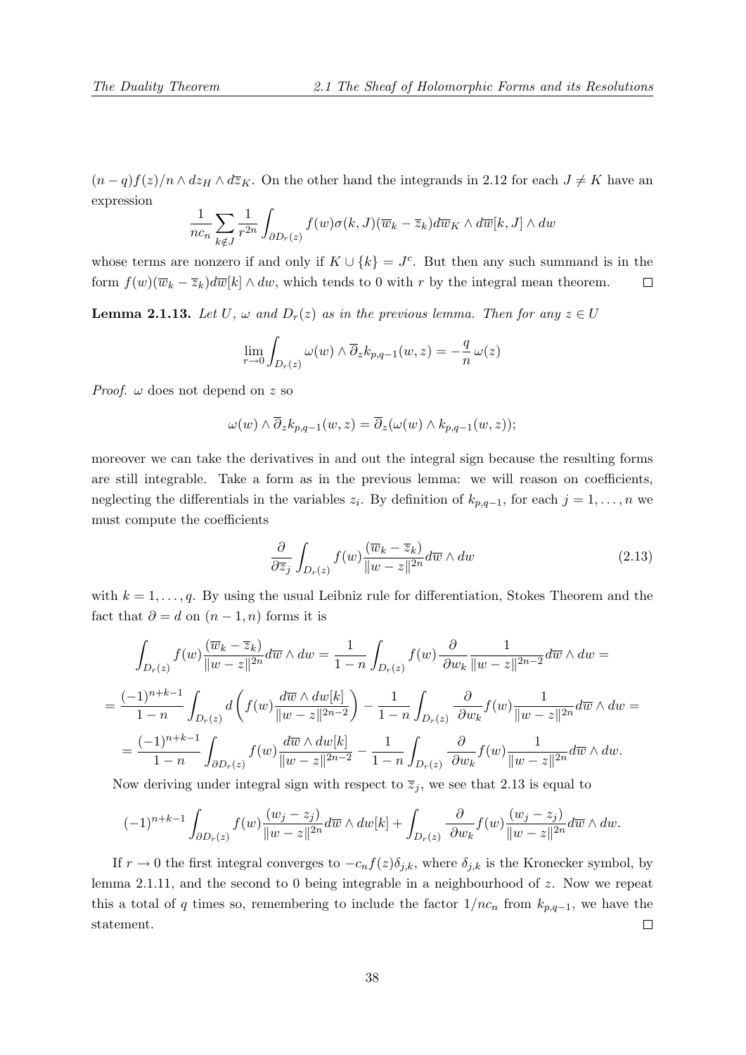$(n-q)f(z)/n \wedge dz_H \wedge d\overline{z}_K$. On the other hand the integrands in 2.12 for each $J \neq K$ have an expression

$$\frac{1}{nc_n}\sum_{k\notin J}\frac{1}{r^{2n}}\int_{\partial D_r(z)} f(w)\sigma(k,J)(\overline{w}_k-\overline{z}_k)d\overline{w}_K\wedge d\overline{w}[k,J]\wedge dw$$

whose terms are nonzero if and only if $K\cup\{k\}=J^c$. But then any such summand is in the form $f(w)(\overline{w}_k-\overline{z}_k)d\overline{w}[k]\wedge dw$, which tends to 0 with $r$ by the integral mean theorem. $\square$

**Lemma 2.1.13.** *Let $U$, $\omega$ and $D_r(z)$ as in the previous lemma. Then for any $z\in U$*

$$\lim_{r\to 0}\int_{D_r(z)}\omega(w)\wedge\overline{\partial}_z k_{p,q-1}(w,z)=-\frac{q}{n}\,\omega(z)$$

*Proof.* $\omega$ does not depend on $z$ so

$$\omega(w)\wedge\overline{\partial}_z k_{p,q-1}(w,z)=\overline{\partial}_z(\omega(w)\wedge k_{p,q-1}(w,z));$$

moreover we can take the derivatives in and out the integral sign because the resulting forms are still integrable. Take a form as in the previous lemma: we will reason on coefficients, neglecting the differentials in the variables $z_i$. By definition of $k_{p,q-1}$, for each $j=1,\ldots,n$ we must compute the coefficients

$$\frac{\partial}{\partial\overline{z}_j}\int_{D_r(z)} f(w)\frac{(\overline{w}_k-\overline{z}_k)}{\|w-z\|^{2n}}d\overline{w}\wedge dw \tag{2.13}$$

with $k=1,\ldots,q$. By using the usual Leibniz rule for differentiation, Stokes Theorem and the fact that $\partial = d$ on $(n-1,n)$ forms it is

$$\begin{aligned}
\int_{D_r(z)} f(w)\frac{(\overline{w}_k-\overline{z}_k)}{\|w-z\|^{2n}}d\overline{w}\wedge dw &= \frac{1}{1-n}\int_{D_r(z)} f(w)\frac{\partial}{\partial w_k}\frac{1}{\|w-z\|^{2n-2}}d\overline{w}\wedge dw = \\
=\frac{(-1)^{n+k-1}}{1-n}\int_{D_r(z)} d\left(f(w)\frac{d\overline{w}\wedge dw[k]}{\|w-z\|^{2n-2}}\right) &- \frac{1}{1-n}\int_{D_r(z)}\frac{\partial}{\partial w_k}f(w)\frac{1}{\|w-z\|^{2n}}d\overline{w}\wedge dw = \\
=\frac{(-1)^{n+k-1}}{1-n}\int_{\partial D_r(z)} f(w)\frac{d\overline{w}\wedge dw[k]}{\|w-z\|^{2n-2}} &- \frac{1}{1-n}\int_{D_r(z)}\frac{\partial}{\partial w_k}f(w)\frac{1}{\|w-z\|^{2n}}d\overline{w}\wedge dw.
\end{aligned}$$

Now deriving under integral sign with respect to $\overline{z}_j$, we see that 2.13 is equal to

$$(-1)^{n+k-1}\int_{\partial D_r(z)} f(w)\frac{(w_j-z_j)}{\|w-z\|^{2n}}d\overline{w}\wedge dw[k]+\int_{D_r(z)}\frac{\partial}{\partial w_k}f(w)\frac{(w_j-z_j)}{\|w-z\|^{2n}}d\overline{w}\wedge dw.$$

If $r\to 0$ the first integral converges to $-c_nf(z)\delta_{j,k}$, where $\delta_{j,k}$ is the Kronecker symbol, by lemma 2.1.11, and the second to 0 being integrable in a neighbourhood of $z$. Now we repeat this a total of $q$ times so, remembering to include the factor $1/nc_n$ from $k_{p,q-1}$, we have the statement. $\square$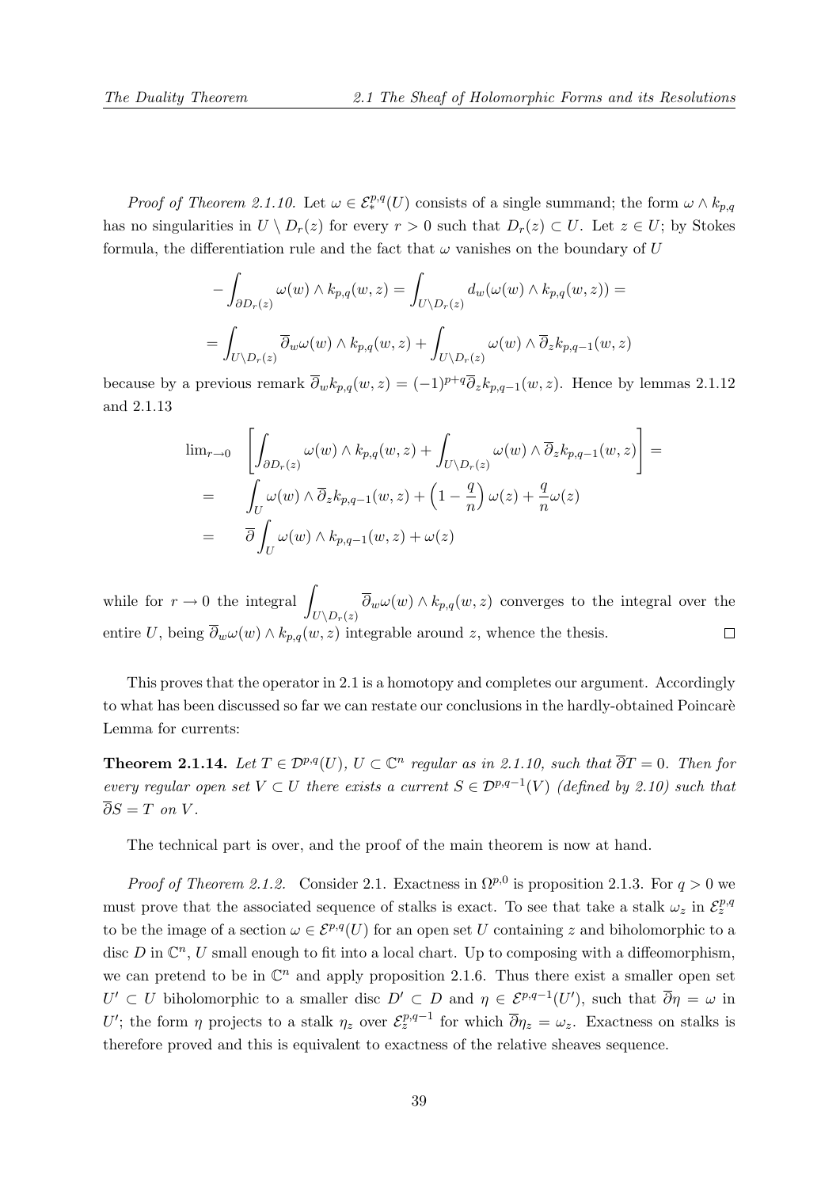*Proof of Theorem 2.1.10.* Let $\omega \in \mathcal{E}^{p,q}_*(U)$ consists of a single summand; the form $\omega \wedge k_{p,q}$ has no singularities in $U \setminus D_r(z)$ for every $r > 0$ such that $D_r(z) \subset U$. Let $z \in U$; by Stokes formula, the differentiation rule and the fact that $\omega$ vanishes on the boundary of $U$

$$-\int_{\partial D_r(z)} \omega(w) \wedge k_{p,q}(w,z) = \int_{U \setminus D_r(z)} d_w(\omega(w) \wedge k_{p,q}(w,z)) =$$

$$= \int_{U \setminus D_r(z)} \overline{\partial}_w \omega(w) \wedge k_{p,q}(w,z) + \int_{U \setminus D_r(z)} \omega(w) \wedge \overline{\partial}_z k_{p,q-1}(w,z)$$

because by a previous remark $\overline{\partial}_w k_{p,q}(w,z) = (-1)^{p+q} \overline{\partial}_z k_{p,q-1}(w,z)$. Hence by lemmas 2.1.12 and 2.1.13

$$\begin{aligned}
\lim_{r\to 0} \quad & \left[ \int_{\partial D_r(z)} \omega(w) \wedge k_{p,q}(w,z) + \int_{U \setminus D_r(z)} \omega(w) \wedge \overline{\partial}_z k_{p,q-1}(w,z) \right] = \\
= \quad & \int_U \omega(w) \wedge \overline{\partial}_z k_{p,q-1}(w,z) + \left(1 - \frac{q}{n}\right) \omega(z) + \frac{q}{n} \omega(z) \\
= \quad & \overline{\partial} \int_U \omega(w) \wedge k_{p,q-1}(w,z) + \omega(z)
\end{aligned}$$

while for $r \to 0$ the integral $\displaystyle\int_{U \setminus D_r(z)} \overline{\partial}_w \omega(w) \wedge k_{p,q}(w,z)$ converges to the integral over the entire $U$, being $\overline{\partial}_w \omega(w) \wedge k_{p,q}(w,z)$ integrable around $z$, whence the thesis. $\square$

This proves that the operator in 2.1 is a homotopy and completes our argument. Accordingly to what has been discussed so far we can restate our conclusions in the hardly-obtained Poincarè Lemma for currents:

**Theorem 2.1.14.** *Let $T \in \mathcal{D}^{p,q}(U)$, $U \subset \mathbb{C}^n$ regular as in 2.1.10, such that $\overline{\partial} T = 0$. Then for every regular open set $V \subset U$ there exists a current $S \in \mathcal{D}^{p,q-1}(V)$ (defined by 2.10) such that $\overline{\partial} S = T$ on $V$.*

The technical part is over, and the proof of the main theorem is now at hand.

*Proof of Theorem 2.1.2.* Consider 2.1. Exactness in $\Omega^{p,0}$ is proposition 2.1.3. For $q > 0$ we must prove that the associated sequence of stalks is exact. To see that take a stalk $\omega_z$ in $\mathcal{E}^{p,q}_z$ to be the image of a section $\omega \in \mathcal{E}^{p,q}(U)$ for an open set $U$ containing $z$ and biholomorphic to a disc $D$ in $\mathbb{C}^n$, $U$ small enough to fit into a local chart. Up to composing with a diffeomorphism, we can pretend to be in $\mathbb{C}^n$ and apply proposition 2.1.6. Thus there exist a smaller open set $U' \subset U$ biholomorphic to a smaller disc $D' \subset D$ and $\eta \in \mathcal{E}^{p,q-1}(U')$, such that $\overline{\partial} \eta = \omega$ in $U'$; the form $\eta$ projects to a stalk $\eta_z$ over $\mathcal{E}^{p,q-1}_z$ for which $\overline{\partial} \eta_z = \omega_z$. Exactness on stalks is therefore proved and this is equivalent to exactness of the relative sheaves sequence.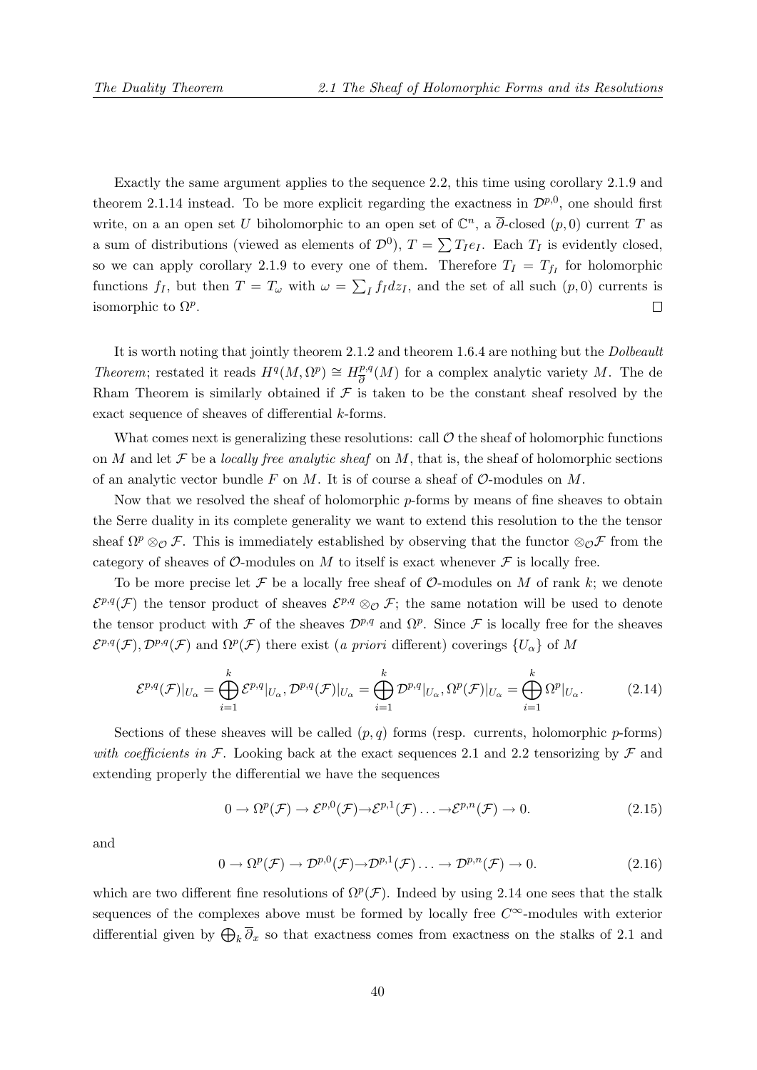Exactly the same argument applies to the sequence 2.2, this time using corollary 2.1.9 and theorem 2.1.14 instead. To be more explicit regarding the exactness in $\mathcal{D}^{p,0}$, one should first write, on a an open set $U$ biholomorphic to an open set of $\mathbb{C}^n$, a $\overline{\partial}$-closed $(p,0)$ current $T$ as a sum of distributions (viewed as elements of $\mathcal{D}^0$), $T = \sum T_I e_I$. Each $T_I$ is evidently closed, so we can apply corollary 2.1.9 to every one of them. Therefore $T_I = T_{f_I}$ for holomorphic functions $f_I$, but then $T = T_\omega$ with $\omega = \sum_I f_I dz_I$, and the set of all such $(p,0)$ currents is isomorphic to $\Omega^p$. $\square$

It is worth noting that jointly theorem 2.1.2 and theorem 1.6.4 are nothing but the *Dolbeault Theorem*; restated it reads $H^q(M,\Omega^p) \cong H^{p,q}_{\overline{\partial}}(M)$ for a complex analytic variety $M$. The de Rham Theorem is similarly obtained if $\mathcal{F}$ is taken to be the constant sheaf resolved by the exact sequence of sheaves of differential $k$-forms.

What comes next is generalizing these resolutions: call $\mathcal{O}$ the sheaf of holomorphic functions on $M$ and let $\mathcal{F}$ be a *locally free analytic sheaf* on $M$, that is, the sheaf of holomorphic sections of an analytic vector bundle $F$ on $M$. It is of course a sheaf of $\mathcal{O}$-modules on $M$.

Now that we resolved the sheaf of holomorphic $p$-forms by means of fine sheaves to obtain the Serre duality in its complete generality we want to extend this resolution to the the tensor sheaf $\Omega^p \otimes_{\mathcal{O}} \mathcal{F}$. This is immediately established by observing that the functor $\otimes_{\mathcal{O}}\mathcal{F}$ from the category of sheaves of $\mathcal{O}$-modules on $M$ to itself is exact whenever $\mathcal{F}$ is locally free.

To be more precise let $\mathcal{F}$ be a locally free sheaf of $\mathcal{O}$-modules on $M$ of rank $k$; we denote $\mathcal{E}^{p,q}(\mathcal{F})$ the tensor product of sheaves $\mathcal{E}^{p,q} \otimes_{\mathcal{O}} \mathcal{F}$; the same notation will be used to denote the tensor product with $\mathcal{F}$ of the sheaves $\mathcal{D}^{p,q}$ and $\Omega^p$. Since $\mathcal{F}$ is locally free for the sheaves $\mathcal{E}^{p,q}(\mathcal{F}), \mathcal{D}^{p,q}(\mathcal{F})$ and $\Omega^p(\mathcal{F})$ there exist (*a priori* different) coverings $\{U_\alpha\}$ of $M$

$$\mathcal{E}^{p,q}(\mathcal{F})|_{U_\alpha} = \bigoplus_{i=1}^{k} \mathcal{E}^{p,q}|_{U_\alpha}, \mathcal{D}^{p,q}(\mathcal{F})|_{U_\alpha} = \bigoplus_{i=1}^{k} \mathcal{D}^{p,q}|_{U_\alpha}, \Omega^p(\mathcal{F})|_{U_\alpha} = \bigoplus_{i=1}^{k} \Omega^p|_{U_\alpha}. \tag{2.14}$$

Sections of these sheaves will be called $(p,q)$ forms (resp. currents, holomorphic $p$-forms) *with coefficients in* $\mathcal{F}$. Looking back at the exact sequences 2.1 and 2.2 tensorizing by $\mathcal{F}$ and extending properly the differential we have the sequences

$$0 \to \Omega^p(\mathcal{F}) \to \mathcal{E}^{p,0}(\mathcal{F}) \to \mathcal{E}^{p,1}(\mathcal{F}) \ldots \to \mathcal{E}^{p,n}(\mathcal{F}) \to 0. \tag{2.15}$$

and

$$0 \to \Omega^p(\mathcal{F}) \to \mathcal{D}^{p,0}(\mathcal{F}) \to \mathcal{D}^{p,1}(\mathcal{F}) \ldots \to \mathcal{D}^{p,n}(\mathcal{F}) \to 0. \tag{2.16}$$

which are two different fine resolutions of $\Omega^p(\mathcal{F})$. Indeed by using 2.14 one sees that the stalk sequences of the complexes above must be formed by locally free $C^\infty$-modules with exterior differential given by $\bigoplus_k \overline{\partial}_x$ so that exactness comes from exactness on the stalks of 2.1 and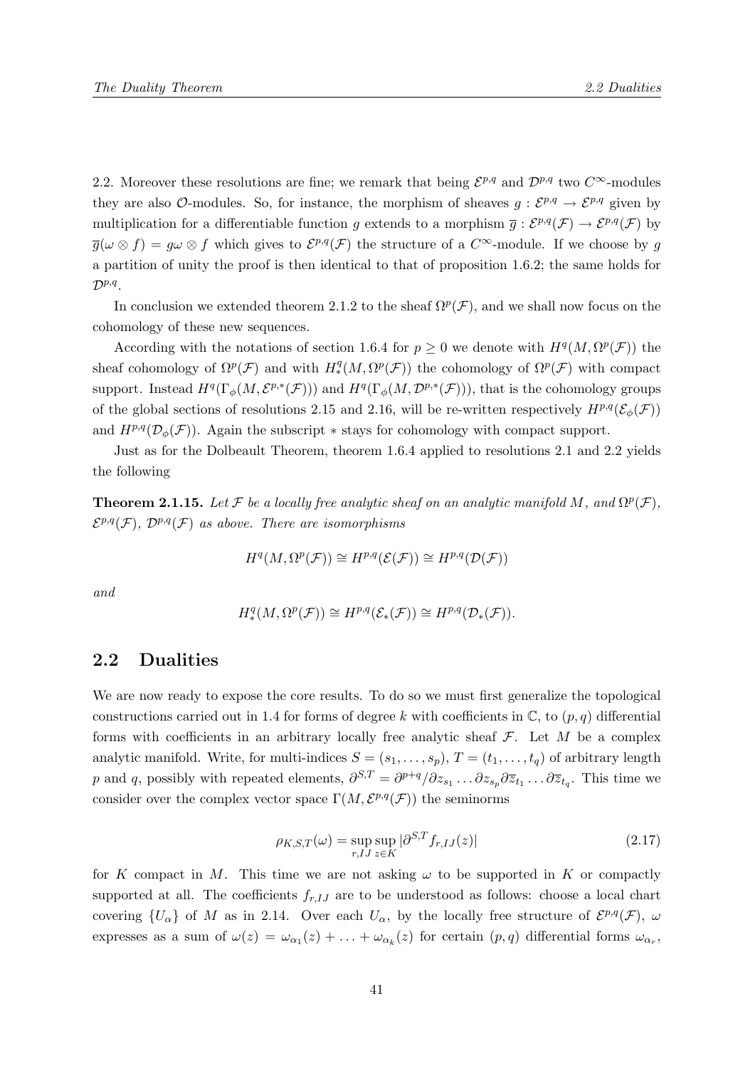2.2. Moreover these resolutions are fine; we remark that being $\mathcal{E}^{p,q}$ and $\mathcal{D}^{p,q}$ two $C^\infty$-modules they are also $\mathcal{O}$-modules. So, for instance, the morphism of sheaves $g : \mathcal{E}^{p,q} \to \mathcal{E}^{p,q}$ given by multiplication for a differentiable function $g$ extends to a morphism $\overline{g} : \mathcal{E}^{p,q}(\mathcal{F}) \to \mathcal{E}^{p,q}(\mathcal{F})$ by $\overline{g}(\omega \otimes f) = g\omega \otimes f$ which gives to $\mathcal{E}^{p,q}(\mathcal{F})$ the structure of a $C^\infty$-module. If we choose by $g$ a partition of unity the proof is then identical to that of proposition 1.6.2; the same holds for $\mathcal{D}^{p,q}$.

In conclusion we extended theorem 2.1.2 to the sheaf $\Omega^p(\mathcal{F})$, and we shall now focus on the cohomology of these new sequences.

According with the notations of section 1.6.4 for $p \geq 0$ we denote with $H^q(M, \Omega^p(\mathcal{F}))$ the sheaf cohomology of $\Omega^p(\mathcal{F})$ and with $H^q_*(M, \Omega^p(\mathcal{F}))$ the cohomology of $\Omega^p(\mathcal{F})$ with compact support. Instead $H^q(\Gamma_\phi(M, \mathcal{E}^{p,*}(\mathcal{F})))$ and $H^q(\Gamma_\phi(M, \mathcal{D}^{p,*}(\mathcal{F})))$, that is the cohomology groups of the global sections of resolutions 2.15 and 2.16, will be re-written respectively $H^{p,q}(\mathcal{E}_\phi(\mathcal{F}))$ and $H^{p,q}(\mathcal{D}_\phi(\mathcal{F}))$. Again the subscript $*$ stays for cohomology with compact support.

Just as for the Dolbeault Theorem, theorem 1.6.4 applied to resolutions 2.1 and 2.2 yields the following

**Theorem 2.1.15.** *Let $\mathcal{F}$ be a locally free analytic sheaf on an analytic manifold $M$, and $\Omega^p(\mathcal{F})$, $\mathcal{E}^{p,q}(\mathcal{F})$, $\mathcal{D}^{p,q}(\mathcal{F})$ as above. There are isomorphisms*

$$H^q(M, \Omega^p(\mathcal{F})) \cong H^{p,q}(\mathcal{E}(\mathcal{F})) \cong H^{p,q}(\mathcal{D}(\mathcal{F}))$$

*and*

$$H^q_*(M, \Omega^p(\mathcal{F})) \cong H^{p,q}(\mathcal{E}_*(\mathcal{F})) \cong H^{p,q}(\mathcal{D}_*(\mathcal{F})).$$

## 2.2 Dualities

We are now ready to expose the core results. To do so we must first generalize the topological constructions carried out in 1.4 for forms of degree $k$ with coefficients in $\mathbb{C}$, to $(p, q)$ differential forms with coefficients in an arbitrary locally free analytic sheaf $\mathcal{F}$. Let $M$ be a complex analytic manifold. Write, for multi-indices $S = (s_1, \dots, s_p)$, $T = (t_1, \dots, t_q)$ of arbitrary length $p$ and $q$, possibly with repeated elements, $\partial^{S,T} = \partial^{p+q}/\partial z_{s_1} \dots \partial z_{s_p} \partial \overline{z}_{t_1} \dots \partial \overline{z}_{t_q}$. This time we consider over the complex vector space $\Gamma(M, \mathcal{E}^{p,q}(\mathcal{F}))$ the seminorms

$$\rho_{K,S,T}(\omega) = \sup_{r,IJ} \sup_{z \in K} |\partial^{S,T} f_{r,IJ}(z)| \tag{2.17}$$

for $K$ compact in $M$. This time we are not asking $\omega$ to be supported in $K$ or compactly supported at all. The coefficients $f_{r,IJ}$ are to be understood as follows: choose a local chart covering $\{U_\alpha\}$ of $M$ as in 2.14. Over each $U_\alpha$, by the locally free structure of $\mathcal{E}^{p,q}(\mathcal{F})$, $\omega$ expresses as a sum of $\omega(z) = \omega_{\alpha_1}(z) + \ldots + \omega_{\alpha_k}(z)$ for certain $(p, q)$ differential forms $\omega_{\alpha_r}$,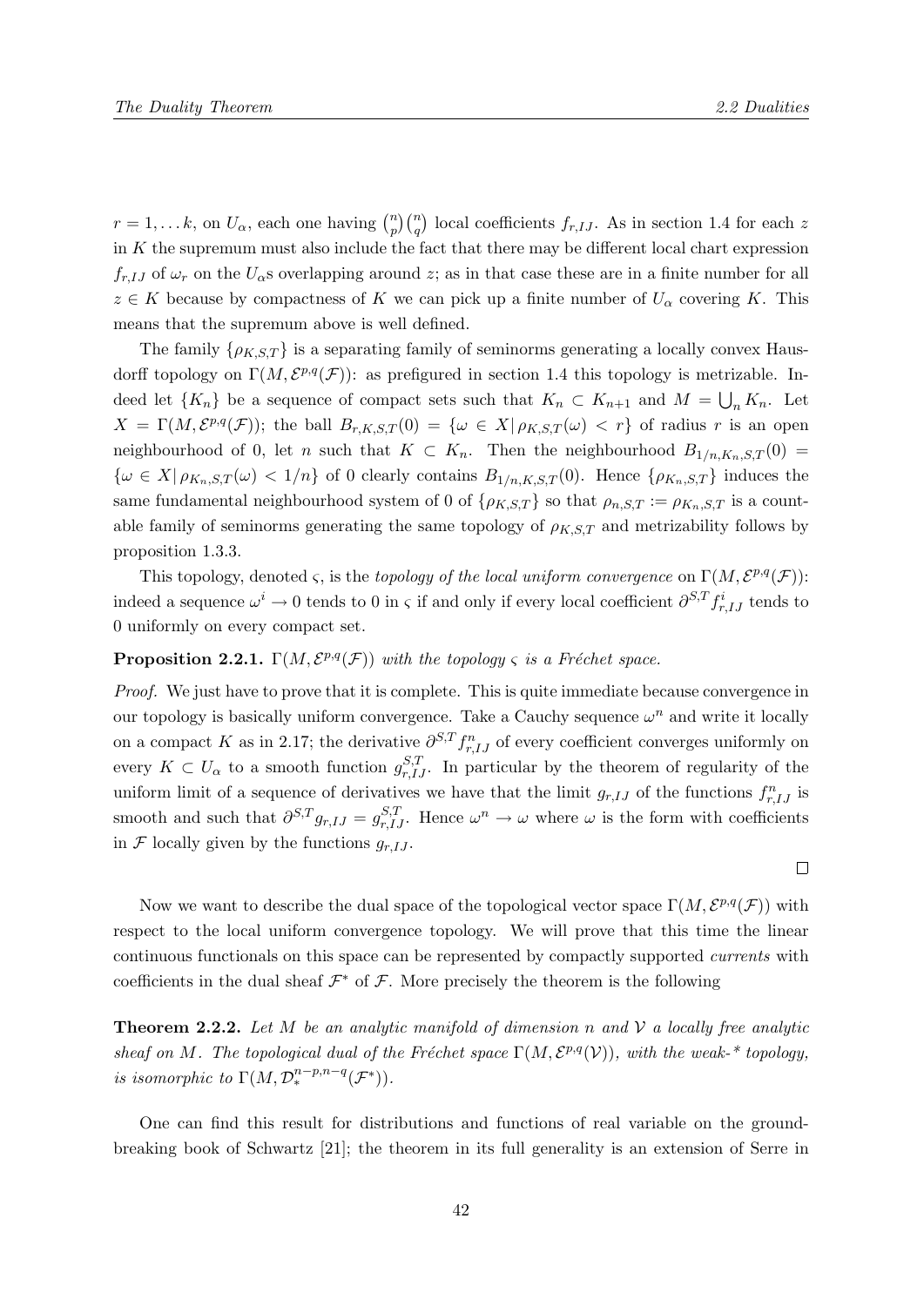$r = 1, \ldots k$, on $U_\alpha$, each one having $\binom{n}{p}\binom{n}{q}$ local coefficients $f_{r,IJ}$. As in section 1.4 for each $z$ in $K$ the supremum must also include the fact that there may be different local chart expression $f_{r,IJ}$ of $\omega_r$ on the $U_\alpha$s overlapping around $z$; as in that case these are in a finite number for all $z \in K$ because by compactness of $K$ we can pick up a finite number of $U_\alpha$ covering $K$. This means that the supremum above is well defined.

The family $\{\rho_{K,S,T}\}$ is a separating family of seminorms generating a locally convex Hausdorff topology on $\Gamma(M, \mathcal{E}^{p,q}(\mathcal{F}))$: as prefigured in section 1.4 this topology is metrizable. Indeed let $\{K_n\}$ be a sequence of compact sets such that $K_n \subset K_{n+1}$ and $M = \bigcup_n K_n$. Let $X = \Gamma(M, \mathcal{E}^{p,q}(\mathcal{F}))$; the ball $B_{r,K,S,T}(0) = \{\omega \in X | \, \rho_{K,S,T}(\omega) < r\}$ of radius $r$ is an open neighbourhood of 0, let $n$ such that $K \subset K_n$. Then the neighbourhood $B_{1/n,K_n,S,T}(0) = \{\omega \in X | \, \rho_{K_n,S,T}(\omega) < 1/n\}$ of 0 clearly contains $B_{1/n,K,S,T}(0)$. Hence $\{\rho_{K_n,S,T}\}$ induces the same fundamental neighbourhood system of 0 of $\{\rho_{K,S,T}\}$ so that $\rho_{n,S,T} := \rho_{K_n,S,T}$ is a countable family of seminorms generating the same topology of $\rho_{K,S,T}$ and metrizability follows by proposition 1.3.3.

This topology, denoted $\varsigma$, is the *topology of the local uniform convergence* on $\Gamma(M, \mathcal{E}^{p,q}(\mathcal{F}))$: indeed a sequence $\omega^i \to 0$ tends to 0 in $\varsigma$ if and only if every local coefficient $\partial^{S,T} f^i_{r,IJ}$ tends to 0 uniformly on every compact set.

**Proposition 2.2.1.** *$\Gamma(M, \mathcal{E}^{p,q}(\mathcal{F}))$ with the topology $\varsigma$ is a Fréchet space.*

*Proof.* We just have to prove that it is complete. This is quite immediate because convergence in our topology is basically uniform convergence. Take a Cauchy sequence $\omega^n$ and write it locally on a compact $K$ as in 2.17; the derivative $\partial^{S,T} f^n_{r,IJ}$ of every coefficient converges uniformly on every $K \subset U_\alpha$ to a smooth function $g^{S,T}_{r,IJ}$. In particular by the theorem of regularity of the uniform limit of a sequence of derivatives we have that the limit $g_{r,IJ}$ of the functions $f^n_{r,IJ}$ is smooth and such that $\partial^{S,T} g_{r,IJ} = g^{S,T}_{r,IJ}$. Hence $\omega^n \to \omega$ where $\omega$ is the form with coefficients in $\mathcal{F}$ locally given by the functions $g_{r,IJ}$. $\square$

Now we want to describe the dual space of the topological vector space $\Gamma(M, \mathcal{E}^{p,q}(\mathcal{F}))$ with respect to the local uniform convergence topology. We will prove that this time the linear continuous functionals on this space can be represented by compactly supported *currents* with coefficients in the dual sheaf $\mathcal{F}^*$ of $\mathcal{F}$. More precisely the theorem is the following

**Theorem 2.2.2.** *Let $M$ be an analytic manifold of dimension $n$ and $\mathcal{V}$ a locally free analytic sheaf on $M$. The topological dual of the Fréchet space $\Gamma(M, \mathcal{E}^{p,q}(\mathcal{V}))$, with the weak-\* topology, is isomorphic to $\Gamma(M, \mathcal{D}^{n-p,n-q}_*(\mathcal{F}^*))$.*

One can find this result for distributions and functions of real variable on the groundbreaking book of Schwartz [21]; the theorem in its full generality is an extension of Serre in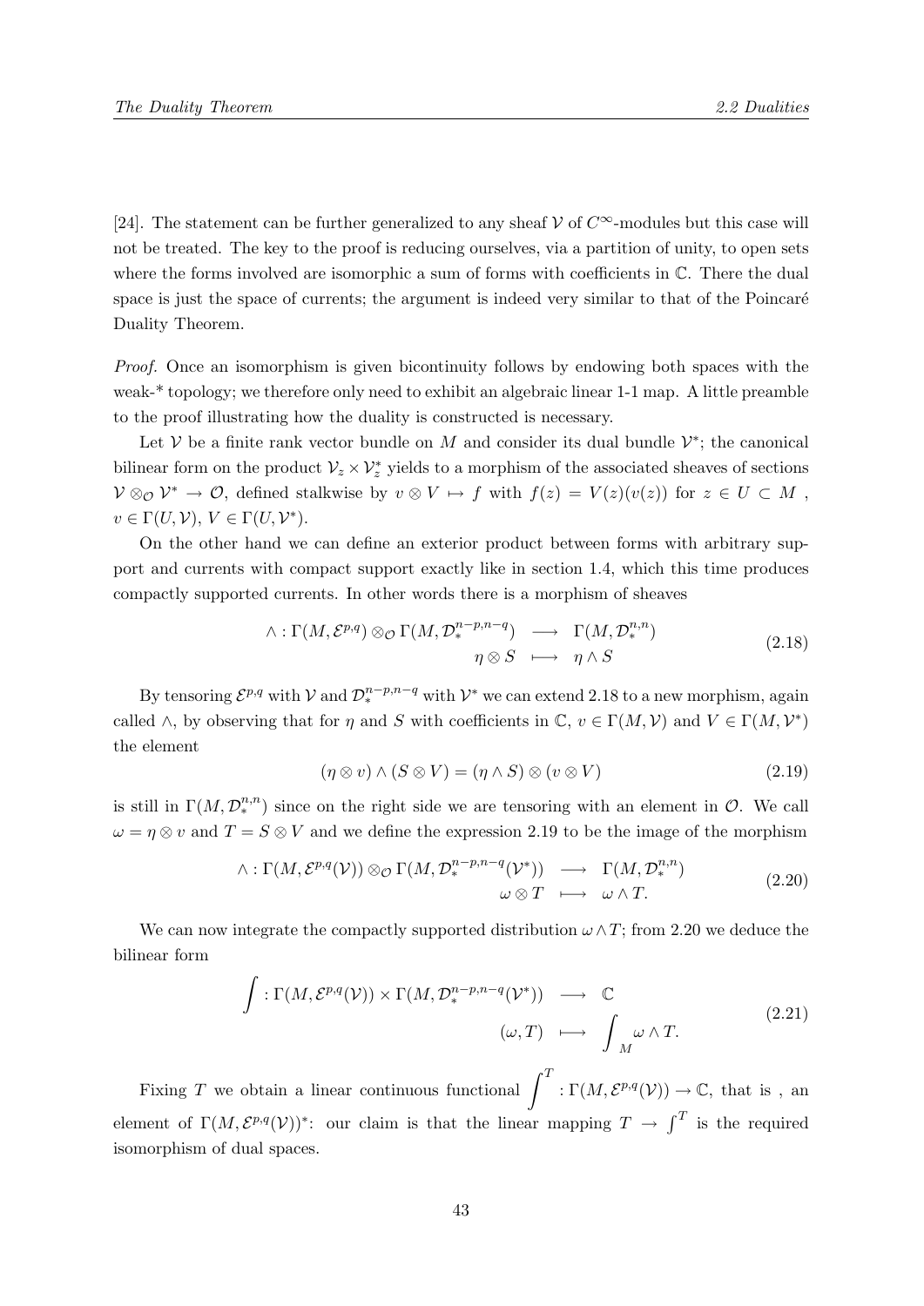[24]. The statement can be further generalized to any sheaf $\mathcal{V}$ of $C^\infty$-modules but this case will not be treated. The key to the proof is reducing ourselves, via a partition of unity, to open sets where the forms involved are isomorphic a sum of forms with coefficients in $\mathbb{C}$. There the dual space is just the space of currents; the argument is indeed very similar to that of the Poincaré Duality Theorem.

*Proof.* Once an isomorphism is given bicontinuity follows by endowing both spaces with the weak-* topology; we therefore only need to exhibit an algebraic linear 1-1 map. A little preamble to the proof illustrating how the duality is constructed is necessary.

Let $\mathcal{V}$ be a finite rank vector bundle on $M$ and consider its dual bundle $\mathcal{V}^*$; the canonical bilinear form on the product $\mathcal{V}_z \times \mathcal{V}_z^*$ yields to a morphism of the associated sheaves of sections $\mathcal{V} \otimes_{\mathcal{O}} \mathcal{V}^* \to \mathcal{O}$, defined stalkwise by $v \otimes V \mapsto f$ with $f(z) = V(z)(v(z))$ for $z \in U \subset M$ , $v \in \Gamma(U, \mathcal{V})$, $V \in \Gamma(U, \mathcal{V}^*)$.

On the other hand we can define an exterior product between forms with arbitrary support and currents with compact support exactly like in section 1.4, which this time produces compactly supported currents. In other words there is a morphism of sheaves

$$
\begin{array}{rcl}
\wedge : \Gamma(M, \mathcal{E}^{p,q}) \otimes_{\mathcal{O}} \Gamma(M, \mathcal{D}_*^{n-p,n-q}) & \longrightarrow & \Gamma(M, \mathcal{D}_*^{n,n}) \\
\eta \otimes S & \longmapsto & \eta \wedge S
\end{array}
\tag{2.18}
$$

By tensoring $\mathcal{E}^{p,q}$ with $\mathcal{V}$ and $\mathcal{D}_*^{n-p,n-q}$ with $\mathcal{V}^*$ we can extend 2.18 to a new morphism, again called $\wedge$, by observing that for $\eta$ and $S$ with coefficients in $\mathbb{C}$, $v \in \Gamma(M, \mathcal{V})$ and $V \in \Gamma(M, \mathcal{V}^*)$ the element

$$
(\eta \otimes v) \wedge (S \otimes V) = (\eta \wedge S) \otimes (v \otimes V) \tag{2.19}
$$

is still in $\Gamma(M, \mathcal{D}_*^{n,n})$ since on the right side we are tensoring with an element in $\mathcal{O}$. We call $\omega = \eta \otimes v$ and $T = S \otimes V$ and we define the expression 2.19 to be the image of the morphism

$$
\begin{array}{rcl}
\wedge : \Gamma(M, \mathcal{E}^{p,q}(\mathcal{V})) \otimes_{\mathcal{O}} \Gamma(M, \mathcal{D}_*^{n-p,n-q}(\mathcal{V}^*)) & \longrightarrow & \Gamma(M, \mathcal{D}_*^{n,n}) \\
\omega \otimes T & \longmapsto & \omega \wedge T.
\end{array}
\tag{2.20}
$$

We can now integrate the compactly supported distribution $\omega \wedge T$; from 2.20 we deduce the bilinear form

$$
\begin{array}{rcl}
\displaystyle\int : \Gamma(M, \mathcal{E}^{p,q}(\mathcal{V})) \times \Gamma(M, \mathcal{D}_*^{n-p,n-q}(\mathcal{V}^*)) & \longrightarrow & \mathbb{C} \\
(\omega, T) & \longmapsto & \displaystyle\int_M \omega \wedge T.
\end{array}
\tag{2.21}
$$

Fixing $T$ we obtain a linear continuous functional $\displaystyle\int^T : \Gamma(M, \mathcal{E}^{p,q}(\mathcal{V})) \to \mathbb{C}$, that is , an element of $\Gamma(M, \mathcal{E}^{p,q}(\mathcal{V}))^*$: our claim is that the linear mapping $T \to \int^T$ is the required isomorphism of dual spaces.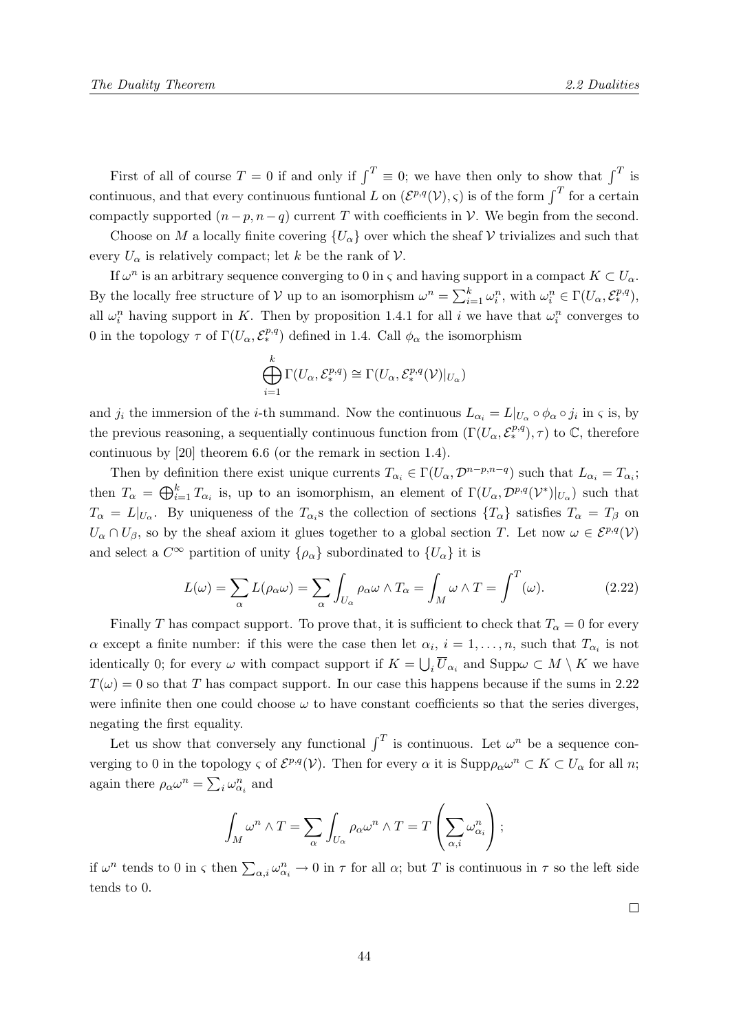First of all of course $T = 0$ if and only if $\int^T \equiv 0$; we have then only to show that $\int^T$ is continuous, and that every continuous funtional $L$ on $(\mathcal{E}^{p,q}(\mathcal{V}), \varsigma)$ is of the form $\int^T$ for a certain compactly supported $(n-p, n-q)$ current $T$ with coefficients in $\mathcal{V}$. We begin from the second.

Choose on $M$ a locally finite covering $\{U_\alpha\}$ over which the sheaf $\mathcal{V}$ trivializes and such that every $U_\alpha$ is relatively compact; let $k$ be the rank of $\mathcal{V}$.

If $\omega^n$ is an arbitrary sequence converging to 0 in $\varsigma$ and having support in a compact $K \subset U_\alpha$. By the locally free structure of $\mathcal{V}$ up to an isomorphism $\omega^n = \sum_{i=1}^k \omega_i^n$, with $\omega_i^n \in \Gamma(U_\alpha, \mathcal{E}_*^{p,q})$, all $\omega_i^n$ having support in $K$. Then by proposition 1.4.1 for all $i$ we have that $\omega_i^n$ converges to 0 in the topology $\tau$ of $\Gamma(U_\alpha, \mathcal{E}_*^{p,q})$ defined in 1.4. Call $\phi_\alpha$ the isomorphism

$$\bigoplus_{i=1}^k \Gamma(U_\alpha, \mathcal{E}_*^{p,q}) \cong \Gamma(U_\alpha, \mathcal{E}_*^{p,q}(\mathcal{V})|_{U_\alpha})$$

and $j_i$ the immersion of the $i$-th summand. Now the continuous $L_{\alpha_i} = L|_{U_\alpha} \circ \phi_\alpha \circ j_i$ in $\varsigma$ is, by the previous reasoning, a sequentially continuous function from $(\Gamma(U_\alpha, \mathcal{E}_*^{p,q}), \tau)$ to $\mathbb{C}$, therefore continuous by [20] theorem 6.6 (or the remark in section 1.4).

Then by definition there exist unique currents $T_{\alpha_i} \in \Gamma(U_\alpha, \mathcal{D}^{n-p,n-q})$ such that $L_{\alpha_i} = T_{\alpha_i}$; then $T_\alpha = \bigoplus_{i=1}^k T_{\alpha_i}$ is, up to an isomorphism, an element of $\Gamma(U_\alpha, \mathcal{D}^{p,q}(\mathcal{V}^*)|_{U_\alpha})$ such that $T_\alpha = L|_{U_\alpha}$. By uniqueness of the $T_{\alpha_i}$s the collection of sections $\{T_\alpha\}$ satisfies $T_\alpha = T_\beta$ on $U_\alpha \cap U_\beta$, so by the sheaf axiom it glues together to a global section $T$. Let now $\omega \in \mathcal{E}^{p,q}(\mathcal{V})$ and select a $C^\infty$ partition of unity $\{\rho_\alpha\}$ subordinated to $\{U_\alpha\}$ it is

$$L(\omega) = \sum_\alpha L(\rho_\alpha \omega) = \sum_\alpha \int_{U_\alpha} \rho_\alpha \omega \wedge T_\alpha = \int_M \omega \wedge T = \int^T(\omega). \tag{2.22}$$

Finally $T$ has compact support. To prove that, it is sufficient to check that $T_\alpha = 0$ for every $\alpha$ except a finite number: if this were the case then let $\alpha_i$, $i = 1, \dots, n$, such that $T_{\alpha_i}$ is not identically 0; for every $\omega$ with compact support if $K = \bigcup_i \overline{U}_{\alpha_i}$ and $\mathrm{Supp}\omega \subset M \setminus K$ we have $T(\omega) = 0$ so that $T$ has compact support. In our case this happens because if the sums in 2.22 were infinite then one could choose $\omega$ to have constant coefficients so that the series diverges, negating the first equality.

Let us show that conversely any functional $\int^T$ is continuous. Let $\omega^n$ be a sequence converging to 0 in the topology $\varsigma$ of $\mathcal{E}^{p,q}(\mathcal{V})$. Then for every $\alpha$ it is $\mathrm{Supp}\rho_\alpha\omega^n \subset K \subset U_\alpha$ for all $n$; again there $\rho_\alpha\omega^n = \sum_i \omega_{\alpha_i}^n$ and

$$\int_M \omega^n \wedge T = \sum_\alpha \int_{U_\alpha} \rho_\alpha \omega^n \wedge T = T\left(\sum_{\alpha,i} \omega_{\alpha_i}^n\right);$$

if $\omega^n$ tends to 0 in $\varsigma$ then $\sum_{\alpha,i} \omega_{\alpha_i}^n \to 0$ in $\tau$ for all $\alpha$; but $T$ is continuous in $\tau$ so the left side tends to 0.

$\square$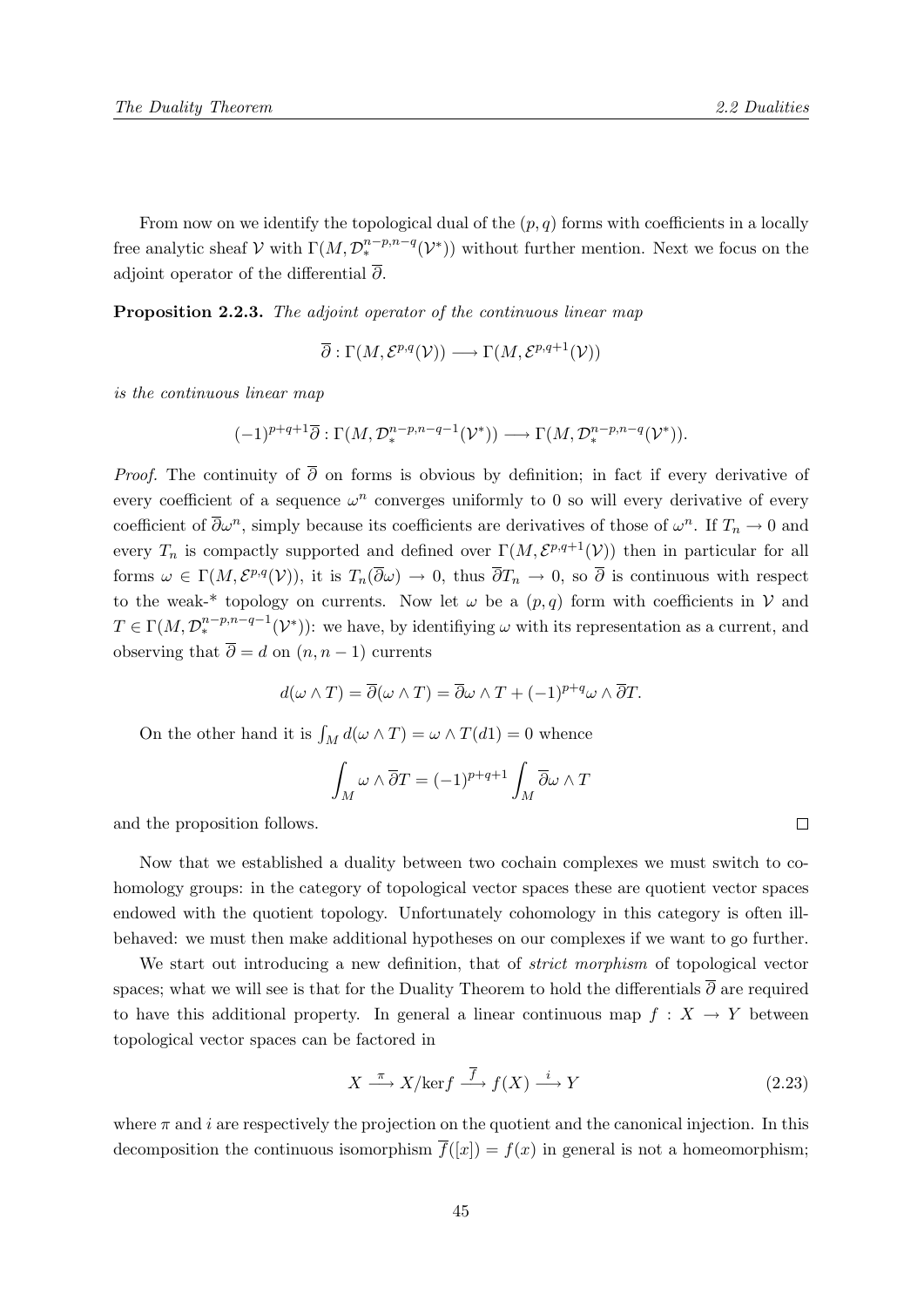From now on we identify the topological dual of the $(p, q)$ forms with coefficients in a locally free analytic sheaf $\mathcal{V}$ with $\Gamma(M, \mathcal{D}_*^{n-p,n-q}(\mathcal{V}^*))$ without further mention. Next we focus on the adjoint operator of the differential $\overline{\partial}$.

**Proposition 2.2.3.** *The adjoint operator of the continuous linear map*

$$\overline{\partial} : \Gamma(M, \mathcal{E}^{p,q}(\mathcal{V})) \longrightarrow \Gamma(M, \mathcal{E}^{p,q+1}(\mathcal{V}))$$

*is the continuous linear map*

$$(-1)^{p+q+1}\overline{\partial} : \Gamma(M, \mathcal{D}_*^{n-p,n-q-1}(\mathcal{V}^*)) \longrightarrow \Gamma(M, \mathcal{D}_*^{n-p,n-q}(\mathcal{V}^*)).$$

*Proof.* The continuity of $\overline{\partial}$ on forms is obvious by definition; in fact if every derivative of every coefficient of a sequence $\omega^n$ converges uniformly to 0 so will every derivative of every coefficient of $\overline{\partial}\omega^n$, simply because its coefficients are derivatives of those of $\omega^n$. If $T_n \to 0$ and every $T_n$ is compactly supported and defined over $\Gamma(M, \mathcal{E}^{p,q+1}(\mathcal{V}))$ then in particular for all forms $\omega \in \Gamma(M, \mathcal{E}^{p,q}(\mathcal{V}))$, it is $T_n(\overline{\partial}\omega) \to 0$, thus $\overline{\partial}T_n \to 0$, so $\overline{\partial}$ is continuous with respect to the weak-* topology on currents. Now let $\omega$ be a $(p, q)$ form with coefficients in $\mathcal{V}$ and $T \in \Gamma(M, \mathcal{D}_*^{n-p,n-q-1}(\mathcal{V}^*))$: we have, by identifiying $\omega$ with its representation as a current, and observing that $\overline{\partial} = d$ on $(n, n-1)$ currents

$$d(\omega \wedge T) = \overline{\partial}(\omega \wedge T) = \overline{\partial}\omega \wedge T + (-1)^{p+q}\omega \wedge \overline{\partial}T.$$

On the other hand it is $\int_M d(\omega \wedge T) = \omega \wedge T(d1) = 0$ whence

$$\int_M \omega \wedge \overline{\partial}T = (-1)^{p+q+1} \int_M \overline{\partial}\omega \wedge T$$

and the proposition follows. $\square$

Now that we established a duality between two cochain complexes we must switch to cohomology groups: in the category of topological vector spaces these are quotient vector spaces endowed with the quotient topology. Unfortunately cohomology in this category is often ill-behaved: we must then make additional hypotheses on our complexes if we want to go further.

We start out introducing a new definition, that of *strict morphism* of topological vector spaces; what we will see is that for the Duality Theorem to hold the differentials $\overline{\partial}$ are required to have this additional property. In general a linear continuous map $f : X \to Y$ between topological vector spaces can be factored in

$$X \xrightarrow{\ \pi\ } X/\mathrm{ker} f \xrightarrow{\ \overline{f}\ } f(X) \xrightarrow{\ i\ } Y \tag{2.23}$$

where $\pi$ and $i$ are respectively the projection on the quotient and the canonical injection. In this decomposition the continuous isomorphism $\overline{f}([x]) = f(x)$ in general is not a homeomorphism;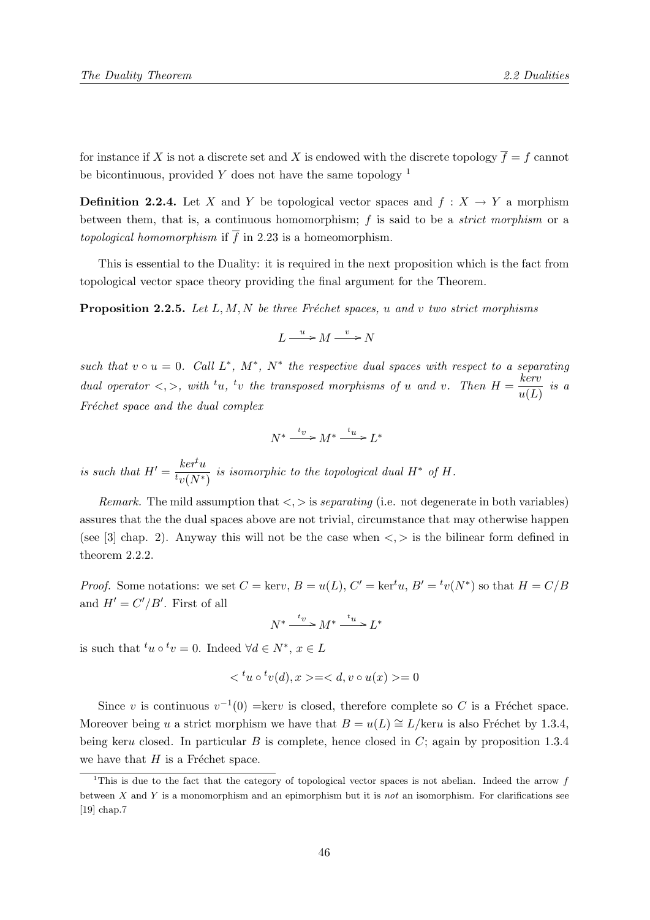for instance if $X$ is not a discrete set and $X$ is endowed with the discrete topology $\overline{f} = f$ cannot be bicontinuous, provided $Y$ does not have the same topology [1]

**Definition 2.2.4.** Let $X$ and $Y$ be topological vector spaces and $f : X \to Y$ a morphism between them, that is, a continuous homomorphism; $f$ is said to be a *strict morphism* or a *topological homomorphism* if $\overline{f}$ in 2.23 is a homeomorphism.

This is essential to the Duality: it is required in the next proposition which is the fact from topological vector space theory providing the final argument for the Theorem.

**Proposition 2.2.5.** *Let $L, M, N$ be three Fréchet spaces, $u$ and $v$ two strict morphisms*

$$L \xrightarrow{u} M \xrightarrow{v} N$$

*such that $v \circ u = 0$. Call $L^*$, $M^*$, $N^*$ the respective dual spaces with respect to a separating dual operator $<,>$, with ${}^t u$, ${}^t v$ the transposed morphisms of $u$ and $v$. Then $H = \dfrac{ker v}{u(L)}$ is a Fréchet space and the dual complex*

$$N^* \xrightarrow{{}^t v} M^* \xrightarrow{{}^t u} L^*$$

*is such that $H' = \dfrac{ker^t u}{{}^t v(N^*)}$ is isomorphic to the topological dual $H^*$ of $H$.*

*Remark.* The mild assumption that $<,>$ is *separating* (i.e. not degenerate in both variables) assures that the the dual spaces above are not trivial, circumstance that may otherwise happen (see [3] chap. 2). Anyway this will not be the case when $<,>$ is the bilinear form defined in theorem 2.2.2.

*Proof.* Some notations: we set $C = \ker v$, $B = u(L)$, $C' = \ker {}^t u$, $B' = {}^t v(N^*)$ so that $H = C/B$ and $H' = C'/B'$. First of all

$$N^* \xrightarrow{{}^t v} M^* \xrightarrow{{}^t u} L^*$$

is such that ${}^t u \circ {}^t v = 0$. Indeed $\forall d \in N^*$, $x \in L$

$$< {}^t u \circ {}^t v(d), x > = < d, v \circ u(x) > = 0$$

Since $v$ is continuous $v^{-1}(0) = \ker v$ is closed, therefore complete so $C$ is a Fréchet space. Moreover being $u$ a strict morphism we have that $B = u(L) \cong L/\ker u$ is also Fréchet by 1.3.4, being $\ker u$ closed. In particular $B$ is complete, hence closed in $C$; again by proposition 1.3.4 we have that $H$ is a Fréchet space.

[1] This is due to the fact that the category of topological vector spaces is not abelian. Indeed the arrow $f$ between $X$ and $Y$ is a monomorphism and an epimorphism but it is *not* an isomorphism. For clarifications see [19] chap.7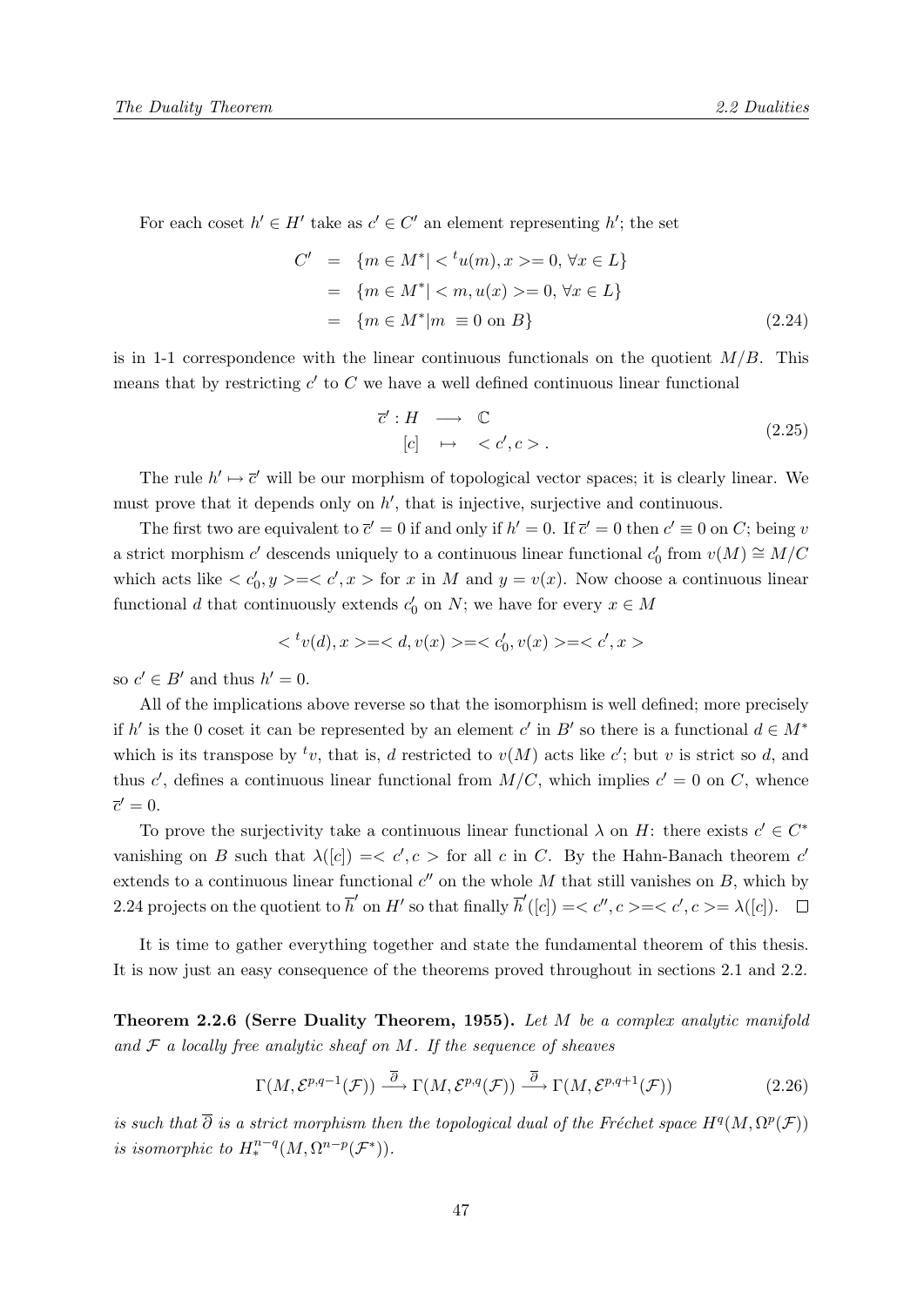For each coset $h' \in H'$ take as $c' \in C'$ an element representing $h'$; the set

$$
\begin{aligned}
C' &= \{m \in M^* | < {}^t u(m), x >= 0, \forall x \in L\} \\
&= \{m \in M^* | < m, u(x) >= 0, \forall x \in L\} \\
&= \{m \in M^* | m \equiv 0 \text{ on } B\}
\end{aligned}
\tag{2.24}
$$

is in 1-1 correspondence with the linear continuous functionals on the quotient $M/B$. This means that by restricting $c'$ to $C$ we have a well defined continuous linear functional

$$
\begin{aligned}
\overline{c}' : H &\longrightarrow \mathbb{C} \\
[c] &\mapsto \; < c', c > .
\end{aligned}
\tag{2.25}
$$

The rule $h' \mapsto \overline{c}'$ will be our morphism of topological vector spaces; it is clearly linear. We must prove that it depends only on $h'$, that is injective, surjective and continuous.

The first two are equivalent to $\overline{c}' = 0$ if and only if $h' = 0$. If $\overline{c}' = 0$ then $c' \equiv 0$ on $C$; being $v$ a strict morphism $c'$ descends uniquely to a continuous linear functional $c'_0$ from $v(M) \cong M/C$ which acts like $< c'_0, y >=< c', x >$ for $x$ in $M$ and $y = v(x)$. Now choose a continuous linear functional $d$ that continuously extends $c'_0$ on $N$; we have for every $x \in M$

$$
< {}^t v(d), x >=< d, v(x) >=< c'_0, v(x) >=< c', x >
$$

so $c' \in B'$ and thus $h' = 0$.

All of the implications above reverse so that the isomorphism is well defined; more precisely if $h'$ is the 0 coset it can be represented by an element $c'$ in $B'$ so there is a functional $d \in M^*$ which is its transpose by ${}^t v$, that is, $d$ restricted to $v(M)$ acts like $c'$; but $v$ is strict so $d$, and thus $c'$, defines a continuous linear functional from $M/C$, which implies $c' = 0$ on $C$, whence $\overline{c}' = 0$.

To prove the surjectivity take a continuous linear functional $\lambda$ on $H$: there exists $c' \in C^*$ vanishing on $B$ such that $\lambda([c]) =< c', c >$ for all $c$ in $C$. By the Hahn-Banach theorem $c'$ extends to a continuous linear functional $c''$ on the whole $M$ that still vanishes on $B$, which by 2.24 projects on the quotient to $\overline{h}'$ on $H'$ so that finally $\overline{h}'([c]) =< c'', c >=< c', c >= \lambda([c])$. $\square$

It is time to gather everything together and state the fundamental theorem of this thesis. It is now just an easy consequence of the theorems proved throughout in sections 2.1 and 2.2.

**Theorem 2.2.6 (Serre Duality Theorem, 1955).** *Let $M$ be a complex analytic manifold and $\mathcal{F}$ a locally free analytic sheaf on $M$. If the sequence of sheaves*

$$
\Gamma(M, \mathcal{E}^{p,q-1}(\mathcal{F})) \xrightarrow{\overline{\partial}} \Gamma(M, \mathcal{E}^{p,q}(\mathcal{F})) \xrightarrow{\overline{\partial}} \Gamma(M, \mathcal{E}^{p,q+1}(\mathcal{F}))
\tag{2.26}
$$

*is such that $\overline{\partial}$ is a strict morphism then the topological dual of the Fréchet space $H^q(M, \Omega^p(\mathcal{F}))$ is isomorphic to $H_*^{n-q}(M, \Omega^{n-p}(\mathcal{F}^*))$.*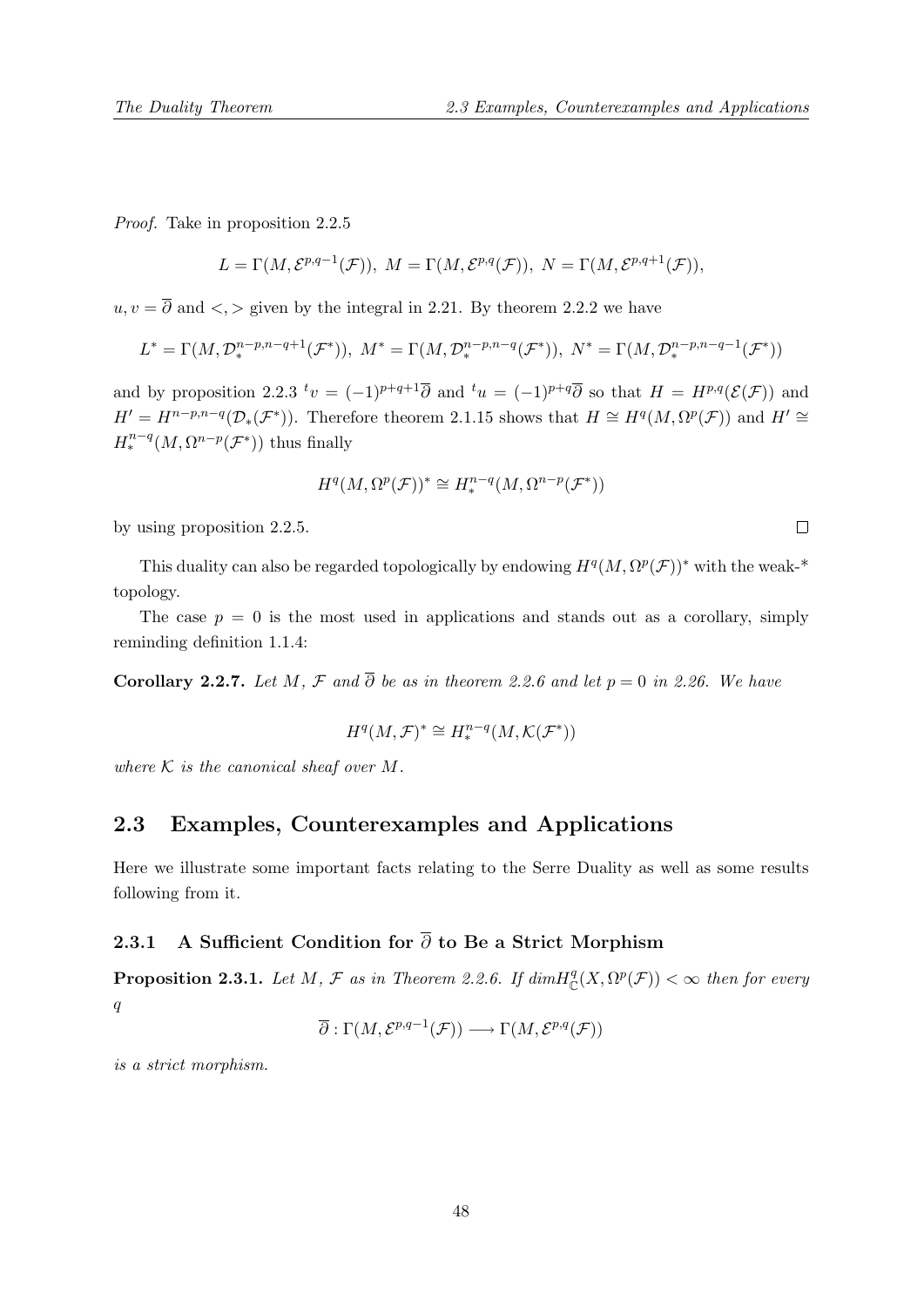*Proof.* Take in proposition 2.2.5

$$L = \Gamma(M, \mathcal{E}^{p,q-1}(\mathcal{F})),\ M = \Gamma(M, \mathcal{E}^{p,q}(\mathcal{F})),\ N = \Gamma(M, \mathcal{E}^{p,q+1}(\mathcal{F})),$$

$u, v = \overline{\partial}$ and $<,>$ given by the integral in 2.21. By theorem 2.2.2 we have

$$L^* = \Gamma(M, \mathcal{D}_*^{n-p,n-q+1}(\mathcal{F}^*)),\ M^* = \Gamma(M, \mathcal{D}_*^{n-p,n-q}(\mathcal{F}^*)),\ N^* = \Gamma(M, \mathcal{D}_*^{n-p,n-q-1}(\mathcal{F}^*))$$

and by proposition 2.2.3 ${}^t v = (-1)^{p+q+1}\overline{\partial}$ and ${}^t u = (-1)^{p+q}\overline{\partial}$ so that $H = H^{p,q}(\mathcal{E}(\mathcal{F}))$ and $H' = H^{n-p,n-q}(\mathcal{D}_*(\mathcal{F}^*))$. Therefore theorem 2.1.15 shows that $H \cong H^q(M, \Omega^p(\mathcal{F}))$ and $H' \cong H_*^{n-q}(M, \Omega^{n-p}(\mathcal{F}^*))$ thus finally

$$H^q(M, \Omega^p(\mathcal{F}))^* \cong H_*^{n-q}(M, \Omega^{n-p}(\mathcal{F}^*))$$

by using proposition 2.2.5. $\square$

This duality can also be regarded topologically by endowing $H^q(M, \Omega^p(\mathcal{F}))^*$ with the weak-* topology.

The case $p = 0$ is the most used in applications and stands out as a corollary, simply reminding definition 1.1.4:

**Corollary 2.2.7.** *Let $M$, $\mathcal{F}$ and $\overline{\partial}$ be as in theorem 2.2.6 and let $p = 0$ in 2.26. We have*

$$H^q(M, \mathcal{F})^* \cong H_*^{n-q}(M, \mathcal{K}(\mathcal{F}^*))$$

*where $\mathcal{K}$ is the canonical sheaf over $M$.*

## 2.3 Examples, Counterexamples and Applications

Here we illustrate some important facts relating to the Serre Duality as well as some results following from it.

### 2.3.1 A Sufficient Condition for $\overline{\partial}$ to Be a Strict Morphism

**Proposition 2.3.1.** *Let $M$, $\mathcal{F}$ as in Theorem 2.2.6. If $dim H^q_{\mathbb{C}}(X, \Omega^p(\mathcal{F})) < \infty$ then for every $q$*

$$\overline{\partial} : \Gamma(M, \mathcal{E}^{p,q-1}(\mathcal{F})) \longrightarrow \Gamma(M, \mathcal{E}^{p,q}(\mathcal{F}))$$

*is a strict morphism.*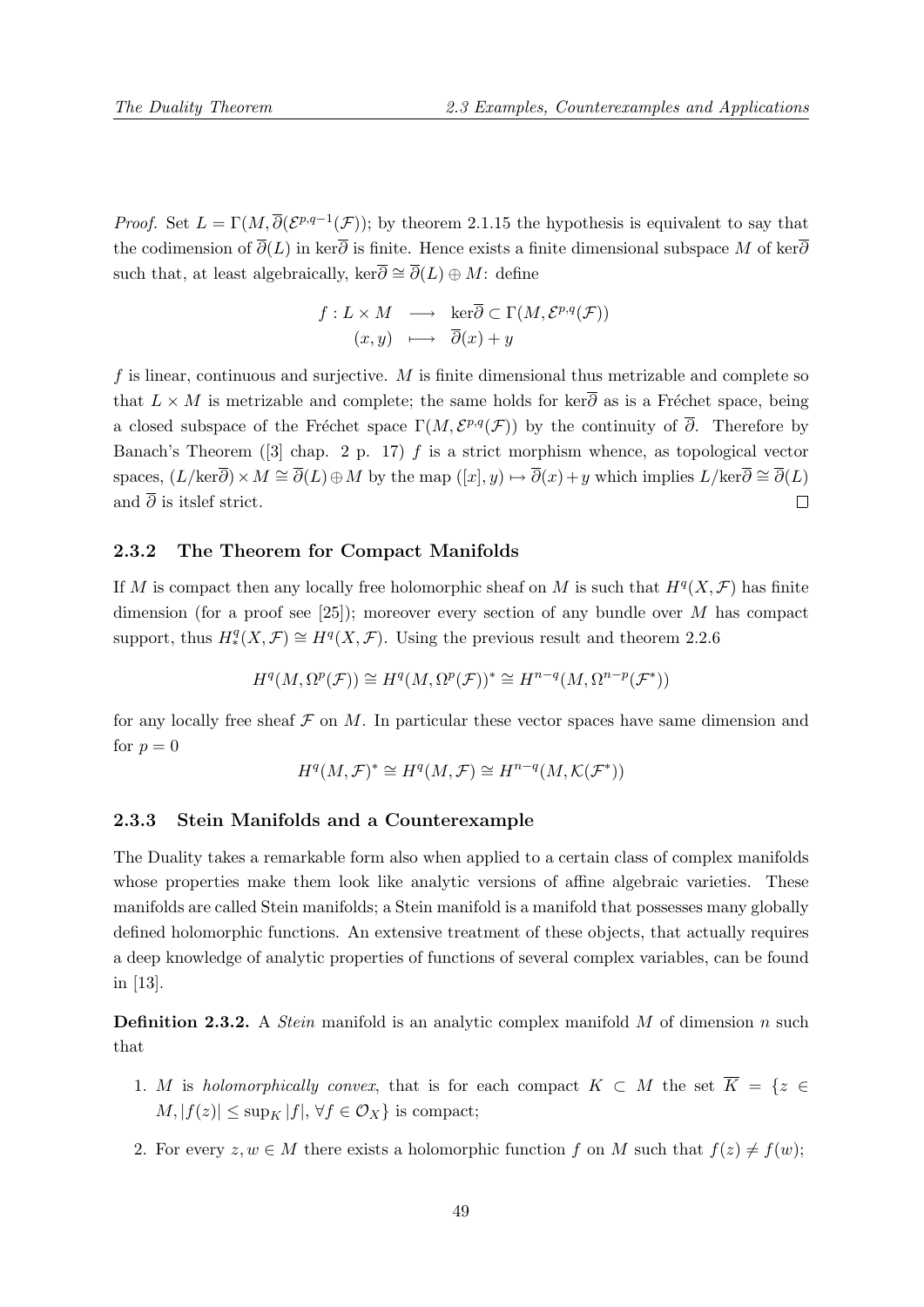*Proof.* Set $L = \Gamma(M, \overline{\partial}(\mathcal{E}^{p,q-1}(\mathcal{F}))$; by theorem 2.1.15 the hypothesis is equivalent to say that the codimension of $\overline{\partial}(L)$ in $\ker\overline{\partial}$ is finite. Hence exists a finite dimensional subspace $M$ of $\ker\overline{\partial}$ such that, at least algebraically, $\ker\overline{\partial} \cong \overline{\partial}(L) \oplus M$: define

$$
\begin{array}{rcl}
f : L \times M & \longrightarrow & \ker\overline{\partial} \subset \Gamma(M, \mathcal{E}^{p,q}(\mathcal{F})) \\
(x, y) & \longmapsto & \overline{\partial}(x) + y
\end{array}
$$

$f$ is linear, continuous and surjective. $M$ is finite dimensional thus metrizable and complete so that $L \times M$ is metrizable and complete; the same holds for $\ker\overline{\partial}$ as is a Fréchet space, being a closed subspace of the Fréchet space $\Gamma(M, \mathcal{E}^{p,q}(\mathcal{F}))$ by the continuity of $\overline{\partial}$. Therefore by Banach's Theorem ([3] chap. 2 p. 17) $f$ is a strict morphism whence, as topological vector spaces, $(L/\ker\overline{\partial}) \times M \cong \overline{\partial}(L) \oplus M$ by the map $([x], y) \mapsto \overline{\partial}(x) + y$ which implies $L/\ker\overline{\partial} \cong \overline{\partial}(L)$ and $\overline{\partial}$ is itslef strict. ∎

### 2.3.2 The Theorem for Compact Manifolds

If $M$ is compact then any locally free holomorphic sheaf on $M$ is such that $H^q(X, \mathcal{F})$ has finite dimension (for a proof see [25]); moreover every section of any bundle over $M$ has compact support, thus $H^q_*(X, \mathcal{F}) \cong H^q(X, \mathcal{F})$. Using the previous result and theorem 2.2.6

$$
H^q(M, \Omega^p(\mathcal{F})) \cong H^q(M, \Omega^p(\mathcal{F}))^* \cong H^{n-q}(M, \Omega^{n-p}(\mathcal{F}^*))
$$

for any locally free sheaf $\mathcal{F}$ on $M$. In particular these vector spaces have same dimension and for $p = 0$

$$
H^q(M, \mathcal{F})^* \cong H^q(M, \mathcal{F}) \cong H^{n-q}(M, \mathcal{K}(\mathcal{F}^*))
$$

### 2.3.3 Stein Manifolds and a Counterexample

The Duality takes a remarkable form also when applied to a certain class of complex manifolds whose properties make them look like analytic versions of affine algebraic varieties. These manifolds are called Stein manifolds; a Stein manifold is a manifold that possesses many globally defined holomorphic functions. An extensive treatment of these objects, that actually requires a deep knowledge of analytic properties of functions of several complex variables, can be found in [13].

**Definition 2.3.2.** A *Stein* manifold is an analytic complex manifold $M$ of dimension $n$ such that

1. $M$ is *holomorphically convex*, that is for each compact $K \subset M$ the set $\overline{K} = \{z \in M, |f(z)| \leq \sup_K |f|, \forall f \in \mathcal{O}_X\}$ is compact;
2. For every $z, w \in M$ there exists a holomorphic function $f$ on $M$ such that $f(z) \neq f(w)$;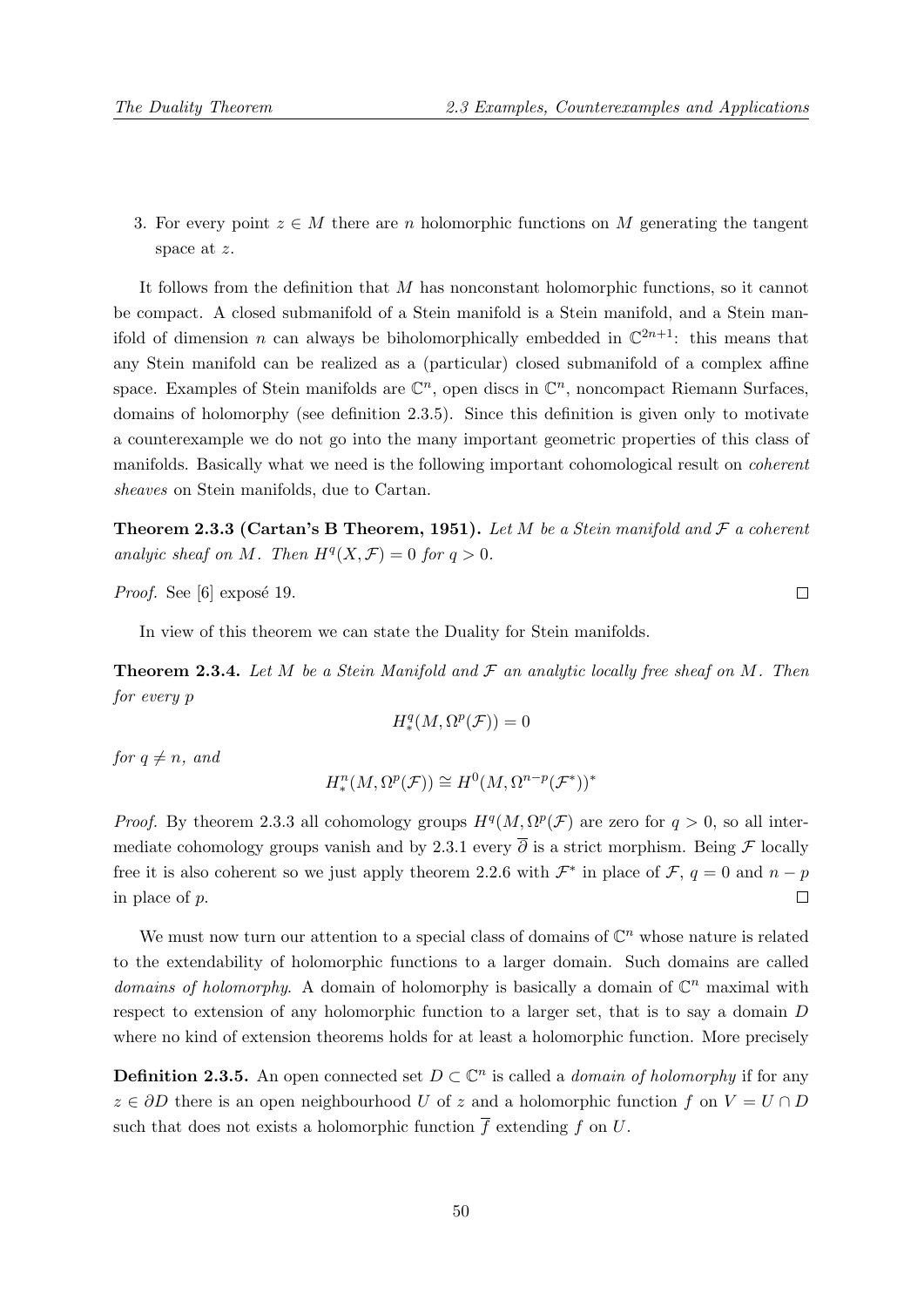3. For every point $z \in M$ there are $n$ holomorphic functions on $M$ generating the tangent space at $z$.

It follows from the definition that $M$ has nonconstant holomorphic functions, so it cannot be compact. A closed submanifold of a Stein manifold is a Stein manifold, and a Stein manifold of dimension $n$ can always be biholomorphically embedded in $\mathbb{C}^{2n+1}$: this means that any Stein manifold can be realized as a (particular) closed submanifold of a complex affine space. Examples of Stein manifolds are $\mathbb{C}^n$, open discs in $\mathbb{C}^n$, noncompact Riemann Surfaces, domains of holomorphy (see definition 2.3.5). Since this definition is given only to motivate a counterexample we do not go into the many important geometric properties of this class of manifolds. Basically what we need is the following important cohomological result on *coherent sheaves* on Stein manifolds, due to Cartan.

**Theorem 2.3.3 (Cartan's B Theorem, 1951).** *Let $M$ be a Stein manifold and $\mathcal{F}$ a coherent analyic sheaf on $M$. Then $H^q(X, \mathcal{F}) = 0$ for $q > 0$.*

*Proof.* See [6] exposé 19. $\square$

In view of this theorem we can state the Duality for Stein manifolds.

**Theorem 2.3.4.** *Let $M$ be a Stein Manifold and $\mathcal{F}$ an analytic locally free sheaf on $M$. Then for every $p$*

$$H^q_*(M, \Omega^p(\mathcal{F})) = 0$$

*for $q \neq n$, and*

$$H^n_*(M, \Omega^p(\mathcal{F})) \cong H^0(M, \Omega^{n-p}(\mathcal{F}^*))^*$$

*Proof.* By theorem 2.3.3 all cohomology groups $H^q(M, \Omega^p(\mathcal{F})$ are zero for $q > 0$, so all intermediate cohomology groups vanish and by 2.3.1 every $\overline{\partial}$ is a strict morphism. Being $\mathcal{F}$ locally free it is also coherent so we just apply theorem 2.2.6 with $\mathcal{F}^*$ in place of $\mathcal{F}$, $q = 0$ and $n - p$ in place of $p$. $\square$

We must now turn our attention to a special class of domains of $\mathbb{C}^n$ whose nature is related to the extendability of holomorphic functions to a larger domain. Such domains are called *domains of holomorphy*. A domain of holomorphy is basically a domain of $\mathbb{C}^n$ maximal with respect to extension of any holomorphic function to a larger set, that is to say a domain $D$ where no kind of extension theorems holds for at least a holomorphic function. More precisely

**Definition 2.3.5.** An open connected set $D \subset \mathbb{C}^n$ is called a *domain of holomorphy* if for any $z \in \partial D$ there is an open neighbourhood $U$ of $z$ and a holomorphic function $f$ on $V = U \cap D$ such that does not exists a holomorphic function $\overline{f}$ extending $f$ on $U$.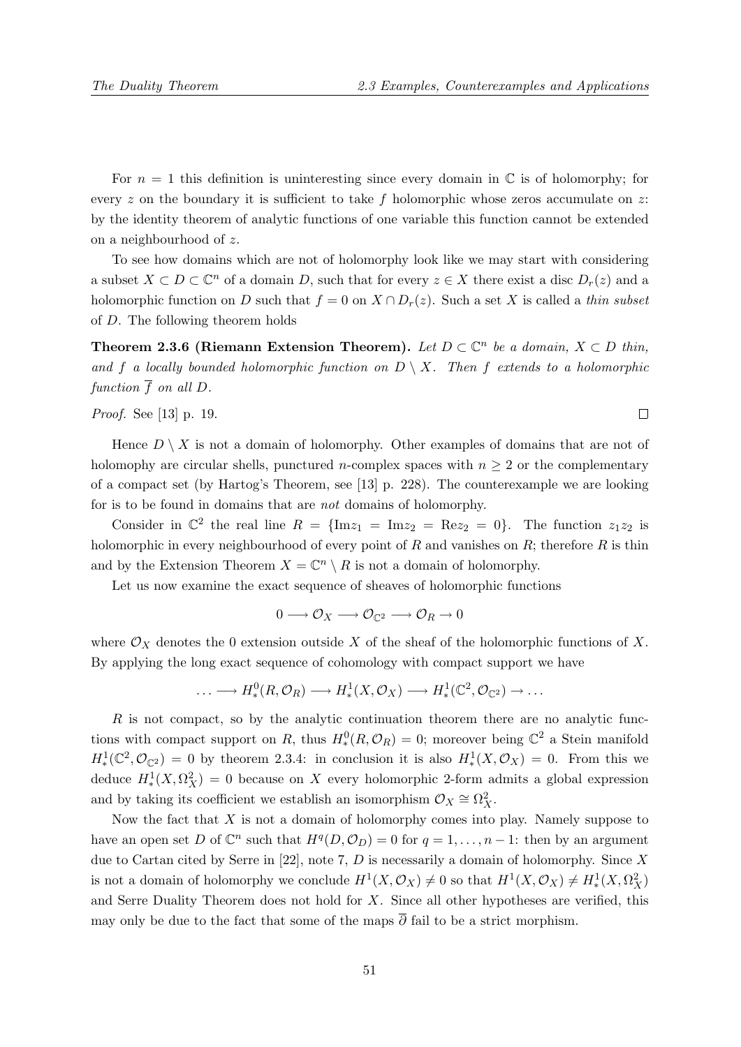For $n = 1$ this definition is uninteresting since every domain in $\mathbb{C}$ is of holomorphy; for every $z$ on the boundary it is sufficient to take $f$ holomorphic whose zeros accumulate on $z$: by the identity theorem of analytic functions of one variable this function cannot be extended on a neighbourhood of $z$.

To see how domains which are not of holomorphy look like we may start with considering a subset $X \subset D \subset \mathbb{C}^n$ of a domain $D$, such that for every $z \in X$ there exist a disc $D_r(z)$ and a holomorphic function on $D$ such that $f = 0$ on $X \cap D_r(z)$. Such a set $X$ is called a *thin subset* of $D$. The following theorem holds

**Theorem 2.3.6 (Riemann Extension Theorem).** *Let $D \subset \mathbb{C}^n$ be a domain, $X \subset D$ thin, and $f$ a locally bounded holomorphic function on $D \setminus X$. Then $f$ extends to a holomorphic function $\overline{f}$ on all $D$.*

*Proof.* See [13] p. 19. $\square$

Hence $D \setminus X$ is not a domain of holomorphy. Other examples of domains that are not of holomophy are circular shells, punctured $n$-complex spaces with $n \geq 2$ or the complementary of a compact set (by Hartog's Theorem, see [13] p. 228). The counterexample we are looking for is to be found in domains that are *not* domains of holomorphy.

Consider in $\mathbb{C}^2$ the real line $R = \{\mathrm{Im} z_1 = \mathrm{Im} z_2 = \mathrm{Re} z_2 = 0\}$. The function $z_1 z_2$ is holomorphic in every neighbourhood of every point of $R$ and vanishes on $R$; therefore $R$ is thin and by the Extension Theorem $X = \mathbb{C}^n \setminus R$ is not a domain of holomorphy.

Let us now examine the exact sequence of sheaves of holomorphic functions

$$0 \longrightarrow \mathcal{O}_X \longrightarrow \mathcal{O}_{\mathbb{C}^2} \longrightarrow \mathcal{O}_R \to 0$$

where $\mathcal{O}_X$ denotes the 0 extension outside $X$ of the sheaf of the holomorphic functions of $X$. By applying the long exact sequence of cohomology with compact support we have

$$\ldots \longrightarrow H^0_*(R, \mathcal{O}_R) \longrightarrow H^1_*(X, \mathcal{O}_X) \longrightarrow H^1_*(\mathbb{C}^2, \mathcal{O}_{\mathbb{C}^2}) \to \ldots$$

$R$ is not compact, so by the analytic continuation theorem there are no analytic functions with compact support on $R$, thus $H^0_*(R, \mathcal{O}_R) = 0$; moreover being $\mathbb{C}^2$ a Stein manifold $H^1_*(\mathbb{C}^2, \mathcal{O}_{\mathbb{C}^2}) = 0$ by theorem 2.3.4: in conclusion it is also $H^1_*(X, \mathcal{O}_X) = 0$. From this we deduce $H^1_*(X, \Omega^2_X) = 0$ because on $X$ every holomorphic 2-form admits a global expression and by taking its coefficient we establish an isomorphism $\mathcal{O}_X \cong \Omega^2_X$.

Now the fact that $X$ is not a domain of holomorphy comes into play. Namely suppose to have an open set $D$ of $\mathbb{C}^n$ such that $H^q(D, \mathcal{O}_D) = 0$ for $q = 1, \ldots, n-1$: then by an argument due to Cartan cited by Serre in [22], note 7, $D$ is necessarily a domain of holomorphy. Since $X$ is not a domain of holomorphy we conclude $H^1(X, \mathcal{O}_X) \neq 0$ so that $H^1(X, \mathcal{O}_X) \neq H^1_*(X, \Omega^2_X)$ and Serre Duality Theorem does not hold for $X$. Since all other hypotheses are verified, this may only be due to the fact that some of the maps $\overline{\partial}$ fail to be a strict morphism.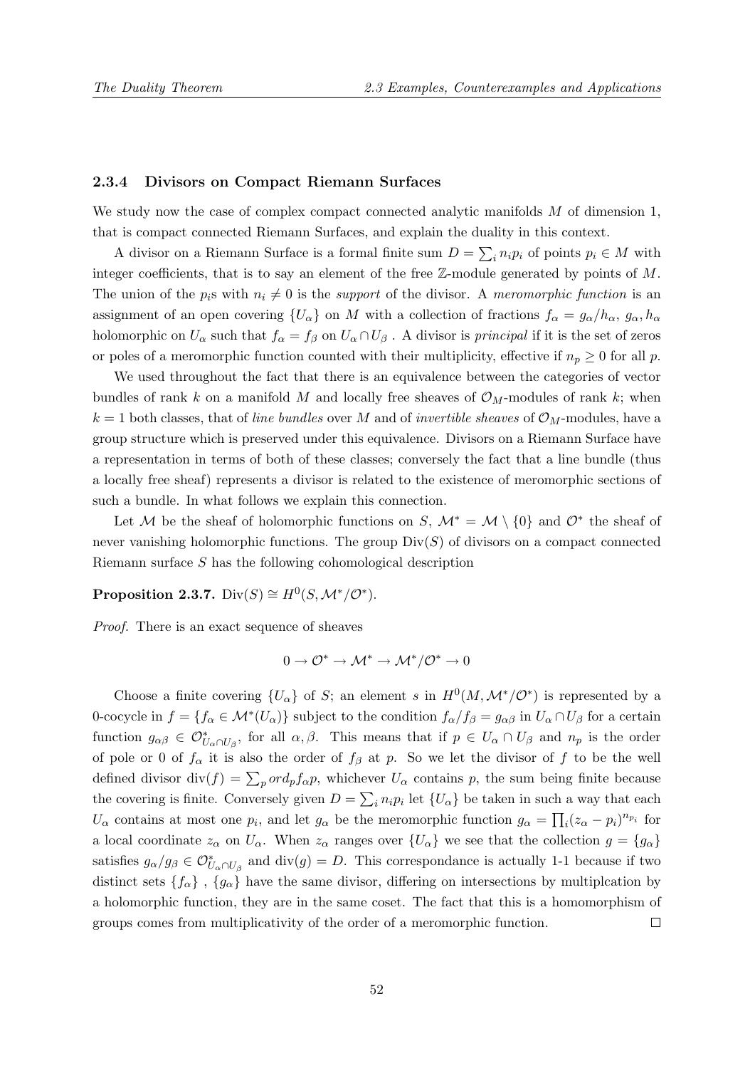### 2.3.4 Divisors on Compact Riemann Surfaces

We study now the case of complex compact connected analytic manifolds $M$ of dimension 1, that is compact connected Riemann Surfaces, and explain the duality in this context.

A divisor on a Riemann Surface is a formal finite sum $D = \sum_i n_i p_i$ of points $p_i \in M$ with integer coefficients, that is to say an element of the free $\mathbb{Z}$-module generated by points of $M$. The union of the $p_i$s with $n_i \neq 0$ is the *support* of the divisor. A *meromorphic function* is an assignment of an open covering $\{U_\alpha\}$ on $M$ with a collection of fractions $f_\alpha = g_\alpha/h_\alpha$, $g_\alpha, h_\alpha$ holomorphic on $U_\alpha$ such that $f_\alpha = f_\beta$ on $U_\alpha \cap U_\beta$ . A divisor is *principal* if it is the set of zeros or poles of a meromorphic function counted with their multiplicity, effective if $n_p \geq 0$ for all $p$.

We used throughout the fact that there is an equivalence between the categories of vector bundles of rank $k$ on a manifold $M$ and locally free sheaves of $\mathcal{O}_M$-modules of rank $k$; when $k = 1$ both classes, that of *line bundles* over $M$ and of *invertible sheaves* of $\mathcal{O}_M$-modules, have a group structure which is preserved under this equivalence. Divisors on a Riemann Surface have a representation in terms of both of these classes; conversely the fact that a line bundle (thus a locally free sheaf) represents a divisor is related to the existence of meromorphic sections of such a bundle. In what follows we explain this connection.

Let $\mathcal{M}$ be the sheaf of holomorphic functions on $S$, $\mathcal{M}^* = \mathcal{M} \setminus \{0\}$ and $\mathcal{O}^*$ the sheaf of never vanishing holomorphic functions. The group $\mathrm{Div}(S)$ of divisors on a compact connected Riemann surface $S$ has the following cohomological description

**Proposition 2.3.7.** $\mathrm{Div}(S) \cong H^0(S, \mathcal{M}^*/\mathcal{O}^*)$.

*Proof.* There is an exact sequence of sheaves

$$0 \to \mathcal{O}^* \to \mathcal{M}^* \to \mathcal{M}^*/\mathcal{O}^* \to 0$$

Choose a finite covering $\{U_\alpha\}$ of $S$; an element $s$ in $H^0(M, \mathcal{M}^*/\mathcal{O}^*)$ is represented by a 0-cocycle in $f = \{f_\alpha \in \mathcal{M}^*(U_\alpha)\}$ subject to the condition $f_\alpha/f_\beta = g_{\alpha\beta}$ in $U_\alpha \cap U_\beta$ for a certain function $g_{\alpha\beta} \in \mathcal{O}^*_{U_\alpha \cap U_\beta}$, for all $\alpha, \beta$. This means that if $p \in U_\alpha \cap U_\beta$ and $n_p$ is the order of pole or 0 of $f_\alpha$ it is also the order of $f_\beta$ at $p$. So we let the divisor of $f$ to be the well defined divisor $\mathrm{div}(f) = \sum_p ord_p f_\alpha p$, whichever $U_\alpha$ contains $p$, the sum being finite because the covering is finite. Conversely given $D = \sum_i n_i p_i$ let $\{U_\alpha\}$ be taken in such a way that each $U_\alpha$ contains at most one $p_i$, and let $g_\alpha$ be the meromorphic function $g_\alpha = \prod_i (z_\alpha - p_i)^{n_{p_i}}$ for a local coordinate $z_\alpha$ on $U_\alpha$. When $z_\alpha$ ranges over $\{U_\alpha\}$ we see that the collection $g = \{g_\alpha\}$ satisfies $g_\alpha/g_\beta \in \mathcal{O}^*_{U_\alpha \cap U_\beta}$ and $\mathrm{div}(g) = D$. This correspondance is actually 1-1 because if two distinct sets $\{f_\alpha\}$ , $\{g_\alpha\}$ have the same divisor, differing on intersections by multiplcation by a holomorphic function, they are in the same coset. The fact that this is a homomorphism of groups comes from multiplicativity of the order of a meromorphic function. □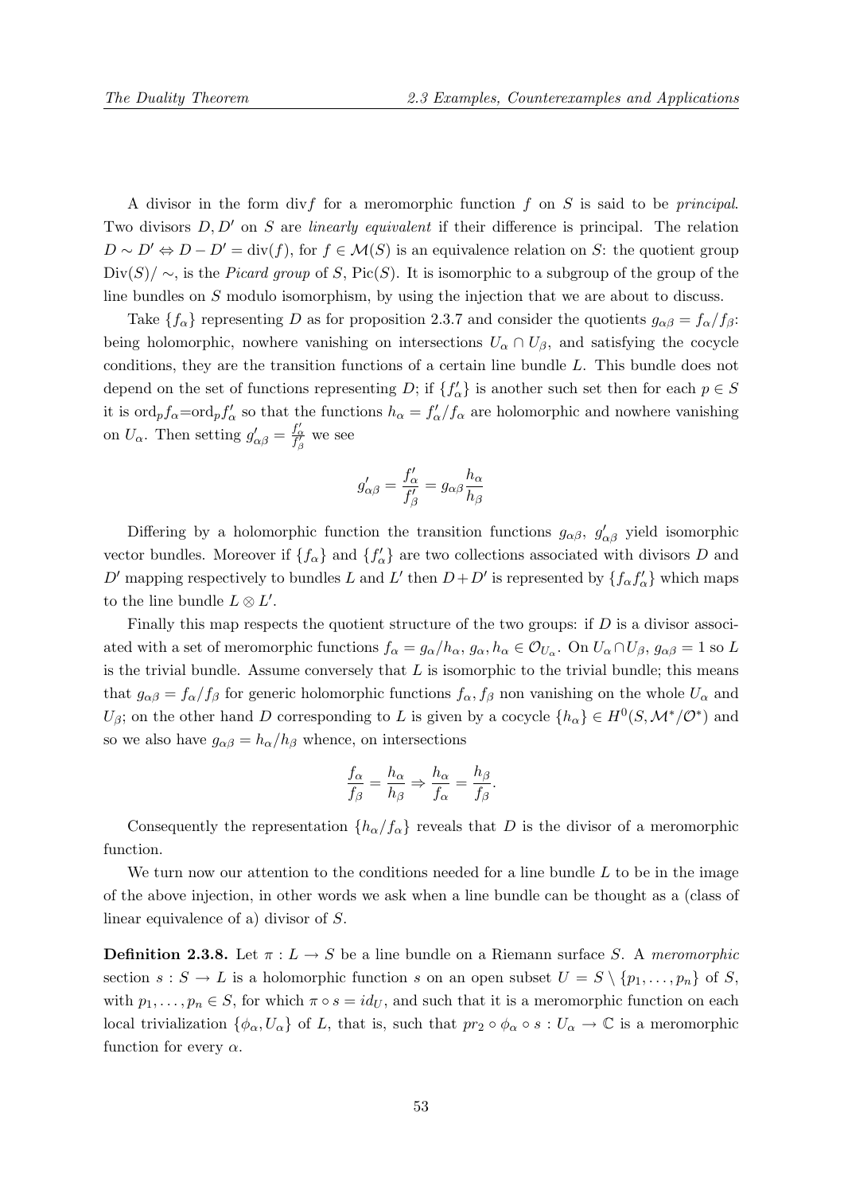A divisor in the form div$f$ for a meromorphic function $f$ on $S$ is said to be *principal*. Two divisors $D, D'$ on $S$ are *linearly equivalent* if their difference is principal. The relation $D \sim D' \Leftrightarrow D - D' = \text{div}(f)$, for $f \in \mathcal{M}(S)$ is an equivalence relation on $S$: the quotient group $\text{Div}(S)/\sim$, is the *Picard group* of $S$, $\text{Pic}(S)$. It is isomorphic to a subgroup of the group of the line bundles on $S$ modulo isomorphism, by using the injection that we are about to discuss.

Take $\{f_\alpha\}$ representing $D$ as for proposition 2.3.7 and consider the quotients $g_{\alpha\beta} = f_\alpha/f_\beta$: being holomorphic, nowhere vanishing on intersections $U_\alpha \cap U_\beta$, and satisfying the cocycle conditions, they are the transition functions of a certain line bundle $L$. This bundle does not depend on the set of functions representing $D$; if $\{f'_\alpha\}$ is another such set then for each $p \in S$ it is $\text{ord}_p f_\alpha$=$\text{ord}_p f'_\alpha$ so that the functions $h_\alpha = f'_\alpha/f_\alpha$ are holomorphic and nowhere vanishing on $U_\alpha$. Then setting $g'_{\alpha\beta} = \frac{f'_\alpha}{f'_\beta}$ we see

$$g'_{\alpha\beta} = \frac{f'_\alpha}{f'_\beta} = g_{\alpha\beta}\frac{h_\alpha}{h_\beta}$$

Differing by a holomorphic function the transition functions $g_{\alpha\beta}$, $g'_{\alpha\beta}$ yield isomorphic vector bundles. Moreover if $\{f_\alpha\}$ and $\{f'_\alpha\}$ are two collections associated with divisors $D$ and $D'$ mapping respectively to bundles $L$ and $L'$ then $D+D'$ is represented by $\{f_\alpha f'_\alpha\}$ which maps to the line bundle $L \otimes L'$.

Finally this map respects the quotient structure of the two groups: if $D$ is a divisor associated with a set of meromorphic functions $f_\alpha = g_\alpha/h_\alpha$, $g_\alpha, h_\alpha \in \mathcal{O}_{U_\alpha}$. On $U_\alpha \cap U_\beta$, $g_{\alpha\beta} = 1$ so $L$ is the trivial bundle. Assume conversely that $L$ is isomorphic to the trivial bundle; this means that $g_{\alpha\beta} = f_\alpha/f_\beta$ for generic holomorphic functions $f_\alpha, f_\beta$ non vanishing on the whole $U_\alpha$ and $U_\beta$; on the other hand $D$ corresponding to $L$ is given by a cocycle $\{h_\alpha\} \in H^0(S, \mathcal{M}^*/\mathcal{O}^*)$ and so we also have $g_{\alpha\beta} = h_\alpha/h_\beta$ whence, on intersections

$$\frac{f_\alpha}{f_\beta} = \frac{h_\alpha}{h_\beta} \Rightarrow \frac{h_\alpha}{f_\alpha} = \frac{h_\beta}{f_\beta}.$$

Consequently the representation $\{h_\alpha/f_\alpha\}$ reveals that $D$ is the divisor of a meromorphic function.

We turn now our attention to the conditions needed for a line bundle $L$ to be in the image of the above injection, in other words we ask when a line bundle can be thought as a (class of linear equivalence of a) divisor of $S$.

**Definition 2.3.8.** Let $\pi : L \to S$ be a line bundle on a Riemann surface $S$. A *meromorphic* section $s : S \to L$ is a holomorphic function $s$ on an open subset $U = S \setminus \{p_1, \dots, p_n\}$ of $S$, with $p_1, \dots, p_n \in S$, for which $\pi \circ s = id_U$, and such that it is a meromorphic function on each local trivialization $\{\phi_\alpha, U_\alpha\}$ of $L$, that is, such that $pr_2 \circ \phi_\alpha \circ s : U_\alpha \to \mathbb{C}$ is a meromorphic function for every $\alpha$.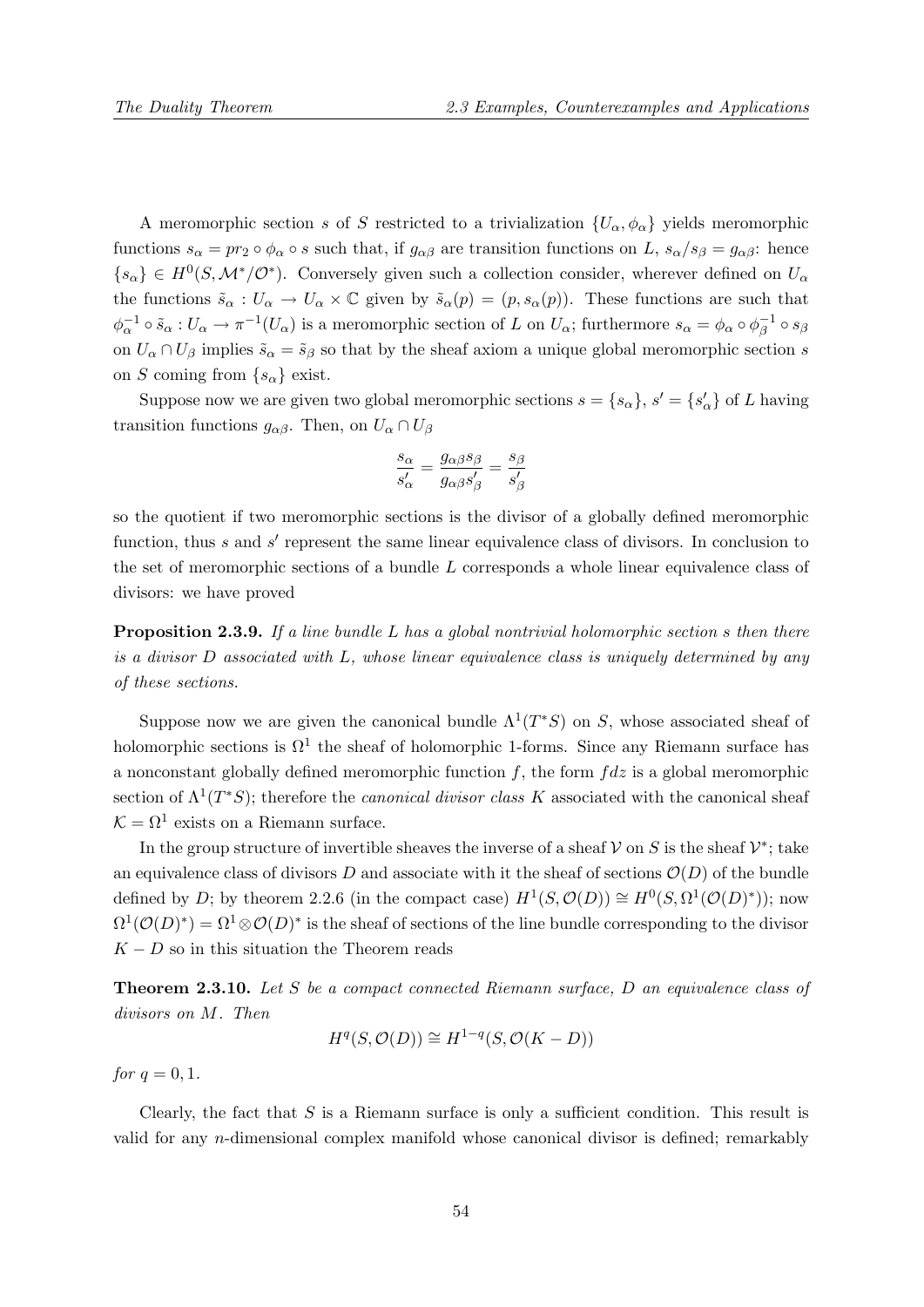A meromorphic section $s$ of $S$ restricted to a trivialization $\{U_\alpha, \phi_\alpha\}$ yields meromorphic functions $s_\alpha = pr_2 \circ \phi_\alpha \circ s$ such that, if $g_{\alpha\beta}$ are transition functions on $L$, $s_\alpha / s_\beta = g_{\alpha\beta}$: hence $\{s_\alpha\} \in H^0(S, \mathcal{M}^*/\mathcal{O}^*)$. Conversely given such a collection consider, wherever defined on $U_\alpha$ the functions $\tilde{s}_\alpha : U_\alpha \to U_\alpha \times \mathbb{C}$ given by $\tilde{s}_\alpha(p) = (p, s_\alpha(p))$. These functions are such that $\phi_\alpha^{-1} \circ \tilde{s}_\alpha : U_\alpha \to \pi^{-1}(U_\alpha)$ is a meromorphic section of $L$ on $U_\alpha$; furthermore $s_\alpha = \phi_\alpha \circ \phi_\beta^{-1} \circ s_\beta$ on $U_\alpha \cap U_\beta$ implies $\tilde{s}_\alpha = \tilde{s}_\beta$ so that by the sheaf axiom a unique global meromorphic section $s$ on $S$ coming from $\{s_\alpha\}$ exist.

Suppose now we are given two global meromorphic sections $s = \{s_\alpha\}$, $s' = \{s'_\alpha\}$ of $L$ having transition functions $g_{\alpha\beta}$. Then, on $U_\alpha \cap U_\beta$

$$\frac{s_\alpha}{s'_\alpha} = \frac{g_{\alpha\beta} s_\beta}{g_{\alpha\beta} s'_\beta} = \frac{s_\beta}{s'_\beta}$$

so the quotient if two meromorphic sections is the divisor of a globally defined meromorphic function, thus $s$ and $s'$ represent the same linear equivalence class of divisors. In conclusion to the set of meromorphic sections of a bundle $L$ corresponds a whole linear equivalence class of divisors: we have proved

**Proposition 2.3.9.** *If a line bundle $L$ has a global nontrivial holomorphic section $s$ then there is a divisor $D$ associated with $L$, whose linear equivalence class is uniquely determined by any of these sections.*

Suppose now we are given the canonical bundle $\Lambda^1(T^*S)$ on $S$, whose associated sheaf of holomorphic sections is $\Omega^1$ the sheaf of holomorphic 1-forms. Since any Riemann surface has a nonconstant globally defined meromorphic function $f$, the form $f dz$ is a global meromorphic section of $\Lambda^1(T^*S)$; therefore the *canonical divisor class* $K$ associated with the canonical sheaf $\mathcal{K} = \Omega^1$ exists on a Riemann surface.

In the group structure of invertible sheaves the inverse of a sheaf $\mathcal{V}$ on $S$ is the sheaf $\mathcal{V}^*$; take an equivalence class of divisors $D$ and associate with it the sheaf of sections $\mathcal{O}(D)$ of the bundle defined by $D$; by theorem 2.2.6 (in the compact case) $H^1(S, \mathcal{O}(D)) \cong H^0(S, \Omega^1(\mathcal{O}(D)^*))$; now $\Omega^1(\mathcal{O}(D)^*) = \Omega^1 \otimes \mathcal{O}(D)^*$ is the sheaf of sections of the line bundle corresponding to the divisor $K - D$ so in this situation the Theorem reads

**Theorem 2.3.10.** *Let $S$ be a compact connected Riemann surface, $D$ an equivalence class of divisors on $M$. Then*

$$H^q(S, \mathcal{O}(D)) \cong H^{1-q}(S, \mathcal{O}(K - D))$$

*for $q = 0, 1$.*

Clearly, the fact that $S$ is a Riemann surface is only a sufficient condition. This result is valid for any $n$-dimensional complex manifold whose canonical divisor is defined; remarkably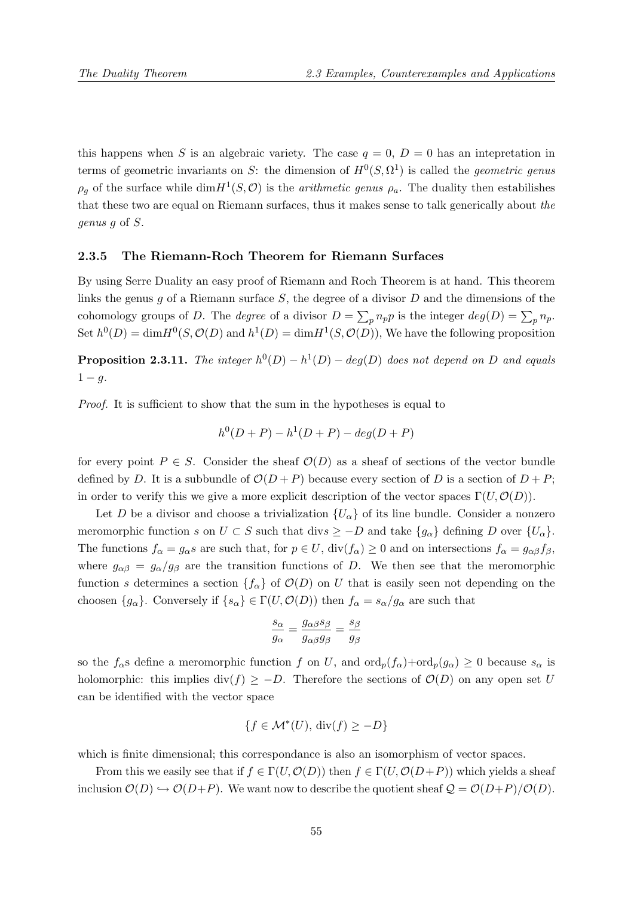this happens when $S$ is an algebraic variety. The case $q = 0$, $D = 0$ has an intepretation in terms of geometric invariants on $S$: the dimension of $H^0(S, \Omega^1)$ is called the *geometric genus* $\rho_g$ of the surface while $\dim H^1(S, \mathcal{O})$ is the *arithmetic genus* $\rho_a$. The duality then estabilishes that these two are equal on Riemann surfaces, thus it makes sense to talk generically about *the genus* $g$ of $S$.

### 2.3.5 The Riemann-Roch Theorem for Riemann Surfaces

By using Serre Duality an easy proof of Riemann and Roch Theorem is at hand. This theorem links the genus $g$ of a Riemann surface $S$, the degree of a divisor $D$ and the dimensions of the cohomology groups of $D$. The *degree* of a divisor $D = \sum_p n_p p$ is the integer $deg(D) = \sum_p n_p$. Set $h^0(D) = \dim H^0(S, \mathcal{O}(D)$ and $h^1(D) = \dim H^1(S, \mathcal{O}(D))$, We have the following proposition

**Proposition 2.3.11.** *The integer $h^0(D) - h^1(D) - deg(D)$ does not depend on $D$ and equals $1 - g$.*

*Proof.* It is sufficient to show that the sum in the hypotheses is equal to

$$h^0(D + P) - h^1(D + P) - deg(D + P)$$

for every point $P \in S$. Consider the sheaf $\mathcal{O}(D)$ as a sheaf of sections of the vector bundle defined by $D$. It is a subbundle of $\mathcal{O}(D + P)$ because every section of $D$ is a section of $D + P$; in order to verify this we give a more explicit description of the vector spaces $\Gamma(U, \mathcal{O}(D))$.

Let $D$ be a divisor and choose a trivialization $\{U_\alpha\}$ of its line bundle. Consider a nonzero meromorphic function $s$ on $U \subset S$ such that $\text{div}s \geq -D$ and take $\{g_\alpha\}$ defining $D$ over $\{U_\alpha\}$. The functions $f_\alpha = g_\alpha s$ are such that, for $p \in U$, $\text{div}(f_\alpha) \geq 0$ and on intersections $f_\alpha = g_{\alpha\beta} f_\beta$, where $g_{\alpha\beta} = g_\alpha / g_\beta$ are the transition functions of $D$. We then see that the meromorphic function $s$ determines a section $\{f_\alpha\}$ of $\mathcal{O}(D)$ on $U$ that is easily seen not depending on the choosen $\{g_\alpha\}$. Conversely if $\{s_\alpha\} \in \Gamma(U, \mathcal{O}(D))$ then $f_\alpha = s_\alpha / g_\alpha$ are such that

$$\frac{s_\alpha}{g_\alpha} = \frac{g_{\alpha\beta} s_\beta}{g_{\alpha\beta} g_\beta} = \frac{s_\beta}{g_\beta}$$

so the $f_\alpha$s define a meromorphic function $f$ on $U$, and $\text{ord}_p(f_\alpha)+\text{ord}_p(g_\alpha) \geq 0$ because $s_\alpha$ is holomorphic: this implies $\text{div}(f) \geq -D$. Therefore the sections of $\mathcal{O}(D)$ on any open set $U$ can be identified with the vector space

$$\{f \in \mathcal{M}^*(U), \, \text{div}(f) \geq -D\}$$

which is finite dimensional; this correspondance is also an isomorphism of vector spaces.

From this we easily see that if $f \in \Gamma(U, \mathcal{O}(D))$ then $f \in \Gamma(U, \mathcal{O}(D+P))$ which yields a sheaf inclusion $\mathcal{O}(D) \hookrightarrow \mathcal{O}(D+P)$. We want now to describe the quotient sheaf $\mathcal{Q} = \mathcal{O}(D+P)/\mathcal{O}(D)$.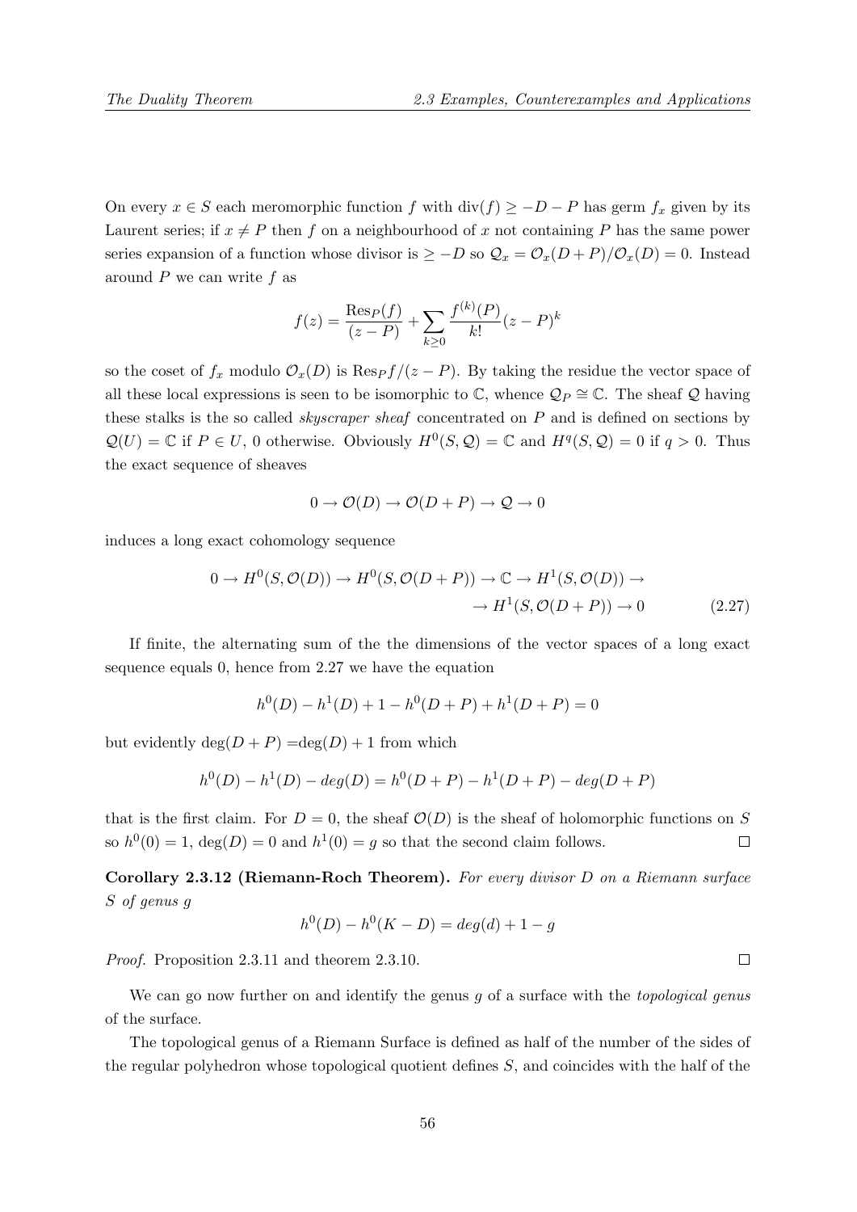On every $x \in S$ each meromorphic function $f$ with $\mathrm{div}(f) \geq -D - P$ has germ $f_x$ given by its Laurent series; if $x \neq P$ then $f$ on a neighbourhood of $x$ not containing $P$ has the same power series expansion of a function whose divisor is $\geq -D$ so $\mathcal{Q}_x = \mathcal{O}_x(D+P)/\mathcal{O}_x(D) = 0$. Instead around $P$ we can write $f$ as

$$f(z) = \frac{\mathrm{Res}_P(f)}{(z-P)} + \sum_{k \geq 0} \frac{f^{(k)}(P)}{k!}(z-P)^k$$

so the coset of $f_x$ modulo $\mathcal{O}_x(D)$ is $\mathrm{Res}_P f/(z-P)$. By taking the residue the vector space of all these local expressions is seen to be isomorphic to $\mathbb{C}$, whence $\mathcal{Q}_P \cong \mathbb{C}$. The sheaf $\mathcal{Q}$ having these stalks is the so called *skyscraper sheaf* concentrated on $P$ and is defined on sections by $\mathcal{Q}(U) = \mathbb{C}$ if $P \in U$, 0 otherwise. Obviously $H^0(S, \mathcal{Q}) = \mathbb{C}$ and $H^q(S, \mathcal{Q}) = 0$ if $q > 0$. Thus the exact sequence of sheaves

$$0 \to \mathcal{O}(D) \to \mathcal{O}(D+P) \to \mathcal{Q} \to 0$$

induces a long exact cohomology sequence

$$\begin{aligned} 0 \to H^0(S, \mathcal{O}(D)) \to H^0(S, \mathcal{O}(D+P)) \to \mathbb{C} \to H^1(S, \mathcal{O}(D)) \to \\ \to H^1(S, \mathcal{O}(D+P)) \to 0 \end{aligned} \tag{2.27}$$

If finite, the alternating sum of the the dimensions of the vector spaces of a long exact sequence equals 0, hence from 2.27 we have the equation

$$h^0(D) - h^1(D) + 1 - h^0(D+P) + h^1(D+P) = 0$$

but evidently $\deg(D+P) = \deg(D) + 1$ from which

$$h^0(D) - h^1(D) - deg(D) = h^0(D+P) - h^1(D+P) - deg(D+P)$$

that is the first claim. For $D = 0$, the sheaf $\mathcal{O}(D)$ is the sheaf of holomorphic functions on $S$ so $h^0(0) = 1$, $\deg(D) = 0$ and $h^1(0) = g$ so that the second claim follows. $\square$

**Corollary 2.3.12 (Riemann-Roch Theorem).** *For every divisor $D$ on a Riemann surface $S$ of genus $g$*

$$h^0(D) - h^0(K - D) = deg(d) + 1 - g$$

*Proof.* Proposition 2.3.11 and theorem 2.3.10. $\square$

We can go now further on and identify the genus $g$ of a surface with the *topological genus* of the surface.

The topological genus of a Riemann Surface is defined as half of the number of the sides of the regular polyhedron whose topological quotient defines $S$, and coincides with the half of the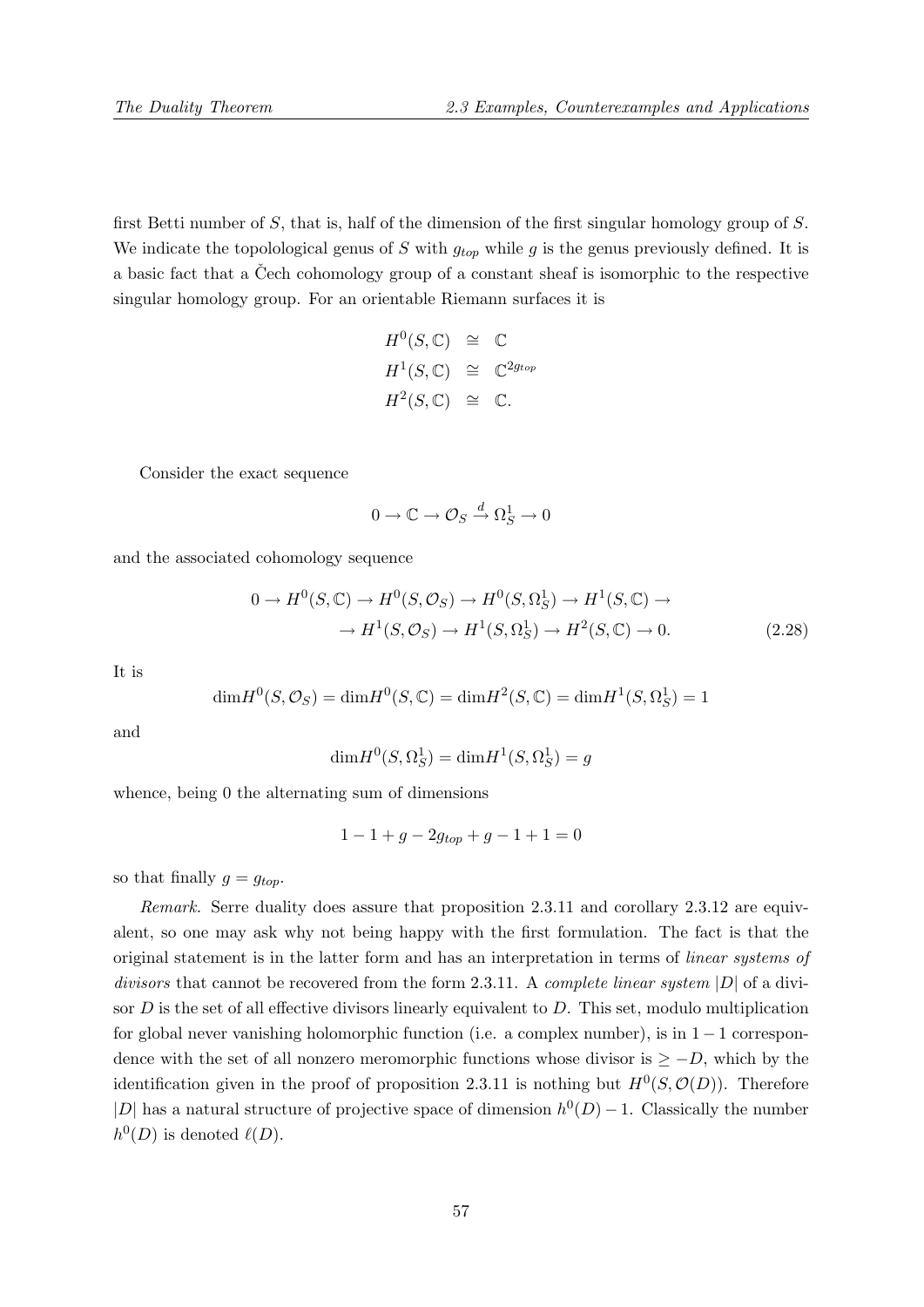first Betti number of $S$, that is, half of the dimension of the first singular homology group of $S$. We indicate the topolological genus of $S$ with $g_{top}$ while $g$ is the genus previously defined. It is a basic fact that a Čech cohomology group of a constant sheaf is isomorphic to the respective singular homology group. For an orientable Riemann surfaces it is

$$\begin{aligned}
H^0(S,\mathbb{C}) &\cong \mathbb{C} \\
H^1(S,\mathbb{C}) &\cong \mathbb{C}^{2g_{top}} \\
H^2(S,\mathbb{C}) &\cong \mathbb{C}.
\end{aligned}$$

Consider the exact sequence

$$0 \to \mathbb{C} \to \mathcal{O}_S \xrightarrow{d} \Omega^1_S \to 0$$

and the associated cohomology sequence

$$\begin{aligned}
0 \to H^0(S,\mathbb{C}) \to H^0(S,\mathcal{O}_S) \to H^0(S,\Omega^1_S) \to H^1(S,\mathbb{C}) \to \\
\to H^1(S,\mathcal{O}_S) \to H^1(S,\Omega^1_S) \to H^2(S,\mathbb{C}) \to 0. \qquad (2.28)
\end{aligned}$$

It is

$$\dim H^0(S,\mathcal{O}_S) = \dim H^0(S,\mathbb{C}) = \dim H^2(S,\mathbb{C}) = \dim H^1(S,\Omega^1_S) = 1$$

and

$$\dim H^0(S,\Omega^1_S) = \dim H^1(S,\Omega^1_S) = g$$

whence, being 0 the alternating sum of dimensions

$$1 - 1 + g - 2g_{top} + g - 1 + 1 = 0$$

so that finally $g = g_{top}$.

*Remark.* Serre duality does assure that proposition 2.3.11 and corollary 2.3.12 are equivalent, so one may ask why not being happy with the first formulation. The fact is that the original statement is in the latter form and has an interpretation in terms of *linear systems of divisors* that cannot be recovered from the form 2.3.11. A *complete linear system* $|D|$ of a divisor $D$ is the set of all effective divisors linearly equivalent to $D$. This set, modulo multiplication for global never vanishing holomorphic function (i.e. a complex number), is in $1-1$ correspondence with the set of all nonzero meromorphic functions whose divisor is $\geq -D$, which by the identification given in the proof of proposition 2.3.11 is nothing but $H^0(S,\mathcal{O}(D))$. Therefore $|D|$ has a natural structure of projective space of dimension $h^0(D)-1$. Classically the number $h^0(D)$ is denoted $\ell(D)$.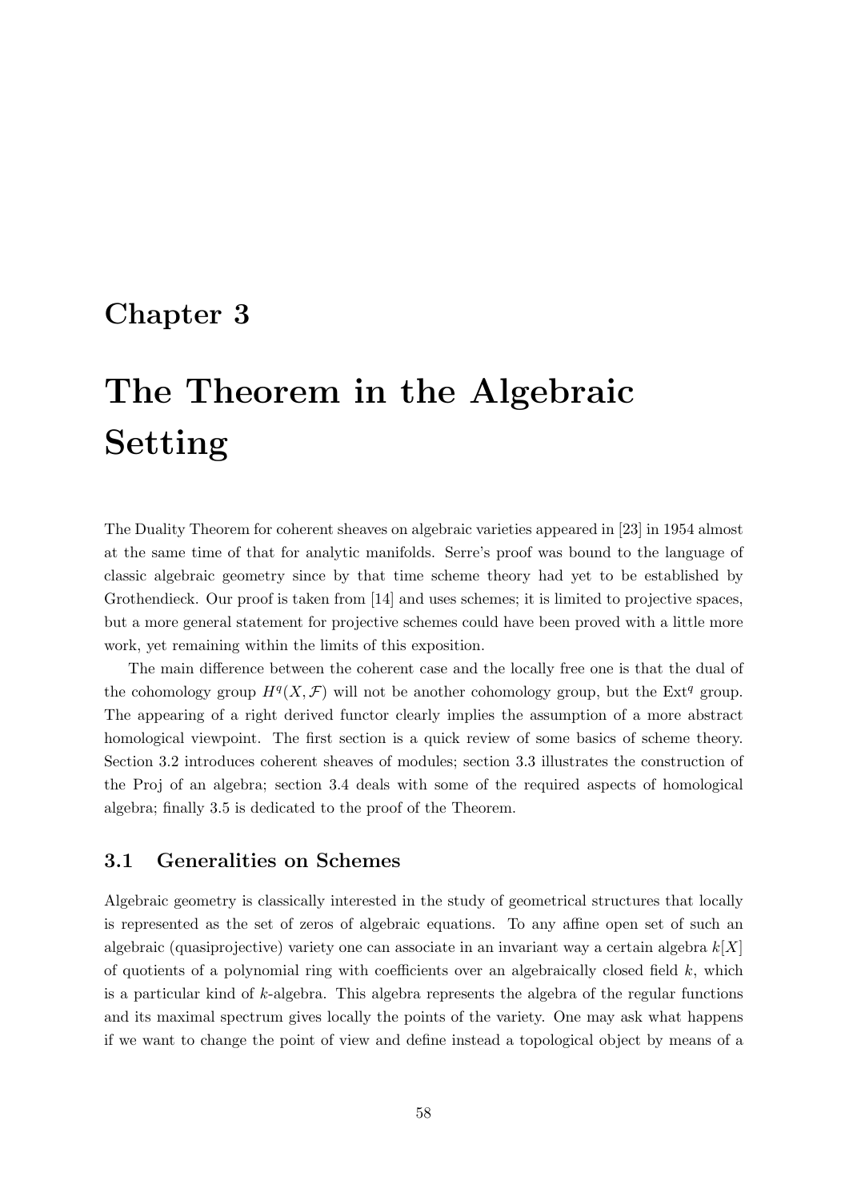# Chapter 3

# The Theorem in the Algebraic Setting

The Duality Theorem for coherent sheaves on algebraic varieties appeared in [23] in 1954 almost at the same time of that for analytic manifolds. Serre's proof was bound to the language of classic algebraic geometry since by that time scheme theory had yet to be established by Grothendieck. Our proof is taken from [14] and uses schemes; it is limited to projective spaces, but a more general statement for projective schemes could have been proved with a little more work, yet remaining within the limits of this exposition.

The main difference between the coherent case and the locally free one is that the dual of the cohomology group $H^q(X, \mathcal{F})$ will not be another cohomology group, but the $\mathrm{Ext}^q$ group. The appearing of a right derived functor clearly implies the assumption of a more abstract homological viewpoint. The first section is a quick review of some basics of scheme theory. Section 3.2 introduces coherent sheaves of modules; section 3.3 illustrates the construction of the Proj of an algebra; section 3.4 deals with some of the required aspects of homological algebra; finally 3.5 is dedicated to the proof of the Theorem.

## 3.1 Generalities on Schemes

Algebraic geometry is classically interested in the study of geometrical structures that locally is represented as the set of zeros of algebraic equations. To any affine open set of such an algebraic (quasiprojective) variety one can associate in an invariant way a certain algebra $k[X]$ of quotients of a polynomial ring with coefficients over an algebraically closed field $k$, which is a particular kind of $k$-algebra. This algebra represents the algebra of the regular functions and its maximal spectrum gives locally the points of the variety. One may ask what happens if we want to change the point of view and define instead a topological object by means of a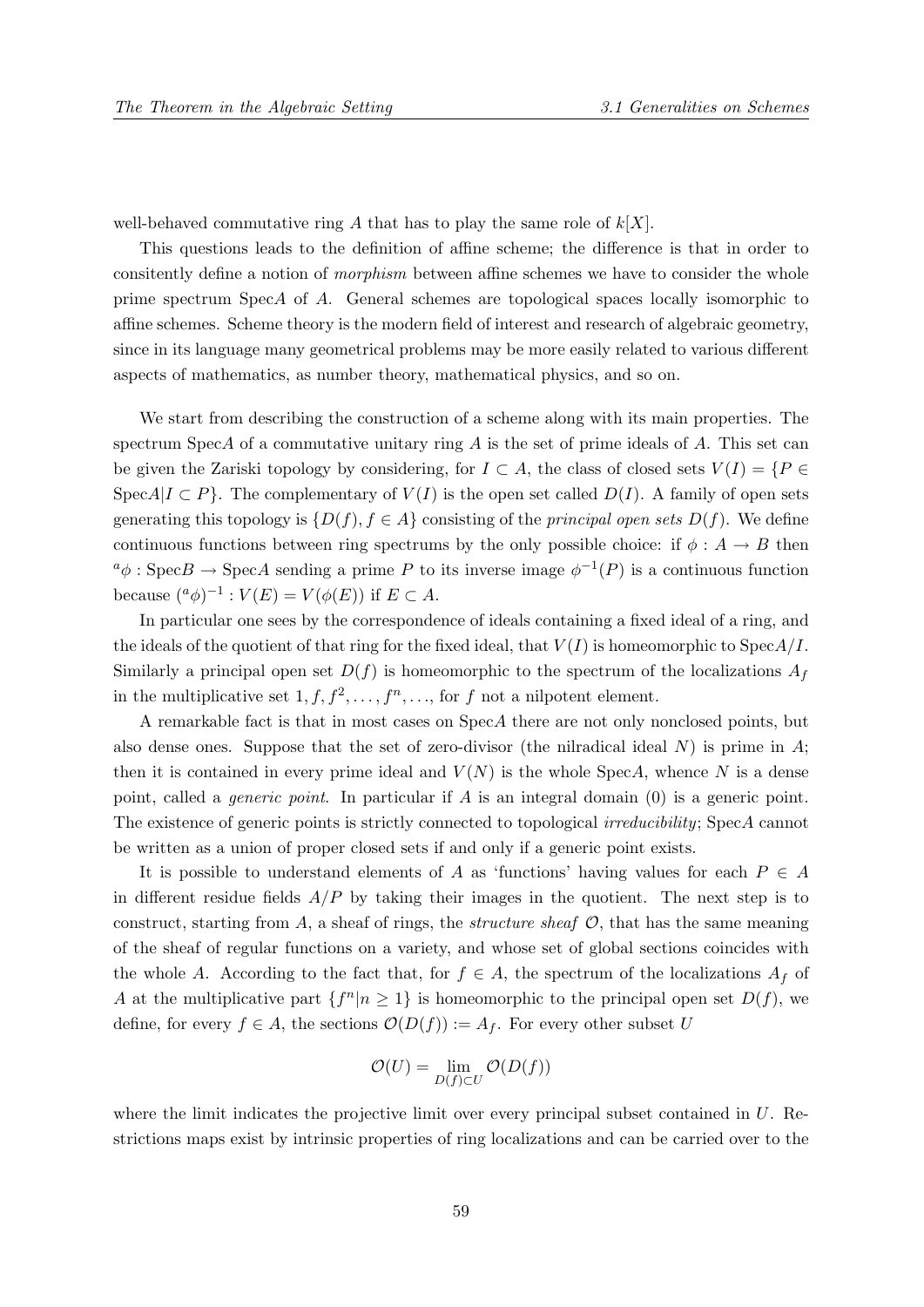well-behaved commutative ring $A$ that has to play the same role of $k[X]$.

This questions leads to the definition of affine scheme; the difference is that in order to consitently define a notion of *morphism* between affine schemes we have to consider the whole prime spectrum Spec$A$ of $A$. General schemes are topological spaces locally isomorphic to affine schemes. Scheme theory is the modern field of interest and research of algebraic geometry, since in its language many geometrical problems may be more easily related to various different aspects of mathematics, as number theory, mathematical physics, and so on.

We start from describing the construction of a scheme along with its main properties. The spectrum Spec$A$ of a commutative unitary ring $A$ is the set of prime ideals of $A$. This set can be given the Zariski topology by considering, for $I \subset A$, the class of closed sets $V(I) = \{P \in \text{Spec}A | I \subset P\}$. The complementary of $V(I)$ is the open set called $D(I)$. A family of open sets generating this topology is $\{D(f), f \in A\}$ consisting of the *principal open sets* $D(f)$. We define continuous functions between ring spectrums by the only possible choice: if $\phi : A \to B$ then ${}^a\phi : \text{Spec}B \to \text{Spec}A$ sending a prime $P$ to its inverse image $\phi^{-1}(P)$ is a continuous function because $({}^a\phi)^{-1} : V(E) = V(\phi(E))$ if $E \subset A$.

In particular one sees by the correspondence of ideals containing a fixed ideal of a ring, and the ideals of the quotient of that ring for the fixed ideal, that $V(I)$ is homeomorphic to Spec$A/I$. Similarly a principal open set $D(f)$ is homeomorphic to the spectrum of the localizations $A_f$ in the multiplicative set $1, f, f^2, \ldots, f^n, \ldots$, for $f$ not a nilpotent element.

A remarkable fact is that in most cases on Spec$A$ there are not only nonclosed points, but also dense ones. Suppose that the set of zero-divisor (the nilradical ideal $N$) is prime in $A$; then it is contained in every prime ideal and $V(N)$ is the whole Spec$A$, whence $N$ is a dense point, called a *generic point*. In particular if $A$ is an integral domain $(0)$ is a generic point. The existence of generic points is strictly connected to topological *irreducibility*; Spec$A$ cannot be written as a union of proper closed sets if and only if a generic point exists.

It is possible to understand elements of $A$ as 'functions' having values for each $P \in A$ in different residue fields $A/P$ by taking their images in the quotient. The next step is to construct, starting from $A$, a sheaf of rings, the *structure sheaf* $\mathcal{O}$, that has the same meaning of the sheaf of regular functions on a variety, and whose set of global sections coincides with the whole $A$. According to the fact that, for $f \in A$, the spectrum of the localizations $A_f$ of $A$ at the multiplicative part $\{f^n | n \geq 1\}$ is homeomorphic to the principal open set $D(f)$, we define, for every $f \in A$, the sections $\mathcal{O}(D(f)) := A_f$. For every other subset $U$

$$\mathcal{O}(U) = \lim_{D(f) \subset U} \mathcal{O}(D(f))$$

where the limit indicates the projective limit over every principal subset contained in $U$. Restrictions maps exist by intrinsic properties of ring localizations and can be carried over to the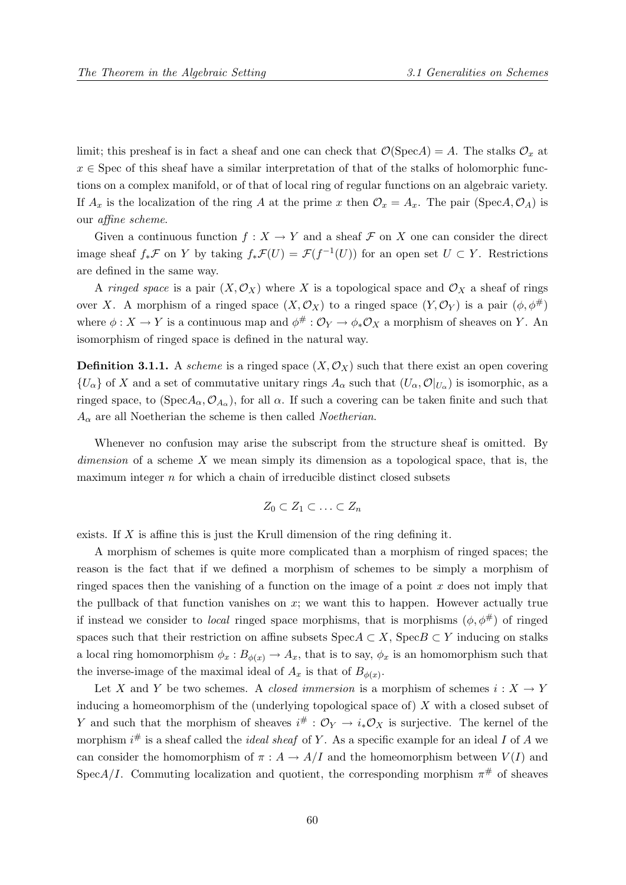limit; this presheaf is in fact a sheaf and one can check that $\mathcal{O}(\text{Spec}A) = A$. The stalks $\mathcal{O}_x$ at $x \in \text{Spec}$ of this sheaf have a similar interpretation of that of the stalks of holomorphic functions on a complex manifold, or of that of local ring of regular functions on an algebraic variety. If $A_x$ is the localization of the ring $A$ at the prime $x$ then $\mathcal{O}_x = A_x$. The pair $(\text{Spec}A, \mathcal{O}_A)$ is our *affine scheme*.

Given a continuous function $f : X \to Y$ and a sheaf $\mathcal{F}$ on $X$ one can consider the direct image sheaf $f_*\mathcal{F}$ on $Y$ by taking $f_*\mathcal{F}(U) = \mathcal{F}(f^{-1}(U))$ for an open set $U \subset Y$. Restrictions are defined in the same way.

A *ringed space* is a pair $(X, \mathcal{O}_X)$ where $X$ is a topological space and $\mathcal{O}_X$ a sheaf of rings over $X$. A morphism of a ringed space $(X, \mathcal{O}_X)$ to a ringed space $(Y, \mathcal{O}_Y)$ is a pair $(\phi, \phi^\#)$ where $\phi : X \to Y$ is a continuous map and $\phi^\# : \mathcal{O}_Y \to \phi_*\mathcal{O}_X$ a morphism of sheaves on $Y$. An isomorphism of ringed space is defined in the natural way.

**Definition 3.1.1.** A *scheme* is a ringed space $(X, \mathcal{O}_X)$ such that there exist an open covering $\{U_\alpha\}$ of $X$ and a set of commutative unitary rings $A_\alpha$ such that $(U_\alpha, \mathcal{O}|_{U_\alpha})$ is isomorphic, as a ringed space, to $(\text{Spec}A_\alpha, \mathcal{O}_{A_\alpha})$, for all $\alpha$. If such a covering can be taken finite and such that $A_\alpha$ are all Noetherian the scheme is then called *Noetherian*.

Whenever no confusion may arise the subscript from the structure sheaf is omitted. By *dimension* of a scheme $X$ we mean simply its dimension as a topological space, that is, the maximum integer $n$ for which a chain of irreducible distinct closed subsets

$$Z_0 \subset Z_1 \subset \ldots \subset Z_n$$

exists. If $X$ is affine this is just the Krull dimension of the ring defining it.

A morphism of schemes is quite more complicated than a morphism of ringed spaces; the reason is the fact that if we defined a morphism of schemes to be simply a morphism of ringed spaces then the vanishing of a function on the image of a point $x$ does not imply that the pullback of that function vanishes on $x$; we want this to happen. However actually true if instead we consider to *local* ringed space morphisms, that is morphisms $(\phi, \phi^\#)$ of ringed spaces such that their restriction on affine subsets $\text{Spec}A \subset X$, $\text{Spec}B \subset Y$ inducing on stalks a local ring homomorphism $\phi_x : B_{\phi(x)} \to A_x$, that is to say, $\phi_x$ is an homomorphism such that the inverse-image of the maximal ideal of $A_x$ is that of $B_{\phi(x)}$.

Let $X$ and $Y$ be two schemes. A *closed immersion* is a morphism of schemes $i : X \to Y$ inducing a homeomorphism of the (underlying topological space of) $X$ with a closed subset of $Y$ and such that the morphism of sheaves $i^\# : \mathcal{O}_Y \to i_*\mathcal{O}_X$ is surjective. The kernel of the morphism $i^\#$ is a sheaf called the *ideal sheaf* of $Y$. As a specific example for an ideal $I$ of $A$ we can consider the homomorphism of $\pi : A \to A/I$ and the homeomorphism between $V(I)$ and $\text{Spec}A/I$. Commuting localization and quotient, the corresponding morphism $\pi^\#$ of sheaves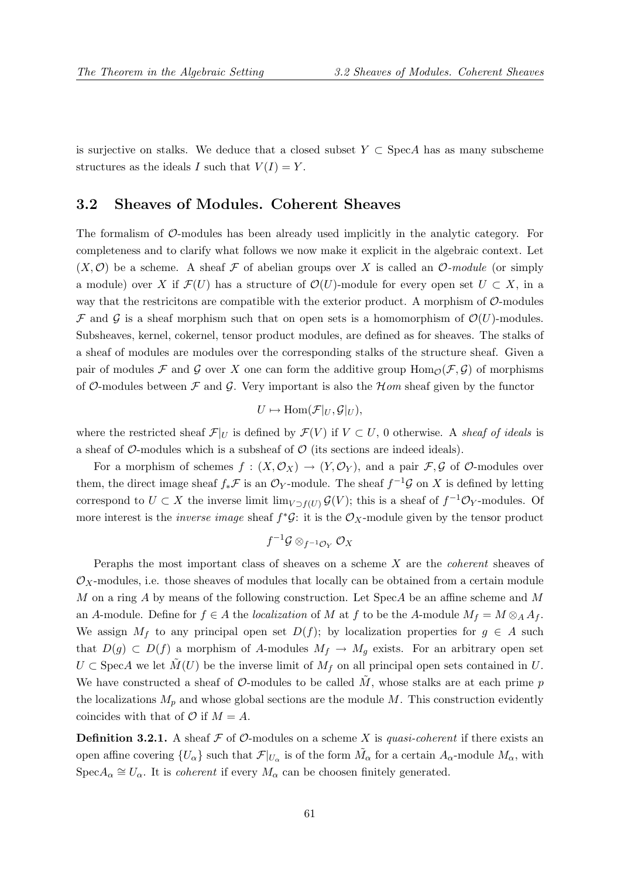is surjective on stalks. We deduce that a closed subset $Y \subset \mathrm{Spec}A$ has as many subscheme structures as the ideals $I$ such that $V(I) = Y$.

## 3.2 Sheaves of Modules. Coherent Sheaves

The formalism of $\mathcal{O}$-modules has been already used implicitly in the analytic category. For completeness and to clarify what follows we now make it explicit in the algebraic context. Let $(X, \mathcal{O})$ be a scheme. A sheaf $\mathcal{F}$ of abelian groups over $X$ is called an *$\mathcal{O}$-module* (or simply a module) over $X$ if $\mathcal{F}(U)$ has a structure of $\mathcal{O}(U)$-module for every open set $U \subset X$, in a way that the restricitons are compatible with the exterior product. A morphism of $\mathcal{O}$-modules $\mathcal{F}$ and $\mathcal{G}$ is a sheaf morphism such that on open sets is a homomorphism of $\mathcal{O}(U)$-modules. Subsheaves, kernel, cokernel, tensor product modules, are defined as for sheaves. The stalks of a sheaf of modules are modules over the corresponding stalks of the structure sheaf. Given a pair of modules $\mathcal{F}$ and $\mathcal{G}$ over $X$ one can form the additive group $\mathrm{Hom}_{\mathcal{O}}(\mathcal{F}, \mathcal{G})$ of morphisms of $\mathcal{O}$-modules between $\mathcal{F}$ and $\mathcal{G}$. Very important is also the $\mathcal{H}om$ sheaf given by the functor

$$U \mapsto \mathrm{Hom}(\mathcal{F}|_U, \mathcal{G}|_U),$$

where the restricted sheaf $\mathcal{F}|_U$ is defined by $\mathcal{F}(V)$ if $V \subset U$, 0 otherwise. A *sheaf of ideals* is a sheaf of $\mathcal{O}$-modules which is a subsheaf of $\mathcal{O}$ (its sections are indeed ideals).

For a morphism of schemes $f : (X, \mathcal{O}_X) \to (Y, \mathcal{O}_Y)$, and a pair $\mathcal{F}, \mathcal{G}$ of $\mathcal{O}$-modules over them, the direct image sheaf $f_*\mathcal{F}$ is an $\mathcal{O}_Y$-module. The sheaf $f^{-1}\mathcal{G}$ on $X$ is defined by letting correspond to $U \subset X$ the inverse limit $\lim_{V \supset f(U)} \mathcal{G}(V)$; this is a sheaf of $f^{-1}\mathcal{O}_Y$-modules. Of more interest is the *inverse image* sheaf $f^*\mathcal{G}$: it is the $\mathcal{O}_X$-module given by the tensor product

$$f^{-1}\mathcal{G} \otimes_{f^{-1}\mathcal{O}_Y} \mathcal{O}_X$$

Peraphs the most important class of sheaves on a scheme $X$ are the *coherent* sheaves of $\mathcal{O}_X$-modules, i.e. those sheaves of modules that locally can be obtained from a certain module $M$ on a ring $A$ by means of the following construction. Let $\mathrm{Spec}A$ be an affine scheme and $M$ an $A$-module. Define for $f \in A$ the *localization* of $M$ at $f$ to be the $A$-module $M_f = M \otimes_A A_f$. We assign $M_f$ to any principal open set $D(f)$; by localization properties for $g \in A$ such that $D(g) \subset D(f)$ a morphism of $A$-modules $M_f \to M_g$ exists. For an arbitrary open set $U \subset \mathrm{Spec}A$ we let $\tilde{M}(U)$ be the inverse limit of $M_f$ on all principal open sets contained in $U$. We have constructed a sheaf of $\mathcal{O}$-modules to be called $\tilde{M}$, whose stalks are at each prime $p$ the localizations $M_p$ and whose global sections are the module $M$. This construction evidently coincides with that of $\mathcal{O}$ if $M = A$.

**Definition 3.2.1.** A sheaf $\mathcal{F}$ of $\mathcal{O}$-modules on a scheme $X$ is *quasi-coherent* if there exists an open affine covering $\{U_\alpha\}$ such that $\mathcal{F}|_{U_\alpha}$ is of the form $\tilde{M}_\alpha$ for a certain $A_\alpha$-module $M_\alpha$, with $\mathrm{Spec}A_\alpha \cong U_\alpha$. It is *coherent* if every $M_\alpha$ can be choosen finitely generated.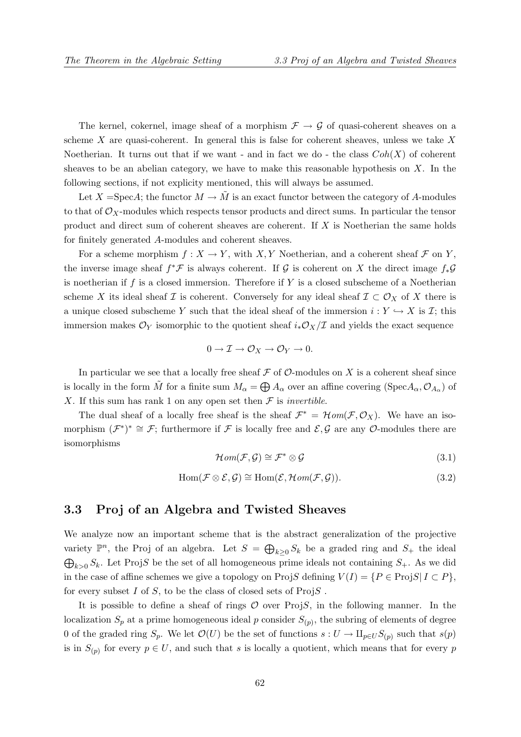The kernel, cokernel, image sheaf of a morphism $\mathcal{F} \to \mathcal{G}$ of quasi-coherent sheaves on a scheme $X$ are quasi-coherent. In general this is false for coherent sheaves, unless we take $X$ Noetherian. It turns out that if we want - and in fact we do - the class $Coh(X)$ of coherent sheaves to be an abelian category, we have to make this reasonable hypothesis on $X$. In the following sections, if not explicity mentioned, this will always be assumed.

Let $X$ =Spec$A$; the functor $M \to \tilde{M}$ is an exact functor between the category of $A$-modules to that of $\mathcal{O}_X$-modules which respects tensor products and direct sums. In particular the tensor product and direct sum of coherent sheaves are coherent. If $X$ is Noetherian the same holds for finitely generated $A$-modules and coherent sheaves.

For a scheme morphism $f : X \to Y$, with $X, Y$ Noetherian, and a coherent sheaf $\mathcal{F}$ on $Y$, the inverse image sheaf $f^*\mathcal{F}$ is always coherent. If $\mathcal{G}$ is coherent on $X$ the direct image $f_*\mathcal{G}$ is noetherian if $f$ is a closed immersion. Therefore if $Y$ is a closed subscheme of a Noetherian scheme $X$ its ideal sheaf $\mathcal{I}$ is coherent. Conversely for any ideal sheaf $\mathcal{I} \subset \mathcal{O}_X$ of $X$ there is a unique closed subscheme $Y$ such that the ideal sheaf of the immersion $i : Y \hookrightarrow X$ is $\mathcal{I}$; this immersion makes $\mathcal{O}_Y$ isomorphic to the quotient sheaf $i_*\mathcal{O}_X/\mathcal{I}$ and yields the exact sequence

$$0 \to \mathcal{I} \to \mathcal{O}_X \to \mathcal{O}_Y \to 0.$$

In particular we see that a locally free sheaf $\mathcal{F}$ of $\mathcal{O}$-modules on $X$ is a coherent sheaf since is locally in the form $\tilde{M}$ for a finite sum $M_\alpha = \bigoplus A_\alpha$ over an affine covering (Spec$A_\alpha, \mathcal{O}_{A_\alpha}$) of $X$. If this sum has rank 1 on any open set then $\mathcal{F}$ is *invertible*.

The dual sheaf of a locally free sheaf is the sheaf $\mathcal{F}^* = \mathcal{H}om(\mathcal{F}, \mathcal{O}_X)$. We have an isomorphism $(\mathcal{F}^*)^* \cong \mathcal{F}$; furthermore if $\mathcal{F}$ is locally free and $\mathcal{E}, \mathcal{G}$ are any $\mathcal{O}$-modules there are isomorphisms

$$\mathcal{H}om(\mathcal{F}, \mathcal{G}) \cong \mathcal{F}^* \otimes \mathcal{G} \tag{3.1}$$

$$\mathrm{Hom}(\mathcal{F} \otimes \mathcal{E}, \mathcal{G}) \cong \mathrm{Hom}(\mathcal{E}, \mathcal{H}om(\mathcal{F}, \mathcal{G})). \tag{3.2}$$

## 3.3 Proj of an Algebra and Twisted Sheaves

We analyze now an important scheme that is the abstract generalization of the projective variety $\mathbb{P}^n$, the Proj of an algebra. Let $S = \bigoplus_{k \geq 0} S_k$ be a graded ring and $S_+$ the ideal $\bigoplus_{k>0} S_k$. Let Proj$S$ be the set of all homogeneous prime ideals not containing $S_+$. As we did in the case of affine schemes we give a topology on Proj$S$ defining $V(I) = \{P \in \mathrm{Proj}S | \, I \subset P\}$, for every subset $I$ of $S$, to be the class of closed sets of Proj$S$ .

It is possible to define a sheaf of rings $\mathcal{O}$ over Proj$S$, in the following manner. In the localization $S_p$ at a prime homogeneous ideal $p$ consider $S_{(p)}$, the subring of elements of degree 0 of the graded ring $S_p$. We let $\mathcal{O}(U)$ be the set of functions $s : U \to \amalg_{p \in U} S_{(p)}$ such that $s(p)$ is in $S_{(p)}$ for every $p \in U$, and such that $s$ is locally a quotient, which means that for every $p$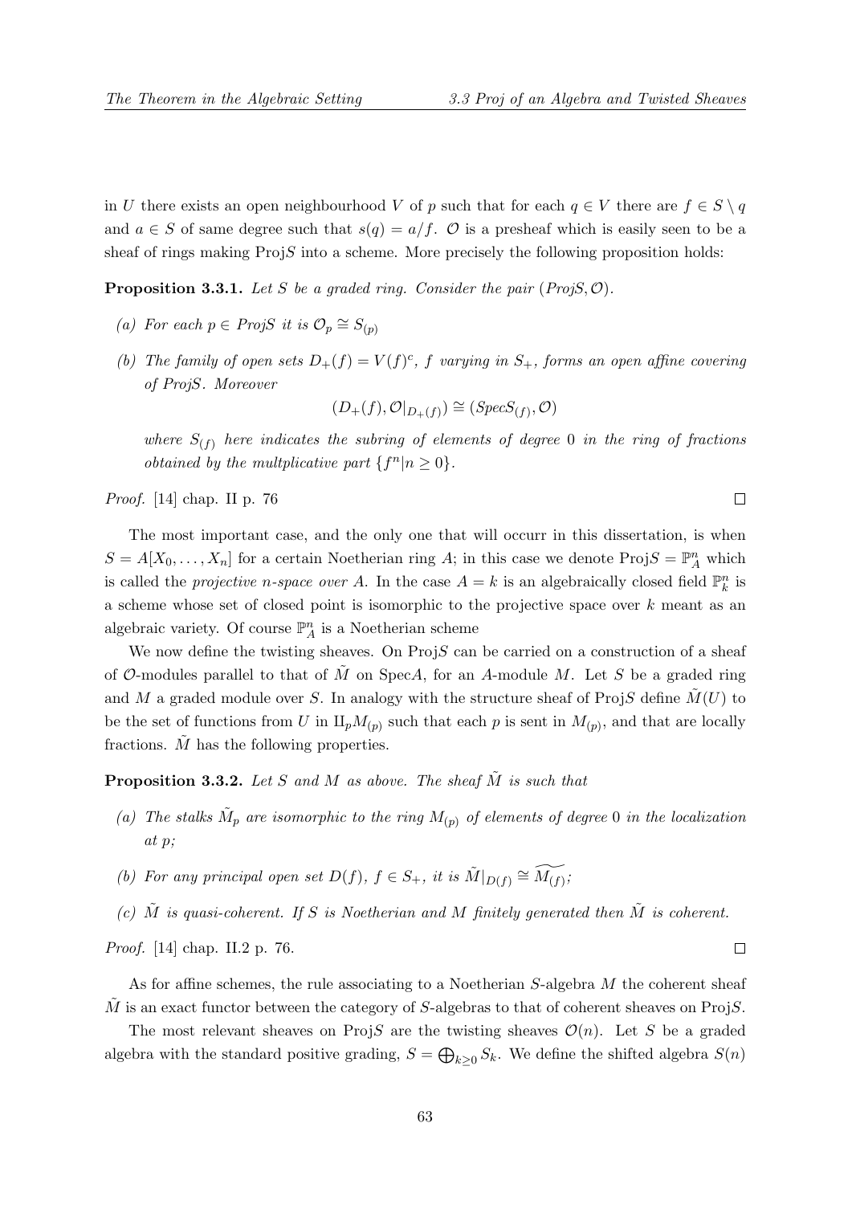in $U$ there exists an open neighbourhood $V$ of $p$ such that for each $q \in V$ there are $f \in S \setminus q$ and $a \in S$ of same degree such that $s(q) = a/f$. $\mathcal{O}$ is a presheaf which is easily seen to be a sheaf of rings making Proj$S$ into a scheme. More precisely the following proposition holds:

**Proposition 3.3.1.** *Let $S$ be a graded ring. Consider the pair $(ProjS, \mathcal{O})$.*

*(a) For each $p \in ProjS$ it is $\mathcal{O}_p \cong S_{(p)}$*

*(b) The family of open sets $D_+(f) = V(f)^c$, $f$ varying in $S_+$, forms an open affine covering of ProjS. Moreover*

$$(D_+(f), \mathcal{O}|_{D_+(f)}) \cong (SpecS_{(f)}, \mathcal{O})$$

*where $S_{(f)}$ here indicates the subring of elements of degree 0 in the ring of fractions obtained by the multplicative part $\{f^n | n \geq 0\}$.*

*Proof.* [14] chap. II p. 76 □

The most important case, and the only one that will occurr in this dissertation, is when $S = A[X_0, \dots, X_n]$ for a certain Noetherian ring $A$; in this case we denote Proj$S = \mathbb{P}^n_A$ which is called the *projective $n$-space over $A$*. In the case $A = k$ is an algebraically closed field $\mathbb{P}^n_k$ is a scheme whose set of closed point is isomorphic to the projective space over $k$ meant as an algebraic variety. Of course $\mathbb{P}^n_A$ is a Noetherian scheme

We now define the twisting sheaves. On Proj$S$ can be carried on a construction of a sheaf of $\mathcal{O}$-modules parallel to that of $\tilde{M}$ on Spec$A$, for an $A$-module $M$. Let $S$ be a graded ring and $M$ a graded module over $S$. In analogy with the structure sheaf of Proj$S$ define $\tilde{M}(U)$ to be the set of functions from $U$ in $\amalg_p M_{(p)}$ such that each $p$ is sent in $M_{(p)}$, and that are locally fractions. $\tilde{M}$ has the following properties.

**Proposition 3.3.2.** *Let $S$ and $M$ as above. The sheaf $\tilde{M}$ is such that*

*(a) The stalks $\tilde{M}_p$ are isomorphic to the ring $M_{(p)}$ of elements of degree 0 in the localization at $p$;*

*(b) For any principal open set $D(f)$, $f \in S_+$, it is $\tilde{M}|_{D(f)} \cong \widetilde{M_{(f)}}$;*

*(c) $\tilde{M}$ is quasi-coherent. If $S$ is Noetherian and $M$ finitely generated then $\tilde{M}$ is coherent.*

*Proof.* [14] chap. II.2 p. 76. □

As for affine schemes, the rule associating to a Noetherian $S$-algebra $M$ the coherent sheaf $\tilde{M}$ is an exact functor between the category of $S$-algebras to that of coherent sheaves on Proj$S$.

The most relevant sheaves on Proj$S$ are the twisting sheaves $\mathcal{O}(n)$. Let $S$ be a graded algebra with the standard positive grading, $S = \bigoplus_{k \geq 0} S_k$. We define the shifted algebra $S(n)$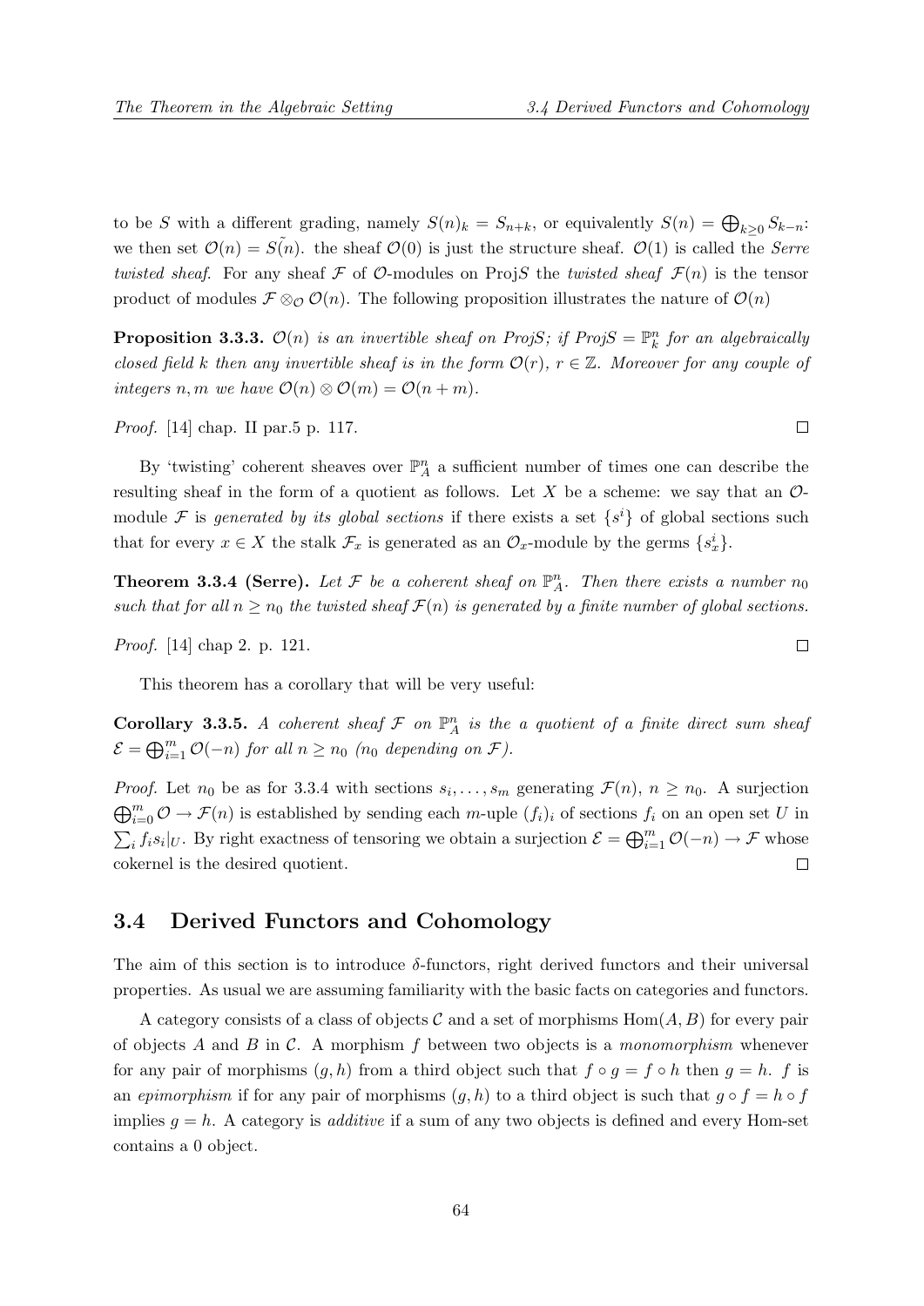to be $S$ with a different grading, namely $S(n)_k = S_{n+k}$, or equivalently $S(n) = \bigoplus_{k \geq 0} S_{k-n}$: we then set $\mathcal{O}(n) = \tilde{S(n)}$. the sheaf $\mathcal{O}(0)$ is just the structure sheaf. $\mathcal{O}(1)$ is called the *Serre twisted sheaf*. For any sheaf $\mathcal{F}$ of $\mathcal{O}$-modules on Proj$S$ the *twisted sheaf* $\mathcal{F}(n)$ is the tensor product of modules $\mathcal{F} \otimes_{\mathcal{O}} \mathcal{O}(n)$. The following proposition illustrates the nature of $\mathcal{O}(n)$

**Proposition 3.3.3.** *$\mathcal{O}(n)$ is an invertible sheaf on ProjS; if ProjS $= \mathbb{P}^n_k$ for an algebraically closed field $k$ then any invertible sheaf is in the form $\mathcal{O}(r)$, $r \in \mathbb{Z}$. Moreover for any couple of integers $n, m$ we have $\mathcal{O}(n) \otimes \mathcal{O}(m) = \mathcal{O}(n+m)$.*

*Proof.* [14] chap. II par.5 p. 117. $\square$

By 'twisting' coherent sheaves over $\mathbb{P}^n_A$ a sufficient number of times one can describe the resulting sheaf in the form of a quotient as follows. Let $X$ be a scheme: we say that an $\mathcal{O}$-module $\mathcal{F}$ is *generated by its global sections* if there exists a set $\{s^i\}$ of global sections such that for every $x \in X$ the stalk $\mathcal{F}_x$ is generated as an $\mathcal{O}_x$-module by the germs $\{s^i_x\}$.

**Theorem 3.3.4 (Serre).** *Let $\mathcal{F}$ be a coherent sheaf on $\mathbb{P}^n_A$. Then there exists a number $n_0$ such that for all $n \geq n_0$ the twisted sheaf $\mathcal{F}(n)$ is generated by a finite number of global sections.*

*Proof.* [14] chap 2. p. 121. $\square$

This theorem has a corollary that will be very useful:

**Corollary 3.3.5.** *A coherent sheaf $\mathcal{F}$ on $\mathbb{P}^n_A$ is the a quotient of a finite direct sum sheaf $\mathcal{E} = \bigoplus_{i=1}^m \mathcal{O}(-n)$ for all $n \geq n_0$ ($n_0$ depending on $\mathcal{F}$).*

*Proof.* Let $n_0$ be as for 3.3.4 with sections $s_i, \ldots, s_m$ generating $\mathcal{F}(n)$, $n \geq n_0$. A surjection $\bigoplus_{i=0}^m \mathcal{O} \to \mathcal{F}(n)$ is established by sending each $m$-uple $(f_i)_i$ of sections $f_i$ on an open set $U$ in $\sum_i f_i s_i|_U$. By right exactness of tensoring we obtain a surjection $\mathcal{E} = \bigoplus_{i=1}^m \mathcal{O}(-n) \to \mathcal{F}$ whose cokernel is the desired quotient. $\square$

## 3.4 Derived Functors and Cohomology

The aim of this section is to introduce $\delta$-functors, right derived functors and their universal properties. As usual we are assuming familiarity with the basic facts on categories and functors.

A category consists of a class of objects $\mathcal{C}$ and a set of morphisms $\mathrm{Hom}(A, B)$ for every pair of objects $A$ and $B$ in $\mathcal{C}$. A morphism $f$ between two objects is a *monomorphism* whenever for any pair of morphisms $(g, h)$ from a third object such that $f \circ g = f \circ h$ then $g = h$. $f$ is an *epimorphism* if for any pair of morphisms $(g, h)$ to a third object is such that $g \circ f = h \circ f$ implies $g = h$. A category is *additive* if a sum of any two objects is defined and every Hom-set contains a 0 object.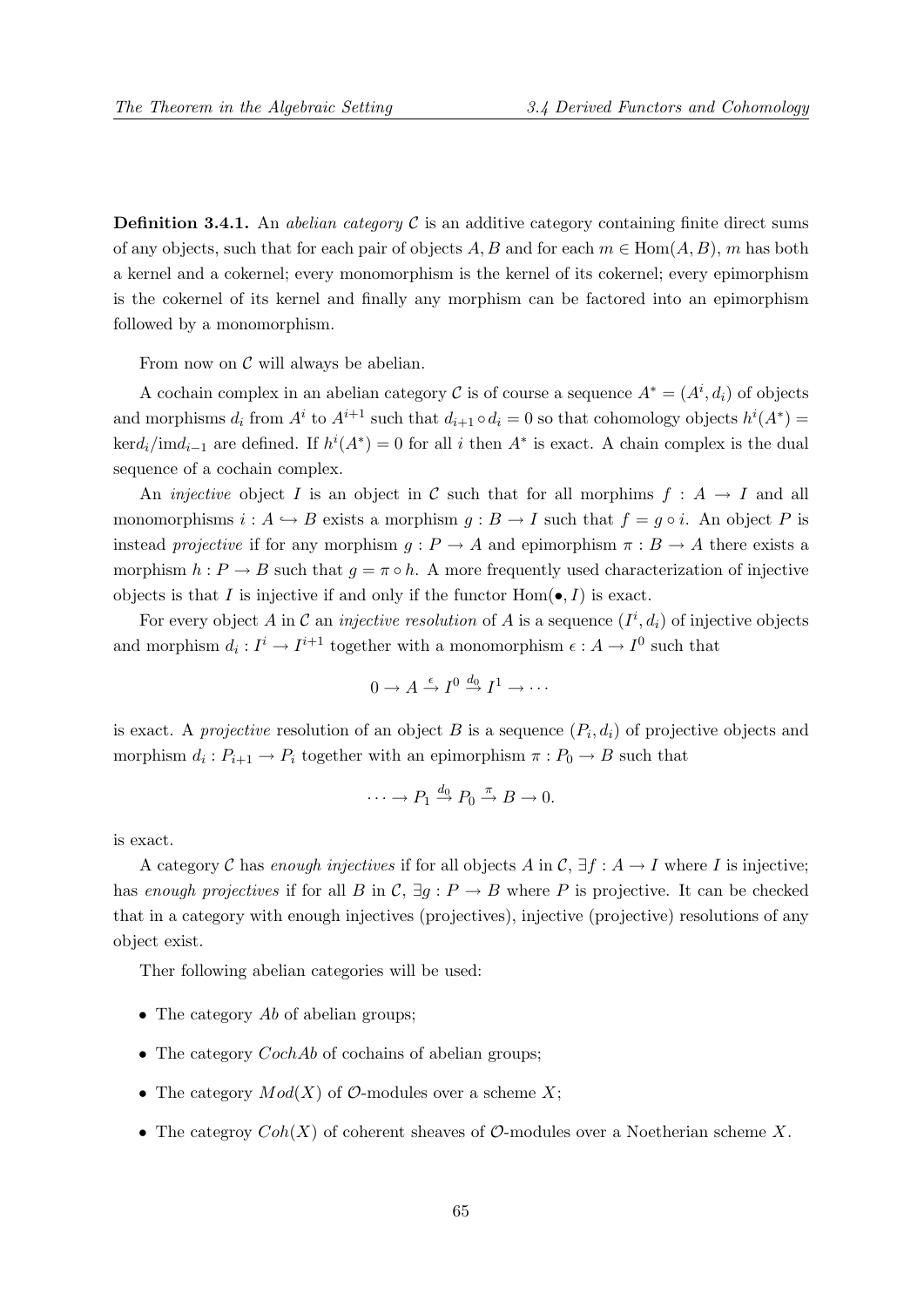**Definition 3.4.1.** An *abelian category* $\mathcal{C}$ is an additive category containing finite direct sums of any objects, such that for each pair of objects $A, B$ and for each $m \in \text{Hom}(A, B)$, $m$ has both a kernel and a cokernel; every monomorphism is the kernel of its cokernel; every epimorphism is the cokernel of its kernel and finally any morphism can be factored into an epimorphism followed by a monomorphism.

From now on $\mathcal{C}$ will always be abelian.

A cochain complex in an abelian category $\mathcal{C}$ is of course a sequence $A^* = (A^i, d_i)$ of objects and morphisms $d_i$ from $A^i$ to $A^{i+1}$ such that $d_{i+1} \circ d_i = 0$ so that cohomology objects $h^i(A^*) = \ker d_i / \text{im} d_{i-1}$ are defined. If $h^i(A^*) = 0$ for all $i$ then $A^*$ is exact. A chain complex is the dual sequence of a cochain complex.

An *injective* object $I$ is an object in $\mathcal{C}$ such that for all morphims $f : A \to I$ and all monomorphisms $i : A \hookrightarrow B$ exists a morphism $g : B \to I$ such that $f = g \circ i$. An object $P$ is instead *projective* if for any morphism $g : P \to A$ and epimorphism $\pi : B \to A$ there exists a morphism $h : P \to B$ such that $g = \pi \circ h$. A more frequently used characterization of injective objects is that $I$ is injective if and only if the functor $\text{Hom}(\bullet, I)$ is exact.

For every object $A$ in $\mathcal{C}$ an *injective resolution* of $A$ is a sequence $(I^i, d_i)$ of injective objects and morphism $d_i : I^i \to I^{i+1}$ together with a monomorphism $\epsilon : A \to I^0$ such that

$$0 \to A \xrightarrow{\epsilon} I^0 \xrightarrow{d_0} I^1 \to \cdots$$

is exact. A *projective* resolution of an object $B$ is a sequence $(P_i, d_i)$ of projective objects and morphism $d_i : P_{i+1} \to P_i$ together with an epimorphism $\pi : P_0 \to B$ such that

$$\cdots \to P_1 \xrightarrow{d_0} P_0 \xrightarrow{\pi} B \to 0.$$

is exact.

A category $\mathcal{C}$ has *enough injectives* if for all objects $A$ in $\mathcal{C}$, $\exists f : A \to I$ where $I$ is injective; has *enough projectives* if for all $B$ in $\mathcal{C}$, $\exists g : P \to B$ where $P$ is projective. It can be checked that in a category with enough injectives (projectives), injective (projective) resolutions of any object exist.

Ther following abelian categories will be used:

- The category *Ab* of abelian groups;
- The category *CochAb* of cochains of abelian groups;
- The category $Mod(X)$ of $\mathcal{O}$-modules over a scheme $X$;
- The categroy $Coh(X)$ of coherent sheaves of $\mathcal{O}$-modules over a Noetherian scheme $X$.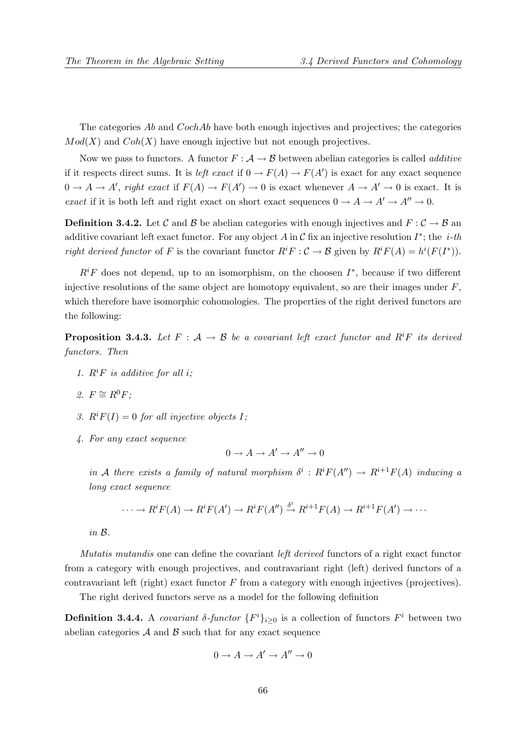The categories $Ab$ and $CochAb$ have both enough injectives and projectives; the categories $Mod(X)$ and $Coh(X)$ have enough injective but not enough projectives.

Now we pass to functors. A functor $F : \mathcal{A} \to \mathcal{B}$ between abelian categories is called *additive* if it respects direct sums. It is *left exact* if $0 \to F(A) \to F(A')$ is exact for any exact sequence $0 \to A \to A'$, *right exact* if $F(A) \to F(A') \to 0$ is exact whenever $A \to A' \to 0$ is exact. It is *exact* if it is both left and right exact on short exact sequences $0 \to A \to A' \to A'' \to 0$.

**Definition 3.4.2.** Let $\mathcal{C}$ and $\mathcal{B}$ be abelian categories with enough injectives and $F : \mathcal{C} \to \mathcal{B}$ an additive covariant left exact functor. For any object $A$ in $\mathcal{C}$ fix an injective resolution $I^*$; the *$i$-th right derived functor* of $F$ is the covariant functor $R^iF : \mathcal{C} \to \mathcal{B}$ given by $R^iF(A) = h^i(F(I^*))$.

$R^iF$ does not depend, up to an isomorphism, on the choosen $I^*$, because if two different injective resolutions of the same object are homotopy equivalent, so are their images under $F$, which therefore have isomorphic cohomologies. The properties of the right derived functors are the following:

**Proposition 3.4.3.** *Let $F : \mathcal{A} \to \mathcal{B}$ be a covariant left exact functor and $R^iF$ its derived functors. Then*

1. *$R^iF$ is additive for all $i$;*
2. *$F \cong R^0F$;*
3. *$R^iF(I) = 0$ for all injective objects $I$;*
4. *For any exact sequence*
$$0 \to A \to A' \to A'' \to 0$$
*in $\mathcal{A}$ there exists a family of natural morphism $\delta^i : R^iF(A'') \to R^{i+1}F(A)$ inducing a long exact sequence*
$$\cdots \to R^iF(A) \to R^iF(A') \to R^iF(A'') \xrightarrow{\delta^i} R^{i+1}F(A) \to R^{i+1}F(A') \to \cdots$$
*in $\mathcal{B}$.*

*Mutatis mutandis* one can define the covariant *left derived* functors of a right exact functor from a category with enough projectives, and contravariant right (left) derived functors of a contravariant left (right) exact functor $F$ from a category with enough injectives (projectives).

The right derived functors serve as a model for the following definition

**Definition 3.4.4.** A *covariant $\delta$-functor* $\{F^i\}_{i\geq 0}$ is a collection of functors $F^i$ between two abelian categories $\mathcal{A}$ and $\mathcal{B}$ such that for any exact sequence

$$0 \to A \to A' \to A'' \to 0$$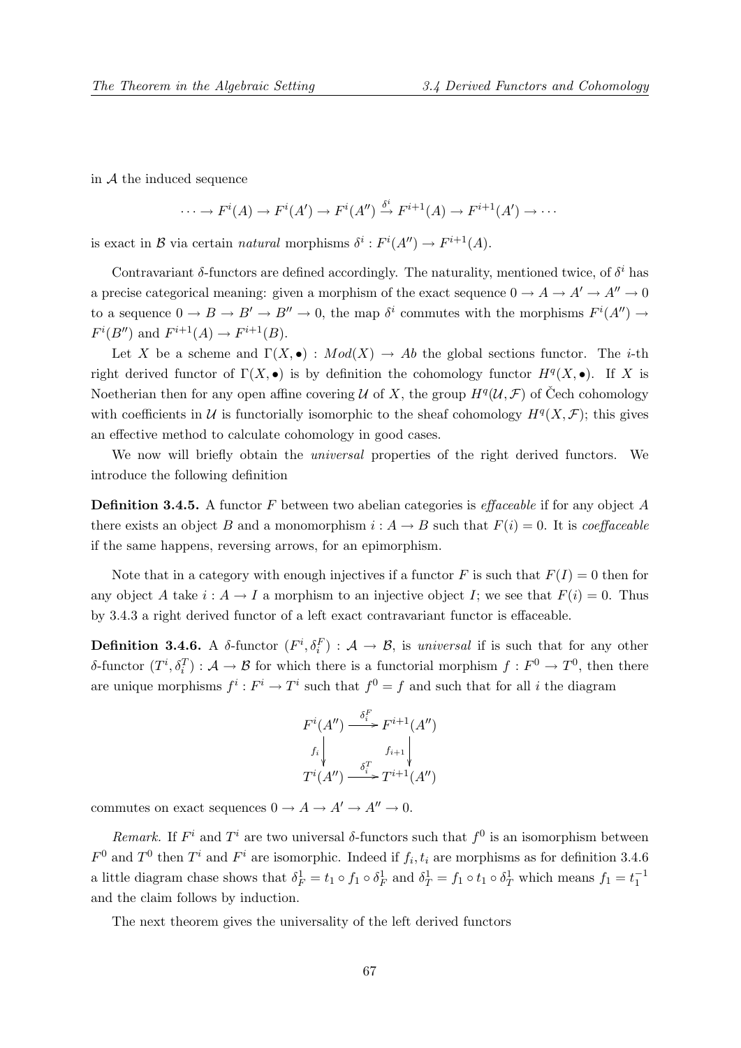in $\mathcal{A}$ the induced sequence

$$\cdots \to F^i(A) \to F^i(A') \to F^i(A'') \xrightarrow{\delta^i} F^{i+1}(A) \to F^{i+1}(A') \to \cdots$$

is exact in $\mathcal{B}$ via certain *natural* morphisms $\delta^i : F^i(A'') \to F^{i+1}(A)$.

Contravariant $\delta$-functors are defined accordingly. The naturality, mentioned twice, of $\delta^i$ has a precise categorical meaning: given a morphism of the exact sequence $0 \to A \to A' \to A'' \to 0$ to a sequence $0 \to B \to B' \to B'' \to 0$, the map $\delta^i$ commutes with the morphisms $F^i(A'') \to F^i(B'')$ and $F^{i+1}(A) \to F^{i+1}(B)$.

Let $X$ be a scheme and $\Gamma(X, \bullet) : Mod(X) \to Ab$ the global sections functor. The $i$-th right derived functor of $\Gamma(X, \bullet)$ is by definition the cohomology functor $H^q(X, \bullet)$. If $X$ is Noetherian then for any open affine covering $\mathcal{U}$ of $X$, the group $H^q(\mathcal{U}, \mathcal{F})$ of Čech cohomology with coefficients in $\mathcal{U}$ is functorially isomorphic to the sheaf cohomology $H^q(X, \mathcal{F})$; this gives an effective method to calculate cohomology in good cases.

We now will briefly obtain the *universal* properties of the right derived functors. We introduce the following definition

**Definition 3.4.5.** A functor $F$ between two abelian categories is *effaceable* if for any object $A$ there exists an object $B$ and a monomorphism $i : A \to B$ such that $F(i) = 0$. It is *coeffaceable* if the same happens, reversing arrows, for an epimorphism.

Note that in a category with enough injectives if a functor $F$ is such that $F(I) = 0$ then for any object $A$ take $i : A \to I$ a morphism to an injective object $I$; we see that $F(i) = 0$. Thus by 3.4.3 a right derived functor of a left exact contravariant functor is effaceable.

**Definition 3.4.6.** A $\delta$-functor $(F^i, \delta_i^F) : \mathcal{A} \to \mathcal{B}$, is *universal* if is such that for any other $\delta$-functor $(T^i, \delta_i^T) : \mathcal{A} \to \mathcal{B}$ for which there is a functorial morphism $f : F^0 \to T^0$, then there are unique morphisms $f^i : F^i \to T^i$ such that $f^0 = f$ and such that for all $i$ the diagram

$$\begin{array}{ccc} F^i(A'') & \xrightarrow{\delta_i^F} & F^{i+1}(A'') \\ {\scriptstyle f_i}\downarrow & & \downarrow{\scriptstyle f_{i+1}} \\ T^i(A'') & \xrightarrow{\delta_i^T} & T^{i+1}(A'') \end{array}$$

commutes on exact sequences $0 \to A \to A' \to A'' \to 0$.

*Remark.* If $F^i$ and $T^i$ are two universal $\delta$-functors such that $f^0$ is an isomorphism between $F^0$ and $T^0$ then $T^i$ and $F^i$ are isomorphic. Indeed if $f_i, t_i$ are morphisms as for definition 3.4.6 a little diagram chase shows that $\delta_F^1 = t_1 \circ f_1 \circ \delta_F^1$ and $\delta_T^1 = f_1 \circ t_1 \circ \delta_T^1$ which means $f_1 = t_1^{-1}$ and the claim follows by induction.

The next theorem gives the universality of the left derived functors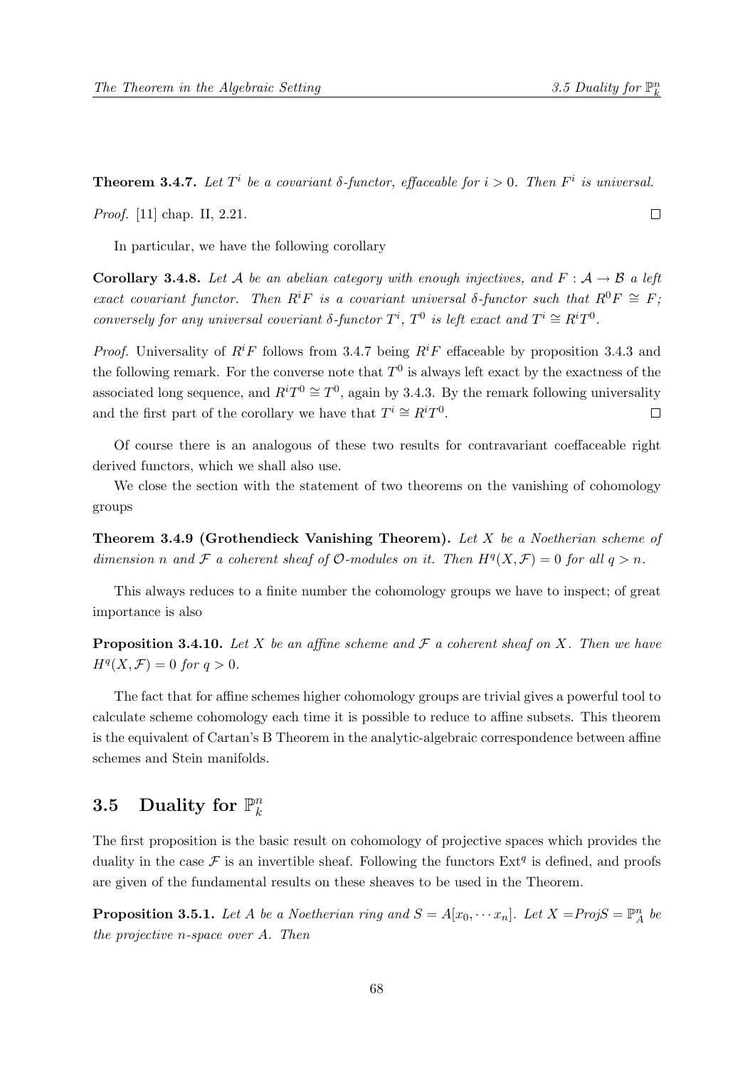**Theorem 3.4.7.** *Let $T^i$ be a covariant $\delta$-functor, effaceable for $i > 0$. Then $F^i$ is universal.*

*Proof.* [11] chap. II, 2.21. □

In particular, we have the following corollary

**Corollary 3.4.8.** *Let $\mathcal{A}$ be an abelian category with enough injectives, and $F : \mathcal{A} \to \mathcal{B}$ a left exact covariant functor. Then $R^iF$ is a covariant universal $\delta$-functor such that $R^0F \cong F$; conversely for any universal coveriant $\delta$-functor $T^i$, $T^0$ is left exact and $T^i \cong R^iT^0$.*

*Proof.* Universality of $R^iF$ follows from 3.4.7 being $R^iF$ effaceable by proposition 3.4.3 and the following remark. For the converse note that $T^0$ is always left exact by the exactness of the associated long sequence, and $R^iT^0 \cong T^0$, again by 3.4.3. By the remark following universality and the first part of the corollary we have that $T^i \cong R^iT^0$. □

Of course there is an analogous of these two results for contravariant coeffaceable right derived functors, which we shall also use.

We close the section with the statement of two theorems on the vanishing of cohomology groups

**Theorem 3.4.9 (Grothendieck Vanishing Theorem).** *Let $X$ be a Noetherian scheme of dimension $n$ and $\mathcal{F}$ a coherent sheaf of $\mathcal{O}$-modules on it. Then $H^q(X, \mathcal{F}) = 0$ for all $q > n$.*

This always reduces to a finite number the cohomology groups we have to inspect; of great importance is also

**Proposition 3.4.10.** *Let $X$ be an affine scheme and $\mathcal{F}$ a coherent sheaf on $X$. Then we have $H^q(X, \mathcal{F}) = 0$ for $q > 0$.*

The fact that for affine schemes higher cohomology groups are trivial gives a powerful tool to calculate scheme cohomology each time it is possible to reduce to affine subsets. This theorem is the equivalent of Cartan's B Theorem in the analytic-algebraic correspondence between affine schemes and Stein manifolds.

## 3.5 Duality for $\mathbb{P}^n_k$

The first proposition is the basic result on cohomology of projective spaces which provides the duality in the case $\mathcal{F}$ is an invertible sheaf. Following the functors $\mathrm{Ext}^q$ is defined, and proofs are given of the fundamental results on these sheaves to be used in the Theorem.

**Proposition 3.5.1.** *Let $A$ be a Noetherian ring and $S = A[x_0, \cdots x_n]$. Let $X = ProjS = \mathbb{P}^n_A$ be the projective n-space over $A$. Then*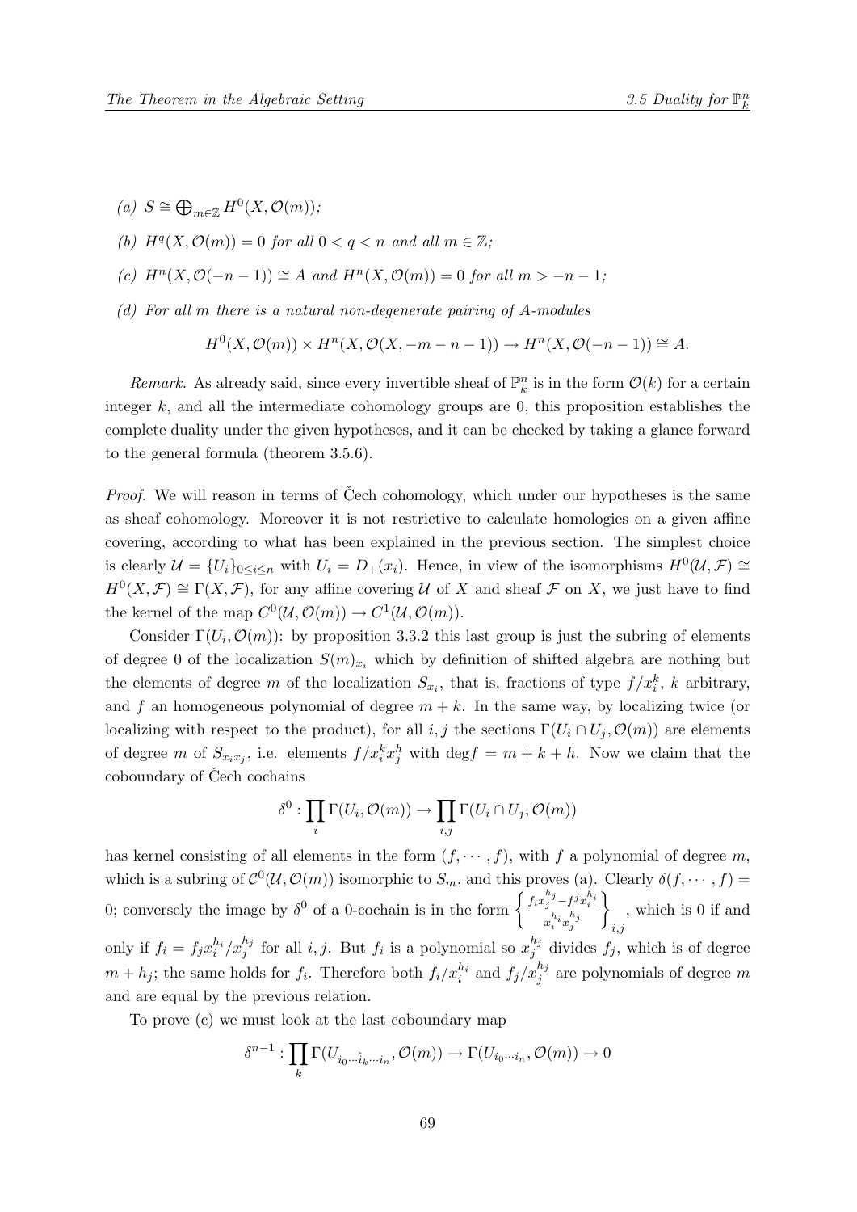*(a)* $S \cong \bigoplus_{m\in\mathbb{Z}} H^0(X, \mathcal{O}(m))$;

*(b)* $H^q(X, \mathcal{O}(m)) = 0$ *for all* $0 < q < n$ *and all* $m \in \mathbb{Z}$;

*(c)* $H^n(X, \mathcal{O}(-n-1)) \cong A$ *and* $H^n(X, \mathcal{O}(m)) = 0$ *for all* $m > -n-1$;

*(d) For all* $m$ *there is a natural non-degenerate pairing of* $A$*-modules*

$$H^0(X, \mathcal{O}(m)) \times H^n(X, \mathcal{O}(X, -m-n-1)) \to H^n(X, \mathcal{O}(-n-1)) \cong A.$$

*Remark.* As already said, since every invertible sheaf of $\mathbb{P}^n_k$ is in the form $\mathcal{O}(k)$ for a certain integer $k$, and all the intermediate cohomology groups are 0, this proposition establishes the complete duality under the given hypotheses, and it can be checked by taking a glance forward to the general formula (theorem 3.5.6).

*Proof.* We will reason in terms of Čech cohomology, which under our hypotheses is the same as sheaf cohomology. Moreover it is not restrictive to calculate homologies on a given affine covering, according to what has been explained in the previous section. The simplest choice is clearly $\mathcal{U} = \{U_i\}_{0\leq i\leq n}$ with $U_i = D_+(x_i)$. Hence, in view of the isomorphisms $H^0(\mathcal{U}, \mathcal{F}) \cong H^0(X, \mathcal{F}) \cong \Gamma(X, \mathcal{F})$, for any affine covering $\mathcal{U}$ of $X$ and sheaf $\mathcal{F}$ on $X$, we just have to find the kernel of the map $C^0(\mathcal{U}, \mathcal{O}(m)) \to C^1(\mathcal{U}, \mathcal{O}(m))$.

Consider $\Gamma(U_i, \mathcal{O}(m))$: by proposition 3.3.2 this last group is just the subring of elements of degree 0 of the localization $S(m)_{x_i}$ which by definition of shifted algebra are nothing but the elements of degree $m$ of the localization $S_{x_i}$, that is, fractions of type $f/x_i^k$, $k$ arbitrary, and $f$ an homogeneous polynomial of degree $m+k$. In the same way, by localizing twice (or localizing with respect to the product), for all $i, j$ the sections $\Gamma(U_i \cap U_j, \mathcal{O}(m))$ are elements of degree $m$ of $S_{x_i x_j}$, i.e. elements $f/x_i^k x_j^h$ with $\deg f = m+k+h$. Now we claim that the coboundary of Čech cochains

$$\delta^0 : \prod_i \Gamma(U_i, \mathcal{O}(m)) \to \prod_{i,j} \Gamma(U_i \cap U_j, \mathcal{O}(m))$$

has kernel consisting of all elements in the form $(f, \cdots, f)$, with $f$ a polynomial of degree $m$, which is a subring of $\mathcal{C}^0(\mathcal{U}, \mathcal{O}(m))$ isomorphic to $S_m$, and this proves (a). Clearly $\delta(f, \cdots, f) = 0$; conversely the image by $\delta^0$ of a 0-cochain is in the form $\left\{ \frac{f_i x_j^{h_j} - f^j x_i^{h_i}}{x_i^{h_i} x_j^{h_j}} \right\}_{i,j}$, which is 0 if and only if $f_i = f_j x_i^{h_i}/x_j^{h_j}$ for all $i, j$. But $f_i$ is a polynomial so $x_j^{h_j}$ divides $f_j$, which is of degree $m + h_j$; the same holds for $f_i$. Therefore both $f_i/x_i^{h_i}$ and $f_j/x_j^{h_j}$ are polynomials of degree $m$ and are equal by the previous relation.

To prove (c) we must look at the last coboundary map

$$\delta^{n-1} : \prod_k \Gamma(U_{i_0 \cdots \hat{i}_k \cdots i_n}, \mathcal{O}(m)) \to \Gamma(U_{i_0 \cdots i_n}, \mathcal{O}(m)) \to 0$$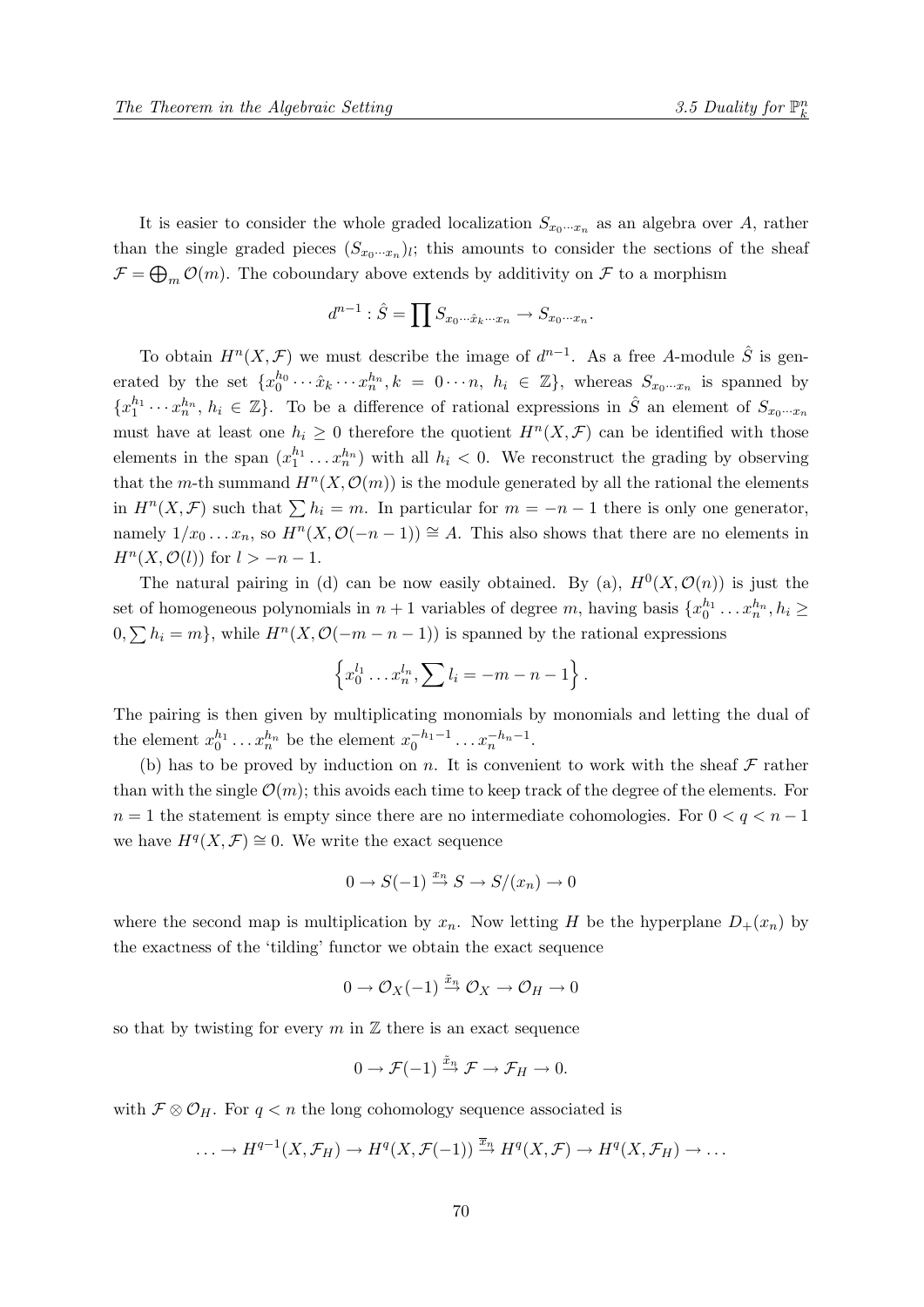It is easier to consider the whole graded localization $S_{x_0 \cdots x_n}$ as an algebra over $A$, rather than the single graded pieces $(S_{x_0 \cdots x_n})_l$; this amounts to consider the sections of the sheaf $\mathcal{F} = \bigoplus_m \mathcal{O}(m)$. The coboundary above extends by additivity on $\mathcal{F}$ to a morphism

$$d^{n-1} : \hat{S} = \prod S_{x_0 \cdots \hat{x}_k \cdots x_n} \to S_{x_0 \cdots x_n}.$$

To obtain $H^n(X, \mathcal{F})$ we must describe the image of $d^{n-1}$. As a free $A$-module $\hat{S}$ is generated by the set $\{x_0^{h_0} \cdots \hat{x}_k \cdots x_n^{h_n}, k = 0 \cdots n,\ h_i \in \mathbb{Z}\}$, whereas $S_{x_0 \cdots x_n}$ is spanned by $\{x_1^{h_1} \cdots x_n^{h_n},\ h_i \in \mathbb{Z}\}$. To be a difference of rational expressions in $\hat{S}$ an element of $S_{x_0 \cdots x_n}$ must have at least one $h_i \geq 0$ therefore the quotient $H^n(X, \mathcal{F})$ can be identified with those elements in the span $(x_1^{h_1} \ldots x_n^{h_n})$ with all $h_i < 0$. We reconstruct the grading by observing that the $m$-th summand $H^n(X, \mathcal{O}(m))$ is the module generated by all the rational the elements in $H^n(X, \mathcal{F})$ such that $\sum h_i = m$. In particular for $m = -n-1$ there is only one generator, namely $1/x_0 \ldots x_n$, so $H^n(X, \mathcal{O}(-n-1)) \cong A$. This also shows that there are no elements in $H^n(X, \mathcal{O}(l))$ for $l > -n-1$.

The natural pairing in (d) can be now easily obtained. By (a), $H^0(X, \mathcal{O}(n))$ is just the set of homogeneous polynomials in $n+1$ variables of degree $m$, having basis $\{x_0^{h_1} \ldots x_n^{h_n}, h_i \geq 0, \sum h_i = m\}$, while $H^n(X, \mathcal{O}(-m-n-1))$ is spanned by the rational expressions

$$\left\{ x_0^{l_1} \ldots x_n^{l_n}, \sum l_i = -m-n-1 \right\}.$$

The pairing is then given by multiplicating monomials by monomials and letting the dual of the element $x_0^{h_1} \ldots x_n^{h_n}$ be the element $x_0^{-h_1-1} \ldots x_n^{-h_n-1}$.

(b) has to be proved by induction on $n$. It is convenient to work with the sheaf $\mathcal{F}$ rather than with the single $\mathcal{O}(m)$; this avoids each time to keep track of the degree of the elements. For $n = 1$ the statement is empty since there are no intermediate cohomologies. For $0 < q < n-1$ we have $H^q(X, \mathcal{F}) \cong 0$. We write the exact sequence

$$0 \to S(-1) \xrightarrow{x_n} S \to S/(x_n) \to 0$$

where the second map is multiplication by $x_n$. Now letting $H$ be the hyperplane $D_+(x_n)$ by the exactness of the 'tilding' functor we obtain the exact sequence

$$0 \to \mathcal{O}_X(-1) \xrightarrow{\tilde{x}_n} \mathcal{O}_X \to \mathcal{O}_H \to 0$$

so that by twisting for every $m$ in $\mathbb{Z}$ there is an exact sequence

$$0 \to \mathcal{F}(-1) \xrightarrow{\tilde{x}_n} \mathcal{F} \to \mathcal{F}_H \to 0.$$

with $\mathcal{F} \otimes \mathcal{O}_H$. For $q < n$ the long cohomology sequence associated is

$$\ldots \to H^{q-1}(X, \mathcal{F}_H) \to H^q(X, \mathcal{F}(-1)) \xrightarrow{\overline{x}_n} H^q(X, \mathcal{F}) \to H^q(X, \mathcal{F}_H) \to \ldots$$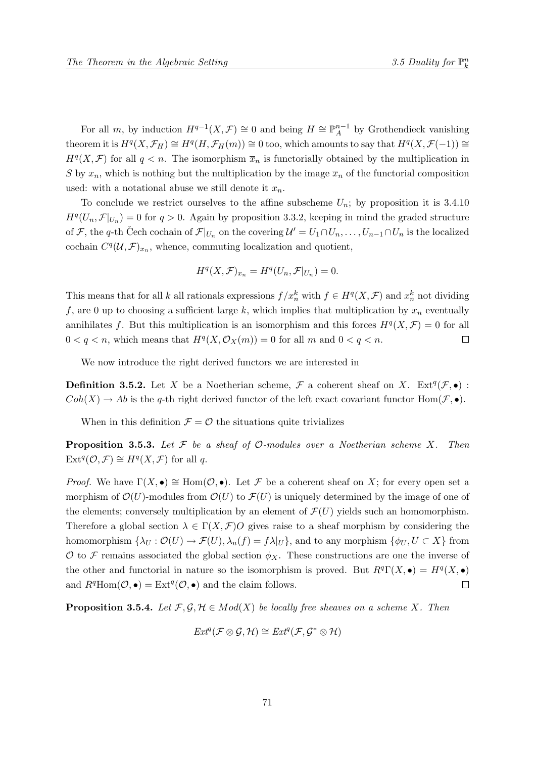For all $m$, by induction $H^{q-1}(X, \mathcal{F}) \cong 0$ and being $H \cong \mathbb{P}^{n-1}_A$ by Grothendieck vanishing theorem it is $H^q(X, \mathcal{F}_H) \cong H^q(H, \mathcal{F}_H(m)) \cong 0$ too, which amounts to say that $H^q(X, \mathcal{F}(-1)) \cong H^q(X, \mathcal{F})$ for all $q < n$. The isomorphism $\overline{x}_n$ is functorially obtained by the multiplication in $S$ by $x_n$, which is nothing but the multiplication by the image $\overline{x}_n$ of the functorial composition used: with a notational abuse we still denote it $x_n$.

To conclude we restrict ourselves to the affine subscheme $U_n$; by proposition it is 3.4.10 $H^q(U_n, \mathcal{F}|_{U_n}) = 0$ for $q > 0$. Again by proposition 3.3.2, keeping in mind the graded structure of $\mathcal{F}$, the $q$-th Čech cochain of $\mathcal{F}|_{U_n}$ on the covering $\mathcal{U}' = U_1 \cap U_n, \ldots, U_{n-1} \cap U_n$ is the localized cochain $C^q(\mathcal{U}, \mathcal{F})_{x_n}$, whence, commuting localization and quotient,

$$H^q(X, \mathcal{F})_{x_n} = H^q(U_n, \mathcal{F}|_{U_n}) = 0.$$

This means that for all $k$ all rationals expressions $f/x_n^k$ with $f \in H^q(X, \mathcal{F})$ and $x_n^k$ not dividing $f$, are 0 up to choosing a sufficient large $k$, which implies that multiplication by $x_n$ eventually annihilates $f$. But this multiplication is an isomorphism and this forces $H^q(X, \mathcal{F}) = 0$ for all $0 < q < n$, which means that $H^q(X, \mathcal{O}_X(m)) = 0$ for all $m$ and $0 < q < n$. $\square$

We now introduce the right derived functors we are interested in

**Definition 3.5.2.** Let $X$ be a Noetherian scheme, $\mathcal{F}$ a coherent sheaf on $X$. $\operatorname{Ext}^q(\mathcal{F}, \bullet) : Coh(X) \to Ab$ is the $q$-th right derived functor of the left exact covariant functor $\operatorname{Hom}(\mathcal{F}, \bullet)$.

When in this definition $\mathcal{F} = \mathcal{O}$ the situations quite trivializes

**Proposition 3.5.3.** *Let $\mathcal{F}$ be a sheaf of $\mathcal{O}$-modules over a Noetherian scheme $X$. Then* $\operatorname{Ext}^q(\mathcal{O}, \mathcal{F}) \cong H^q(X, \mathcal{F})$ *for all $q$.*

*Proof.* We have $\Gamma(X, \bullet) \cong \operatorname{Hom}(\mathcal{O}, \bullet)$. Let $\mathcal{F}$ be a coherent sheaf on $X$; for every open set a morphism of $\mathcal{O}(U)$-modules from $\mathcal{O}(U)$ to $\mathcal{F}(U)$ is uniquely determined by the image of one of the elements; conversely multiplication by an element of $\mathcal{F}(U)$ yields such an homomorphism. Therefore a global section $\lambda \in \Gamma(X, \mathcal{F})O$ gives raise to a sheaf morphism by considering the homomorphism $\{\lambda_U : \mathcal{O}(U) \to \mathcal{F}(U), \lambda_u(f) = f\lambda|_U\}$, and to any morphism $\{\phi_U, U \subset X\}$ from $\mathcal{O}$ to $\mathcal{F}$ remains associated the global section $\phi_X$. These constructions are one the inverse of the other and functorial in nature so the isomorphism is proved. But $R^q\Gamma(X, \bullet) = H^q(X, \bullet)$ and $R^q\operatorname{Hom}(\mathcal{O}, \bullet) = \operatorname{Ext}^q(\mathcal{O}, \bullet)$ and the claim follows. $\square$

**Proposition 3.5.4.** *Let $\mathcal{F}, \mathcal{G}, \mathcal{H} \in Mod(X)$ be locally free sheaves on a scheme $X$. Then*

$$Ext^q(\mathcal{F} \otimes \mathcal{G}, \mathcal{H}) \cong Ext^q(\mathcal{F}, \mathcal{G}^* \otimes \mathcal{H})$$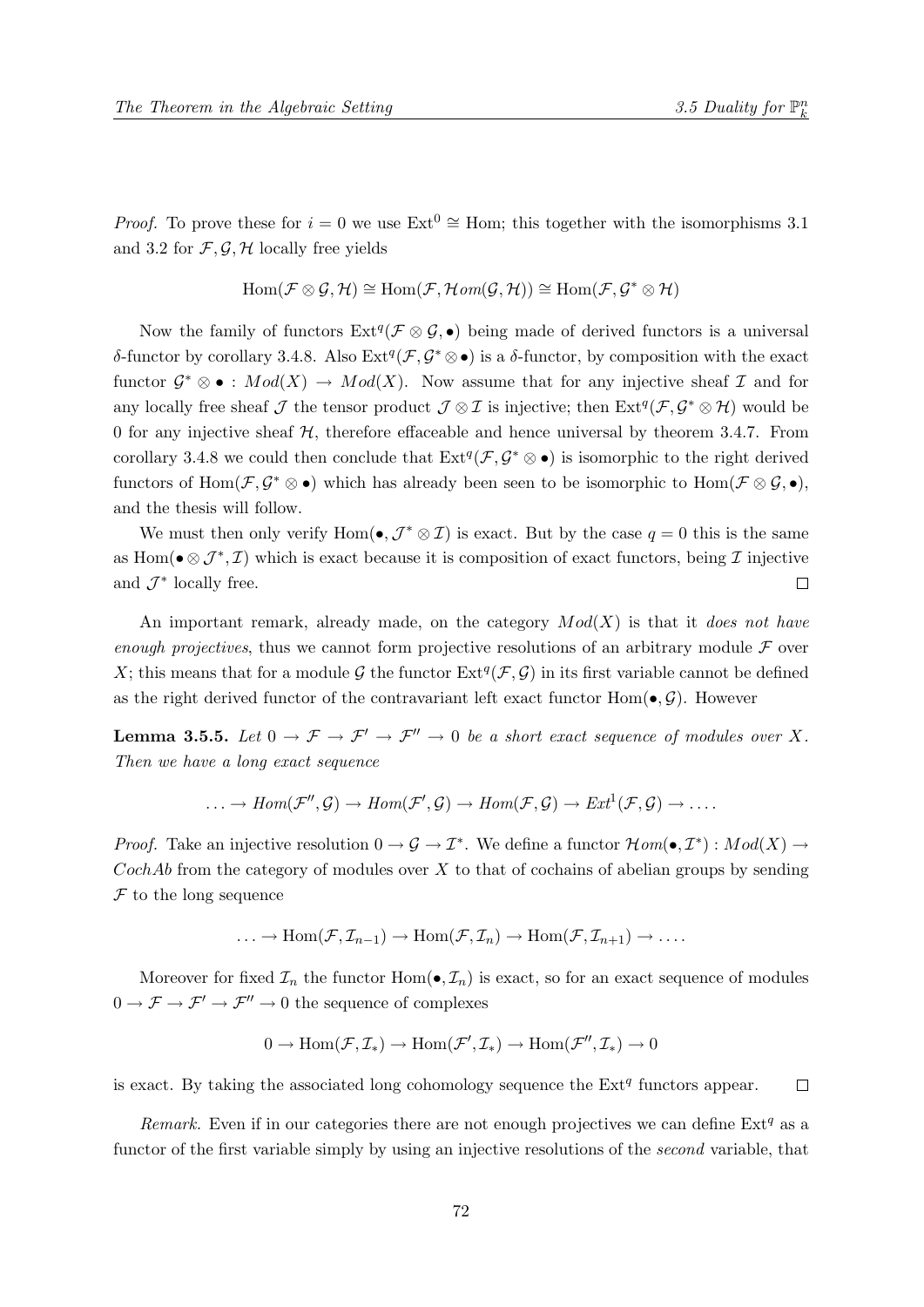*Proof.* To prove these for $i = 0$ we use $\mathrm{Ext}^0 \cong \mathrm{Hom}$; this together with the isomorphisms 3.1 and 3.2 for $\mathcal{F}, \mathcal{G}, \mathcal{H}$ locally free yields

$$\mathrm{Hom}(\mathcal{F} \otimes \mathcal{G}, \mathcal{H}) \cong \mathrm{Hom}(\mathcal{F}, \mathcal{H}om(\mathcal{G}, \mathcal{H})) \cong \mathrm{Hom}(\mathcal{F}, \mathcal{G}^* \otimes \mathcal{H})$$

Now the family of functors $\mathrm{Ext}^q(\mathcal{F} \otimes \mathcal{G}, \bullet)$ being made of derived functors is a universal $\delta$-functor by corollary 3.4.8. Also $\mathrm{Ext}^q(\mathcal{F}, \mathcal{G}^* \otimes \bullet)$ is a $\delta$-functor, by composition with the exact functor $\mathcal{G}^* \otimes \bullet : Mod(X) \to Mod(X)$. Now assume that for any injective sheaf $\mathcal{I}$ and for any locally free sheaf $\mathcal{J}$ the tensor product $\mathcal{J} \otimes \mathcal{I}$ is injective; then $\mathrm{Ext}^q(\mathcal{F}, \mathcal{G}^* \otimes \mathcal{H})$ would be 0 for any injective sheaf $\mathcal{H}$, therefore effaceable and hence universal by theorem 3.4.7. From corollary 3.4.8 we could then conclude that $\mathrm{Ext}^q(\mathcal{F}, \mathcal{G}^* \otimes \bullet)$ is isomorphic to the right derived functors of $\mathrm{Hom}(\mathcal{F}, \mathcal{G}^* \otimes \bullet)$ which has already been seen to be isomorphic to $\mathrm{Hom}(\mathcal{F} \otimes \mathcal{G}, \bullet)$, and the thesis will follow.

We must then only verify $\mathrm{Hom}(\bullet, \mathcal{J}^* \otimes \mathcal{I})$ is exact. But by the case $q = 0$ this is the same as $\mathrm{Hom}(\bullet \otimes \mathcal{J}^*, \mathcal{I})$ which is exact because it is composition of exact functors, being $\mathcal{I}$ injective and $\mathcal{J}^*$ locally free. □

An important remark, already made, on the category $Mod(X)$ is that it *does not have enough projectives*, thus we cannot form projective resolutions of an arbitrary module $\mathcal{F}$ over $X$; this means that for a module $\mathcal{G}$ the functor $\mathrm{Ext}^q(\mathcal{F}, \mathcal{G})$ in its first variable cannot be defined as the right derived functor of the contravariant left exact functor $\mathrm{Hom}(\bullet, \mathcal{G})$. However

**Lemma 3.5.5.** *Let $0 \to \mathcal{F} \to \mathcal{F}' \to \mathcal{F}'' \to 0$ be a short exact sequence of modules over $X$. Then we have a long exact sequence*

$$\ldots \to Hom(\mathcal{F}'', \mathcal{G}) \to Hom(\mathcal{F}', \mathcal{G}) \to Hom(\mathcal{F}, \mathcal{G}) \to Ext^1(\mathcal{F}, \mathcal{G}) \to \ldots.$$

*Proof.* Take an injective resolution $0 \to \mathcal{G} \to \mathcal{I}^*$. We define a functor $\mathcal{H}om(\bullet, \mathcal{I}^*) : Mod(X) \to CochAb$ from the category of modules over $X$ to that of cochains of abelian groups by sending $\mathcal{F}$ to the long sequence

$$\ldots \to \mathrm{Hom}(\mathcal{F}, \mathcal{I}_{n-1}) \to \mathrm{Hom}(\mathcal{F}, \mathcal{I}_n) \to \mathrm{Hom}(\mathcal{F}, \mathcal{I}_{n+1}) \to \ldots.$$

Moreover for fixed $\mathcal{I}_n$ the functor $\mathrm{Hom}(\bullet, \mathcal{I}_n)$ is exact, so for an exact sequence of modules $0 \to \mathcal{F} \to \mathcal{F}' \to \mathcal{F}'' \to 0$ the sequence of complexes

$$0 \to \mathrm{Hom}(\mathcal{F}, \mathcal{I}_*) \to \mathrm{Hom}(\mathcal{F}', \mathcal{I}_*) \to \mathrm{Hom}(\mathcal{F}'', \mathcal{I}_*) \to 0$$

is exact. By taking the associated long cohomology sequence the $\mathrm{Ext}^q$ functors appear. □

*Remark.* Even if in our categories there are not enough projectives we can define $\mathrm{Ext}^q$ as a functor of the first variable simply by using an injective resolutions of the *second* variable, that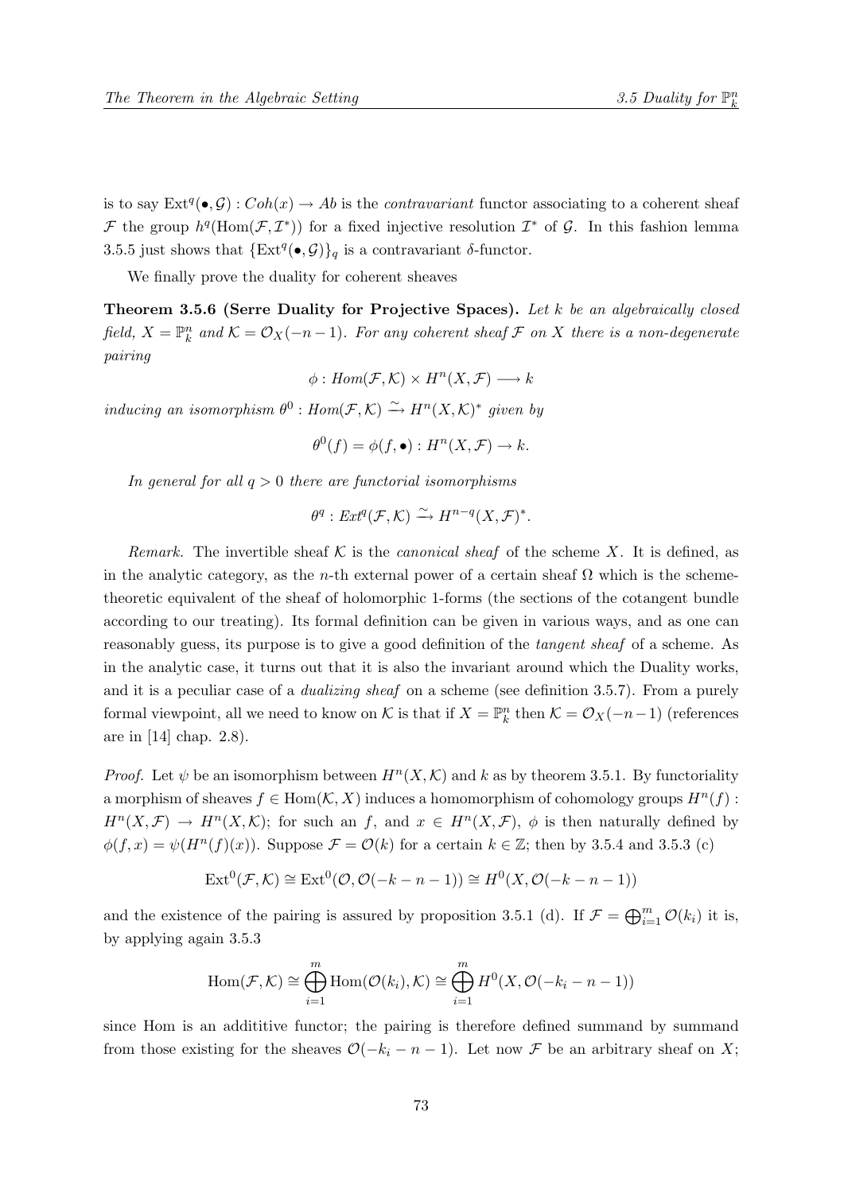is to say $\mathrm{Ext}^q(\bullet, \mathcal{G}) : Coh(x) \to Ab$ is the *contravariant* functor associating to a coherent sheaf $\mathcal{F}$ the group $h^q(\mathrm{Hom}(\mathcal{F}, \mathcal{I}^*))$ for a fixed injective resolution $\mathcal{I}^*$ of $\mathcal{G}$. In this fashion lemma 3.5.5 just shows that $\{\mathrm{Ext}^q(\bullet, \mathcal{G})\}_q$ is a contravariant $\delta$-functor.

We finally prove the duality for coherent sheaves

**Theorem 3.5.6 (Serre Duality for Projective Spaces).** *Let $k$ be an algebraically closed field, $X = \mathbb{P}^n_k$ and $\mathcal{K} = \mathcal{O}_X(-n-1)$. For any coherent sheaf $\mathcal{F}$ on $X$ there is a non-degenerate pairing*

$$\phi : Hom(\mathcal{F}, \mathcal{K}) \times H^n(X, \mathcal{F}) \longrightarrow k$$

*inducing an isomorphism $\theta^0 : Hom(\mathcal{F}, \mathcal{K}) \xrightarrow{\sim} H^n(X, \mathcal{K})^*$ given by*

$$\theta^0(f) = \phi(f, \bullet) : H^n(X, \mathcal{F}) \to k.$$

*In general for all $q > 0$ there are functorial isomorphisms*

$$\theta^q : Ext^q(\mathcal{F}, \mathcal{K}) \xrightarrow{\sim} H^{n-q}(X, \mathcal{F})^*.$$

*Remark.* The invertible sheaf $\mathcal{K}$ is the *canonical sheaf* of the scheme $X$. It is defined, as in the analytic category, as the $n$-th external power of a certain sheaf $\Omega$ which is the scheme-theoretic equivalent of the sheaf of holomorphic 1-forms (the sections of the cotangent bundle according to our treating). Its formal definition can be given in various ways, and as one can reasonably guess, its purpose is to give a good definition of the *tangent sheaf* of a scheme. As in the analytic case, it turns out that it is also the invariant around which the Duality works, and it is a peculiar case of a *dualizing sheaf* on a scheme (see definition 3.5.7). From a purely formal viewpoint, all we need to know on $\mathcal{K}$ is that if $X = \mathbb{P}^n_k$ then $\mathcal{K} = \mathcal{O}_X(-n-1)$ (references are in [14] chap. 2.8).

*Proof.* Let $\psi$ be an isomorphism between $H^n(X, \mathcal{K})$ and $k$ as by theorem 3.5.1. By functoriality a morphism of sheaves $f \in \mathrm{Hom}(\mathcal{K}, X)$ induces a homomorphism of cohomology groups $H^n(f) : H^n(X, \mathcal{F}) \to H^n(X, \mathcal{K})$; for such an $f$, and $x \in H^n(X, \mathcal{F})$, $\phi$ is then naturally defined by $\phi(f, x) = \psi(H^n(f)(x))$. Suppose $\mathcal{F} = \mathcal{O}(k)$ for a certain $k \in \mathbb{Z}$; then by 3.5.4 and 3.5.3 (c)

$$\mathrm{Ext}^0(\mathcal{F}, \mathcal{K}) \cong \mathrm{Ext}^0(\mathcal{O}, \mathcal{O}(-k-n-1)) \cong H^0(X, \mathcal{O}(-k-n-1))$$

and the existence of the pairing is assured by proposition 3.5.1 (d). If $\mathcal{F} = \bigoplus_{i=1}^m \mathcal{O}(k_i)$ it is, by applying again 3.5.3

$$\mathrm{Hom}(\mathcal{F}, \mathcal{K}) \cong \bigoplus_{i=1}^m \mathrm{Hom}(\mathcal{O}(k_i), \mathcal{K}) \cong \bigoplus_{i=1}^m H^0(X, \mathcal{O}(-k_i - n - 1))$$

since Hom is an addititive functor; the pairing is therefore defined summand by summand from those existing for the sheaves $\mathcal{O}(-k_i - n - 1)$. Let now $\mathcal{F}$ be an arbitrary sheaf on $X$;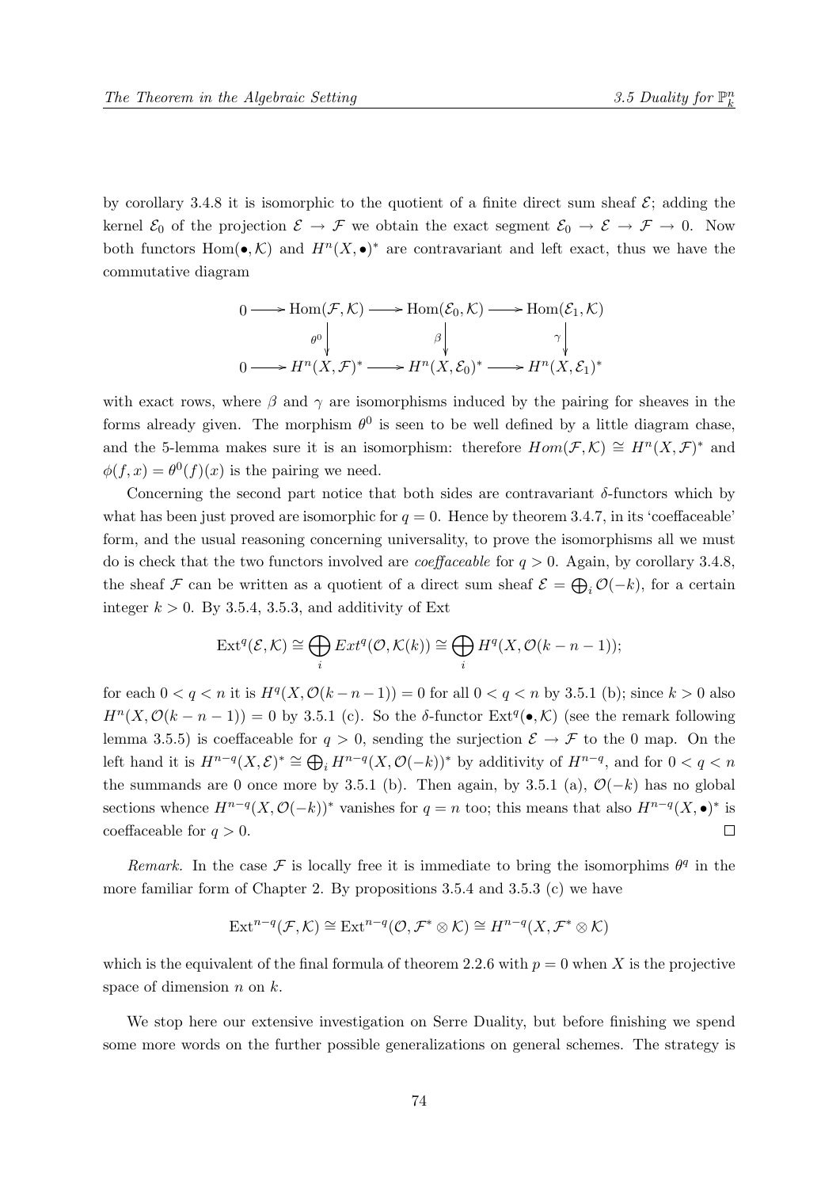by corollary 3.4.8 it is isomorphic to the quotient of a finite direct sum sheaf $\mathcal{E}$; adding the kernel $\mathcal{E}_0$ of the projection $\mathcal{E} \to \mathcal{F}$ we obtain the exact segment $\mathcal{E}_0 \to \mathcal{E} \to \mathcal{F} \to 0$. Now both functors $\mathrm{Hom}(\bullet, \mathcal{K})$ and $H^n(X, \bullet)^*$ are contravariant and left exact, thus we have the commutative diagram

$$\begin{array}{ccccccc}
0 \longrightarrow & \mathrm{Hom}(\mathcal{F}, \mathcal{K}) & \longrightarrow & \mathrm{Hom}(\mathcal{E}_0, \mathcal{K}) & \longrightarrow & \mathrm{Hom}(\mathcal{E}_1, \mathcal{K}) \\
& \theta^0 \downarrow & & \beta \downarrow & & \gamma \downarrow \\
0 \longrightarrow & H^n(X, \mathcal{F})^* & \longrightarrow & H^n(X, \mathcal{E}_0)^* & \longrightarrow & H^n(X, \mathcal{E}_1)^*
\end{array}$$

with exact rows, where $\beta$ and $\gamma$ are isomorphisms induced by the pairing for sheaves in the forms already given. The morphism $\theta^0$ is seen to be well defined by a little diagram chase, and the 5-lemma makes sure it is an isomorphism: therefore $Hom(\mathcal{F}, \mathcal{K}) \cong H^n(X, \mathcal{F})^*$ and $\phi(f, x) = \theta^0(f)(x)$ is the pairing we need.

Concerning the second part notice that both sides are contravariant $\delta$-functors which by what has been just proved are isomorphic for $q = 0$. Hence by theorem 3.4.7, in its 'coeffaceable' form, and the usual reasoning concerning universality, to prove the isomorphisms all we must do is check that the two functors involved are *coeffaceable* for $q > 0$. Again, by corollary 3.4.8, the sheaf $\mathcal{F}$ can be written as a quotient of a direct sum sheaf $\mathcal{E} = \bigoplus_i \mathcal{O}(-k)$, for a certain integer $k > 0$. By 3.5.4, 3.5.3, and additivity of Ext

$$\mathrm{Ext}^q(\mathcal{E}, \mathcal{K}) \cong \bigoplus_i Ext^q(\mathcal{O}, \mathcal{K}(k)) \cong \bigoplus_i H^q(X, \mathcal{O}(k - n - 1));$$

for each $0 < q < n$ it is $H^q(X, \mathcal{O}(k - n - 1)) = 0$ for all $0 < q < n$ by 3.5.1 (b); since $k > 0$ also $H^n(X, \mathcal{O}(k - n - 1)) = 0$ by 3.5.1 (c). So the $\delta$-functor $\mathrm{Ext}^q(\bullet, \mathcal{K})$ (see the remark following lemma 3.5.5) is coeffaceable for $q > 0$, sending the surjection $\mathcal{E} \to \mathcal{F}$ to the 0 map. On the left hand it is $H^{n-q}(X, \mathcal{E})^* \cong \bigoplus_i H^{n-q}(X, \mathcal{O}(-k))^*$ by additivity of $H^{n-q}$, and for $0 < q < n$ the summands are 0 once more by 3.5.1 (b). Then again, by 3.5.1 (a), $\mathcal{O}(-k)$ has no global sections whence $H^{n-q}(X, \mathcal{O}(-k))^*$ vanishes for $q = n$ too; this means that also $H^{n-q}(X, \bullet)^*$ is coeffaceable for $q > 0$. $\square$

*Remark.* In the case $\mathcal{F}$ is locally free it is immediate to bring the isomorphims $\theta^q$ in the more familiar form of Chapter 2. By propositions 3.5.4 and 3.5.3 (c) we have

$$\mathrm{Ext}^{n-q}(\mathcal{F}, \mathcal{K}) \cong \mathrm{Ext}^{n-q}(\mathcal{O}, \mathcal{F}^* \otimes \mathcal{K}) \cong H^{n-q}(X, \mathcal{F}^* \otimes \mathcal{K})$$

which is the equivalent of the final formula of theorem 2.2.6 with $p = 0$ when $X$ is the projective space of dimension $n$ on $k$.

We stop here our extensive investigation on Serre Duality, but before finishing we spend some more words on the further possible generalizations on general schemes. The strategy is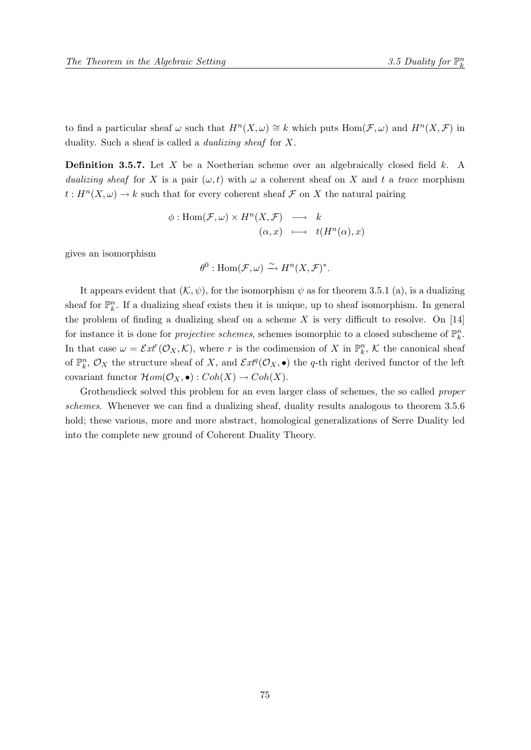to find a particular sheaf $\omega$ such that $H^n(X, \omega) \cong k$ which puts $\mathrm{Hom}(\mathcal{F}, \omega)$ and $H^n(X, \mathcal{F})$ in duality. Such a sheaf is called a *dualizing sheaf* for $X$.

**Definition 3.5.7.** Let $X$ be a Noetherian scheme over an algebraically closed field $k$. A *dualizing sheaf* for $X$ is a pair $(\omega, t)$ with $\omega$ a coherent sheaf on $X$ and $t$ a *trace* morphism $t : H^n(X, \omega) \to k$ such that for every coherent sheaf $\mathcal{F}$ on $X$ the natural pairing

$$
\begin{array}{rcl}
\phi : \mathrm{Hom}(\mathcal{F}, \omega) \times H^n(X, \mathcal{F}) & \longrightarrow & k \\
(\alpha, x) & \longmapsto & t(H^n(\alpha), x)
\end{array}
$$

gives an isomorphism

$$
\theta^0 : \mathrm{Hom}(\mathcal{F}, \omega) \xrightarrow{\sim} H^n(X, \mathcal{F})^*.
$$

It appears evident that $(\mathcal{K}, \psi)$, for the isomorphism $\psi$ as for theorem 3.5.1 (a), is a dualizing sheaf for $\mathbb{P}^n_k$. If a dualizing sheaf exists then it is unique, up to sheaf isomorphism. In general the problem of finding a dualizing sheaf on a scheme $X$ is very difficult to resolve. On [14] for instance it is done for *projective schemes*, schemes isomorphic to a closed subscheme of $\mathbb{P}^n_k$. In that case $\omega = \mathcal{E}xt^r(\mathcal{O}_X, \mathcal{K})$, where $r$ is the codimension of $X$ in $\mathbb{P}^n_k$, $\mathcal{K}$ the canonical sheaf of $\mathbb{P}^n_k$, $\mathcal{O}_X$ the structure sheaf of $X$, and $\mathcal{E}xt^q(\mathcal{O}_X, \bullet)$ the $q$-th right derived functor of the left covariant functor $\mathcal{H}om(\mathcal{O}_X, \bullet) : Coh(X) \to Coh(X)$.

Grothendieck solved this problem for an even larger class of schemes, the so called *proper schemes*. Whenever we can find a dualizing sheaf, duality results analogous to theorem 3.5.6 hold; these various, more and more abstract, homological generalizations of Serre Duality led into the complete new ground of Coherent Duality Theory.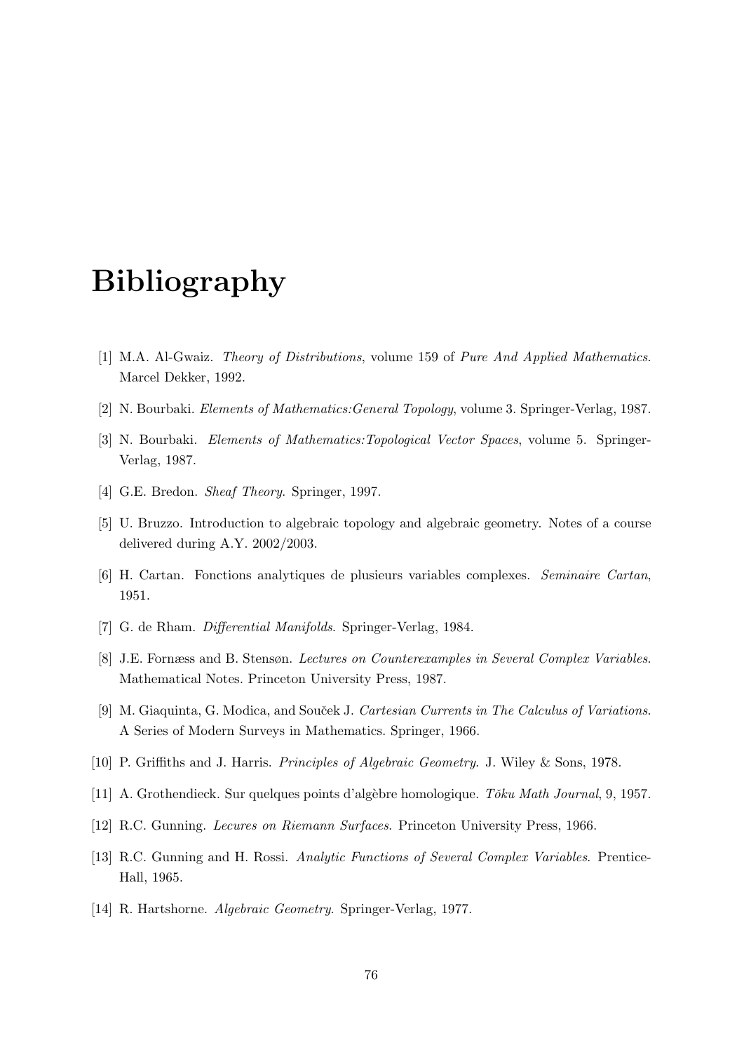# Bibliography

[1] M.A. Al-Gwaiz. *Theory of Distributions*, volume 159 of *Pure And Applied Mathematics*. Marcel Dekker, 1992.

[2] N. Bourbaki. *Elements of Mathematics:General Topology*, volume 3. Springer-Verlag, 1987.

[3] N. Bourbaki. *Elements of Mathematics:Topological Vector Spaces*, volume 5. Springer-Verlag, 1987.

[4] G.E. Bredon. *Sheaf Theory*. Springer, 1997.

[5] U. Bruzzo. Introduction to algebraic topology and algebraic geometry. Notes of a course delivered during A.Y. 2002/2003.

[6] H. Cartan. Fonctions analytiques de plusieurs variables complexes. *Seminaire Cartan*, 1951.

[7] G. de Rham. *Differential Manifolds*. Springer-Verlag, 1984.

[8] J.E. Fornæss and B. Stensøn. *Lectures on Counterexamples in Several Complex Variables*. Mathematical Notes. Princeton University Press, 1987.

[9] M. Giaquinta, G. Modica, and Souček J. *Cartesian Currents in The Calculus of Variations*. A Series of Modern Surveys in Mathematics. Springer, 1966.

[10] P. Griffiths and J. Harris. *Principles of Algebraic Geometry*. J. Wiley & Sons, 1978.

[11] A. Grothendieck. Sur quelques points d'algèbre homologique. *Tŏku Math Journal*, 9, 1957.

[12] R.C. Gunning. *Lecures on Riemann Surfaces*. Princeton University Press, 1966.

[13] R.C. Gunning and H. Rossi. *Analytic Functions of Several Complex Variables*. Prentice-Hall, 1965.

[14] R. Hartshorne. *Algebraic Geometry*. Springer-Verlag, 1977.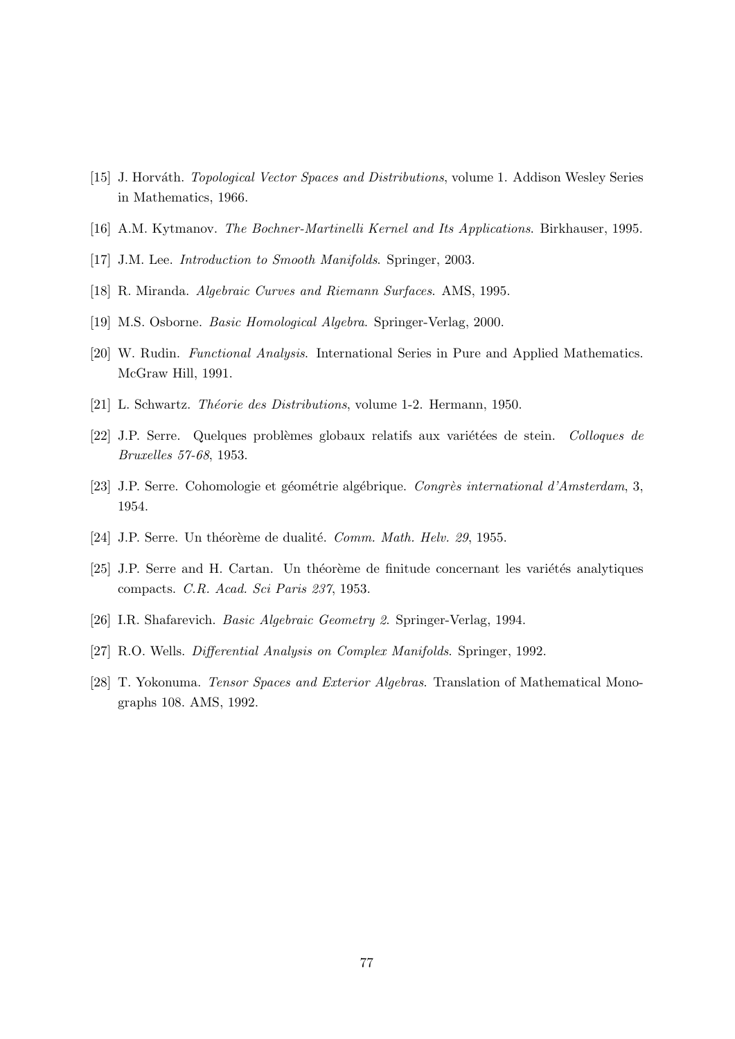[15] J. Horváth. *Topological Vector Spaces and Distributions*, volume 1. Addison Wesley Series in Mathematics, 1966.

[16] A.M. Kytmanov. *The Bochner-Martinelli Kernel and Its Applications*. Birkhauser, 1995.

[17] J.M. Lee. *Introduction to Smooth Manifolds*. Springer, 2003.

[18] R. Miranda. *Algebraic Curves and Riemann Surfaces*. AMS, 1995.

[19] M.S. Osborne. *Basic Homological Algebra*. Springer-Verlag, 2000.

[20] W. Rudin. *Functional Analysis*. International Series in Pure and Applied Mathematics. McGraw Hill, 1991.

[21] L. Schwartz. *Théorie des Distributions*, volume 1-2. Hermann, 1950.

[22] J.P. Serre. Quelques problèmes globaux relatifs aux variétées de stein. *Colloques de Bruxelles 57-68*, 1953.

[23] J.P. Serre. Cohomologie et géométrie algébrique. *Congrès international d'Amsterdam*, 3, 1954.

[24] J.P. Serre. Un théorème de dualité. *Comm. Math. Helv. 29*, 1955.

[25] J.P. Serre and H. Cartan. Un théorème de finitude concernant les variétés analytiques compacts. *C.R. Acad. Sci Paris 237*, 1953.

[26] I.R. Shafarevich. *Basic Algebraic Geometry 2*. Springer-Verlag, 1994.

[27] R.O. Wells. *Differential Analysis on Complex Manifolds*. Springer, 1992.

[28] T. Yokonuma. *Tensor Spaces and Exterior Algebras*. Translation of Mathematical Monographs 108. AMS, 1992.